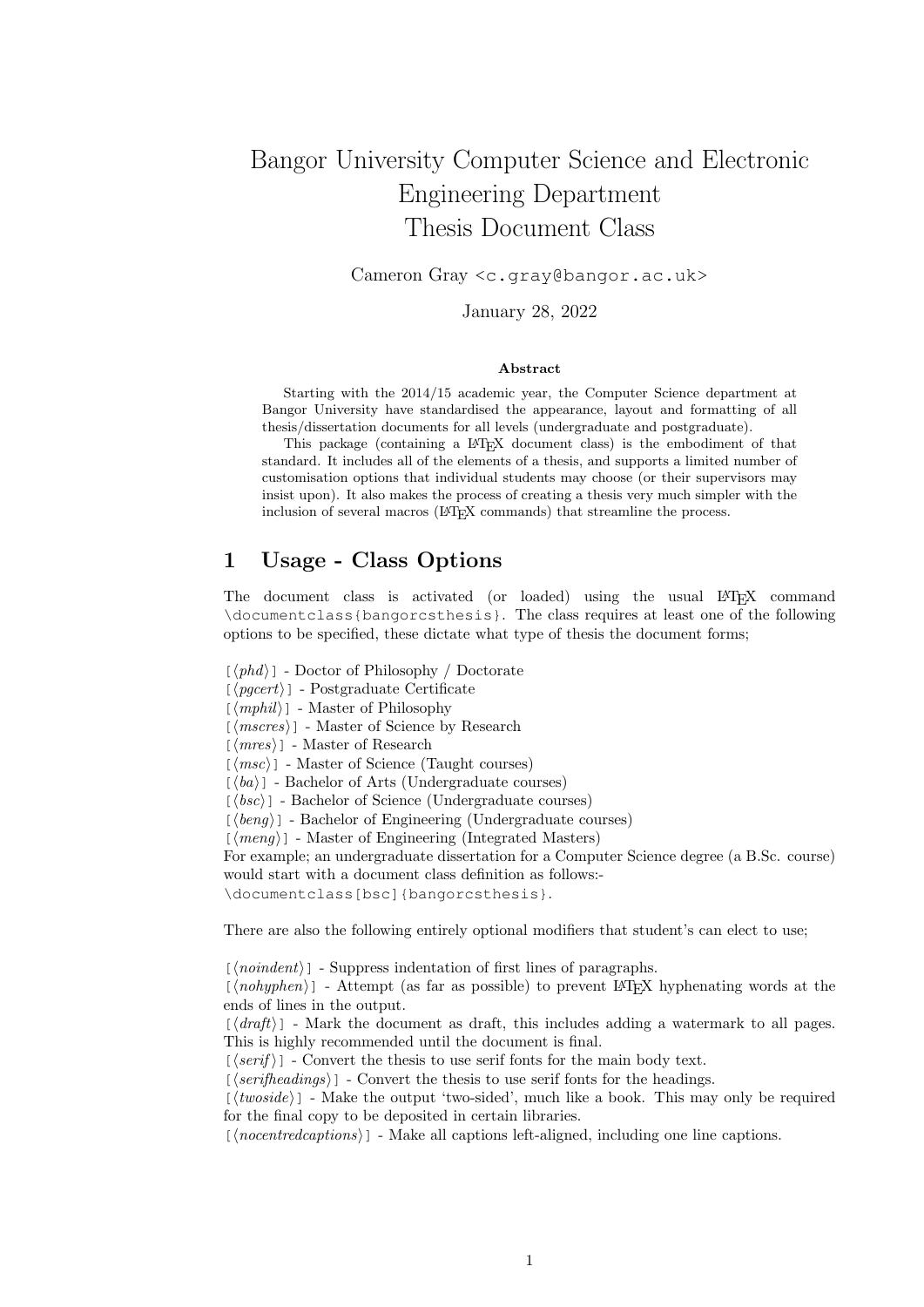# Bangor University Computer Science and Electronic Engineering Department Thesis Document Class

Cameron Gray <c.gray@bangor.ac.uk>

January 28, 2022

### Abstract

Starting with the 2014/15 academic year, the Computer Science department at Bangor University have standardised the appearance, layout and formatting of all thesis/dissertation documents for all levels (undergraduate and postgraduate).

This package (containing a LaTeX document class) is the embodiment of that standard. It includes all of the elements of a thesis, and supports a limited number of customisation options that individual students may choose (or their supervisors may insist upon). It also makes the process of creating a thesis very much simpler with the inclusion of several macros (LaTeX commands) that streamline the process.

## 1 Usage - Class Options

The document class is activated (or loaded) using the usual LaTeX command `\documentclass{bangorcsthesis}`. The class requires at least one of the following options to be specified, these dictate what type of thesis the document forms;

`[`⟨*phd*⟩`]` - Doctor of Philosophy / Doctorate
`[`⟨*pgcert*⟩`]` - Postgraduate Certificate
`[`⟨*mphil*⟩`]` - Master of Philosophy
`[`⟨*mscres*⟩`]` - Master of Science by Research
`[`⟨*mres*⟩`]` - Master of Research
`[`⟨*msc*⟩`]` - Master of Science (Taught courses)
`[`⟨*ba*⟩`]` - Bachelor of Arts (Undergraduate courses)
`[`⟨*bsc*⟩`]` - Bachelor of Science (Undergraduate courses)
`[`⟨*beng*⟩`]` - Bachelor of Engineering (Undergraduate courses)
`[`⟨*meng*⟩`]` - Master of Engineering (Integrated Masters)
For example; an undergraduate dissertation for a Computer Science degree (a B.Sc. course) would start with a document class definition as follows:-
`\documentclass[bsc]{bangorcsthesis}`.

There are also the following entirely optional modifiers that student's can elect to use;

`[`⟨*noindent*⟩`]` - Suppress indentation of first lines of paragraphs.
`[`⟨*nohyphen*⟩`]` - Attempt (as far as possible) to prevent LaTeX hyphenating words at the ends of lines in the output.
`[`⟨*draft*⟩`]` - Mark the document as draft, this includes adding a watermark to all pages. This is highly recommended until the document is final.
`[`⟨*serif*⟩`]` - Convert the thesis to use serif fonts for the main body text.
`[`⟨*serifheadings*⟩`]` - Convert the thesis to use serif fonts for the headings.
`[`⟨*twoside*⟩`]` - Make the output 'two-sided', much like a book. This may only be required for the final copy to be deposited in certain libraries.
`[`⟨*nocentredcaptions*⟩`]` - Make all captions left-aligned, including one line captions.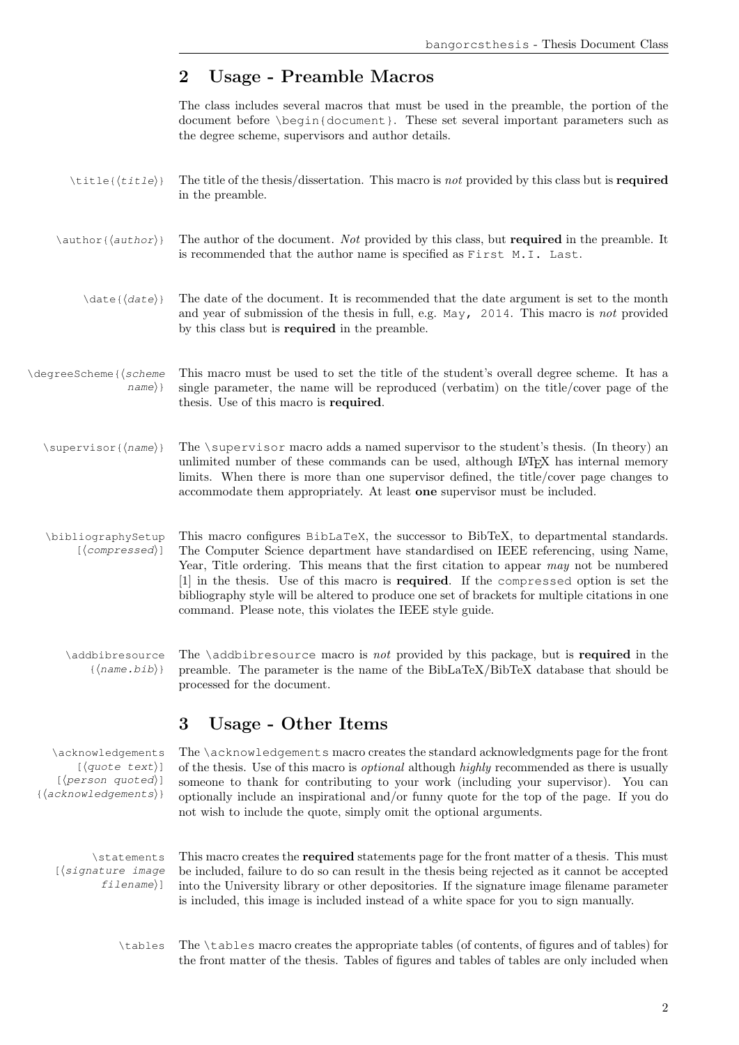## 2 Usage - Preamble Macros

The class includes several macros that must be used in the preamble, the portion of the document before `\begin{document}`. These set several important parameters such as the degree scheme, supervisors and author details.

`\title{⟨title⟩}` The title of the thesis/dissertation. This macro is *not* provided by this class but is **required** in the preamble.

`\author{⟨author⟩}` The author of the document. *Not* provided by this class, but **required** in the preamble. It is recommended that the author name is specified as `First M.I. Last`.

`\date{⟨date⟩}` The date of the document. It is recommended that the date argument is set to the month and year of submission of the thesis in full, e.g. `May, 2014`. This macro is *not* provided by this class but is **required** in the preamble.

`\degreeScheme{⟨scheme name⟩}` This macro must be used to set the title of the student's overall degree scheme. It has a single parameter, the name will be reproduced (verbatim) on the title/cover page of the thesis. Use of this macro is **required**.

`\supervisor{⟨name⟩}` The `\supervisor` macro adds a named supervisor to the student's thesis. (In theory) an unlimited number of these commands can be used, although LaTeX has internal memory limits. When there is more than one supervisor defined, the title/cover page changes to accommodate them appropriately. At least **one** supervisor must be included.

`\bibliographySetup[⟨compressed⟩]` This macro configures `BibLaTeX`, the successor to BibTeX, to departmental standards. The Computer Science department have standardised on IEEE referencing, using Name, Year, Title ordering. This means that the first citation to appear *may* not be numbered [1] in the thesis. Use of this macro is **required**. If the `compressed` option is set the bibliography style will be altered to produce one set of brackets for multiple citations in one command. Please note, this violates the IEEE style guide.

`\addbibresource{⟨name.bib⟩}` The `\addbibresource` macro is *not* provided by this package, but is **required** in the preamble. The parameter is the name of the BibLaTeX/BibTeX database that should be processed for the document.

## 3 Usage - Other Items

`\acknowledgements[⟨quote text⟩][⟨person quoted⟩]{⟨acknowledgements⟩}` The `\acknowledgements` macro creates the standard acknowledgments page for the front of the thesis. Use of this macro is *optional* although *highly* recommended as there is usually someone to thank for contributing to your work (including your supervisor). You can optionally include an inspirational and/or funny quote for the top of the page. If you do not wish to include the quote, simply omit the optional arguments.

`\statements[⟨signature image filename⟩]` This macro creates the **required** statements page for the front matter of a thesis. This must be included, failure to do so can result in the thesis being rejected as it cannot be accepted into the University library or other depositories. If the signature image filename parameter is included, this image is included instead of a white space for you to sign manually.

`\tables` The `\tables` macro creates the appropriate tables (of contents, of figures and of tables) for the front matter of the thesis. Tables of figures and tables of tables are only included when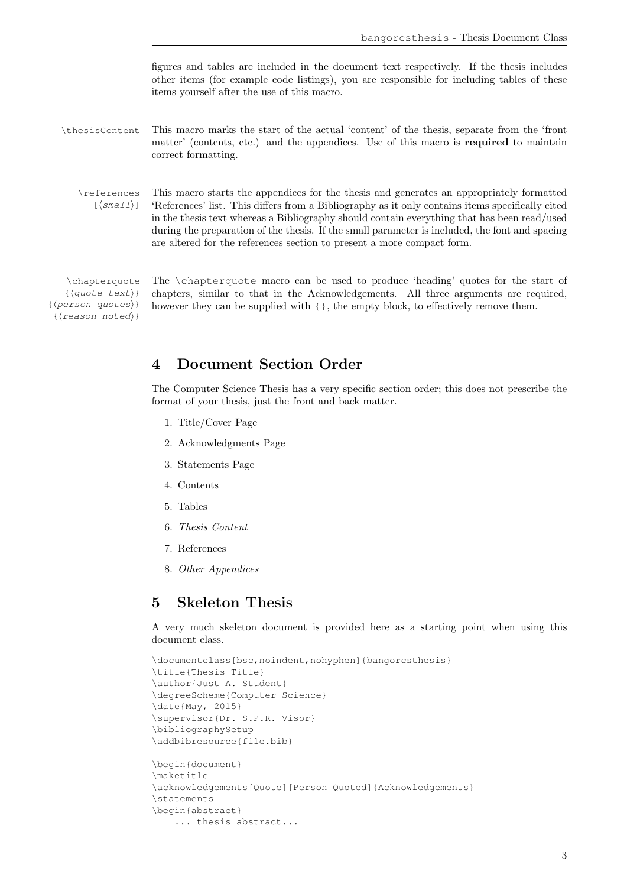figures and tables are included in the document text respectively. If the thesis includes other items (for example code listings), you are responsible for including tables of these items yourself after the use of this macro.

`\thesisContent` This macro marks the start of the actual 'content' of the thesis, separate from the 'front matter' (contents, etc.) and the appendices. Use of this macro is **required** to maintain correct formatting.

`\references [⟨small⟩]` This macro starts the appendices for the thesis and generates an appropriately formatted 'References' list. This differs from a Bibliography as it only contains items specifically cited in the thesis text whereas a Bibliography should contain everything that has been read/used during the preparation of the thesis. If the small parameter is included, the font and spacing are altered for the references section to present a more compact form.

`\chapterquote {⟨quote text⟩} {⟨person quotes⟩} {⟨reason noted⟩}` The `\chapterquote` macro can be used to produce 'heading' quotes for the start of chapters, similar to that in the Acknowledgements. All three arguments are required, however they can be supplied with `{}`, the empty block, to effectively remove them.

## 4 Document Section Order

The Computer Science Thesis has a very specific section order; this does not prescribe the format of your thesis, just the front and back matter.

1. Title/Cover Page
2. Acknowledgments Page
3. Statements Page
4. Contents
5. Tables
6. *Thesis Content*
7. References
8. *Other Appendices*

## 5 Skeleton Thesis

A very much skeleton document is provided here as a starting point when using this document class.

```
\documentclass[bsc,noindent,nohyphen]{bangorcsthesis}
\title{Thesis Title}
\author{Just A. Student}
\degreeScheme{Computer Science}
\date{May, 2015}
\supervisor{Dr. S.P.R. Visor}
\bibliographySetup
\addbibresource{file.bib}

\begin{document}
\maketitle
\acknowledgements[Quote][Person Quoted]{Acknowledgements}
\statements
\begin{abstract}
    ... thesis abstract...
```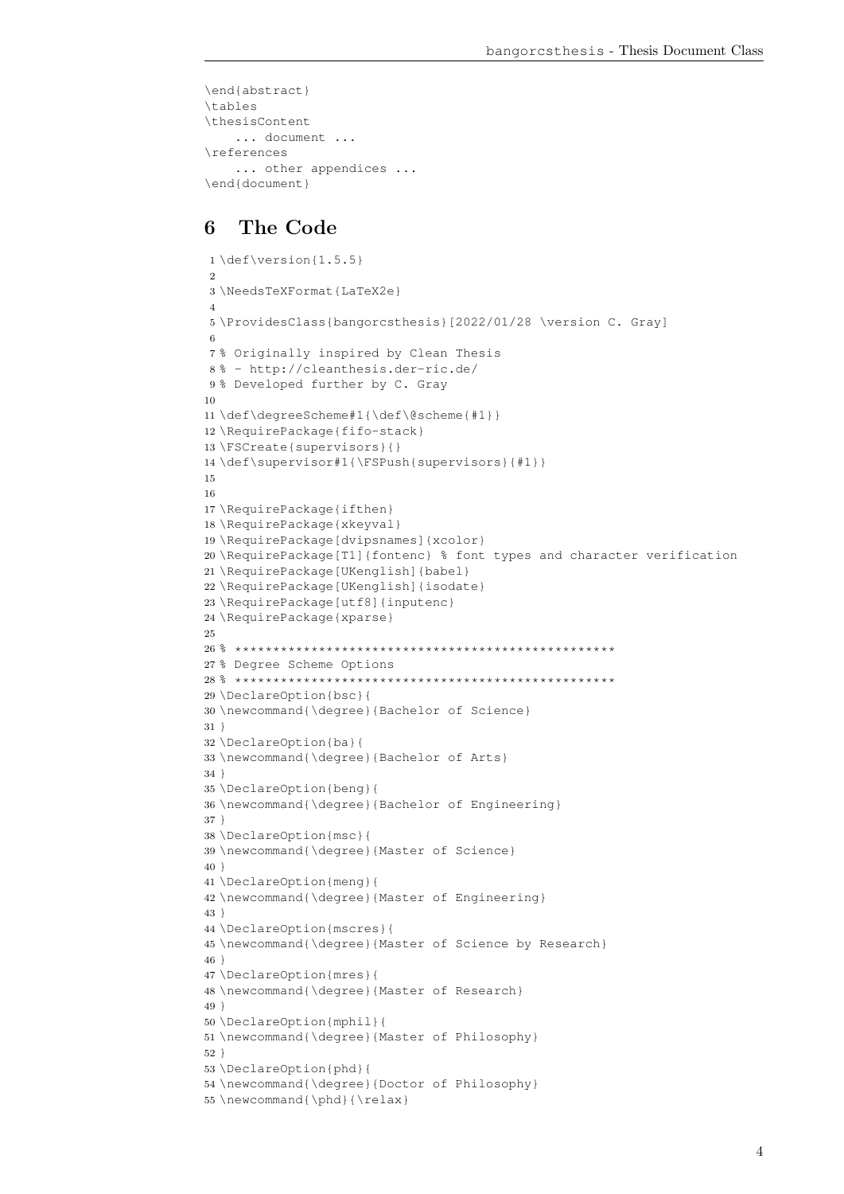```
\end{abstract}
\tables
\thesisContent
    ... document ...
\references
    ... other appendices ...
\end{document}
```

## 6 The Code

```
1 \def\version{1.5.5}
2
3 \NeedsTeXFormat{LaTeX2e}
4
5 \ProvidesClass{bangorcsthesis}[2022/01/28 \version C. Gray]
6
7 % Originally inspired by Clean Thesis
8 % - http://cleanthesis.der-ric.de/
9 % Developed further by C. Gray
10
11 \def\degreeScheme#1{\def\@scheme{#1}}
12 \RequirePackage{fifo-stack}
13 \FSCreate{supervisors}{}
14 \def\supervisor#1{\FSPush{supervisors}{#1}}
15
16
17 \RequirePackage{ifthen}
18 \RequirePackage{xkeyval}
19 \RequirePackage[dvipsnames]{xcolor}
20 \RequirePackage[T1]{fontenc} % font types and character verification
21 \RequirePackage[UKenglish]{babel}
22 \RequirePackage[UKenglish]{isodate}
23 \RequirePackage[utf8]{inputenc}
24 \RequirePackage{xparse}
25
26 % **************************************************
27 % Degree Scheme Options
28 % **************************************************
29 \DeclareOption{bsc}{
30 \newcommand{\degree}{Bachelor of Science}
31 }
32 \DeclareOption{ba}{
33 \newcommand{\degree}{Bachelor of Arts}
34 }
35 \DeclareOption{beng}{
36 \newcommand{\degree}{Bachelor of Engineering}
37 }
38 \DeclareOption{msc}{
39 \newcommand{\degree}{Master of Science}
40 }
41 \DeclareOption{meng}{
42 \newcommand{\degree}{Master of Engineering}
43 }
44 \DeclareOption{mscres}{
45 \newcommand{\degree}{Master of Science by Research}
46 }
47 \DeclareOption{mres}{
48 \newcommand{\degree}{Master of Research}
49 }
50 \DeclareOption{mphil}{
51 \newcommand{\degree}{Master of Philosophy}
52 }
53 \DeclareOption{phd}{
54 \newcommand{\degree}{Doctor of Philosophy}
55 \newcommand{\phd}{\relax}
```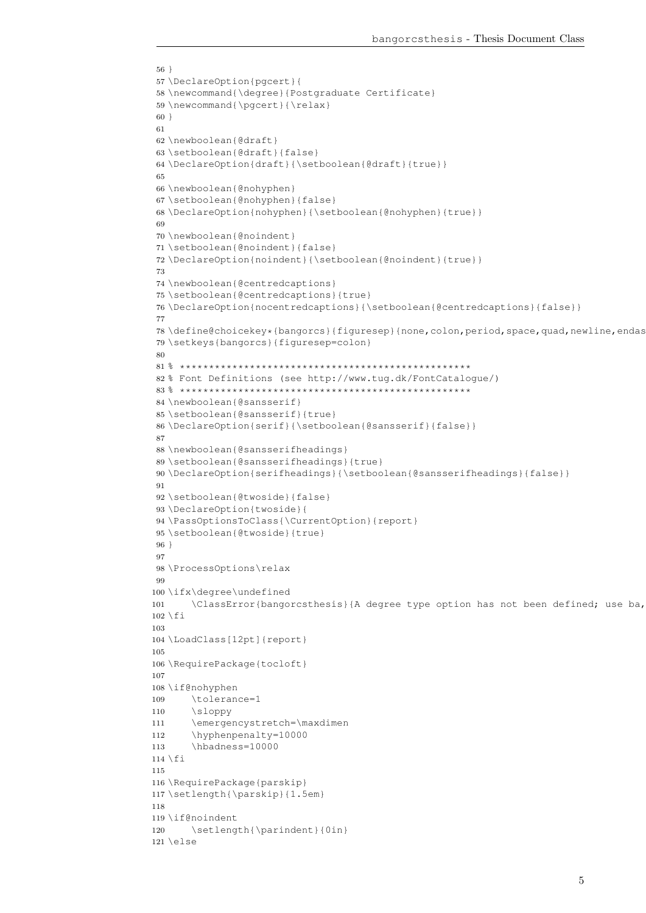```
56 }
57 \DeclareOption{pgcert}{
58 \newcommand{\degree}{Postgraduate Certificate}
59 \newcommand{\pgcert}{\relax}
60 }
61
62 \newboolean{@draft}
63 \setboolean{@draft}{false}
64 \DeclareOption{draft}{\setboolean{@draft}{true}}
65
66 \newboolean{@nohyphen}
67 \setboolean{@nohyphen}{false}
68 \DeclareOption{nohyphen}{\setboolean{@nohyphen}{true}}
69
70 \newboolean{@noindent}
71 \setboolean{@noindent}{false}
72 \DeclareOption{noindent}{\setboolean{@noindent}{true}}
73
74 \newboolean{@centredcaptions}
75 \setboolean{@centredcaptions}{true}
76 \DeclareOption{nocentredcaptions}{\setboolean{@centredcaptions}{false}}
77
78 \define@choicekey*{bangorcs}{figuresep}{none,colon,period,space,quad,newline,endas
79 \setkeys{bangorcs}{figuresep=colon}
80
81 % **************************************************
82 % Font Definitions (see http://www.tug.dk/FontCatalogue/)
83 % **************************************************
84 \newboolean{@sansserif}
85 \setboolean{@sansserif}{true}
86 \DeclareOption{serif}{\setboolean{@sansserif}{false}}
87
88 \newboolean{@sansserifheadings}
89 \setboolean{@sansserifheadings}{true}
90 \DeclareOption{serifheadings}{\setboolean{@sansserifheadings}{false}}
91
92 \setboolean{@twoside}{false}
93 \DeclareOption{twoside}{
94 \PassOptionsToClass{\CurrentOption}{report}
95 \setboolean{@twoside}{true}
96 }
97
98 \ProcessOptions\relax
99
100 \ifx\degree\undefined
101     \ClassError{bangorcsthesis}{A degree type option has not been defined; use ba,
102 \fi
103
104 \LoadClass[12pt]{report}
105
106 \RequirePackage{tocloft}
107
108 \if@nohyphen
109     \tolerance=1
110     \sloppy
111     \emergencystretch=\maxdimen
112     \hyphenpenalty=10000
113     \hbadness=10000
114 \fi
115
116 \RequirePackage{parskip}
117 \setlength{\parskip}{1.5em}
118
119 \if@noindent
120     \setlength{\parindent}{0in}
121 \else
```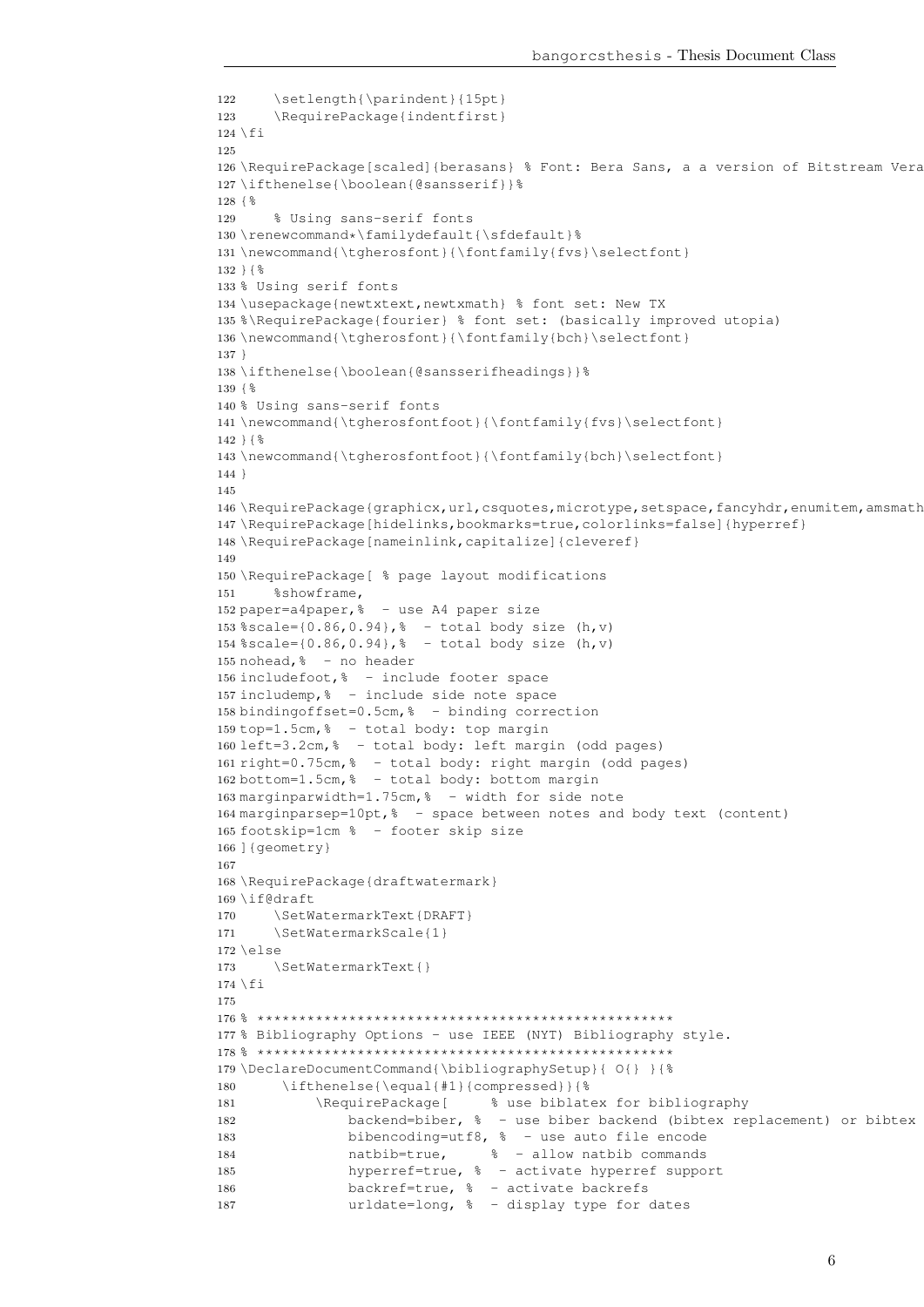```
122     \setlength{\parindent}{15pt}
123     \RequirePackage{indentfirst}
124 \fi
125
126 \RequirePackage[scaled]{berasans} % Font: Bera Sans, a a version of Bitstream Vera
127 \ifthenelse{\boolean{@sansserif}}%
128 {%
129     % Using sans-serif fonts
130 \renewcommand*\familydefault{\sfdefault}%
131 \newcommand{\tgherosfont}{\fontfamily{fvs}\selectfont}
132 }{%
133 % Using serif fonts
134 \usepackage{newtxtext,newtxmath} % font set: New TX
135 %\RequirePackage{fourier} % font set: (basically improved utopia)
136 \newcommand{\tgherosfont}{\fontfamily{bch}\selectfont}
137 }
138 \ifthenelse{\boolean{@sansserifheadings}}%
139 {%
140 % Using sans-serif fonts
141 \newcommand{\tgherosfontfoot}{\fontfamily{fvs}\selectfont}
142 }{%
143 \newcommand{\tgherosfontfoot}{\fontfamily{bch}\selectfont}
144 }
145
146 \RequirePackage{graphicx,url,csquotes,microtype,setspace,fancyhdr,enumitem,amsmath
147 \RequirePackage[hidelinks,bookmarks=true,colorlinks=false]{hyperref}
148 \RequirePackage[nameinlink,capitalize]{cleveref}
149
150 \RequirePackage[ % page layout modifications
151     %showframe,
152 paper=a4paper,%  - use A4 paper size
153 %scale={0.86,0.94},%  - total body size (h,v)
154 %scale={0.86,0.94},%  - total body size (h,v)
155 nohead,%  - no header
156 includefoot,%  - include footer space
157 includemp,%  - include side note space
158 bindingoffset=0.5cm,%  - binding correction
159 top=1.5cm,%  - total body: top margin
160 left=3.2cm,%  - total body: left margin (odd pages)
161 right=0.75cm,%  - total body: right margin (odd pages)
162 bottom=1.5cm,%  - total body: bottom margin
163 marginparwidth=1.75cm,%  - width for side note
164 marginparsep=10pt,%  - space between notes and body text (content)
165 footskip=1cm %  - footer skip size
166 ]{geometry}
167
168 \RequirePackage{draftwatermark}
169 \if@draft
170     \SetWatermarkText{DRAFT}
171     \SetWatermarkScale{1}
172 \else
173     \SetWatermarkText{}
174 \fi
175
176 % ***************************************************
177 % Bibliography Options - use IEEE (NYT) Bibliography style.
178 % ***************************************************
179 \DeclareDocumentCommand{\bibliographySetup}{ O{} }{%
180      \ifthenelse{\equal{#1}{compressed}}{%
181          \RequirePackage[     % use biblatex for bibliography
182              backend=biber, %  - use biber backend (bibtex replacement) or bibtex
183              bibencoding=utf8, %  - use auto file encode
184              natbib=true,     %  - allow natbib commands
185              hyperref=true, %  - activate hyperref support
186              backref=true, %  - activate backrefs
187              urldate=long, %  - display type for dates
```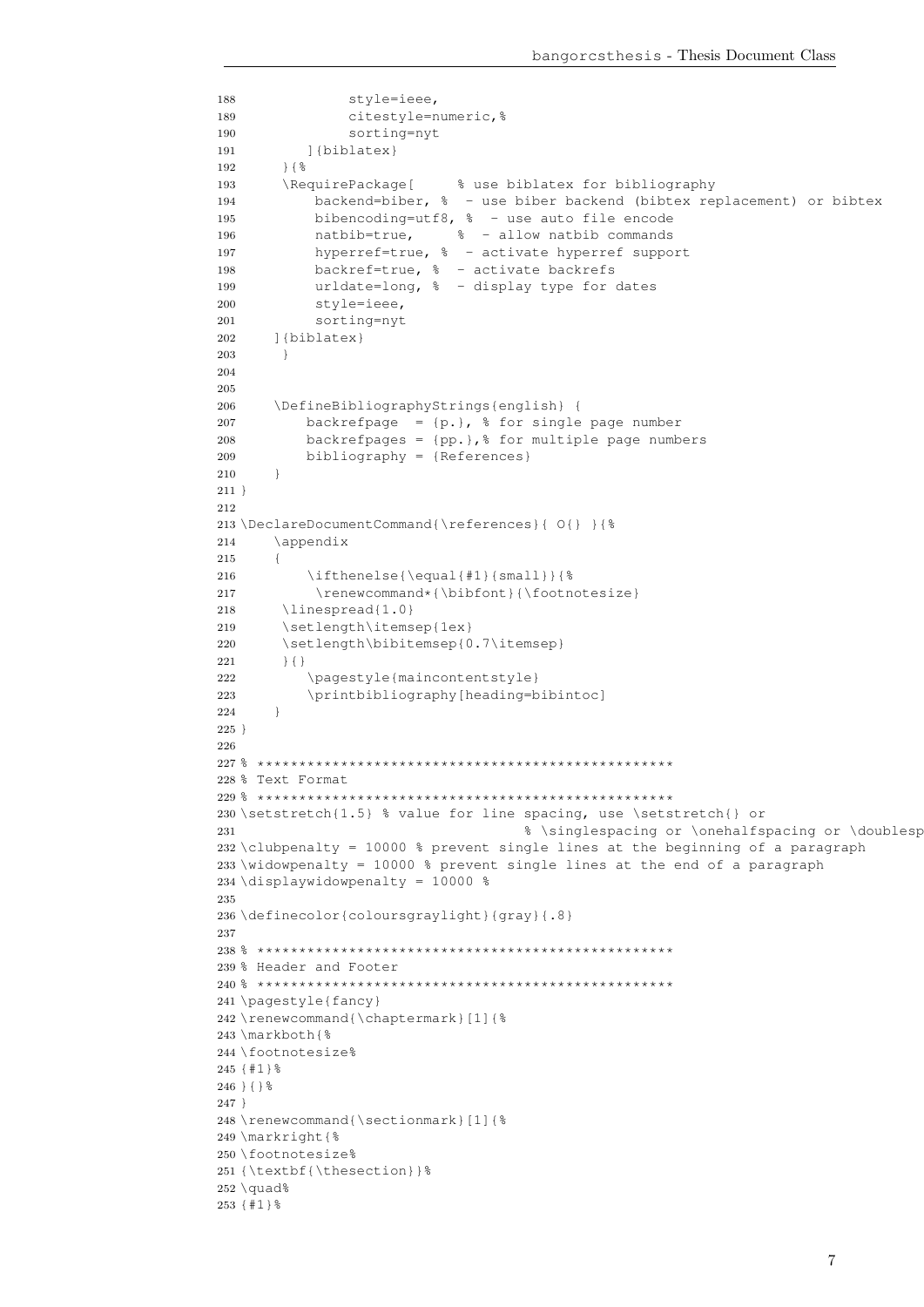```
188             style=ieee,
189             citestyle=numeric,%
190             sorting=nyt
191         ]{biblatex}
192     }{%
193     \RequirePackage[     % use biblatex for bibliography
194         backend=biber, %  - use biber backend (bibtex replacement) or bibtex
195         bibencoding=utf8, %  - use auto file encode
196         natbib=true,     %  - allow natbib commands
197         hyperref=true, %  - activate hyperref support
198         backref=true, %  - activate backrefs
199         urldate=long, %  - display type for dates
200         style=ieee,
201         sorting=nyt
202     ]{biblatex}
203     }
204 
205 
206     \DefineBibliographyStrings{english} {
207         backrefpage  = {p.}, % for single page number
208         backrefpages = {pp.},% for multiple page numbers
209         bibliography = {References}
210     }
211 }
212 
213 \DeclareDocumentCommand{\references}{ O{} }{%
214     \appendix
215     {
216         \ifthenelse{\equal{#1}{small}}{%
217          \renewcommand*{\bibfont}{\footnotesize}
218      \linespread{1.0}
219      \setlength\itemsep{1ex}
220      \setlength\bibitemsep{0.7\itemsep}
221      }{}
222         \pagestyle{maincontentstyle}
223         \printbibliography[heading=bibintoc]
224     }
225 }
226 
227 % **************************************************
228 % Text Format
229 % **************************************************
230 \setstretch{1.5} % value for line spacing, use \setstretch{} or
231                                 % \singlespacing or \onehalfspacing or \doublesp
232 \clubpenalty = 10000 % prevent single lines at the beginning of a paragraph
233 \widowpenalty = 10000 % prevent single lines at the end of a paragraph
234 \displaywidowpenalty = 10000 %
235 
236 \definecolor{coloursgraylight}{gray}{.8}
237 
238 % **************************************************
239 % Header and Footer
240 % **************************************************
241 \pagestyle{fancy}
242 \renewcommand{\chaptermark}[1]{%
243 \markboth{%
244 \footnotesize%
245 {#1}%
246 }{}%
247 }
248 \renewcommand{\sectionmark}[1]{%
249 \markright{%
250 \footnotesize%
251 {\textbf{\thesection}}%
252 \quad%
253 {#1}%
```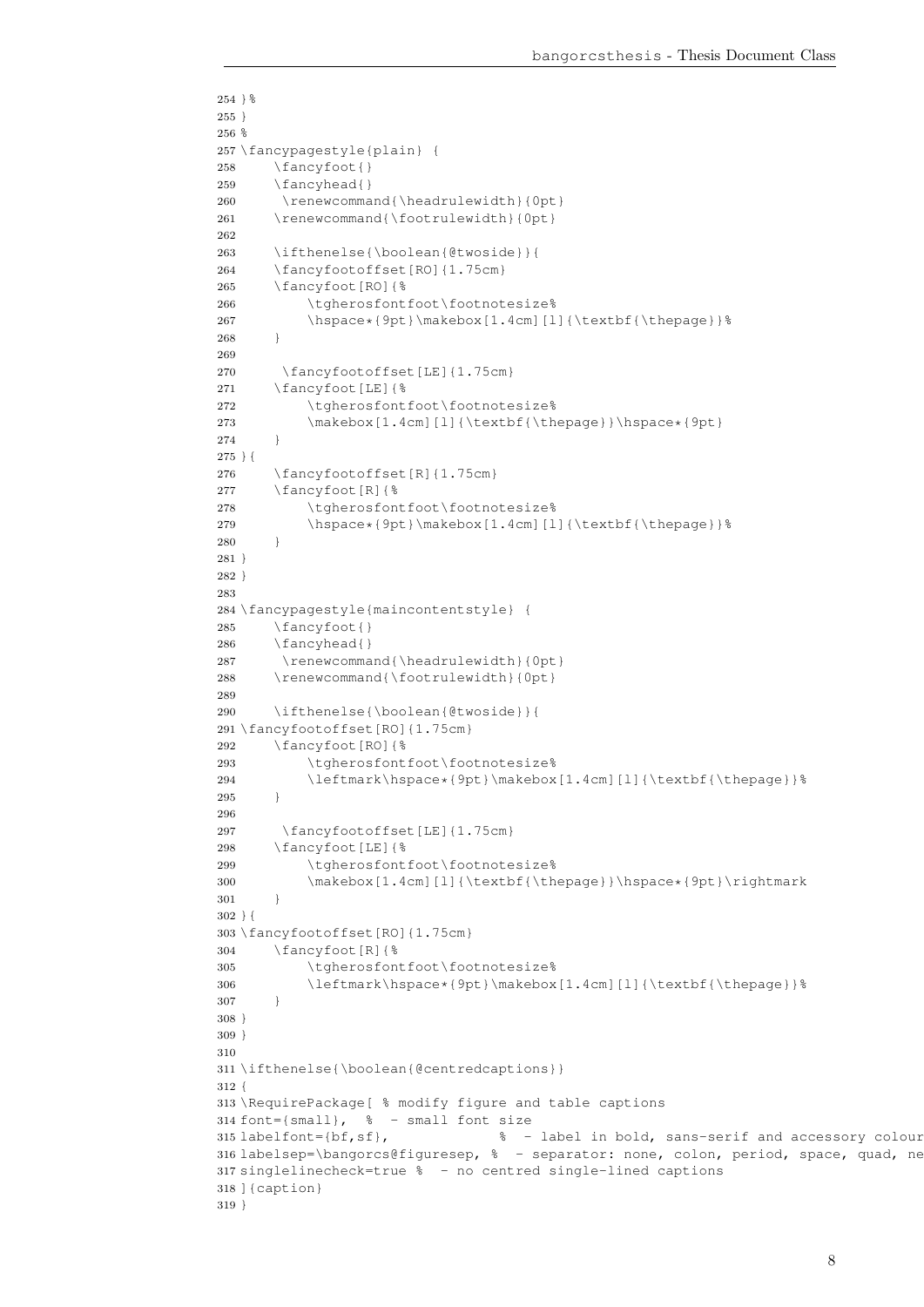```
254 }%
255 }
256 %
257 \fancypagestyle{plain} {
258     \fancyfoot{}
259     \fancyhead{}
260      \renewcommand{\headrulewidth}{0pt}
261     \renewcommand{\footrulewidth}{0pt}
262 
263     \ifthenelse{\boolean{@twoside}}{
264     \fancyfootoffset[RO]{1.75cm}
265     \fancyfoot[RO]{%
266         \tgherosfontfoot\footnotesize%
267         \hspace*{9pt}\makebox[1.4cm][l]{\textbf{\thepage}}%
268     }
269 
270      \fancyfootoffset[LE]{1.75cm}
271     \fancyfoot[LE]{%
272         \tgherosfontfoot\footnotesize%
273         \makebox[1.4cm][l]{\textbf{\thepage}}\hspace*{9pt}
274     }
275 }{
276     \fancyfootoffset[R]{1.75cm}
277     \fancyfoot[R]{%
278         \tgherosfontfoot\footnotesize%
279         \hspace*{9pt}\makebox[1.4cm][l]{\textbf{\thepage}}%
280     }
281 }
282 }
283 
284 \fancypagestyle{maincontentstyle} {
285     \fancyfoot{}
286     \fancyhead{}
287      \renewcommand{\headrulewidth}{0pt}
288     \renewcommand{\footrulewidth}{0pt}
289 
290     \ifthenelse{\boolean{@twoside}}{
291 \fancyfootoffset[RO]{1.75cm}
292     \fancyfoot[RO]{%
293         \tgherosfontfoot\footnotesize%
294         \leftmark\hspace*{9pt}\makebox[1.4cm][l]{\textbf{\thepage}}%
295     }
296 
297      \fancyfootoffset[LE]{1.75cm}
298     \fancyfoot[LE]{%
299         \tgherosfontfoot\footnotesize%
300         \makebox[1.4cm][l]{\textbf{\thepage}}\hspace*{9pt}\rightmark
301     }
302 }{
303 \fancyfootoffset[RO]{1.75cm}
304     \fancyfoot[R]{%
305         \tgherosfontfoot\footnotesize%
306         \leftmark\hspace*{9pt}\makebox[1.4cm][l]{\textbf{\thepage}}%
307     }
308 }
309 }
310 
311 \ifthenelse{\boolean{@centredcaptions}}
312 {
313 \RequirePackage[ % modify figure and table captions
314 font={small},  %  - small font size
315 labelfont={bf,sf},             %  - label in bold, sans-serif and accessory colour
316 labelsep=\bangorcs@figuresep, %  - separator: none, colon, period, space, quad, ne
317 singlelinecheck=true %  - no centred single-lined captions
318 ]{caption}
319 }
```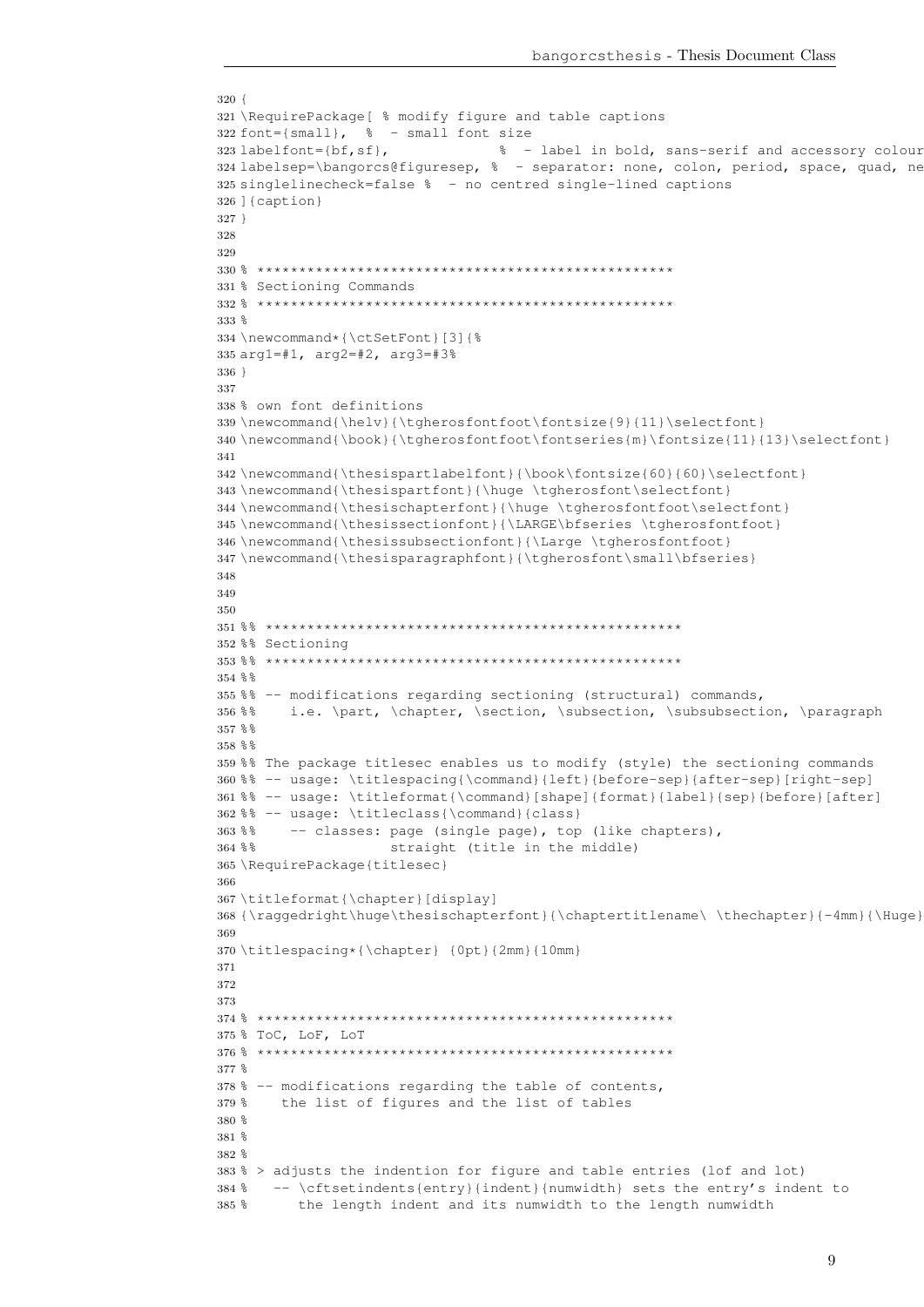```
320 {
321 \RequirePackage[ % modify figure and table captions
322 font={small},  %  - small font size
323 labelfont={bf,sf},              %  - label in bold, sans-serif and accessory colour
324 labelsep=\bangorcs@figuresep, %  - separator: none, colon, period, space, quad, ne
325 singlelinecheck=false %  - no centred single-lined captions
326 ]{caption}
327 }
328
329
330 % **************************************************
331 % Sectioning Commands
332 % **************************************************
333 %
334 \newcommand*{\ctSetFont}[3]{%
335 arg1=#1, arg2=#2, arg3=#3%
336 }
337
338 % own font definitions
339 \newcommand{\helv}{\tgherosfontfoot\fontsize{9}{11}\selectfont}
340 \newcommand{\book}{\tgherosfontfoot\fontseries{m}\fontsize{11}{13}\selectfont}
341
342 \newcommand{\thesispartlabelfont}{\book\fontsize{60}{60}\selectfont}
343 \newcommand{\thesispartfont}{\huge \tgherosfont\selectfont}
344 \newcommand{\thesischapterfont}{\huge \tgherosfontfoot\selectfont}
345 \newcommand{\thesissectionfont}{\LARGE\bfseries \tgherosfontfoot}
346 \newcommand{\thesissubsectionfont}{\Large \tgherosfontfoot}
347 \newcommand{\thesisparagraphfont}{\tgherosfont\small\bfseries}
348
349
350
351 %% **************************************************
352 %% Sectioning
353 %% **************************************************
354 %%
355 %% -- modifications regarding sectioning (structural) commands,
356 %%    i.e. \part, \chapter, \section, \subsection, \subsubsection, \paragraph
357 %%
358 %%
359 %% The package titlesec enables us to modify (style) the sectioning commands
360 %% -- usage: \titlespacing{\command}{left}{before-sep}{after-sep}[right-sep]
361 %% -- usage: \titleformat{\command}[shape]{format}{label}{sep}{before}[after]
362 %% -- usage: \titleclass{\command}{class}
363 %%    -- classes: page (single page), top (like chapters),
364 %%                straight (title in the middle)
365 \RequirePackage{titlesec}
366
367 \titleformat{\chapter}[display]
368 {\raggedright\huge\thesischapterfont}{\chaptertitlename\ \thechapter}{-4mm}{\Huge}
369
370 \titlespacing*{\chapter} {0pt}{2mm}{10mm}
371
372
373
374 % **************************************************
375 % ToC, LoF, LoT
376 % **************************************************
377 %
378 % -- modifications regarding the table of contents,
379 %    the list of figures and the list of tables
380 %
381 %
382 %
383 % > adjusts the indention for figure and table entries (lof and lot)
384 %   -- \cftsetindents{entry}{indent}{numwidth} sets the entry's indent to
385 %      the length indent and its numwidth to the length numwidth
```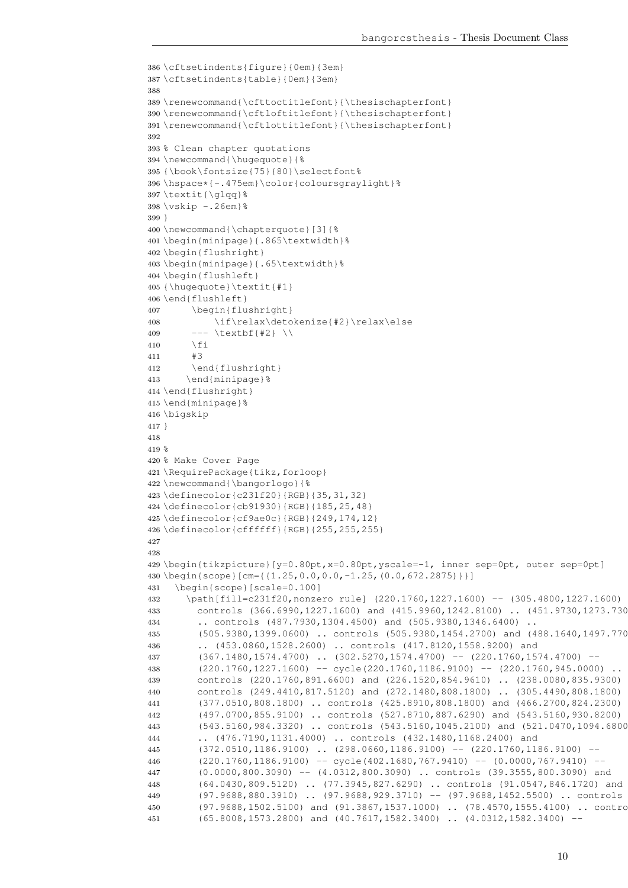```
386 \cftsetindents{figure}{0em}{3em}
387 \cftsetindents{table}{0em}{3em}
388
389 \renewcommand{\cfttoctitlefont}{\thesischapterfont}
390 \renewcommand{\cftloftitlefont}{\thesischapterfont}
391 \renewcommand{\cftlottitlefont}{\thesischapterfont}
392
393 % Clean chapter quotations
394 \newcommand{\hugequote}{%
395 {\book\fontsize{75}{80}\selectfont%
396 \hspace*{-.475em}\color{coloursgraylight}%
397 \textit{\glqq}%
398 \vskip -.26em}%
399 }
400 \newcommand{\chapterquote}[3]{%
401 \begin{minipage}{.865\textwidth}%
402 \begin{flushright}
403 \begin{minipage}{.65\textwidth}%
404 \begin{flushleft}
405 {\hugequote}\textit{#1}
406 \end{flushleft}
407     \begin{flushright}
408         \if\relax\detokenize{#2}\relax\else
409     --- \textbf{#2} \\
410     \fi
411     #3
412     \end{flushright}
413    \end{minipage}%
414 \end{flushright}
415 \end{minipage}%
416 \bigskip
417 }
418
419 %
420 % Make Cover Page
421 \RequirePackage{tikz,forloop}
422 \newcommand{\bangorlogo}{%
423 \definecolor{c231f20}{RGB}{35,31,32}
424 \definecolor{cb91930}{RGB}{185,25,48}
425 \definecolor{cf9ae0c}{RGB}{249,174,12}
426 \definecolor{cffffff}{RGB}{255,255,255}
427
428
429 \begin{tikzpicture}[y=0.80pt,x=0.80pt,yscale=-1, inner sep=0pt, outer sep=0pt]
430 \begin{scope}[cm={{1.25,0.0,0.0,-1.25,(0.0,672.2875)}}]
431   \begin{scope}[scale=0.100]
432     \path[fill=c231f20,nonzero rule] (220.1760,1227.1600) -- (305.4800,1227.1600)
433       controls (366.6990,1227.1600) and (415.9960,1242.8100) .. (451.9730,1273.730
434       .. controls (487.7930,1304.4500) and (505.9380,1346.6400) ..
435       (505.9380,1399.0600) .. controls (505.9380,1454.2700) and (488.1640,1497.770
436       .. (453.0860,1528.2600) .. controls (417.8120,1558.9200) and
437       (367.1480,1574.4700) .. (302.5270,1574.4700) -- (220.1760,1574.4700) --
438       (220.1760,1227.1600) -- cycle(220.1760,1186.9100) -- (220.1760,945.0000) ..
439       controls (220.1760,891.6600) and (226.1520,854.9610) .. (238.0080,835.9300)
440       controls (249.4410,817.5120) and (272.1480,808.1800) .. (305.4490,808.1800)
441       (377.0510,808.1800) .. controls (425.8910,808.1800) and (466.2700,824.2300)
442       (497.0700,855.9100) .. controls (527.8710,887.6290) and (543.5160,930.8200)
443       (543.5160,984.3320) .. controls (543.5160,1045.2100) and (521.0470,1094.6800
444       .. (476.7190,1131.4000) .. controls (432.1480,1168.2400) and
445       (372.0510,1186.9100) .. (298.0660,1186.9100) -- (220.1760,1186.9100) --
446       (220.1760,1186.9100) -- cycle(402.1680,767.9410) -- (0.0000,767.9410) --
447       (0.0000,800.3090) -- (4.0312,800.3090) .. controls (39.3555,800.3090) and
448       (64.0430,809.5120) .. (77.3945,827.6290) .. controls (91.0547,846.1720) and
449       (97.9688,880.3910) .. (97.9688,929.3710) -- (97.9688,1452.5500) .. controls
450       (97.9688,1502.5100) and (91.3867,1537.1000) .. (78.4570,1555.4100) .. contro
451       (65.8008,1573.2800) and (40.7617,1582.3400) .. (4.0312,1582.3400) --
```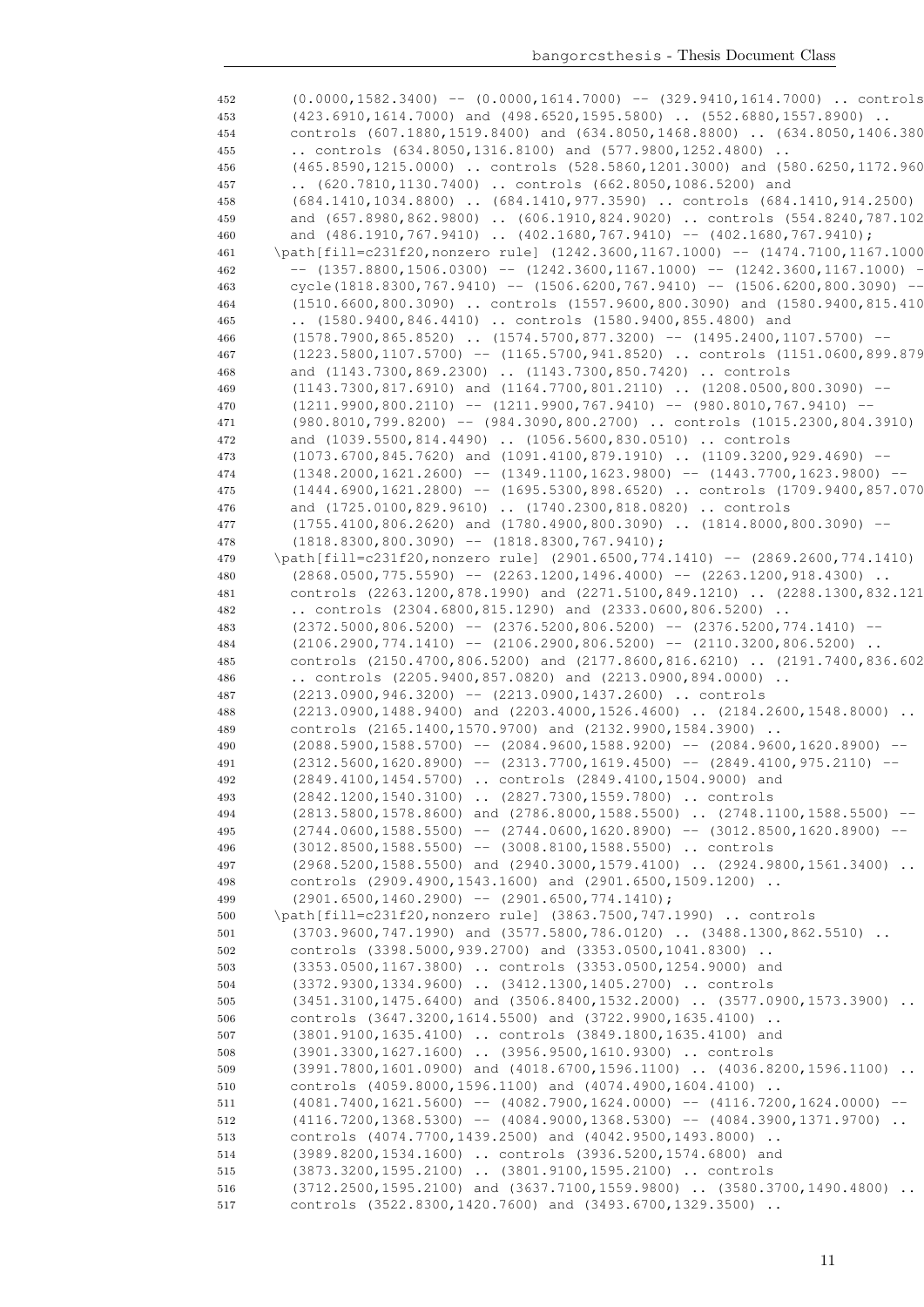```
452    (0.0000,1582.3400) -- (0.0000,1614.7000) -- (329.9410,1614.7000) .. controls
453    (423.6910,1614.7000) and (498.6520,1595.5800) .. (552.6880,1557.8900) ..
454    controls (607.1880,1519.8400) and (634.8050,1468.8800) .. (634.8050,1406.380
455    .. controls (634.8050,1316.8100) and (577.9800,1252.4800) ..
456    (465.8590,1215.0000) .. controls (528.5860,1201.3000) and (580.6250,1172.960
457    .. (620.7810,1130.7400) .. controls (662.8050,1086.5200) and
458    (684.1410,1034.8800) .. (684.1410,977.3590) .. controls (684.1410,914.2500)
459    and (657.8980,862.9800) .. (606.1910,824.9020) .. controls (554.8240,787.102
460    and (486.1910,767.9410) .. (402.1680,767.9410) -- (402.1680,767.9410);
461  \path[fill=c231f20,nonzero rule] (1242.3600,1167.1000) -- (1474.7100,1167.1000
462    -- (1357.8800,1506.0300) -- (1242.3600,1167.1000) -- (1242.3600,1167.1000) -
463    cycle(1818.8300,767.9410) -- (1506.6200,767.9410) -- (1506.6200,800.3090) --
464    (1510.6600,800.3090) .. controls (1557.9600,800.3090) and (1580.9400,815.410
465    .. (1580.9400,846.4410) .. controls (1580.9400,855.4800) and
466    (1578.7900,865.8520) .. (1574.5700,877.3200) -- (1495.2400,1107.5700) --
467    (1223.5800,1107.5700) -- (1165.5700,941.8520) .. controls (1151.0600,899.879
468    and (1143.7300,869.2300) .. (1143.7300,850.7420) .. controls
469    (1143.7300,817.6910) and (1164.7700,801.2110) .. (1208.0500,800.3090) --
470    (1211.9900,800.2110) -- (1211.9900,767.9410) -- (980.8010,767.9410) --
471    (980.8010,799.8200) -- (984.3090,800.2700) .. controls (1015.2300,804.3910)
472    and (1039.5500,814.4490) .. (1056.5600,830.0510) .. controls
473    (1073.6700,845.7620) and (1091.4100,879.1910) .. (1109.3200,929.4690) --
474    (1348.2000,1621.2600) -- (1349.1100,1623.9800) -- (1443.7700,1623.9800) --
475    (1444.6900,1621.2800) -- (1695.5300,898.6520) .. controls (1709.9400,857.070
476    and (1725.0100,829.9610) .. (1740.2300,818.0820) .. controls
477    (1755.4100,806.2620) and (1780.4900,800.3090) .. (1814.8000,800.3090) --
478    (1818.8300,800.3090) -- (1818.8300,767.9410);
479  \path[fill=c231f20,nonzero rule] (2901.6500,774.1410) -- (2869.2600,774.1410)
480    (2868.0500,775.5590) -- (2263.1200,1496.4000) -- (2263.1200,918.4300) ..
481    controls (2263.1200,878.1990) and (2271.5100,849.1210) .. (2288.1300,832.121
482    .. controls (2304.6800,815.1290) and (2333.0600,806.5200) ..
483    (2372.5000,806.5200) -- (2376.5200,806.5200) -- (2376.5200,774.1410) --
484    (2106.2900,774.1410) -- (2106.2900,806.5200) -- (2110.3200,806.5200) ..
485    controls (2150.4700,806.5200) and (2177.8600,816.6210) .. (2191.7400,836.602
486    .. controls (2205.9400,857.0820) and (2213.0900,894.0000) ..
487    (2213.0900,946.3200) -- (2213.0900,1437.2600) .. controls
488    (2213.0900,1488.9400) and (2203.4000,1526.4600) .. (2184.2600,1548.8000) ..
489    controls (2165.1400,1570.9700) and (2132.9900,1584.3900) ..
490    (2088.5900,1588.5700) -- (2084.9600,1588.9200) -- (2084.9600,1620.8900) --
491    (2312.5600,1620.8900) -- (2313.7700,1619.4500) -- (2849.4100,975.2110) --
492    (2849.4100,1454.5700) .. controls (2849.4100,1504.9000) and
493    (2842.1200,1540.3100) .. (2827.7300,1559.7800) .. controls
494    (2813.5800,1578.8600) and (2786.8000,1588.5500) .. (2748.1100,1588.5500) --
495    (2744.0600,1588.5500) -- (2744.0600,1620.8900) -- (3012.8500,1620.8900) --
496    (3012.8500,1588.5500) -- (3008.8100,1588.5500) .. controls
497    (2968.5200,1588.5500) and (2940.3000,1579.4100) .. (2924.9800,1561.3400) ..
498    controls (2909.4900,1543.1600) and (2901.6500,1509.1200) ..
499    (2901.6500,1460.2900) -- (2901.6500,774.1410);
500  \path[fill=c231f20,nonzero rule] (3863.7500,747.1990) .. controls
501    (3703.9600,747.1990) and (3577.5800,786.0120) .. (3488.1300,862.5510) ..
502    controls (3398.5000,939.2700) and (3353.0500,1041.8300) ..
503    (3353.0500,1167.3800) .. controls (3353.0500,1254.9000) and
504    (3372.9300,1334.9600) .. (3412.1300,1405.2700) .. controls
505    (3451.3100,1475.6400) and (3506.8400,1532.2000) .. (3577.0900,1573.3900) ..
506    controls (3647.3200,1614.5500) and (3722.9900,1635.4100) ..
507    (3801.9100,1635.4100) .. controls (3849.1800,1635.4100) and
508    (3901.3300,1627.1600) .. (3956.9500,1610.9300) .. controls
509    (3991.7800,1601.0900) and (4018.6700,1596.1100) .. (4036.8200,1596.1100) ..
510    controls (4059.8000,1596.1100) and (4074.4900,1604.4100) ..
511    (4081.7400,1621.5600) -- (4082.7900,1624.0000) -- (4116.7200,1624.0000) --
512    (4116.7200,1368.5300) -- (4084.9000,1368.5300) -- (4084.3900,1371.9700) ..
513    controls (4074.7700,1439.2500) and (4042.9500,1493.8000) ..
514    (3989.8200,1534.1600) .. controls (3936.5200,1574.6800) and
515    (3873.3200,1595.2100) .. (3801.9100,1595.2100) .. controls
516    (3712.2500,1595.2100) and (3637.7100,1559.9800) .. (3580.3700,1490.4800) ..
517    controls (3522.8300,1420.7600) and (3493.6700,1329.3500) ..
```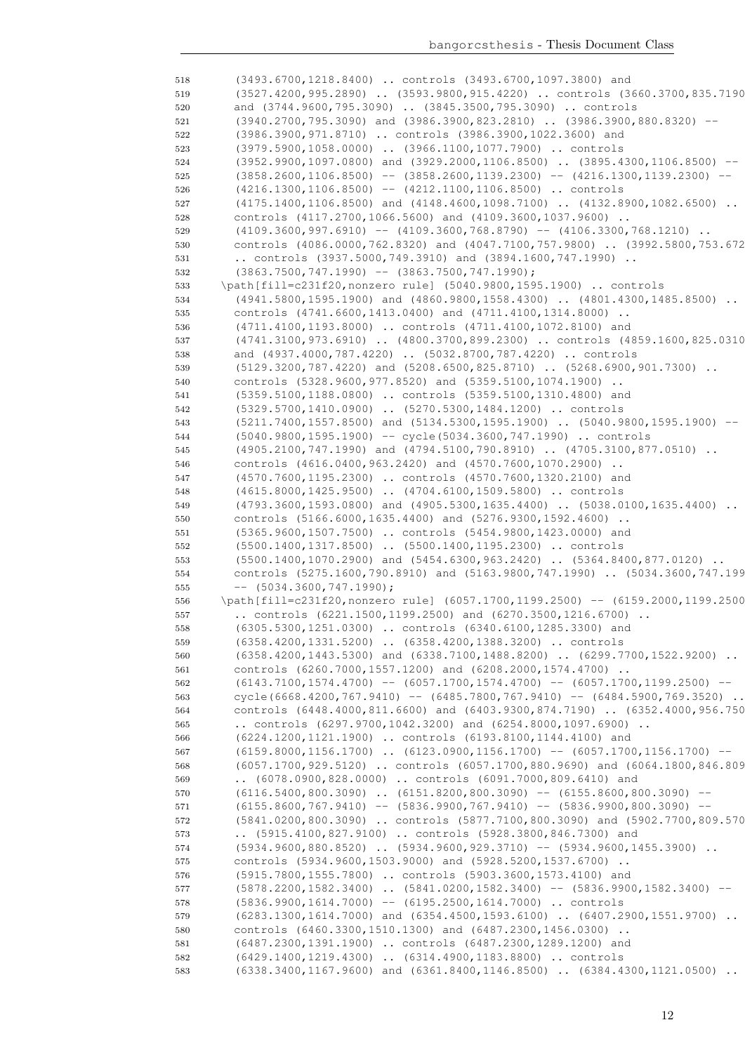```
518     (3493.6700,1218.8400) .. controls (3493.6700,1097.3800) and
519     (3527.4200,995.2890) .. (3593.9800,915.4220) .. controls (3660.3700,835.7190
520     and (3744.9600,795.3090) .. (3845.3500,795.3090) .. controls
521     (3940.2700,795.3090) and (3986.3900,823.2810) .. (3986.3900,880.8320) --
522     (3986.3900,971.8710) .. controls (3986.3900,1022.3600) and
523     (3979.5900,1058.0000) .. (3966.1100,1077.7900) .. controls
524     (3952.9900,1097.0800) and (3929.2000,1106.8500) .. (3895.4300,1106.8500) --
525     (3858.2600,1106.8500) -- (3858.2600,1139.2300) -- (4216.1300,1139.2300) --
526     (4216.1300,1106.8500) -- (4212.1100,1106.8500) .. controls
527     (4175.1400,1106.8500) and (4148.4600,1098.7100) .. (4132.8900,1082.6500) ..
528     controls (4117.2700,1066.5600) and (4109.3600,1037.9600) ..
529     (4109.3600,997.6910) -- (4109.3600,768.8790) -- (4106.3300,768.1210) ..
530     controls (4086.0000,762.8320) and (4047.7100,757.9800) .. (3992.5800,753.672
531     .. controls (3937.5000,749.3910) and (3894.1600,747.1990) ..
532     (3863.7500,747.1990) -- (3863.7500,747.1990);
533   \path[fill=c231f20,nonzero rule] (5040.9800,1595.1900) .. controls
534     (4941.5800,1595.1900) and (4860.9800,1558.4300) .. (4801.4300,1485.8500) ..
535     controls (4741.6600,1413.0400) and (4711.4100,1314.8000) ..
536     (4711.4100,1193.8000) .. controls (4711.4100,1072.8100) and
537     (4741.3100,973.6910) .. (4800.3700,899.2300) .. controls (4859.1600,825.0310
538     and (4937.4000,787.4220) .. (5032.8700,787.4220) .. controls
539     (5129.3200,787.4220) and (5208.6500,825.8710) .. (5268.6900,901.7300) ..
540     controls (5328.9600,977.8520) and (5359.5100,1074.1900) ..
541     (5359.5100,1188.0800) .. controls (5359.5100,1310.4800) and
542     (5329.5700,1410.0900) .. (5270.5300,1484.1200) .. controls
543     (5211.7400,1557.8500) and (5134.5300,1595.1900) .. (5040.9800,1595.1900) --
544     (5040.9800,1595.1900) -- cycle(5034.3600,747.1990) .. controls
545     (4905.2100,747.1990) and (4794.5100,790.8910) .. (4705.3100,877.0510) ..
546     controls (4616.0400,963.2420) and (4570.7600,1070.2900) ..
547     (4570.7600,1195.2300) .. controls (4570.7600,1320.2100) and
548     (4615.8000,1425.9500) .. (4704.6100,1509.5800) .. controls
549     (4793.3600,1593.0800) and (4905.5300,1635.4400) .. (5038.0100,1635.4400) ..
550     controls (5166.6000,1635.4400) and (5276.9300,1592.4600) ..
551     (5365.9600,1507.7500) .. controls (5454.9800,1423.0000) and
552     (5500.1400,1317.8500) .. (5500.1400,1195.2300) .. controls
553     (5500.1400,1070.2900) and (5454.6300,963.2420) .. (5364.8400,877.0120) ..
554     controls (5275.1600,790.8910) and (5163.9800,747.1990) .. (5034.3600,747.199
555     -- (5034.3600,747.1990);
556   \path[fill=c231f20,nonzero rule] (6057.1700,1199.2500) -- (6159.2000,1199.2500
557     .. controls (6221.1500,1199.2500) and (6270.3500,1216.6700) ..
558     (6305.5300,1251.0300) .. controls (6340.6100,1285.3300) and
559     (6358.4200,1331.5200) .. (6358.4200,1388.3200) .. controls
560     (6358.4200,1443.5300) and (6338.7100,1488.8200) .. (6299.7700,1522.9200) ..
561     controls (6260.7000,1557.1200) and (6208.2000,1574.4700) ..
562     (6143.7100,1574.4700) -- (6057.1700,1574.4700) -- (6057.1700,1199.2500) --
563     cycle(6668.4200,767.9410) -- (6485.7800,767.9410) -- (6484.5900,769.3520) ..
564     controls (6448.4000,811.6600) and (6403.9300,874.7190) .. (6352.4000,956.750
565     .. controls (6297.9700,1042.3200) and (6254.8000,1097.6900) ..
566     (6224.1200,1121.1900) .. controls (6193.8100,1144.4100) and
567     (6159.8000,1156.1700) .. (6123.0900,1156.1700) -- (6057.1700,1156.1700) --
568     (6057.1700,929.5120) .. controls (6057.1700,880.9690) and (6064.1800,846.809
569     .. (6078.0900,828.0000) .. controls (6091.7000,809.6410) and
570     (6116.5400,800.3090) .. (6151.8200,800.3090) -- (6155.8600,800.3090) --
571     (6155.8600,767.9410) -- (5836.9900,767.9410) -- (5836.9900,800.3090) --
572     (5841.0200,800.3090) .. controls (5877.7100,800.3090) and (5902.7700,809.570
573     .. (5915.4100,827.9100) .. controls (5928.3800,846.7300) and
574     (5934.9600,880.8520) .. (5934.9600,929.3710) -- (5934.9600,1455.3900) ..
575     controls (5934.9600,1503.9000) and (5928.5200,1537.6700) ..
576     (5915.7800,1555.7800) .. controls (5903.3600,1573.4100) and
577     (5878.2200,1582.3400) .. (5841.0200,1582.3400) -- (5836.9900,1582.3400) --
578     (5836.9900,1614.7000) -- (6195.2500,1614.7000) .. controls
579     (6283.1300,1614.7000) and (6354.4500,1593.6100) .. (6407.2900,1551.9700) ..
580     controls (6460.3300,1510.1300) and (6487.2300,1456.0300) ..
581     (6487.2300,1391.1900) .. controls (6487.2300,1289.1200) and
582     (6429.1400,1219.4300) .. (6314.4900,1183.8800) .. controls
583     (6338.3400,1167.9600) and (6361.8400,1146.8500) .. (6384.4300,1121.0500) ..
```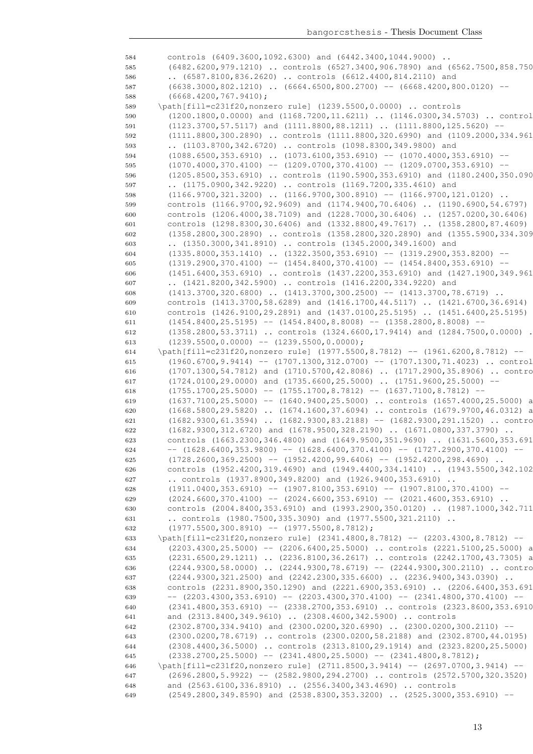```
584      controls (6409.3600,1092.6300) and (6442.3400,1044.9000) ..
585      (6482.6200,979.1210) .. controls (6527.3400,906.7890) and (6562.7500,858.750
586      .. (6587.8100,836.2620) .. controls (6612.4400,814.2110) and
587      (6638.3000,802.1210) .. (6664.6500,800.2700) -- (6668.4200,800.0120) --
588      (6668.4200,767.9410);
589    \path[fill=c231f20,nonzero rule] (1239.5500,0.0000) .. controls
590      (1200.1800,0.0000) and (1168.7200,11.6211) .. (1146.0300,34.5703) .. control
591      (1123.3700,57.5117) and (1111.8800,88.1211) .. (1111.8800,125.5620) --
592      (1111.8800,300.2890) .. controls (1111.8800,320.6990) and (1109.2000,334.961
593      .. (1103.8700,342.6720) .. controls (1098.8300,349.9800) and
594      (1088.6500,353.6910) .. (1073.6100,353.6910) -- (1070.4000,353.6910) --
595      (1070.4000,370.4100) -- (1209.0700,370.4100) -- (1209.0700,353.6910) --
596      (1205.8500,353.6910) .. controls (1190.5900,353.6910) and (1180.2400,350.090
597      .. (1175.0900,342.9220) .. controls (1169.7200,335.4610) and
598      (1166.9700,321.3200) .. (1166.9700,300.8910) -- (1166.9700,121.0120) ..
599      controls (1166.9700,92.9609) and (1174.9400,70.6406) .. (1190.6900,54.6797)
600      controls (1206.4000,38.7109) and (1228.7000,30.6406) .. (1257.0200,30.6406)
601      controls (1298.8300,30.6406) and (1332.8800,49.7617) .. (1358.2800,87.4609)
602      (1358.2800,300.2890) .. controls (1358.2800,320.2890) and (1355.5900,334.309
603      .. (1350.3000,341.8910) .. controls (1345.2000,349.1600) and
604      (1335.8000,353.1410) .. (1322.3500,353.6910) -- (1319.2900,353.8200) --
605      (1319.2900,370.4100) -- (1454.8400,370.4100) -- (1454.8400,353.6910) --
606      (1451.6400,353.6910) .. controls (1437.2200,353.6910) and (1427.1900,349.961
607      .. (1421.8200,342.5900) .. controls (1416.2200,334.9220) and
608      (1413.3700,320.6800) .. (1413.3700,300.2500) -- (1413.3700,78.6719) ..
609      controls (1413.3700,58.6289) and (1416.1700,44.5117) .. (1421.6700,36.6914)
610      controls (1426.9100,29.2891) and (1437.0100,25.5195) .. (1451.6400,25.5195)
611      (1454.8400,25.5195) -- (1454.8400,8.8008) -- (1358.2800,8.8008) --
612      (1358.2800,53.3711) .. controls (1324.6600,17.9414) and (1284.7500,0.0000) .
613      (1239.5500,0.0000) -- (1239.5500,0.0000);
614    \path[fill=c231f20,nonzero rule] (1977.5500,8.7812) -- (1961.6200,8.7812) --
615      (1960.6700,9.9414) -- (1707.1300,312.0700) -- (1707.1300,71.4023) .. control
616      (1707.1300,54.7812) and (1710.5700,42.8086) .. (1717.2900,35.8906) .. contro
617      (1724.0100,29.0000) and (1735.6600,25.5000) .. (1751.9600,25.5000) --
618      (1755.1700,25.5000) -- (1755.1700,8.7812) -- (1637.7100,8.7812) --
619      (1637.7100,25.5000) -- (1640.9400,25.5000) .. controls (1657.4000,25.5000) a
620      (1668.5800,29.5820) .. (1674.1600,37.6094) .. controls (1679.9700,46.0312) a
621      (1682.9300,61.3594) .. (1682.9300,83.2188) -- (1682.9300,291.1520) .. contro
622      (1682.9300,312.6720) and (1678.9500,328.2190) .. (1671.0800,337.3790) ..
623      controls (1663.2300,346.4800) and (1649.9500,351.9690) .. (1631.5600,353.691
624      -- (1628.6400,353.9800) -- (1628.6400,370.4100) -- (1727.2900,370.4100) --
625      (1728.2600,369.2500) -- (1952.4200,99.6406) -- (1952.4200,298.4690) ..
626      controls (1952.4200,319.4690) and (1949.4400,334.1410) .. (1943.5500,342.102
627      .. controls (1937.8900,349.8200) and (1926.9400,353.6910) ..
628      (1911.0400,353.6910) -- (1907.8100,353.6910) -- (1907.8100,370.4100) --
629      (2024.6600,370.4100) -- (2024.6600,353.6910) -- (2021.4600,353.6910) ..
630      controls (2004.8400,353.6910) and (1993.2900,350.0120) .. (1987.1000,342.711
631      .. controls (1980.7500,335.3090) and (1977.5500,321.2110) ..
632      (1977.5500,300.8910) -- (1977.5500,8.7812);
633    \path[fill=c231f20,nonzero rule] (2341.4800,8.7812) -- (2203.4300,8.7812) --
634      (2203.4300,25.5000) -- (2206.6400,25.5000) .. controls (2221.5100,25.5000) a
635      (2231.6500,29.1211) .. (2236.8100,36.2617) .. controls (2242.1700,43.7305) a
636      (2244.9300,58.0000) .. (2244.9300,78.6719) -- (2244.9300,300.2110) .. contro
637      (2244.9300,321.2500) and (2242.2300,335.6600) .. (2236.9400,343.0390) ..
638      controls (2231.8900,350.1290) and (2221.6900,353.6910) .. (2206.6400,353.691
639      -- (2203.4300,353.6910) -- (2203.4300,370.4100) -- (2341.4800,370.4100) --
640      (2341.4800,353.6910) -- (2338.2700,353.6910) .. controls (2323.8600,353.6910
641      and (2313.8400,349.9610) .. (2308.4600,342.5900) .. controls
642      (2302.8700,334.9410) and (2300.0200,320.6990) .. (2300.0200,300.2110) --
643      (2300.0200,78.6719) .. controls (2300.0200,58.2188) and (2302.8700,44.0195)
644      (2308.4400,36.5000) .. controls (2313.8100,29.1914) and (2323.8200,25.5000)
645      (2338.2700,25.5000) -- (2341.4800,25.5000) -- (2341.4800,8.7812);
646    \path[fill=c231f20,nonzero rule] (2711.8500,3.9414) -- (2697.0700,3.9414) --
647      (2696.2800,5.9922) -- (2582.9800,294.2700) .. controls (2572.5700,320.3520)
648      and (2563.6100,336.8910) .. (2556.3400,343.4690) .. controls
649      (2549.2800,349.8590) and (2538.8300,353.3200) .. (2525.3000,353.6910) --
```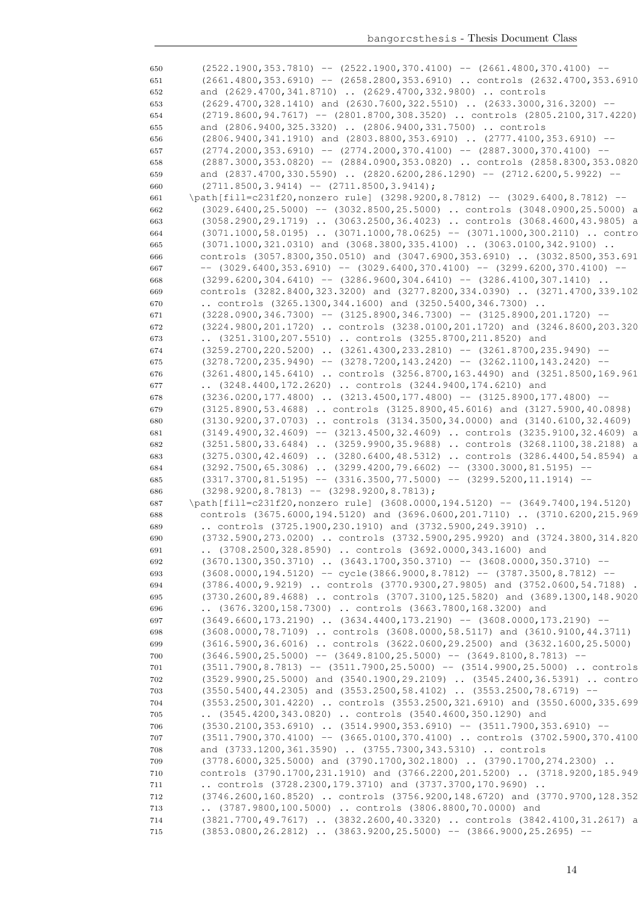```
650      (2522.1900,353.7810) -- (2522.1900,370.4100) -- (2661.4800,370.4100) --
651      (2661.4800,353.6910) -- (2658.2800,353.6910) .. controls (2632.4700,353.6910
652      and (2629.4700,341.8710) .. (2629.4700,332.9800) .. controls
653      (2629.4700,328.1410) and (2630.7600,322.5510) .. (2633.3000,316.3200) --
654      (2719.8600,94.7617) -- (2801.8700,308.3520) .. controls (2805.2100,317.4220)
655      and (2806.9400,325.3320) .. (2806.9400,331.7500) .. controls
656      (2806.9400,341.1910) and (2803.8800,353.6910) .. (2777.4100,353.6910) --
657      (2774.2000,353.6910) -- (2774.2000,370.4100) -- (2887.3000,370.4100) --
658      (2887.3000,353.0820) -- (2884.0900,353.0820) .. controls (2858.8300,353.0820
659      and (2837.4700,330.5590) .. (2820.6200,286.1290) -- (2712.6200,5.9922) --
660      (2711.8500,3.9414) -- (2711.8500,3.9414);
661    \path[fill=c231f20,nonzero rule] (3298.9200,8.7812) -- (3029.6400,8.7812) --
662      (3029.6400,25.5000) -- (3032.8500,25.5000) .. controls (3048.0900,25.5000) a
663      (3058.2900,29.1719) .. (3063.2500,36.4023) .. controls (3068.4600,43.9805) a
664      (3071.1000,58.0195) .. (3071.1000,78.0625) -- (3071.1000,300.2110) .. contro
665      (3071.1000,321.0310) and (3068.3800,335.4100) .. (3063.0100,342.9100) ..
666      controls (3057.8300,350.0510) and (3047.6900,353.6910) .. (3032.8500,353.691
667      -- (3029.6400,353.6910) -- (3029.6400,370.4100) -- (3299.6200,370.4100) --
668      (3299.6200,304.6410) -- (3286.9600,304.6410) -- (3286.4100,307.1410) ..
669      controls (3282.8400,323.3200) and (3277.8200,334.0390) .. (3271.4700,339.102
670      .. controls (3265.1300,344.1600) and (3250.5400,346.7300) ..
671      (3228.0900,346.7300) -- (3125.8900,346.7300) -- (3125.8900,201.1720) --
672      (3224.9800,201.1720) .. controls (3238.0100,201.1720) and (3246.8600,203.320
673      .. (3251.3100,207.5510) .. controls (3255.8700,211.8520) and
674      (3259.2700,220.5200) .. (3261.4300,233.2810) -- (3261.8700,235.9490) --
675      (3278.7200,235.9490) -- (3278.7200,143.2420) -- (3262.1100,143.2420) --
676      (3261.4800,145.6410) .. controls (3256.8700,163.4490) and (3251.8500,169.961
677      .. (3248.4400,172.2620) .. controls (3244.9400,174.6210) and
678      (3236.0200,177.4800) .. (3213.4500,177.4800) -- (3125.8900,177.4800) --
679      (3125.8900,53.4688) .. controls (3125.8900,45.6016) and (3127.5900,40.0898)
680      (3130.9200,37.0703) .. controls (3134.3500,34.0000) and (3140.6100,32.4609)
681      (3149.4900,32.4609) -- (3213.4500,32.4609) .. controls (3235.9100,32.4609) a
682      (3251.5800,33.6484) .. (3259.9900,35.9688) .. controls (3268.1100,38.2188) a
683      (3275.0300,42.4609) .. (3280.6400,48.5312) .. controls (3286.4400,54.8594) a
684      (3292.7500,65.3086) .. (3299.4200,79.6602) -- (3300.3000,81.5195) --
685      (3317.3700,81.5195) -- (3316.3500,77.5000) -- (3299.5200,11.1914) --
686      (3298.9200,8.7813) -- (3298.9200,8.7813);
687    \path[fill=c231f20,nonzero rule] (3608.0000,194.5120) -- (3649.7400,194.5120)
688      controls (3675.6000,194.5120) and (3696.0600,201.7110) .. (3710.6200,215.969
689      .. controls (3725.1900,230.1910) and (3732.5900,249.3910) ..
690      (3732.5900,273.0200) .. controls (3732.5900,295.9920) and (3724.3800,314.820
691      .. (3708.2500,328.8590) .. controls (3692.0000,343.1600) and
692      (3670.1300,350.3710) .. (3643.1700,350.3710) -- (3608.0000,350.3710) --
693      (3608.0000,194.5120) -- cycle(3866.9000,8.7812) -- (3787.3500,8.7812) --
694      (3786.4000,9.9219) .. controls (3770.9300,27.9805) and (3752.0600,54.7188) .
695      (3730.2600,89.4688) .. controls (3707.3100,125.5820) and (3689.1300,148.9020
696      .. (3676.3200,158.7300) .. controls (3663.7800,168.3200) and
697      (3649.6600,173.2190) .. (3634.4400,173.2190) -- (3608.0000,173.2190) --
698      (3608.0000,78.7109) .. controls (3608.0000,58.5117) and (3610.9100,44.3711)
699      (3616.5900,36.6016) .. controls (3622.0600,29.2500) and (3632.1600,25.5000)
700      (3646.5900,25.5000) -- (3649.8100,25.5000) -- (3649.8100,8.7813) --
701      (3511.7900,8.7813) -- (3511.7900,25.5000) -- (3514.9900,25.5000) .. controls
702      (3529.9900,25.5000) and (3540.1900,29.2109) .. (3545.2400,36.5391) .. contro
703      (3550.5400,44.2305) and (3553.2500,58.4102) .. (3553.2500,78.6719) --
704      (3553.2500,301.4220) .. controls (3553.2500,321.6910) and (3550.6000,335.699
705      .. (3545.4200,343.0820) .. controls (3540.4600,350.1290) and
706      (3530.2100,353.6910) .. (3514.9900,353.6910) -- (3511.7900,353.6910) --
707      (3511.7900,370.4100) -- (3665.0100,370.4100) .. controls (3702.5900,370.4100
708      and (3733.1200,361.3590) .. (3755.7300,343.5310) .. controls
709      (3778.6000,325.5000) and (3790.1700,302.1800) .. (3790.1700,274.2300) ..
710      controls (3790.1700,231.1910) and (3766.2200,201.5200) .. (3718.9200,185.949
711      .. controls (3728.2300,179.3710) and (3737.3700,170.9690) ..
712      (3746.2600,160.8520) .. controls (3756.9200,148.6720) and (3770.9700,128.352
713      .. (3787.9800,100.5000) .. controls (3806.8800,70.0000) and
714      (3821.7700,49.7617) .. (3832.2600,40.3320) .. controls (3842.4100,31.2617) a
715      (3853.0800,26.2812) .. (3863.9200,25.5000) -- (3866.9000,25.2695) --
```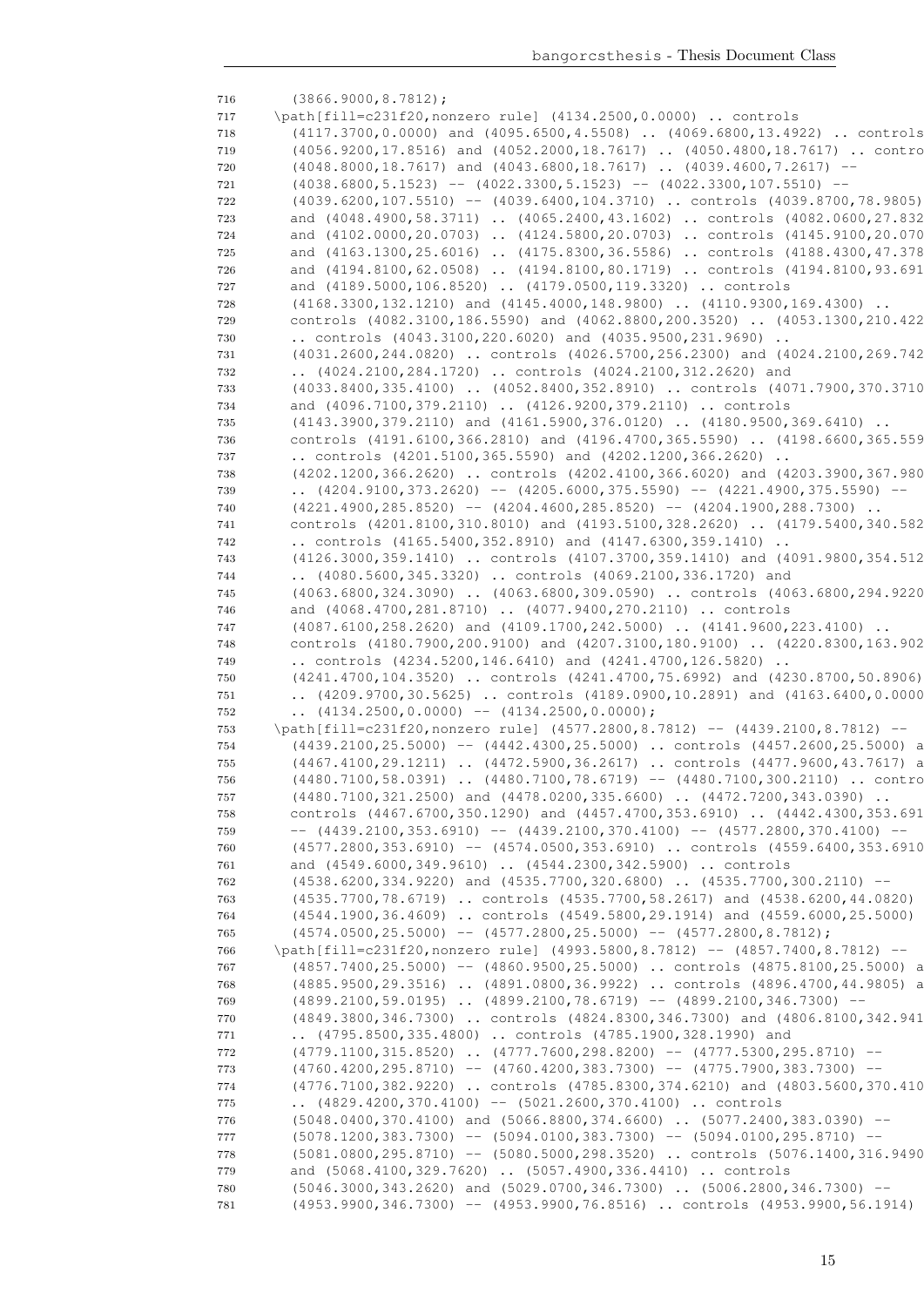```
716      (3866.9000,8.7812);
717    \path[fill=c231f20,nonzero rule] (4134.2500,0.0000) .. controls
718      (4117.3700,0.0000) and (4095.6500,4.5508) .. (4069.6800,13.4922) .. controls
719      (4056.9200,17.8516) and (4052.2000,18.7617) .. (4050.4800,18.7617) .. contro
720      (4048.8000,18.7617) and (4043.6800,18.7617) .. (4039.4600,7.2617) --
721      (4038.6800,5.1523) -- (4022.3300,5.1523) -- (4022.3300,107.5510) --
722      (4039.6200,107.5510) -- (4039.6400,104.3710) .. controls (4039.8700,78.9805)
723      and (4048.4900,58.3711) .. (4065.2400,43.1602) .. controls (4082.0600,27.832
724      and (4102.0000,20.0703) .. (4124.5800,20.0703) .. controls (4145.9100,20.070
725      and (4163.1300,25.6016) .. (4175.8300,36.5586) .. controls (4188.4300,47.378
726      and (4194.8100,62.0508) .. (4194.8100,80.1719) .. controls (4194.8100,93.691
727      and (4189.5000,106.8520) .. (4179.0500,119.3320) .. controls
728      (4168.3300,132.1210) and (4145.4000,148.9800) .. (4110.9300,169.4300) ..
729      controls (4082.3100,186.5590) and (4062.8800,200.3520) .. (4053.1300,210.422
730      .. controls (4043.3100,220.6020) and (4035.9500,231.9690) ..
731      (4031.2600,244.0820) .. controls (4026.5700,256.2300) and (4024.2100,269.742
732      .. (4024.2100,284.1720) .. controls (4024.2100,312.2620) and
733      (4033.8400,335.4100) .. (4052.8400,352.8910) .. controls (4071.7900,370.3710
734      and (4096.7100,379.2110) .. (4126.9200,379.2110) .. controls
735      (4143.3900,379.2110) and (4161.5900,376.0120) .. (4180.9500,369.6410) ..
736      controls (4191.6100,366.2810) and (4196.4700,365.5590) .. (4198.6600,365.559
737      .. controls (4201.5100,365.5590) and (4202.1200,366.2620) ..
738      (4202.1200,366.2620) .. controls (4202.4100,366.6020) and (4203.3900,367.980
739      .. (4204.9100,373.2620) -- (4205.6000,375.5590) -- (4221.4900,375.5590) --
740      (4221.4900,285.8520) -- (4204.4600,285.8520) -- (4204.1900,288.7300) ..
741      controls (4201.8100,310.8010) and (4193.5100,328.2620) .. (4179.5400,340.582
742      .. controls (4165.5400,352.8910) and (4147.6300,359.1410) ..
743      (4126.3000,359.1410) .. controls (4107.3700,359.1410) and (4091.9800,354.512
744      .. (4080.5600,345.3320) .. controls (4069.2100,336.1720) and
745      (4063.6800,324.3090) .. (4063.6800,309.0590) .. controls (4063.6800,294.9220
746      and (4068.4700,281.8710) .. (4077.9400,270.2110) .. controls
747      (4087.6100,258.2620) and (4109.1700,242.5000) .. (4141.9600,223.4100) ..
748      controls (4180.7900,200.9100) and (4207.3100,180.9100) .. (4220.8300,163.902
749      .. controls (4234.5200,146.6410) and (4241.4700,126.5820) ..
750      (4241.4700,104.3520) .. controls (4241.4700,75.6992) and (4230.8700,50.8906)
751      .. (4209.9700,30.5625) .. controls (4189.0900,10.2891) and (4163.6400,0.0000
752      .. (4134.2500,0.0000) -- (4134.2500,0.0000);
753    \path[fill=c231f20,nonzero rule] (4577.2800,8.7812) -- (4439.2100,8.7812) --
754      (4439.2100,25.5000) -- (4442.4300,25.5000) .. controls (4457.2600,25.5000) a
755      (4467.4100,29.1211) .. (4472.5900,36.2617) .. controls (4477.9600,43.7617) a
756      (4480.7100,58.0391) .. (4480.7100,78.6719) -- (4480.7100,300.2110) .. contro
757      (4480.7100,321.2500) and (4478.0200,335.6600) .. (4472.7200,343.0390) ..
758      controls (4467.6700,350.1290) and (4457.4700,353.6910) .. (4442.4300,353.691
759      -- (4439.2100,353.6910) -- (4439.2100,370.4100) -- (4577.2800,370.4100) --
760      (4577.2800,353.6910) -- (4574.0500,353.6910) .. controls (4559.6400,353.6910
761      and (4549.6000,349.9610) .. (4544.2300,342.5900) .. controls
762      (4538.6200,334.9220) and (4535.7700,320.6800) .. (4535.7700,300.2110) --
763      (4535.7700,78.6719) .. controls (4535.7700,58.2617) and (4538.6200,44.0820)
764      (4544.1900,36.4609) .. controls (4549.5800,29.1914) and (4559.6000,25.5000)
765      (4574.0500,25.5000) -- (4577.2800,25.5000) -- (4577.2800,8.7812);
766    \path[fill=c231f20,nonzero rule] (4993.5800,8.7812) -- (4857.7400,8.7812) --
767      (4857.7400,25.5000) -- (4860.9500,25.5000) .. controls (4875.8100,25.5000) a
768      (4885.9500,29.3516) .. (4891.0800,36.9922) .. controls (4896.4700,44.9805) a
769      (4899.2100,59.0195) .. (4899.2100,78.6719) -- (4899.2100,346.7300) --
770      (4849.3800,346.7300) .. controls (4824.8300,346.7300) and (4806.8100,342.941
771      .. (4795.8500,335.4800) .. controls (4785.1900,328.1990) and
772      (4779.1100,315.8520) .. (4777.7600,298.8200) -- (4777.5300,295.8710) --
773      (4760.4200,295.8710) -- (4760.4200,383.7300) -- (4775.7900,383.7300) --
774      (4776.7100,382.9220) .. controls (4785.8300,374.6210) and (4803.5600,370.410
775      .. (4829.4200,370.4100) -- (5021.2600,370.4100) .. controls
776      (5048.0400,370.4100) and (5066.8800,374.6600) .. (5077.2400,383.0390) --
777      (5078.1200,383.7300) -- (5094.0100,383.7300) -- (5094.0100,295.8710) --
778      (5081.0800,295.8710) -- (5080.5000,298.3520) .. controls (5076.1400,316.9490
779      and (5068.4100,329.7620) .. (5057.4900,336.4410) .. controls
780      (5046.3000,343.2620) and (5029.0700,346.7300) .. (5006.2800,346.7300) --
781      (4953.9900,346.7300) -- (4953.9900,76.8516) .. controls (4953.9900,56.1914)
```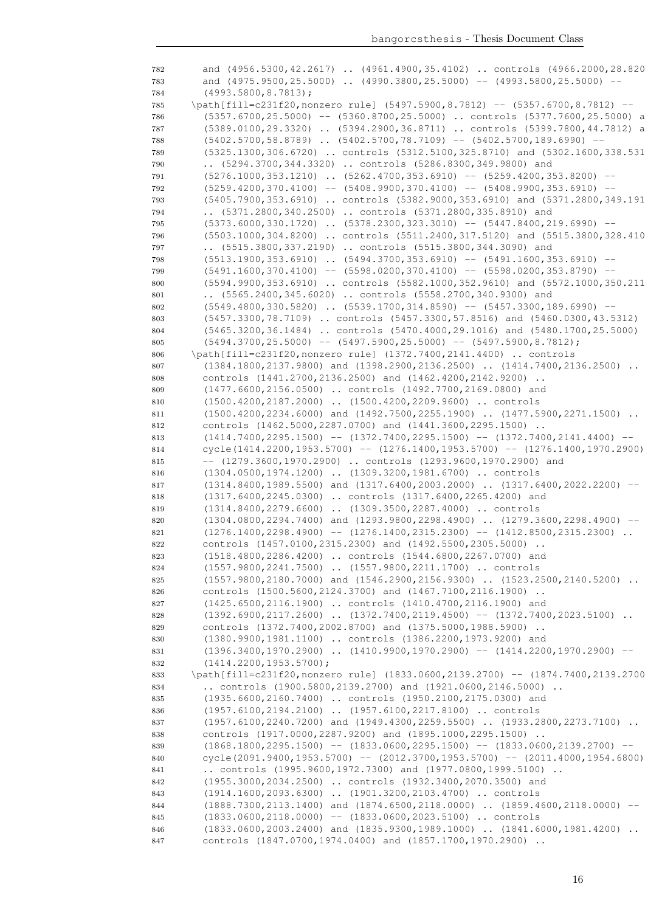```
782      and (4956.5300,42.2617) .. (4961.4900,35.4102) .. controls (4966.2000,28.820
783      and (4975.9500,25.5000) .. (4990.3800,25.5000) -- (4993.5800,25.5000) --
784      (4993.5800,8.7813);
785    \path[fill=c231f20,nonzero rule] (5497.5900,8.7812) -- (5357.6700,8.7812) --
786      (5357.6700,25.5000) -- (5360.8700,25.5000) .. controls (5377.7600,25.5000) a
787      (5389.0100,29.3320) .. (5394.2900,36.8711) .. controls (5399.7800,44.7812) a
788      (5402.5700,58.8789) .. (5402.5700,78.7109) -- (5402.5700,189.6990) --
789      (5325.1300,306.6720) .. controls (5312.5100,325.8710) and (5302.1600,338.531
790      .. (5294.3700,344.3320) .. controls (5286.8300,349.9800) and
791      (5276.1000,353.1210) .. (5262.4700,353.6910) -- (5259.4200,353.8200) --
792      (5259.4200,370.4100) -- (5408.9900,370.4100) -- (5408.9900,353.6910) --
793      (5405.7900,353.6910) .. controls (5382.9000,353.6910) and (5371.2800,349.191
794      .. (5371.2800,340.2500) .. controls (5371.2800,335.8910) and
795      (5373.6000,330.1720) .. (5378.2300,323.3010) -- (5447.8400,219.6990) --
796      (5503.1000,304.8200) .. controls (5511.2400,317.5120) and (5515.3800,328.410
797      .. (5515.3800,337.2190) .. controls (5515.3800,344.3090) and
798      (5513.1900,353.6910) .. (5494.3700,353.6910) -- (5491.1600,353.6910) --
799      (5491.1600,370.4100) -- (5598.0200,370.4100) -- (5598.0200,353.8790) --
800      (5594.9900,353.6910) .. controls (5582.1000,352.9610) and (5572.1000,350.211
801      .. (5565.2400,345.6020) .. controls (5558.2700,340.9300) and
802      (5549.4800,330.5820) .. (5539.1700,314.8590) -- (5457.3300,189.6990) --
803      (5457.3300,78.7109) .. controls (5457.3300,57.8516) and (5460.0300,43.5312)
804      (5465.3200,36.1484) .. controls (5470.4000,29.1016) and (5480.1700,25.5000)
805      (5494.3700,25.5000) -- (5497.5900,25.5000) -- (5497.5900,8.7812);
806    \path[fill=c231f20,nonzero rule] (1372.7400,2141.4400) .. controls
807      (1384.1800,2137.9800) and (1398.2900,2136.2500) .. (1414.7400,2136.2500) ..
808      controls (1441.2700,2136.2500) and (1462.4200,2142.9200) ..
809      (1477.6600,2156.0500) .. controls (1492.7700,2169.0800) and
810      (1500.4200,2187.2000) .. (1500.4200,2209.9600) .. controls
811      (1500.4200,2234.6000) and (1492.7500,2255.1900) .. (1477.5900,2271.1500) ..
812      controls (1462.5000,2287.0700) and (1441.3600,2295.1500) ..
813      (1414.7400,2295.1500) -- (1372.7400,2295.1500) -- (1372.7400,2141.4400) --
814      cycle(1414.2200,1953.5700) -- (1276.1400,1953.5700) -- (1276.1400,1970.2900)
815      -- (1279.3600,1970.2900) .. controls (1293.9600,1970.2900) and
816      (1304.0500,1974.1200) .. (1309.3200,1981.6700) .. controls
817      (1314.8400,1989.5500) and (1317.6400,2003.2000) .. (1317.6400,2022.2200) --
818      (1317.6400,2245.0300) .. controls (1317.6400,2265.4200) and
819      (1314.8400,2279.6600) .. (1309.3500,2287.4000) .. controls
820      (1304.0800,2294.7400) and (1293.9800,2298.4900) .. (1279.3600,2298.4900) --
821      (1276.1400,2298.4900) -- (1276.1400,2315.2300) -- (1412.8500,2315.2300) ..
822      controls (1457.0100,2315.2300) and (1492.5500,2305.5000) ..
823      (1518.4800,2286.4200) .. controls (1544.6800,2267.0700) and
824      (1557.9800,2241.7500) .. (1557.9800,2211.1700) .. controls
825      (1557.9800,2180.7000) and (1546.2900,2156.9300) .. (1523.2500,2140.5200) ..
826      controls (1500.5600,2124.3700) and (1467.7100,2116.1900) ..
827      (1425.6500,2116.1900) .. controls (1410.4700,2116.1900) and
828      (1392.6900,2117.2600) .. (1372.7400,2119.4500) -- (1372.7400,2023.5100) ..
829      controls (1372.7400,2002.8700) and (1375.5000,1988.5900) ..
830      (1380.9900,1981.1100) .. controls (1386.2200,1973.9200) and
831      (1396.3400,1970.2900) .. (1410.9900,1970.2900) -- (1414.2200,1970.2900) --
832      (1414.2200,1953.5700);
833    \path[fill=c231f20,nonzero rule] (1833.0600,2139.2700) -- (1874.7400,2139.2700
834      .. controls (1900.5800,2139.2700) and (1921.0600,2146.5000) ..
835      (1935.6600,2160.7400) .. controls (1950.2100,2175.0300) and
836      (1957.6100,2194.2100) .. (1957.6100,2217.8100) .. controls
837      (1957.6100,2240.7200) and (1949.4300,2259.5500) .. (1933.2800,2273.7100) ..
838      controls (1917.0000,2287.9200) and (1895.1000,2295.1500) ..
839      (1868.1800,2295.1500) -- (1833.0600,2295.1500) -- (1833.0600,2139.2700) --
840      cycle(2091.9400,1953.5700) -- (2012.3700,1953.5700) -- (2011.4000,1954.6800)
841      .. controls (1995.9600,1972.7300) and (1977.0800,1999.5100) ..
842      (1955.3000,2034.2500) .. controls (1932.3400,2070.3500) and
843      (1914.1600,2093.6300) .. (1901.3200,2103.4700) .. controls
844      (1888.7300,2113.1400) and (1874.6500,2118.0000) .. (1859.4600,2118.0000) --
845      (1833.0600,2118.0000) -- (1833.0600,2023.5100) .. controls
846      (1833.0600,2003.2400) and (1835.9300,1989.1000) .. (1841.6000,1981.4200) ..
847      controls (1847.0700,1974.0400) and (1857.1700,1970.2900) ..
```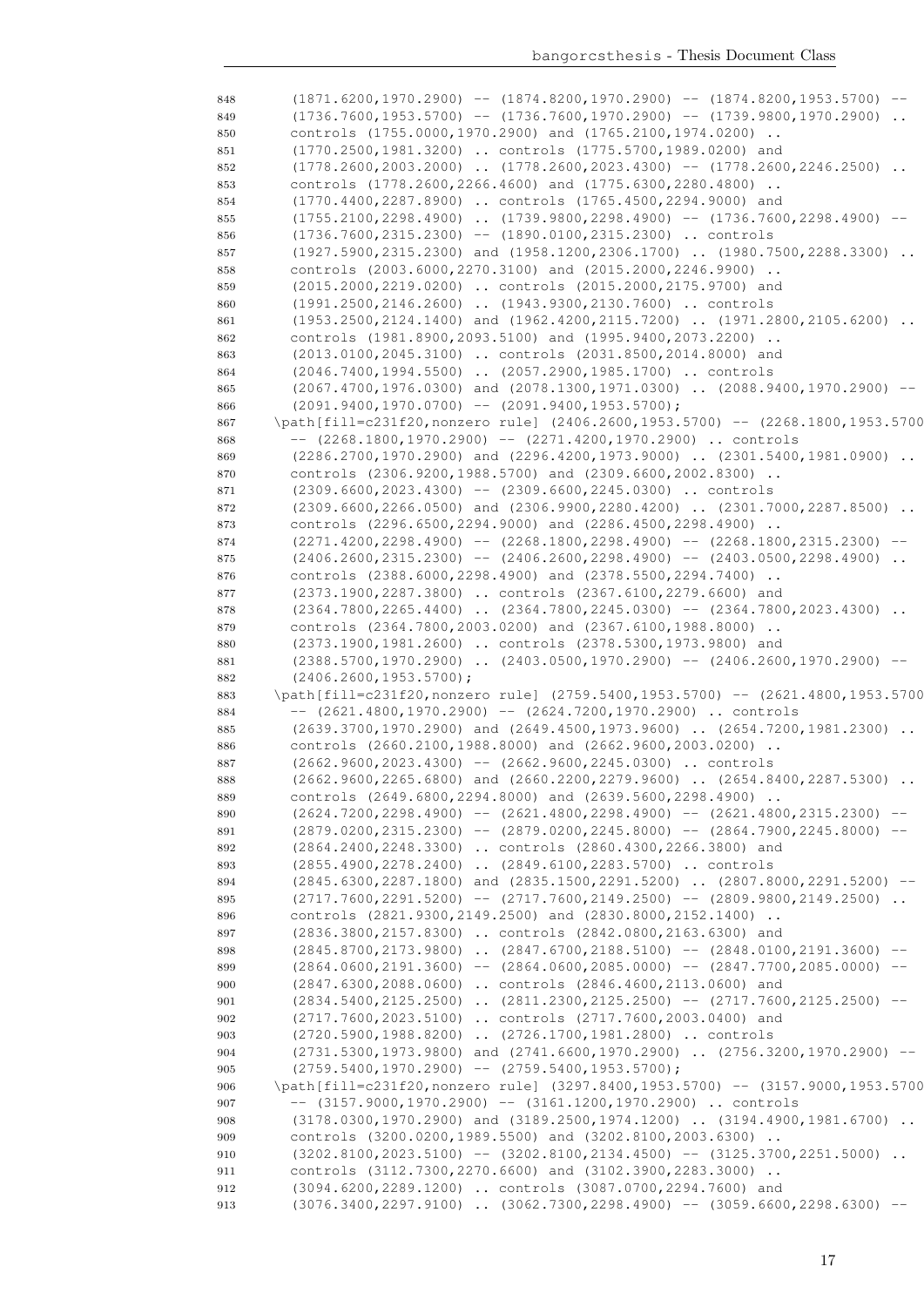```
848     (1871.6200,1970.2900) -- (1874.8200,1970.2900) -- (1874.8200,1953.5700) --
849     (1736.7600,1953.5700) -- (1736.7600,1970.2900) -- (1739.9800,1970.2900) ..
850     controls (1755.0000,1970.2900) and (1765.2100,1974.0200) ..
851     (1770.2500,1981.3200) .. controls (1775.5700,1989.0200) and
852     (1778.2600,2003.2000) .. (1778.2600,2023.4300) -- (1778.2600,2246.2500) ..
853     controls (1778.2600,2266.4600) and (1775.6300,2280.4800) ..
854     (1770.4400,2287.8900) .. controls (1765.4500,2294.9000) and
855     (1755.2100,2298.4900) .. (1739.9800,2298.4900) -- (1736.7600,2298.4900) --
856     (1736.7600,2315.2300) -- (1890.0100,2315.2300) .. controls
857     (1927.5900,2315.2300) and (1958.1200,2306.1700) .. (1980.7500,2288.3300) ..
858     controls (2003.6000,2270.3100) and (2015.2000,2246.9900) ..
859     (2015.2000,2219.0200) .. controls (2015.2000,2175.9700) and
860     (1991.2500,2146.2600) .. (1943.9300,2130.7600) .. controls
861     (1953.2500,2124.1400) and (1962.4200,2115.7200) .. (1971.2800,2105.6200) ..
862     controls (1981.8900,2093.5100) and (1995.9400,2073.2200) ..
863     (2013.0100,2045.3100) .. controls (2031.8500,2014.8000) and
864     (2046.7400,1994.5500) .. (2057.2900,1985.1700) .. controls
865     (2067.4700,1976.0300) and (2078.1300,1971.0300) .. (2088.9400,1970.2900) --
866     (2091.9400,1970.0700) -- (2091.9400,1953.5700);
867   \path[fill=c231f20,nonzero rule] (2406.2600,1953.5700) -- (2268.1800,1953.5700
868     -- (2268.1800,1970.2900) -- (2271.4200,1970.2900) .. controls
869     (2286.2700,1970.2900) and (2296.4200,1973.9000) .. (2301.5400,1981.0900) ..
870     controls (2306.9200,1988.5700) and (2309.6600,2002.8300) ..
871     (2309.6600,2023.4300) -- (2309.6600,2245.0300) .. controls
872     (2309.6600,2266.0500) and (2306.9900,2280.4200) .. (2301.7000,2287.8500) ..
873     controls (2296.6500,2294.9000) and (2286.4500,2298.4900) ..
874     (2271.4200,2298.4900) -- (2268.1800,2298.4900) -- (2268.1800,2315.2300) --
875     (2406.2600,2315.2300) -- (2406.2600,2298.4900) -- (2403.0500,2298.4900) ..
876     controls (2388.6000,2298.4900) and (2378.5500,2294.7400) ..
877     (2373.1900,2287.3800) .. controls (2367.6100,2279.6600) and
878     (2364.7800,2265.4400) .. (2364.7800,2245.0300) -- (2364.7800,2023.4300) ..
879     controls (2364.7800,2003.0200) and (2367.6100,1988.8000) ..
880     (2373.1900,1981.2600) .. controls (2378.5300,1973.9800) and
881     (2388.5700,1970.2900) .. (2403.0500,1970.2900) -- (2406.2600,1970.2900) --
882     (2406.2600,1953.5700);
883   \path[fill=c231f20,nonzero rule] (2759.5400,1953.5700) -- (2621.4800,1953.5700
884     -- (2621.4800,1970.2900) -- (2624.7200,1970.2900) .. controls
885     (2639.3700,1970.2900) and (2649.4500,1973.9600) .. (2654.7200,1981.2300) ..
886     controls (2660.2100,1988.8000) and (2662.9600,2003.0200) ..
887     (2662.9600,2023.4300) -- (2662.9600,2245.0300) .. controls
888     (2662.9600,2265.6800) and (2660.2200,2279.9600) .. (2654.8400,2287.5300) ..
889     controls (2649.6800,2294.8000) and (2639.5600,2298.4900) ..
890     (2624.7200,2298.4900) -- (2621.4800,2298.4900) -- (2621.4800,2315.2300) --
891     (2879.0200,2315.2300) -- (2879.0200,2245.8000) -- (2864.7900,2245.8000) --
892     (2864.2400,2248.3300) .. controls (2860.4300,2266.3800) and
893     (2855.4900,2278.2400) .. (2849.6100,2283.5700) .. controls
894     (2845.6300,2287.1800) and (2835.1500,2291.5200) .. (2807.8000,2291.5200) --
895     (2717.7600,2291.5200) -- (2717.7600,2149.2500) -- (2809.9800,2149.2500) ..
896     controls (2821.9300,2149.2500) and (2830.8000,2152.1400) ..
897     (2836.3800,2157.8300) .. controls (2842.0800,2163.6300) and
898     (2845.8700,2173.9800) .. (2847.6700,2188.5100) -- (2848.0100,2191.3600) --
899     (2864.0600,2191.3600) -- (2864.0600,2085.0000) -- (2847.7700,2085.0000) --
900     (2847.6300,2088.0600) .. controls (2846.4600,2113.0600) and
901     (2834.5400,2125.2500) .. (2811.2300,2125.2500) -- (2717.7600,2125.2500) --
902     (2717.7600,2023.5100) .. controls (2717.7600,2003.0400) and
903     (2720.5900,1988.8200) .. (2726.1700,1981.2800) .. controls
904     (2731.5300,1973.9800) and (2741.6600,1970.2900) .. (2756.3200,1970.2900) --
905     (2759.5400,1970.2900) -- (2759.5400,1953.5700);
906   \path[fill=c231f20,nonzero rule] (3297.8400,1953.5700) -- (3157.9000,1953.5700
907     -- (3157.9000,1970.2900) -- (3161.1200,1970.2900) .. controls
908     (3178.0300,1970.2900) and (3189.2500,1974.1200) .. (3194.4900,1981.6700) ..
909     controls (3200.0200,1989.5500) and (3202.8100,2003.6300) ..
910     (3202.8100,2023.5100) -- (3202.8100,2134.4500) -- (3125.3700,2251.5000) ..
911     controls (3112.7300,2270.6600) and (3102.3900,2283.3000) ..
912     (3094.6200,2289.1200) .. controls (3087.0700,2294.7600) and
913     (3076.3400,2297.9100) .. (3062.7300,2298.4900) -- (3059.6600,2298.6300) --
```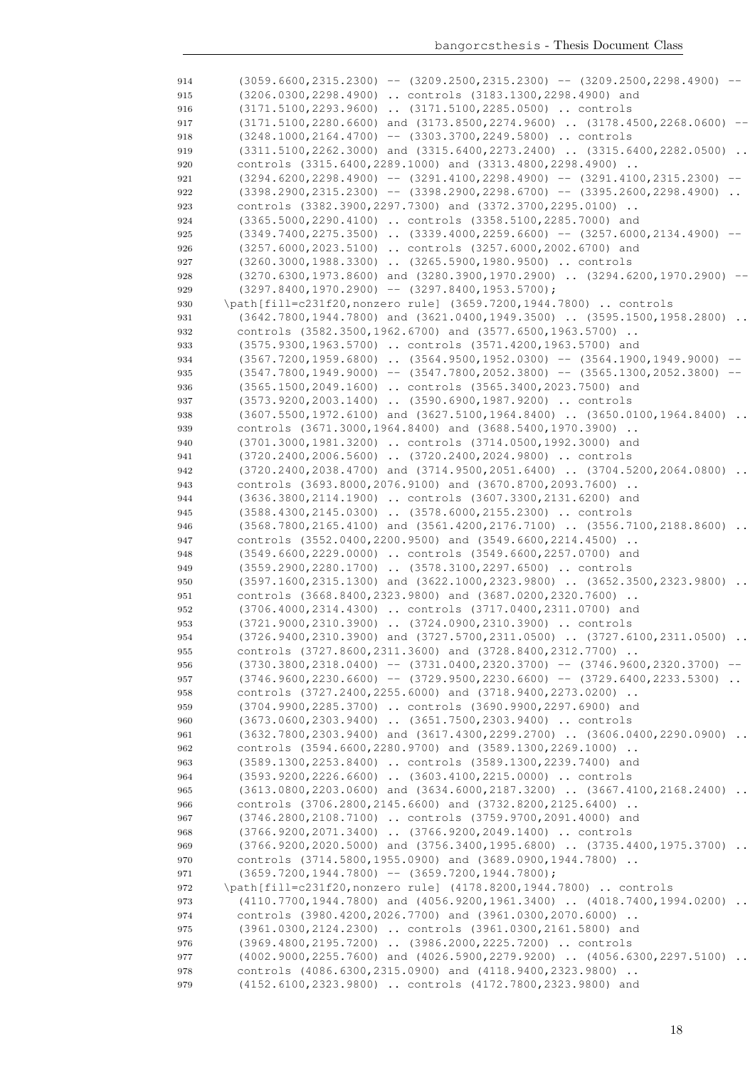```
914     (3059.6600,2315.2300) -- (3209.2500,2315.2300) -- (3209.2500,2298.4900) --
915     (3206.0300,2298.4900) .. controls (3183.1300,2298.4900) and
916     (3171.5100,2293.9600) .. (3171.5100,2285.0500) .. controls
917     (3171.5100,2280.6600) and (3173.8500,2274.9600) .. (3178.4500,2268.0600) --
918     (3248.1000,2164.4700) -- (3303.3700,2249.5800) .. controls
919     (3311.5100,2262.3000) and (3315.6400,2273.2400) .. (3315.6400,2282.0500) ..
920     controls (3315.6400,2289.1000) and (3313.4800,2298.4900) ..
921     (3294.6200,2298.4900) -- (3291.4100,2298.4900) -- (3291.4100,2315.2300) --
922     (3398.2900,2315.2300) -- (3398.2900,2298.6700) -- (3395.2600,2298.4900) ..
923     controls (3382.3900,2297.7300) and (3372.3700,2295.0100) ..
924     (3365.5000,2290.4100) .. controls (3358.5100,2285.7000) and
925     (3349.7400,2275.3500) .. (3339.4000,2259.6600) -- (3257.6000,2134.4900) --
926     (3257.6000,2023.5100) .. controls (3257.6000,2002.6700) and
927     (3260.3000,1988.3300) .. (3265.5900,1980.9500) .. controls
928     (3270.6300,1973.8600) and (3280.3900,1970.2900) .. (3294.6200,1970.2900) --
929     (3297.8400,1970.2900) -- (3297.8400,1953.5700);
930   \path[fill=c231f20,nonzero rule] (3659.7200,1944.7800) .. controls
931     (3642.7800,1944.7800) and (3621.0400,1949.3500) .. (3595.1500,1958.2800) ..
932     controls (3582.3500,1962.6700) and (3577.6500,1963.5700) ..
933     (3575.9300,1963.5700) .. controls (3571.4200,1963.5700) and
934     (3567.7200,1959.6800) .. (3564.9500,1952.0300) -- (3564.1900,1949.9000) --
935     (3547.7800,1949.9000) -- (3547.7800,2052.3800) -- (3565.1300,2052.3800) --
936     (3565.1500,2049.1600) .. controls (3565.3400,2023.7500) and
937     (3573.9200,2003.1400) .. (3590.6900,1987.9200) .. controls
938     (3607.5500,1972.6100) and (3627.5100,1964.8400) .. (3650.0100,1964.8400) ..
939     controls (3671.3000,1964.8400) and (3688.5400,1970.3900) ..
940     (3701.3000,1981.3200) .. controls (3714.0500,1992.3000) and
941     (3720.2400,2006.5600) .. (3720.2400,2024.9800) .. controls
942     (3720.2400,2038.4700) and (3714.9500,2051.6400) .. (3704.5200,2064.0800) ..
943     controls (3693.8000,2076.9100) and (3670.8700,2093.7600) ..
944     (3636.3800,2114.1900) .. controls (3607.3300,2131.6200) and
945     (3588.4300,2145.0300) .. (3578.6000,2155.2300) .. controls
946     (3568.7800,2165.4100) and (3561.4200,2176.7100) .. (3556.7100,2188.8600) ..
947     controls (3552.0400,2200.9500) and (3549.6600,2214.4500) ..
948     (3549.6600,2229.0000) .. controls (3549.6600,2257.0700) and
949     (3559.2900,2280.1700) .. (3578.3100,2297.6500) .. controls
950     (3597.1600,2315.1300) and (3622.1000,2323.9800) .. (3652.3500,2323.9800) ..
951     controls (3668.8400,2323.9800) and (3687.0200,2320.7600) ..
952     (3706.4000,2314.4300) .. controls (3717.0400,2311.0700) and
953     (3721.9000,2310.3900) .. (3724.0900,2310.3900) .. controls
954     (3726.9400,2310.3900) and (3727.5700,2311.0500) .. (3727.6100,2311.0500) ..
955     controls (3727.8600,2311.3600) and (3728.8400,2312.7700) ..
956     (3730.3800,2318.0400) -- (3731.0400,2320.3700) -- (3746.9600,2320.3700) --
957     (3746.9600,2230.6600) -- (3729.9500,2230.6600) -- (3729.6400,2233.5300) ..
958     controls (3727.2400,2255.6000) and (3718.9400,2273.0200) ..
959     (3704.9900,2285.3700) .. controls (3690.9900,2297.6900) and
960     (3673.0600,2303.9400) .. (3651.7500,2303.9400) .. controls
961     (3632.7800,2303.9400) and (3617.4300,2299.2700) .. (3606.0400,2290.0900) ..
962     controls (3594.6600,2280.9700) and (3589.1300,2269.1000) ..
963     (3589.1300,2253.8400) .. controls (3589.1300,2239.7400) and
964     (3593.9200,2226.6600) .. (3603.4100,2215.0000) .. controls
965     (3613.0800,2203.0600) and (3634.6000,2187.3200) .. (3667.4100,2168.2400) ..
966     controls (3706.2800,2145.6600) and (3732.8200,2125.6400) ..
967     (3746.2800,2108.7100) .. controls (3759.9700,2091.4000) and
968     (3766.9200,2071.3400) .. (3766.9200,2049.1400) .. controls
969     (3766.9200,2020.5000) and (3756.3400,1995.6800) .. (3735.4400,1975.3700) ..
970     controls (3714.5800,1955.0900) and (3689.0900,1944.7800) ..
971     (3659.7200,1944.7800) -- (3659.7200,1944.7800);
972   \path[fill=c231f20,nonzero rule] (4178.8200,1944.7800) .. controls
973     (4110.7700,1944.7800) and (4056.9200,1961.3400) .. (4018.7400,1994.0200) ..
974     controls (3980.4200,2026.7700) and (3961.0300,2070.6000) ..
975     (3961.0300,2124.2300) .. controls (3961.0300,2161.5800) and
976     (3969.4800,2195.7200) .. (3986.2000,2225.7200) .. controls
977     (4002.9000,2255.7600) and (4026.5900,2279.9200) .. (4056.6300,2297.5100) ..
978     controls (4086.6300,2315.0900) and (4118.9400,2323.9800) ..
979     (4152.6100,2323.9800) .. controls (4172.7800,2323.9800) and
```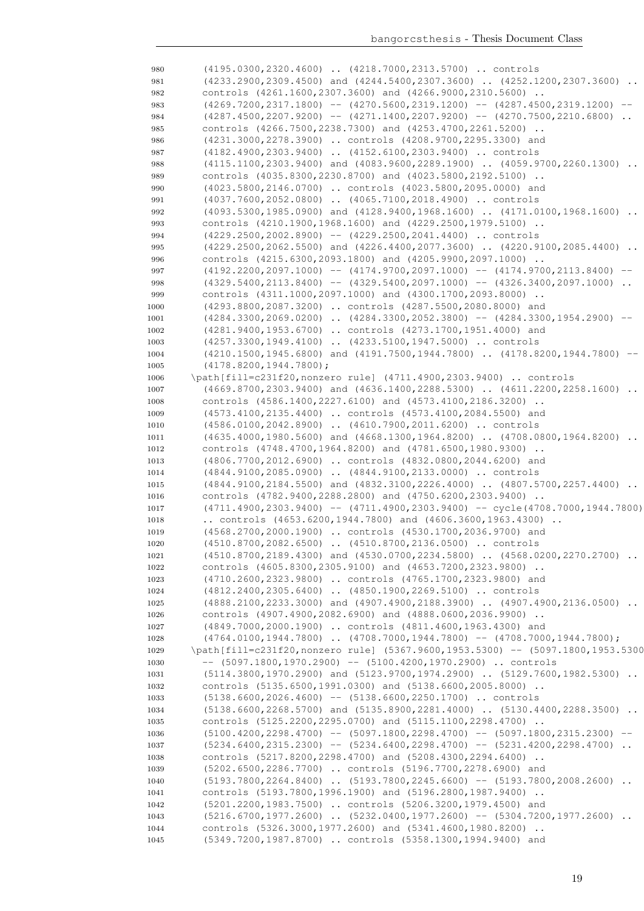```
980     (4195.0300,2320.4600) .. (4218.7000,2313.5700) .. controls
981     (4233.2900,2309.4500) and (4244.5400,2307.3600) .. (4252.1200,2307.3600) ..
982     controls (4261.1600,2307.3600) and (4266.9000,2310.5600) ..
983     (4269.7200,2317.1800) -- (4270.5600,2319.1200) -- (4287.4500,2319.1200) --
984     (4287.4500,2207.9200) -- (4271.1400,2207.9200) -- (4270.7500,2210.6800) ..
985     controls (4266.7500,2238.7300) and (4253.4700,2261.5200) ..
986     (4231.3000,2278.3900) .. controls (4208.9700,2295.3300) and
987     (4182.4900,2303.9400) .. (4152.6100,2303.9400) .. controls
988     (4115.1100,2303.9400) and (4083.9600,2289.1900) .. (4059.9700,2260.1300) ..
989     controls (4035.8300,2230.8700) and (4023.5800,2192.5100) ..
990     (4023.5800,2146.0700) .. controls (4023.5800,2095.0000) and
991     (4037.7600,2052.0800) .. (4065.7100,2018.4900) .. controls
992     (4093.5300,1985.0900) and (4128.9400,1968.1600) .. (4171.0100,1968.1600) ..
993     controls (4210.1900,1968.1600) and (4229.2500,1979.5100) ..
994     (4229.2500,2002.8900) -- (4229.2500,2041.4400) .. controls
995     (4229.2500,2062.5500) and (4226.4400,2077.3600) .. (4220.9100,2085.4400) ..
996     controls (4215.6300,2093.1800) and (4205.9900,2097.1000) ..
997     (4192.2200,2097.1000) -- (4174.9700,2097.1000) -- (4174.9700,2113.8400) --
998     (4329.5400,2113.8400) -- (4329.5400,2097.1000) -- (4326.3400,2097.1000) ..
999     controls (4311.1000,2097.1000) and (4300.1700,2093.8000) ..
1000    (4293.8800,2087.3200) .. controls (4287.5500,2080.8000) and
1001    (4284.3300,2069.0200) .. (4284.3300,2052.3800) -- (4284.3300,1954.2900) --
1002    (4281.9400,1953.6700) .. controls (4273.1700,1951.4000) and
1003    (4257.3300,1949.4100) .. (4233.5100,1947.5000) .. controls
1004    (4210.1500,1945.6800) and (4191.7500,1944.7800) .. (4178.8200,1944.7800) --
1005    (4178.8200,1944.7800);
1006  \path[fill=c231f20,nonzero rule] (4711.4900,2303.9400) .. controls
1007    (4669.8700,2303.9400) and (4636.1400,2288.5300) .. (4611.2200,2258.1600) ..
1008    controls (4586.1400,2227.6100) and (4573.4100,2186.3200) ..
1009    (4573.4100,2135.4400) .. controls (4573.4100,2084.5500) and
1010    (4586.0100,2042.8900) .. (4610.7900,2011.6200) .. controls
1011    (4635.4000,1980.5600) and (4668.1300,1964.8200) .. (4708.0800,1964.8200) ..
1012    controls (4748.4700,1964.8200) and (4781.6500,1980.9300) ..
1013    (4806.7700,2012.6900) .. controls (4832.0800,2044.6200) and
1014    (4844.9100,2085.0900) .. (4844.9100,2133.0000) .. controls
1015    (4844.9100,2184.5500) and (4832.3100,2226.4000) .. (4807.5700,2257.4400) ..
1016    controls (4782.9400,2288.2800) and (4750.6200,2303.9400) ..
1017    (4711.4900,2303.9400) -- (4711.4900,2303.9400) -- cycle(4708.7000,1944.7800)
1018    .. controls (4653.6200,1944.7800) and (4606.3600,1963.4300) ..
1019    (4568.2700,2000.1900) .. controls (4530.1700,2036.9700) and
1020    (4510.8700,2082.6500) .. (4510.8700,2136.0500) .. controls
1021    (4510.8700,2189.4300) and (4530.0700,2234.5800) .. (4568.0200,2270.2700) ..
1022    controls (4605.8300,2305.9100) and (4653.7200,2323.9800) ..
1023    (4710.2600,2323.9800) .. controls (4765.1700,2323.9800) and
1024    (4812.2400,2305.6400) .. (4850.1900,2269.5100) .. controls
1025    (4888.2100,2233.3000) and (4907.4900,2188.3900) .. (4907.4900,2136.0500) ..
1026    controls (4907.4900,2082.6900) and (4888.0600,2036.9900) ..
1027    (4849.7000,2000.1900) .. controls (4811.4600,1963.4300) and
1028    (4764.0100,1944.7800) .. (4708.7000,1944.7800) -- (4708.7000,1944.7800);
1029  \path[fill=c231f20,nonzero rule] (5367.9600,1953.5300) -- (5097.1800,1953.5300
1030    -- (5097.1800,1970.2900) -- (5100.4200,1970.2900) .. controls
1031    (5114.3800,1970.2900) and (5123.9700,1974.2900) .. (5129.7600,1982.5300) ..
1032    controls (5135.6500,1991.0300) and (5138.6600,2005.8000) ..
1033    (5138.6600,2026.4600) -- (5138.6600,2250.1700) .. controls
1034    (5138.6600,2268.5700) and (5135.8900,2281.4000) .. (5130.4400,2288.3500) ..
1035    controls (5125.2200,2295.0700) and (5115.1100,2298.4700) ..
1036    (5100.4200,2298.4700) -- (5097.1800,2298.4700) -- (5097.1800,2315.2300) --
1037    (5234.6400,2315.2300) -- (5234.6400,2298.4700) -- (5231.4200,2298.4700) ..
1038    controls (5217.8200,2298.4700) and (5208.4300,2294.6400) ..
1039    (5202.6500,2286.7700) .. controls (5196.7700,2278.6900) and
1040    (5193.7800,2264.8400) .. (5193.7800,2245.6600) -- (5193.7800,2008.2600) ..
1041    controls (5193.7800,1996.1900) and (5196.2800,1987.9400) ..
1042    (5201.2200,1983.7500) .. controls (5206.3200,1979.4500) and
1043    (5216.6700,1977.2600) .. (5232.0400,1977.2600) -- (5304.7200,1977.2600) ..
1044    controls (5326.3000,1977.2600) and (5341.4600,1980.8200) ..
1045    (5349.7200,1987.8700) .. controls (5358.1300,1994.9400) and
```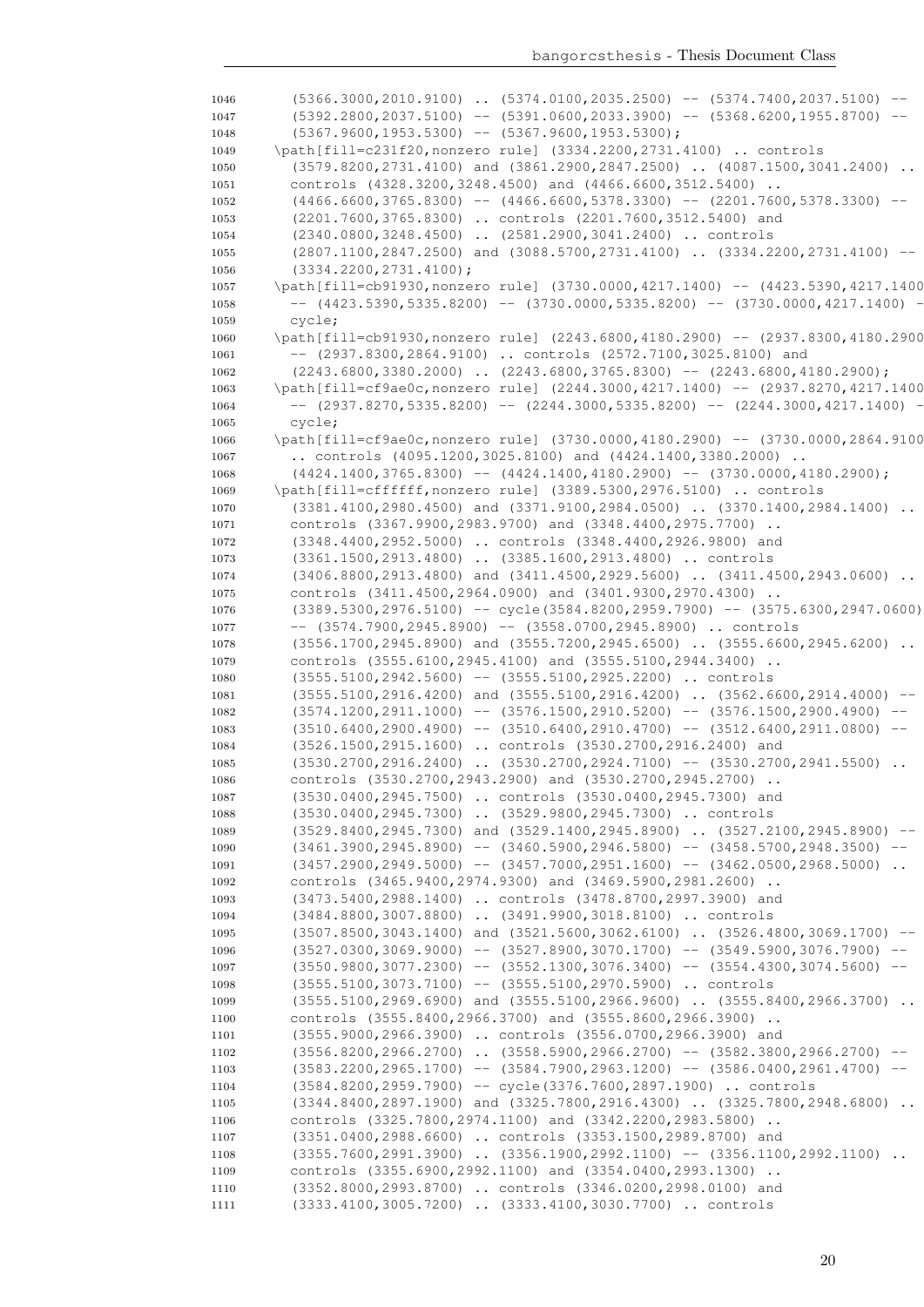```
1046      (5366.3000,2010.9100) .. (5374.0100,2035.2500) -- (5374.7400,2037.5100) --
1047      (5392.2800,2037.5100) -- (5391.0600,2033.3900) -- (5368.6200,1955.8700) --
1048      (5367.9600,1953.5300) -- (5367.9600,1953.5300);
1049    \path[fill=c231f20,nonzero rule] (3334.2200,2731.4100) .. controls
1050      (3579.8200,2731.4100) and (3861.2900,2847.2500) .. (4087.1500,3041.2400) ..
1051      controls (4328.3200,3248.4500) and (4466.6600,3512.5400) ..
1052      (4466.6600,3765.8300) -- (4466.6600,5378.3300) -- (2201.7600,5378.3300) --
1053      (2201.7600,3765.8300) .. controls (2201.7600,3512.5400) and
1054      (2340.0800,3248.4500) .. (2581.2900,3041.2400) .. controls
1055      (2807.1100,2847.2500) and (3088.5700,2731.4100) .. (3334.2200,2731.4100) --
1056      (3334.2200,2731.4100);
1057    \path[fill=cb91930,nonzero rule] (3730.0000,4217.1400) -- (4423.5390,4217.1400
1058      -- (4423.5390,5335.8200) -- (3730.0000,5335.8200) -- (3730.0000,4217.1400) -
1059      cycle;
1060    \path[fill=cb91930,nonzero rule] (2243.6800,4180.2900) -- (2937.8300,4180.2900
1061      -- (2937.8300,2864.9100) .. controls (2572.7100,3025.8100) and
1062      (2243.6800,3380.2000) .. (2243.6800,3765.8300) -- (2243.6800,4180.2900);
1063    \path[fill=cf9ae0c,nonzero rule] (2244.3000,4217.1400) -- (2937.8270,4217.1400
1064      -- (2937.8270,5335.8200) -- (2244.3000,5335.8200) -- (2244.3000,4217.1400) -
1065      cycle;
1066    \path[fill=cf9ae0c,nonzero rule] (3730.0000,4180.2900) -- (3730.0000,2864.9100
1067      .. controls (4095.1200,3025.8100) and (4424.1400,3380.2000) ..
1068      (4424.1400,3765.8300) -- (4424.1400,4180.2900) -- (3730.0000,4180.2900);
1069    \path[fill=cffffff,nonzero rule] (3389.5300,2976.5100) .. controls
1070      (3381.4100,2980.4500) and (3371.9100,2984.0500) .. (3370.1400,2984.1400) ..
1071      controls (3367.9900,2983.9700) and (3348.4400,2975.7700) ..
1072      (3348.4400,2952.5000) .. controls (3348.4400,2926.9800) and
1073      (3361.1500,2913.4800) .. (3385.1600,2913.4800) .. controls
1074      (3406.8800,2913.4800) and (3411.4500,2929.5600) .. (3411.4500,2943.0600) ..
1075      controls (3411.4500,2964.0900) and (3401.9300,2970.4300) ..
1076      (3389.5300,2976.5100) -- cycle(3584.8200,2959.7900) -- (3575.6300,2947.0600)
1077      -- (3574.7900,2945.8900) -- (3558.0700,2945.8900) .. controls
1078      (3556.1700,2945.8900) and (3555.7200,2945.6500) .. (3555.6600,2945.6200) ..
1079      controls (3555.6100,2945.4100) and (3555.5100,2944.3400) ..
1080      (3555.5100,2942.5600) -- (3555.5100,2925.2200) .. controls
1081      (3555.5100,2916.4200) and (3555.5100,2916.4200) .. (3562.6600,2914.4000) --
1082      (3574.1200,2911.1000) -- (3576.1500,2910.5200) -- (3576.1500,2900.4900) --
1083      (3510.6400,2900.4900) -- (3510.6400,2910.4700) -- (3512.6400,2911.0800) --
1084      (3526.1500,2915.1600) .. controls (3530.2700,2916.2400) and
1085      (3530.2700,2916.2400) .. (3530.2700,2924.7100) -- (3530.2700,2941.5500) ..
1086      controls (3530.2700,2943.2900) and (3530.2700,2945.2700) ..
1087      (3530.0400,2945.7500) .. controls (3530.0400,2945.7300) and
1088      (3530.0400,2945.7300) .. (3529.9800,2945.7300) .. controls
1089      (3529.8400,2945.7300) and (3529.1400,2945.8900) .. (3527.2100,2945.8900) --
1090      (3461.3900,2945.8900) -- (3460.5900,2946.5800) -- (3458.5700,2948.3500) --
1091      (3457.2900,2949.5000) -- (3457.7000,2951.1600) -- (3462.0500,2968.5000) ..
1092      controls (3465.9400,2974.9300) and (3469.5900,2981.2600) ..
1093      (3473.5400,2988.1400) .. controls (3478.8700,2997.3900) and
1094      (3484.8800,3007.8800) .. (3491.9900,3018.8100) .. controls
1095      (3507.8500,3043.1400) and (3521.5600,3062.6100) .. (3526.4800,3069.1700) --
1096      (3527.0300,3069.9000) -- (3527.8900,3070.1700) -- (3549.5900,3076.7900) --
1097      (3550.9800,3077.2300) -- (3552.1300,3076.3400) -- (3554.4300,3074.5600) --
1098      (3555.5100,3073.7100) -- (3555.5100,2970.5900) .. controls
1099      (3555.5100,2969.6900) and (3555.5100,2966.9600) .. (3555.8400,2966.3700) ..
1100      controls (3555.8400,2966.3700) and (3555.8600,2966.3900) ..
1101      (3555.9000,2966.3900) .. controls (3556.0700,2966.3900) and
1102      (3556.8200,2966.2700) .. (3558.5900,2966.2700) -- (3582.3800,2966.2700) --
1103      (3583.2200,2965.1700) -- (3584.7900,2963.1200) -- (3586.0400,2961.4700) --
1104      (3584.8200,2959.7900) -- cycle(3376.7600,2897.1900) .. controls
1105      (3344.8400,2897.1900) and (3325.7800,2916.4300) .. (3325.7800,2948.6800) ..
1106      controls (3325.7800,2974.1100) and (3342.2200,2983.5800) ..
1107      (3351.0400,2988.6600) .. controls (3353.1500,2989.8700) and
1108      (3355.7600,2991.3900) .. (3356.1900,2992.1100) -- (3356.1100,2992.1100) ..
1109      controls (3355.6900,2992.1100) and (3354.0400,2993.1300) ..
1110      (3352.8000,2993.8700) .. controls (3346.0200,2998.0100) and
1111      (3333.4100,3005.7200) .. (3333.4100,3030.7700) .. controls
```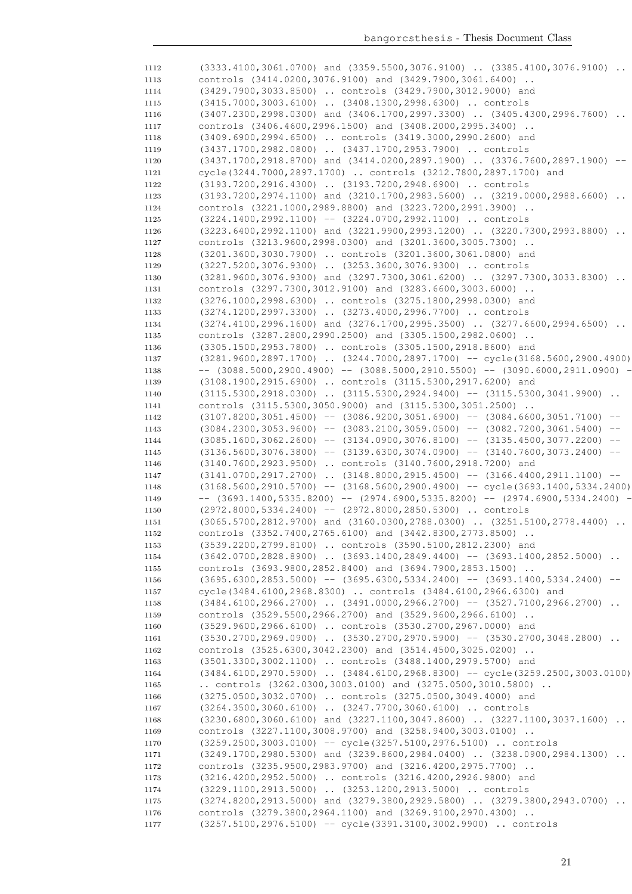```
1112    (3333.4100,3061.0700) and (3359.5500,3076.9100) .. (3385.4100,3076.9100) ..
1113    controls (3414.0200,3076.9100) and (3429.7900,3061.6400) ..
1114    (3429.7900,3033.8500) .. controls (3429.7900,3012.9000) and
1115    (3415.7000,3003.6100) .. (3408.1300,2998.6300) .. controls
1116    (3407.2300,2998.0300) and (3406.1700,2997.3300) .. (3405.4300,2996.7600) ..
1117    controls (3406.4600,2996.1500) and (3408.2000,2995.3400) ..
1118    (3409.6900,2994.6500) .. controls (3419.3000,2990.2600) and
1119    (3437.1700,2982.0800) .. (3437.1700,2953.7900) .. controls
1120    (3437.1700,2918.8700) and (3414.0200,2897.1900) .. (3376.7600,2897.1900) --
1121    cycle(3244.7000,2897.1700) .. controls (3212.7800,2897.1700) and
1122    (3193.7200,2916.4300) .. (3193.7200,2948.6900) .. controls
1123    (3193.7200,2974.1100) and (3210.1700,2983.5600) .. (3219.0000,2988.6600) ..
1124    controls (3221.1000,2989.8800) and (3223.7200,2991.3900) ..
1125    (3224.1400,2992.1100) -- (3224.0700,2992.1100) .. controls
1126    (3223.6400,2992.1100) and (3221.9900,2993.1200) .. (3220.7300,2993.8800) ..
1127    controls (3213.9600,2998.0300) and (3201.3600,3005.7300) ..
1128    (3201.3600,3030.7900) .. controls (3201.3600,3061.0800) and
1129    (3227.5200,3076.9300) .. (3253.3600,3076.9300) .. controls
1130    (3281.9600,3076.9300) and (3297.7300,3061.6200) .. (3297.7300,3033.8300) ..
1131    controls (3297.7300,3012.9100) and (3283.6600,3003.6000) ..
1132    (3276.1000,2998.6300) .. controls (3275.1800,2998.0300) and
1133    (3274.1200,2997.3300) .. (3273.4000,2996.7700) .. controls
1134    (3274.4100,2996.1600) and (3276.1700,2995.3500) .. (3277.6600,2994.6500) ..
1135    controls (3287.2800,2990.2500) and (3305.1500,2982.0600) ..
1136    (3305.1500,2953.7800) .. controls (3305.1500,2918.8600) and
1137    (3281.9600,2897.1700) .. (3244.7000,2897.1700) -- cycle(3168.5600,2900.4900)
1138    -- (3088.5000,2900.4900) -- (3088.5000,2910.5500) -- (3090.6000,2911.0900) -
1139    (3108.1900,2915.6900) .. controls (3115.5300,2917.6200) and
1140    (3115.5300,2918.0300) .. (3115.5300,2924.9400) -- (3115.5300,3041.9900) ..
1141    controls (3115.5300,3050.9000) and (3115.5300,3051.2500) ..
1142    (3107.8200,3051.4500) -- (3086.9200,3051.6900) -- (3084.6600,3051.7100) --
1143    (3084.2300,3053.9600) -- (3083.2100,3059.0500) -- (3082.7200,3061.5400) --
1144    (3085.1600,3062.2600) -- (3134.0900,3076.8100) -- (3135.4500,3077.2200) --
1145    (3136.5600,3076.3800) -- (3139.6300,3074.0900) -- (3140.7600,3073.2400) --
1146    (3140.7600,2923.9500) .. controls (3140.7600,2918.7200) and
1147    (3141.0700,2917.2700) .. (3148.8000,2915.4500) -- (3166.4400,2911.1100) --
1148    (3168.5600,2910.5700) -- (3168.5600,2900.4900) -- cycle(3693.1400,5334.2400)
1149    -- (3693.1400,5335.8200) -- (2974.6900,5335.8200) -- (2974.6900,5334.2400) -
1150    (2972.8000,5334.2400) -- (2972.8000,2850.5300) .. controls
1151    (3065.5700,2812.9700) and (3160.0300,2788.0300) .. (3251.5100,2778.4400) ..
1152    controls (3352.7400,2765.6100) and (3442.8300,2773.8500) ..
1153    (3539.2200,2799.8100) .. controls (3590.5100,2812.2300) and
1154    (3642.0700,2828.8900) .. (3693.1400,2849.4400) -- (3693.1400,2852.5000) ..
1155    controls (3693.9800,2852.8400) and (3694.7900,2853.1500) ..
1156    (3695.6300,2853.5000) -- (3695.6300,5334.2400) -- (3693.1400,5334.2400) --
1157    cycle(3484.6100,2968.8300) .. controls (3484.6100,2966.6300) and
1158    (3484.6100,2966.2700) .. (3491.0000,2966.2700) -- (3527.7100,2966.2700) ..
1159    controls (3529.5500,2966.2700) and (3529.9600,2966.6100) ..
1160    (3529.9600,2966.6100) .. controls (3530.2700,2967.0000) and
1161    (3530.2700,2969.0900) .. (3530.2700,2970.5900) -- (3530.2700,3048.2800) ..
1162    controls (3525.6300,3042.2300) and (3514.4500,3025.0200) ..
1163    (3501.3300,3002.1100) .. controls (3488.1400,2979.5700) and
1164    (3484.6100,2970.5900) .. (3484.6100,2968.8300) -- cycle(3259.2500,3003.0100)
1165    .. controls (3262.0300,3003.0100) and (3275.0500,3010.5800) ..
1166    (3275.0500,3032.0700) .. controls (3275.0500,3049.4000) and
1167    (3264.3500,3060.6100) .. (3247.7700,3060.6100) .. controls
1168    (3230.6800,3060.6100) and (3227.1100,3047.8600) .. (3227.1100,3037.1600) ..
1169    controls (3227.1100,3008.9700) and (3258.9400,3003.0100) ..
1170    (3259.2500,3003.0100) -- cycle(3257.5100,2976.5100) .. controls
1171    (3249.1700,2980.5300) and (3239.8600,2984.0400) .. (3238.0900,2984.1300) ..
1172    controls (3235.9500,2983.9700) and (3216.4200,2975.7700) ..
1173    (3216.4200,2952.5000) .. controls (3216.4200,2926.9800) and
1174    (3229.1100,2913.5000) .. (3253.1200,2913.5000) .. controls
1175    (3274.8200,2913.5000) and (3279.3800,2929.5800) .. (3279.3800,2943.0700) ..
1176    controls (3279.3800,2964.1100) and (3269.9100,2970.4300) ..
1177    (3257.5100,2976.5100) -- cycle(3391.3100,3002.9900) .. controls
```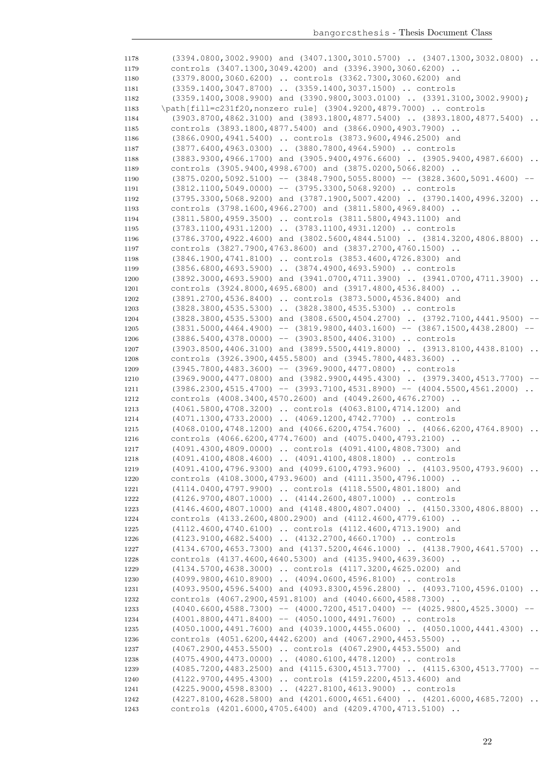```
1178    (3394.0800,3002.9900) and (3407.1300,3010.5700) .. (3407.1300,3032.0800) ..
1179    controls (3407.1300,3049.4200) and (3396.3900,3060.6200) ..
1180    (3379.8000,3060.6200) .. controls (3362.7300,3060.6200) and
1181    (3359.1400,3047.8700) .. (3359.1400,3037.1500) .. controls
1182    (3359.1400,3008.9900) and (3390.9800,3003.0100) .. (3391.3100,3002.9900);
1183  \path[fill=c231f20,nonzero rule] (3904.9200,4879.7000) .. controls
1184    (3903.8700,4862.3100) and (3893.1800,4877.5400) .. (3893.1800,4877.5400) ..
1185    controls (3893.1800,4877.5400) and (3866.0900,4903.7900) ..
1186    (3866.0900,4941.5400) .. controls (3873.9600,4946.2500) and
1187    (3877.6400,4963.0300) .. (3880.7800,4964.5900) .. controls
1188    (3883.9300,4966.1700) and (3905.9400,4976.6600) .. (3905.9400,4987.6600) ..
1189    controls (3905.9400,4998.6700) and (3875.0200,5066.8200) ..
1190    (3875.0200,5092.5100) -- (3848.7900,5055.8000) -- (3828.3600,5091.4600) --
1191    (3812.1100,5049.0000) -- (3795.3300,5068.9200) .. controls
1192    (3795.3300,5068.9200) and (3787.1900,5007.4200) .. (3790.1400,4996.3200) ..
1193    controls (3798.1600,4966.2700) and (3811.5800,4969.8400) ..
1194    (3811.5800,4959.3500) .. controls (3811.5800,4943.1100) and
1195    (3783.1100,4931.1200) .. (3783.1100,4931.1200) .. controls
1196    (3786.3700,4922.4600) and (3802.5600,4844.5100) .. (3814.3200,4806.8800) ..
1197    controls (3827.7900,4763.8600) and (3837.2700,4760.1500) ..
1198    (3846.1900,4741.8100) .. controls (3853.4600,4726.8300) and
1199    (3856.6800,4693.5900) .. (3874.4900,4693.5900) .. controls
1200    (3892.3000,4693.5900) and (3941.0700,4711.3900) .. (3941.0700,4711.3900) ..
1201    controls (3924.8000,4695.6800) and (3917.4800,4536.8400) ..
1202    (3891.2700,4536.8400) .. controls (3873.5000,4536.8400) and
1203    (3828.3800,4535.5300) .. (3828.3800,4535.5300) .. controls
1204    (3828.3800,4535.5300) and (3808.6500,4504.2700) .. (3792.7100,4441.9500) --
1205    (3831.5000,4464.4900) -- (3819.9800,4403.1600) -- (3867.1500,4438.2800) --
1206    (3886.5400,4378.0000) -- (3903.8500,4406.3100) .. controls
1207    (3903.8500,4406.3100) and (3899.5500,4419.8000) .. (3913.8100,4438.8100) ..
1208    controls (3926.3900,4455.5800) and (3945.7800,4483.3600) ..
1209    (3945.7800,4483.3600) -- (3969.9000,4477.0800) .. controls
1210    (3969.9000,4477.0800) and (3982.9900,4495.4300) .. (3979.3400,4513.7700) --
1211    (3986.2300,4515.4700) -- (3993.7100,4531.8900) -- (4004.5500,4561.2000) ..
1212    controls (4008.3400,4570.2600) and (4049.2600,4676.2700) ..
1213    (4061.5800,4708.3200) .. controls (4063.8100,4714.1200) and
1214    (4071.1300,4733.2000) .. (4069.1200,4742.7700) .. controls
1215    (4068.0100,4748.1200) and (4066.6200,4754.7600) .. (4066.6200,4764.8900) ..
1216    controls (4066.6200,4774.7600) and (4075.0400,4793.2100) ..
1217    (4091.4300,4809.0000) .. controls (4091.4100,4808.7300) and
1218    (4091.4100,4808.4600) .. (4091.4100,4808.1800) .. controls
1219    (4091.4100,4796.9300) and (4099.6100,4793.9600) .. (4103.9500,4793.9600) ..
1220    controls (4108.3000,4793.9600) and (4111.3500,4796.1000) ..
1221    (4114.0400,4797.9900) .. controls (4118.5500,4801.1800) and
1222    (4126.9700,4807.1000) .. (4144.2600,4807.1000) .. controls
1223    (4146.4600,4807.1000) and (4148.4800,4807.0400) .. (4150.3300,4806.8800) ..
1224    controls (4133.2600,4800.2900) and (4112.4600,4779.6100) ..
1225    (4112.4600,4740.6100) .. controls (4112.4600,4713.1900) and
1226    (4123.9100,4682.5400) .. (4132.2700,4660.1700) .. controls
1227    (4134.6700,4653.7300) and (4137.5200,4646.1000) .. (4138.7900,4641.5700) ..
1228    controls (4137.4600,4640.5300) and (4135.9400,4639.3600) ..
1229    (4134.5700,4638.3000) .. controls (4117.3200,4625.0200) and
1230    (4099.9800,4610.8900) .. (4094.0600,4596.8100) .. controls
1231    (4093.9500,4596.5400) and (4093.8300,4596.2800) .. (4093.7100,4596.0100) ..
1232    controls (4067.2900,4591.8100) and (4040.6600,4588.7300) ..
1233    (4040.6600,4588.7300) -- (4000.7200,4517.0400) -- (4025.9800,4525.3000) --
1234    (4001.8800,4471.8400) -- (4050.1000,4491.7600) .. controls
1235    (4050.1000,4491.7600) and (4039.1000,4455.0600) .. (4050.1000,4441.4300) ..
1236    controls (4051.6200,4442.6200) and (4067.2900,4453.5500) ..
1237    (4067.2900,4453.5500) .. controls (4067.2900,4453.5500) and
1238    (4075.4900,4473.0000) .. (4080.6100,4478.1200) .. controls
1239    (4085.7200,4483.2500) and (4115.6300,4513.7700) .. (4115.6300,4513.7700) --
1240    (4122.9700,4495.4300) .. controls (4159.2200,4513.4600) and
1241    (4225.9000,4598.8300) .. (4227.8100,4613.9000) .. controls
1242    (4227.8100,4628.5800) and (4201.6000,4651.6400) .. (4201.6000,4685.7200) ..
1243    controls (4201.6000,4705.6400) and (4209.4700,4713.5100) ..
```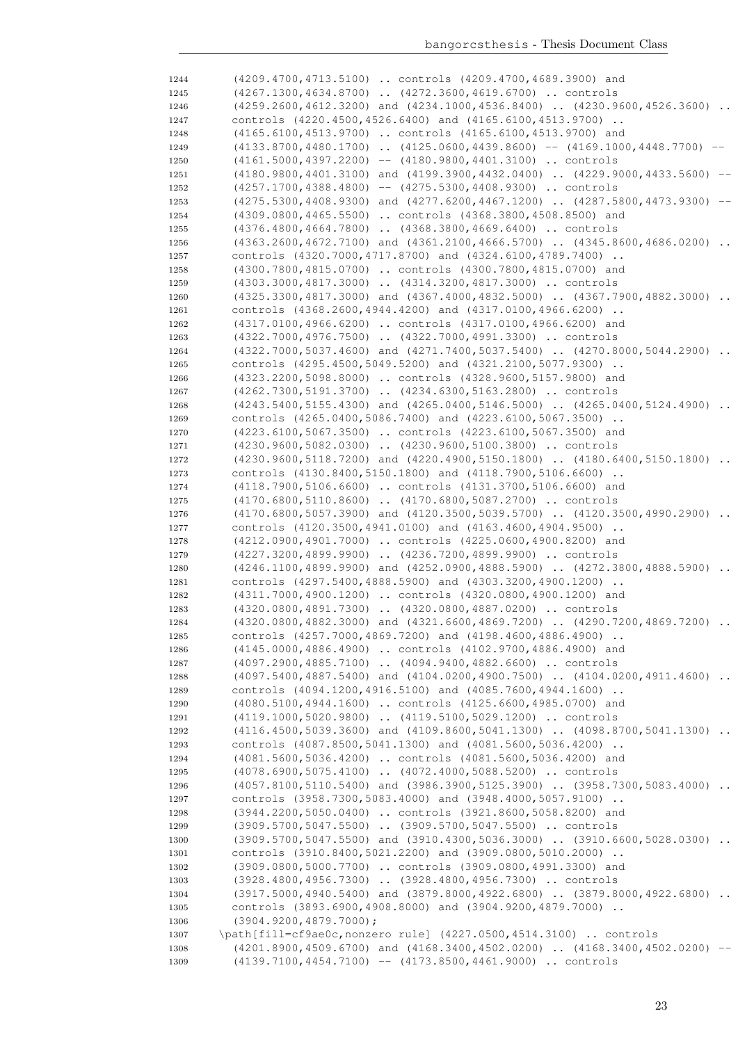```
1244        (4209.4700,4713.5100) .. controls (4209.4700,4689.3900) and
1245        (4267.1300,4634.8700) .. (4272.3600,4619.6700) .. controls
1246        (4259.2600,4612.3200) and (4234.1000,4536.8400) .. (4230.9600,4526.3600) ..
1247        controls (4220.4500,4526.6400) and (4165.6100,4513.9700) ..
1248        (4165.6100,4513.9700) .. controls (4165.6100,4513.9700) and
1249        (4133.8700,4480.1700) .. (4125.0600,4439.8600) -- (4169.1000,4448.7700) --
1250        (4161.5000,4397.2200) -- (4180.9800,4401.3100) .. controls
1251        (4180.9800,4401.3100) and (4199.3900,4432.0400) .. (4229.9000,4433.5600) --
1252        (4257.1700,4388.4800) -- (4275.5300,4408.9300) .. controls
1253        (4275.5300,4408.9300) and (4277.6200,4467.1200) .. (4287.5800,4473.9300) --
1254        (4309.0800,4465.5500) .. controls (4368.3800,4508.8500) and
1255        (4376.4800,4664.7800) .. (4368.3800,4669.6400) .. controls
1256        (4363.2600,4672.7100) and (4361.2100,4666.5700) .. (4345.8600,4686.0200) ..
1257        controls (4320.7000,4717.8700) and (4324.6100,4789.7400) ..
1258        (4300.7800,4815.0700) .. controls (4300.7800,4815.0700) and
1259        (4303.3000,4817.3000) .. (4314.3200,4817.3000) .. controls
1260        (4325.3300,4817.3000) and (4367.4000,4832.5000) .. (4367.7900,4882.3000) ..
1261        controls (4368.2600,4944.4200) and (4317.0100,4966.6200) ..
1262        (4317.0100,4966.6200) .. controls (4317.0100,4966.6200) and
1263        (4322.7000,4976.7500) .. (4322.7000,4991.3300) .. controls
1264        (4322.7000,5037.4600) and (4271.7400,5037.5400) .. (4270.8000,5044.2900) ..
1265        controls (4295.4500,5049.5200) and (4321.2100,5077.9300) ..
1266        (4323.2200,5098.8000) .. controls (4328.9600,5157.9800) and
1267        (4262.7300,5191.3700) .. (4234.6300,5163.2800) .. controls
1268        (4243.5400,5155.4300) and (4265.0400,5146.5000) .. (4265.0400,5124.4900) ..
1269        controls (4265.0400,5086.7400) and (4223.6100,5067.3500) ..
1270        (4223.6100,5067.3500) .. controls (4223.6100,5067.3500) and
1271        (4230.9600,5082.0300) .. (4230.9600,5100.3800) .. controls
1272        (4230.9600,5118.7200) and (4220.4900,5150.1800) .. (4180.6400,5150.1800) ..
1273        controls (4130.8400,5150.1800) and (4118.7900,5106.6600) ..
1274        (4118.7900,5106.6600) .. controls (4131.3700,5106.6600) and
1275        (4170.6800,5110.8600) .. (4170.6800,5087.2700) .. controls
1276        (4170.6800,5057.3900) and (4120.3500,5039.5700) .. (4120.3500,4990.2900) ..
1277        controls (4120.3500,4941.0100) and (4163.4600,4904.9500) ..
1278        (4212.0900,4901.7000) .. controls (4225.0600,4900.8200) and
1279        (4227.3200,4899.9900) .. (4236.7200,4899.9900) .. controls
1280        (4246.1100,4899.9900) and (4252.0900,4888.5900) .. (4272.3800,4888.5900) ..
1281        controls (4297.5400,4888.5900) and (4303.3200,4900.1200) ..
1282        (4311.7000,4900.1200) .. controls (4320.0800,4900.1200) and
1283        (4320.0800,4891.7300) .. (4320.0800,4887.0200) .. controls
1284        (4320.0800,4882.3000) and (4321.6600,4869.7200) .. (4290.7200,4869.7200) ..
1285        controls (4257.7000,4869.7200) and (4198.4600,4886.4900) ..
1286        (4145.0000,4886.4900) .. controls (4102.9700,4886.4900) and
1287        (4097.2900,4885.7100) .. (4094.9400,4882.6600) .. controls
1288        (4097.5400,4887.5400) and (4104.0200,4900.7500) .. (4104.0200,4911.4600) ..
1289        controls (4094.1200,4916.5100) and (4085.7600,4944.1600) ..
1290        (4080.5100,4944.1600) .. controls (4125.6600,4985.0700) and
1291        (4119.1000,5020.9800) .. (4119.5100,5029.1200) .. controls
1292        (4116.4500,5039.3600) and (4109.8600,5041.1300) .. (4098.8700,5041.1300) ..
1293        controls (4087.8500,5041.1300) and (4081.5600,5036.4200) ..
1294        (4081.5600,5036.4200) .. controls (4081.5600,5036.4200) and
1295        (4078.6900,5075.4100) .. (4072.4000,5088.5200) .. controls
1296        (4057.8100,5110.5400) and (3986.3900,5125.3900) .. (3958.7300,5083.4000) ..
1297        controls (3958.7300,5083.4000) and (3948.4000,5057.9100) ..
1298        (3944.2200,5050.0400) .. controls (3921.8600,5058.8200) and
1299        (3909.5700,5047.5500) .. (3909.5700,5047.5500) .. controls
1300        (3909.5700,5047.5500) and (3910.4300,5036.3000) .. (3910.6600,5028.0300) ..
1301        controls (3910.8400,5021.2200) and (3909.0800,5010.2000) ..
1302        (3909.0800,5000.7700) .. controls (3909.0800,4991.3300) and
1303        (3928.4800,4956.7300) .. (3928.4800,4956.7300) .. controls
1304        (3917.5000,4940.5400) and (3879.8000,4922.6800) .. (3879.8000,4922.6800) ..
1305        controls (3893.6900,4908.8000) and (3904.9200,4879.7000) ..
1306        (3904.9200,4879.7000);
1307      \path[fill=cf9ae0c,nonzero rule] (4227.0500,4514.3100) .. controls
1308        (4201.8900,4509.6700) and (4168.3400,4502.0200) .. (4168.3400,4502.0200) --
1309        (4139.7100,4454.7100) -- (4173.8500,4461.9000) .. controls
```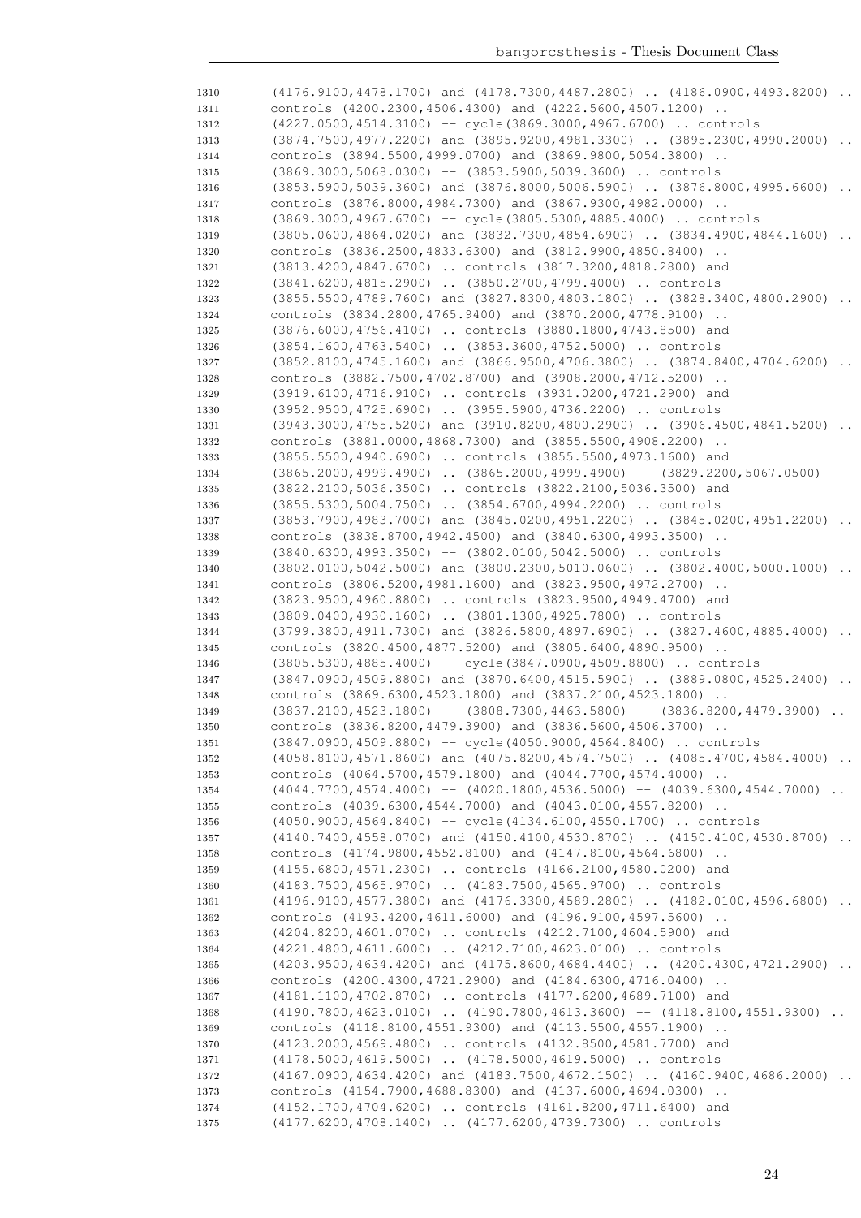```
1310    (4176.9100,4478.1700) and (4178.7300,4487.2800) .. (4186.0900,4493.8200) ..
1311    controls (4200.2300,4506.4300) and (4222.5600,4507.1200) ..
1312    (4227.0500,4514.3100) -- cycle(3869.3000,4967.6700) .. controls
1313    (3874.7500,4977.2200) and (3895.9200,4981.3300) .. (3895.2300,4990.2000) ..
1314    controls (3894.5500,4999.0700) and (3869.9800,5054.3800) ..
1315    (3869.3000,5068.0300) -- (3853.5900,5039.3600) .. controls
1316    (3853.5900,5039.3600) and (3876.8000,5006.5900) .. (3876.8000,4995.6600) ..
1317    controls (3876.8000,4984.7300) and (3867.9300,4982.0000) ..
1318    (3869.3000,4967.6700) -- cycle(3805.5300,4885.4000) .. controls
1319    (3805.0600,4864.0200) and (3832.7300,4854.6900) .. (3834.4900,4844.1600) ..
1320    controls (3836.2500,4833.6300) and (3812.9900,4850.8400) ..
1321    (3813.4200,4847.6700) .. controls (3817.3200,4818.2800) and
1322    (3841.6200,4815.2900) .. (3850.2700,4799.4000) .. controls
1323    (3855.5500,4789.7600) and (3827.8300,4803.1800) .. (3828.3400,4800.2900) ..
1324    controls (3834.2800,4765.9400) and (3870.2000,4778.9100) ..
1325    (3876.6000,4756.4100) .. controls (3880.1800,4743.8500) and
1326    (3854.1600,4763.5400) .. (3853.3600,4752.5000) .. controls
1327    (3852.8100,4745.1600) and (3866.9500,4706.3800) .. (3874.8400,4704.6200) ..
1328    controls (3882.7500,4702.8700) and (3908.2000,4712.5200) ..
1329    (3919.6100,4716.9100) .. controls (3931.0200,4721.2900) and
1330    (3952.9500,4725.6900) .. (3955.5900,4736.2200) .. controls
1331    (3943.3000,4755.5200) and (3910.8200,4800.2900) .. (3906.4500,4841.5200) ..
1332    controls (3881.0000,4868.7300) and (3855.5500,4908.2200) ..
1333    (3855.5500,4940.6900) .. controls (3855.5500,4973.1600) and
1334    (3865.2000,4999.4900) .. (3865.2000,4999.4900) -- (3829.2200,5067.0500) --
1335    (3822.2100,5036.3500) .. controls (3822.2100,5036.3500) and
1336    (3855.5300,5004.7500) .. (3854.6700,4994.2200) .. controls
1337    (3853.7900,4983.7000) and (3845.0200,4951.2200) .. (3845.0200,4951.2200) ..
1338    controls (3838.8700,4942.4500) and (3840.6300,4993.3500) ..
1339    (3840.6300,4993.3500) -- (3802.0100,5042.5000) .. controls
1340    (3802.0100,5042.5000) and (3800.2300,5010.0600) .. (3802.4000,5000.1000) ..
1341    controls (3806.5200,4981.1600) and (3823.9500,4972.2700) ..
1342    (3823.9500,4960.8800) .. controls (3823.9500,4949.4700) and
1343    (3809.0400,4930.1600) .. (3801.1300,4925.7800) .. controls
1344    (3799.3800,4911.7300) and (3826.5800,4897.6900) .. (3827.4600,4885.4000) ..
1345    controls (3820.4500,4877.5200) and (3805.6400,4890.9500) ..
1346    (3805.5300,4885.4000) -- cycle(3847.0900,4509.8800) .. controls
1347    (3847.0900,4509.8800) and (3870.6400,4515.5900) .. (3889.0800,4525.2400) ..
1348    controls (3869.6300,4523.1800) and (3837.2100,4523.1800) ..
1349    (3837.2100,4523.1800) -- (3808.7300,4463.5800) -- (3836.8200,4479.3900) ..
1350    controls (3836.8200,4479.3900) and (3836.5600,4506.3700) ..
1351    (3847.0900,4509.8800) -- cycle(4050.9000,4564.8400) .. controls
1352    (4058.8100,4571.8600) and (4075.8200,4574.7500) .. (4085.4700,4584.4000) ..
1353    controls (4064.5700,4579.1800) and (4044.7700,4574.4000) ..
1354    (4044.7700,4574.4000) -- (4020.1800,4536.5000) -- (4039.6300,4544.7000) ..
1355    controls (4039.6300,4544.7000) and (4043.0100,4557.8200) ..
1356    (4050.9000,4564.8400) -- cycle(4134.6100,4550.1700) .. controls
1357    (4140.7400,4558.0700) and (4150.4100,4530.8700) .. (4150.4100,4530.8700) ..
1358    controls (4174.9800,4552.8100) and (4147.8100,4564.6800) ..
1359    (4155.6800,4571.2300) .. controls (4166.2100,4580.0200) and
1360    (4183.7500,4565.9700) .. (4183.7500,4565.9700) .. controls
1361    (4196.9100,4577.3800) and (4176.3300,4589.2800) .. (4182.0100,4596.6800) ..
1362    controls (4193.4200,4611.6000) and (4196.9100,4597.5600) ..
1363    (4204.8200,4601.0700) .. controls (4212.7100,4604.5900) and
1364    (4221.4800,4611.6000) .. (4212.7100,4623.0100) .. controls
1365    (4203.9500,4634.4200) and (4175.8600,4684.4400) .. (4200.4300,4721.2900) ..
1366    controls (4200.4300,4721.2900) and (4184.6300,4716.0400) ..
1367    (4181.1100,4702.8700) .. controls (4177.6200,4689.7100) and
1368    (4190.7800,4623.0100) .. (4190.7800,4613.3600) -- (4118.8100,4551.9300) ..
1369    controls (4118.8100,4551.9300) and (4113.5500,4557.1900) ..
1370    (4123.2000,4569.4800) .. controls (4132.8500,4581.7700) and
1371    (4178.5000,4619.5000) .. (4178.5000,4619.5000) .. controls
1372    (4167.0900,4634.4200) and (4183.7500,4672.1500) .. (4160.9400,4686.2000) ..
1373    controls (4154.7900,4688.8300) and (4137.6000,4694.0300) ..
1374    (4152.1700,4704.6200) .. controls (4161.8200,4711.6400) and
1375    (4177.6200,4708.1400) .. (4177.6200,4739.7300) .. controls
```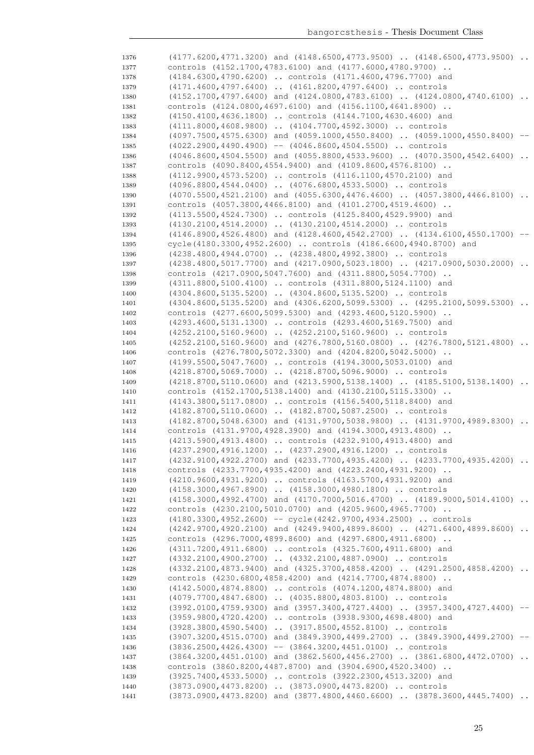```
1376        (4177.6200,4771.3200) and (4148.6500,4773.9500) .. (4148.6500,4773.9500) ..
1377        controls (4152.1700,4783.6100) and (4177.6000,4780.9700) ..
1378        (4184.6300,4790.6200) .. controls (4171.4600,4796.7700) and
1379        (4171.4600,4797.6400) .. (4161.8200,4797.6400) .. controls
1380        (4152.1700,4797.6400) and (4124.0800,4783.6100) .. (4124.0800,4740.6100) ..
1381        controls (4124.0800,4697.6100) and (4156.1100,4641.8900) ..
1382        (4150.4100,4636.1800) .. controls (4144.7100,4630.4600) and
1383        (4111.8000,4608.9800) .. (4104.7700,4592.3000) .. controls
1384        (4097.7500,4575.6300) and (4059.1000,4550.8400) .. (4059.1000,4550.8400) --
1385        (4022.2900,4490.4900) -- (4046.8600,4504.5500) .. controls
1386        (4046.8600,4504.5500) and (4055.8800,4533.9600) .. (4070.3500,4542.6400) ..
1387        controls (4090.8400,4554.9400) and (4109.8600,4576.8100) ..
1388        (4112.9900,4573.5200) .. controls (4116.1100,4570.2100) and
1389        (4096.8800,4544.0400) .. (4076.6800,4533.5000) .. controls
1390        (4070.5500,4521.2100) and (4055.6300,4476.4600) .. (4057.3800,4466.8100) ..
1391        controls (4057.3800,4466.8100) and (4101.2700,4519.4600) ..
1392        (4113.5500,4524.7300) .. controls (4125.8400,4529.9900) and
1393        (4130.2100,4514.2000) .. (4130.2100,4514.2000) .. controls
1394        (4146.8900,4526.4800) and (4128.4600,4542.2700) .. (4134.6100,4550.1700) --
1395        cycle(4180.3300,4952.2600) .. controls (4186.6600,4940.8700) and
1396        (4238.4800,4944.0700) .. (4238.4800,4992.3800) .. controls
1397        (4238.4800,5017.7700) and (4217.0900,5023.1800) .. (4217.0900,5030.2000) ..
1398        controls (4217.0900,5047.7600) and (4311.8800,5054.7700) ..
1399        (4311.8800,5100.4100) .. controls (4311.8800,5124.1100) and
1400        (4304.8600,5135.5200) .. (4304.8600,5135.5200) .. controls
1401        (4304.8600,5135.5200) and (4306.6200,5099.5300) .. (4295.2100,5099.5300) ..
1402        controls (4277.6600,5099.5300) and (4293.4600,5120.5900) ..
1403        (4293.4600,5131.1300) .. controls (4293.4600,5169.7500) and
1404        (4252.2100,5160.9600) .. (4252.2100,5160.9600) .. controls
1405        (4252.2100,5160.9600) and (4276.7800,5160.0800) .. (4276.7800,5121.4800) ..
1406        controls (4276.7800,5072.3300) and (4204.8200,5042.5000) ..
1407        (4199.5500,5047.7600) .. controls (4194.3000,5053.0100) and
1408        (4218.8700,5069.7000) .. (4218.8700,5096.9000) .. controls
1409        (4218.8700,5110.0600) and (4213.5900,5138.1400) .. (4185.5100,5138.1400) ..
1410        controls (4152.1700,5138.1400) and (4130.2100,5115.3300) ..
1411        (4143.3800,5117.0800) .. controls (4156.5400,5118.8400) and
1412        (4182.8700,5110.0600) .. (4182.8700,5087.2500) .. controls
1413        (4182.8700,5048.6300) and (4131.9700,5038.9800) .. (4131.9700,4989.8300) ..
1414        controls (4131.9700,4928.3900) and (4194.3000,4913.4800) ..
1415        (4213.5900,4913.4800) .. controls (4232.9100,4913.4800) and
1416        (4237.2900,4916.1200) .. (4237.2900,4916.1200) .. controls
1417        (4232.9100,4922.2700) and (4233.7700,4935.4200) .. (4233.7700,4935.4200) ..
1418        controls (4233.7700,4935.4200) and (4223.2400,4931.9200) ..
1419        (4210.9600,4931.9200) .. controls (4163.5700,4931.9200) and
1420        (4158.3000,4967.8900) .. (4158.3000,4980.1800) .. controls
1421        (4158.3000,4992.4700) and (4170.7000,5016.4700) .. (4189.9000,5014.4100) ..
1422        controls (4230.2100,5010.0700) and (4205.9600,4965.7700) ..
1423        (4180.3300,4952.2600) -- cycle(4242.9700,4934.2500) .. controls
1424        (4242.9700,4920.2100) and (4249.9400,4899.8600) .. (4271.6400,4899.8600) ..
1425        controls (4296.7000,4899.8600) and (4297.6800,4911.6800) ..
1426        (4311.7200,4911.6800) .. controls (4325.7600,4911.6800) and
1427        (4332.2100,4900.2700) .. (4332.2100,4887.0900) .. controls
1428        (4332.2100,4873.9400) and (4325.3700,4858.4200) .. (4291.2500,4858.4200) ..
1429        controls (4230.6800,4858.4200) and (4214.7700,4874.8800) ..
1430        (4142.5000,4874.8800) .. controls (4074.1200,4874.8800) and
1431        (4079.7700,4847.6800) .. (4035.8800,4803.8100) .. controls
1432        (3992.0100,4759.9300) and (3957.3400,4727.4400) .. (3957.3400,4727.4400) --
1433        (3959.9800,4720.4200) .. controls (3938.9300,4698.4800) and
1434        (3928.3800,4590.5400) .. (3917.8500,4552.8100) .. controls
1435        (3907.3200,4515.0700) and (3849.3900,4499.2700) .. (3849.3900,4499.2700) --
1436        (3836.2500,4426.4300) -- (3864.3200,4451.0100) .. controls
1437        (3864.3200,4451.0100) and (3862.5600,4456.2700) .. (3861.6800,4472.0700) ..
1438        controls (3860.8200,4487.8700) and (3904.6900,4520.3400) ..
1439        (3925.7400,4533.5000) .. controls (3922.2300,4513.3200) and
1440        (3873.0900,4473.8200) .. (3873.0900,4473.8200) .. controls
1441        (3873.0900,4473.8200) and (3877.4800,4460.6600) .. (3878.3600,4445.7400) ..
```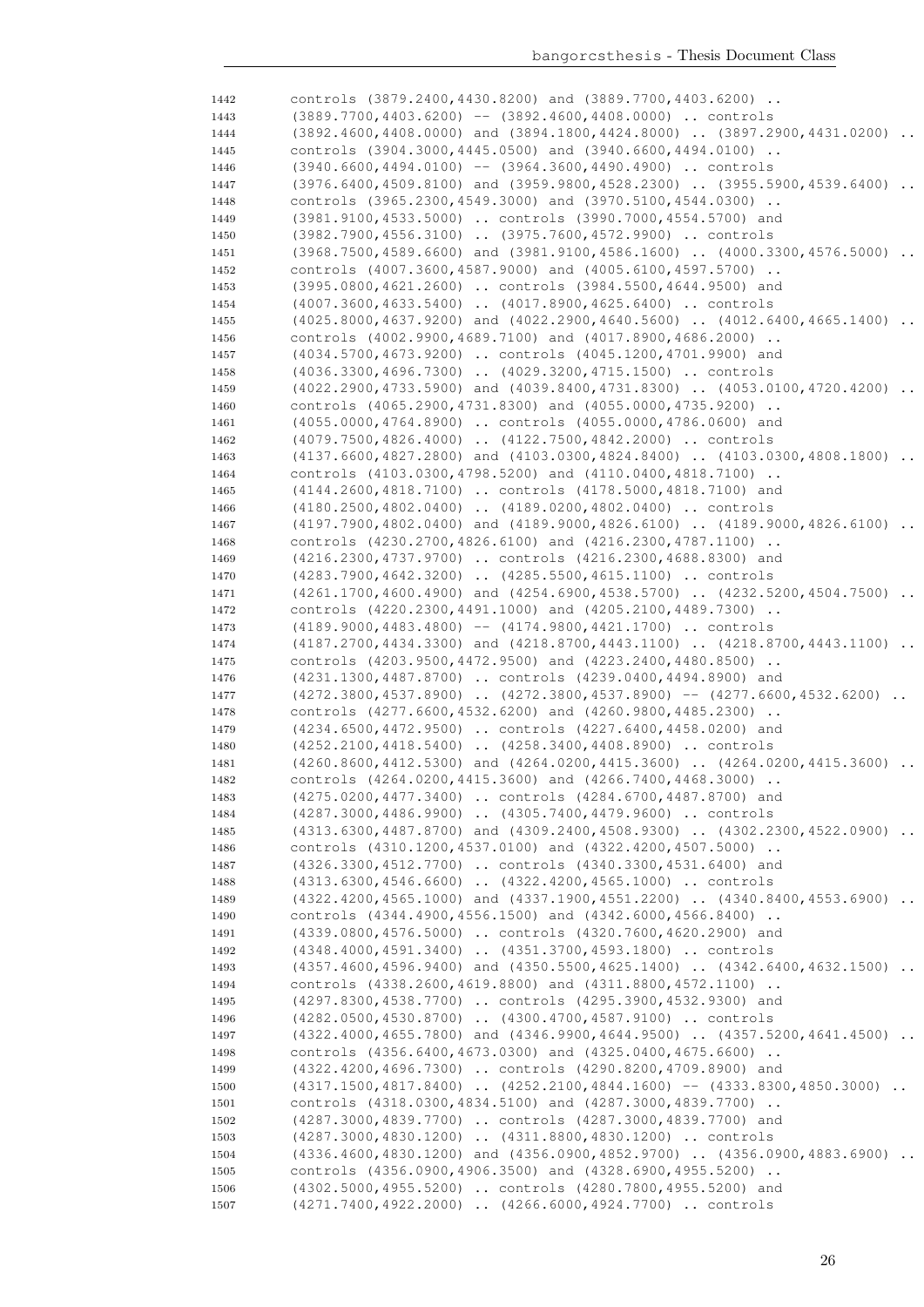```
controls (3879.2400,4430.8200) and (3889.7700,4403.6200) ..
(3889.7700,4403.6200) -- (3892.4600,4408.0000) .. controls
(3892.4600,4408.0000) and (3894.1800,4424.8000) .. (3897.2900,4431.0200) ..
controls (3904.3000,4445.0500) and (3940.6600,4494.0100) ..
(3940.6600,4494.0100) -- (3964.3600,4490.4900) .. controls
(3976.6400,4509.8100) and (3959.9800,4528.2300) .. (3955.5900,4539.6400) ..
controls (3965.2300,4549.3000) and (3970.5100,4544.0300) ..
(3981.9100,4533.5000) .. controls (3990.7000,4554.5700) and
(3982.7900,4556.3100) .. (3975.7600,4572.9900) .. controls
(3968.7500,4589.6600) and (3981.9100,4586.1600) .. (4000.3300,4576.5000) ..
controls (4007.3600,4587.9000) and (4005.6100,4597.5700) ..
(3995.0800,4621.2600) .. controls (3984.5500,4644.9500) and
(4007.3600,4633.5400) .. (4017.8900,4625.6400) .. controls
(4025.8000,4637.9200) and (4022.2900,4640.5600) .. (4012.6400,4665.1400) ..
controls (4002.9900,4689.7100) and (4017.8900,4686.2000) ..
(4034.5700,4673.9200) .. controls (4045.1200,4701.9900) and
(4036.3300,4696.7300) .. (4029.3200,4715.1500) .. controls
(4022.2900,4733.5900) and (4039.8400,4731.8300) .. (4053.0100,4720.4200) ..
controls (4065.2900,4731.8300) and (4055.0000,4735.9200) ..
(4055.0000,4764.8900) .. controls (4055.0000,4786.0600) and
(4079.7500,4826.4000) .. (4122.7500,4842.2000) .. controls
(4137.6600,4827.2800) and (4103.0300,4824.8400) .. (4103.0300,4808.1800) ..
controls (4103.0300,4798.5200) and (4110.0400,4818.7100) ..
(4144.2600,4818.7100) .. controls (4178.5000,4818.7100) and
(4180.2500,4802.0400) .. (4189.0200,4802.0400) .. controls
(4197.7900,4802.0400) and (4189.9000,4826.6100) .. (4189.9000,4826.6100) ..
controls (4230.2700,4826.6100) and (4216.2300,4787.1100) ..
(4216.2300,4737.9700) .. controls (4216.2300,4688.8300) and
(4283.7900,4642.3200) .. (4285.5500,4615.1100) .. controls
(4261.1700,4600.4900) and (4254.6900,4538.5700) .. (4232.5200,4504.7500) ..
controls (4220.2300,4491.1000) and (4205.2100,4489.7300) ..
(4189.9000,4483.4800) -- (4174.9800,4421.1700) .. controls
(4187.2700,4434.3300) and (4218.8700,4443.1100) .. (4218.8700,4443.1100) ..
controls (4203.9500,4472.9500) and (4223.2400,4480.8500) ..
(4231.1300,4487.8700) .. controls (4239.0400,4494.8900) and
(4272.3800,4537.8900) .. (4272.3800,4537.8900) -- (4277.6600,4532.6200) ..
controls (4277.6600,4532.6200) and (4260.9800,4485.2300) ..
(4234.6500,4472.9500) .. controls (4227.6400,4458.0200) and
(4252.2100,4418.5400) .. (4258.3400,4408.8900) .. controls
(4260.8600,4412.5300) and (4264.0200,4415.3600) .. (4264.0200,4415.3600) ..
controls (4264.0200,4415.3600) and (4266.7400,4468.3000) ..
(4275.0200,4477.3400) .. controls (4284.6700,4487.8700) and
(4287.3000,4486.9900) .. (4305.7400,4479.9600) .. controls
(4313.6300,4487.8700) and (4309.2400,4508.9300) .. (4302.2300,4522.0900) ..
controls (4310.1200,4537.0100) and (4322.4200,4507.5000) ..
(4326.3300,4512.7700) .. controls (4340.3300,4531.6400) and
(4313.6300,4546.6600) .. (4322.4200,4565.1000) .. controls
(4322.4200,4565.1000) and (4337.1900,4551.2200) .. (4340.8400,4553.6900) ..
controls (4344.4900,4556.1500) and (4342.6000,4566.8400) ..
(4339.0800,4576.5000) .. controls (4320.7600,4620.2900) and
(4348.4000,4591.3400) .. (4351.3700,4593.1800) .. controls
(4357.4600,4596.9400) and (4350.5500,4625.1400) .. (4342.6400,4632.1500) ..
controls (4338.2600,4619.8800) and (4311.8800,4572.1100) ..
(4297.8300,4538.7700) .. controls (4295.3900,4532.9300) and
(4282.0500,4530.8700) .. (4300.4700,4587.9100) .. controls
(4322.4000,4655.7800) and (4346.9900,4644.9500) .. (4357.5200,4641.4500) ..
controls (4356.6400,4673.0300) and (4325.0400,4675.6600) ..
(4322.4200,4696.7300) .. controls (4290.8200,4709.8900) and
(4317.1500,4817.8400) .. (4252.2100,4844.1600) -- (4333.8300,4850.3000) ..
controls (4318.0300,4834.5100) and (4287.3000,4839.7700) ..
(4287.3000,4839.7700) .. controls (4287.3000,4839.7700) and
(4287.3000,4830.1200) .. (4311.8800,4830.1200) .. controls
(4336.4600,4830.1200) and (4356.0900,4852.9700) .. (4356.0900,4883.6900) ..
controls (4356.0900,4906.3500) and (4328.6900,4955.5200) ..
(4302.5000,4955.5200) .. controls (4280.7800,4955.5200) and
(4271.7400,4922.2000) .. (4266.6000,4924.7700) .. controls
```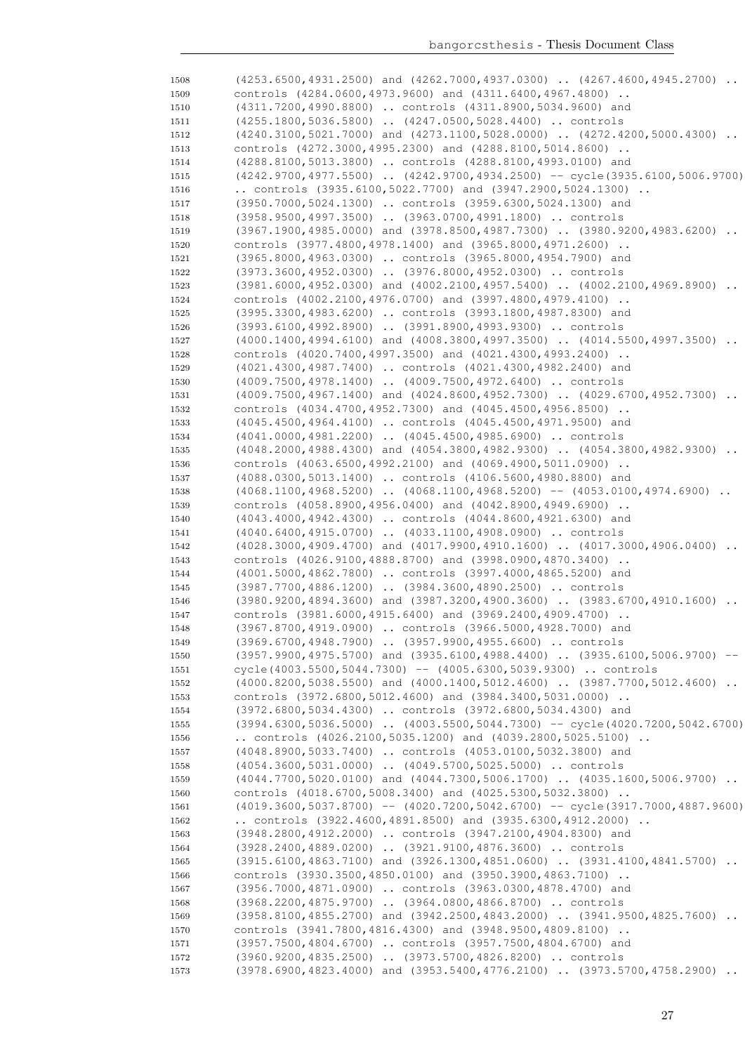```
1508    (4253.6500,4931.2500) and (4262.7000,4937.0300) .. (4267.4600,4945.2700) ..
1509    controls (4284.0600,4973.9600) and (4311.6400,4967.4800) ..
1510    (4311.7200,4990.8800) .. controls (4311.8900,5034.9600) and
1511    (4255.1800,5036.5800) .. (4247.0500,5028.4400) .. controls
1512    (4240.3100,5021.7000) and (4273.1100,5028.0000) .. (4272.4200,5000.4300) ..
1513    controls (4272.3000,4995.2300) and (4288.8100,5014.8600) ..
1514    (4288.8100,5013.3800) .. controls (4288.8100,4993.0100) and
1515    (4242.9700,4977.5500) .. (4242.9700,4934.2500) -- cycle(3935.6100,5006.9700)
1516    .. controls (3935.6100,5022.7700) and (3947.2900,5024.1300) ..
1517    (3950.7000,5024.1300) .. controls (3959.6300,5024.1300) and
1518    (3958.9500,4997.3500) .. (3963.0700,4991.1800) .. controls
1519    (3967.1900,4985.0000) and (3978.8500,4987.7300) .. (3980.9200,4983.6200) ..
1520    controls (3977.4800,4978.1400) and (3965.8000,4971.2600) ..
1521    (3965.8000,4963.0300) .. controls (3965.8000,4954.7900) and
1522    (3973.3600,4952.0300) .. (3976.8000,4952.0300) .. controls
1523    (3981.6000,4952.0300) and (4002.2100,4957.5400) .. (4002.2100,4969.8900) ..
1524    controls (4002.2100,4976.0700) and (3997.4800,4979.4100) ..
1525    (3995.3300,4983.6200) .. controls (3993.1800,4987.8300) and
1526    (3993.6100,4992.8900) .. (3991.8900,4993.9300) .. controls
1527    (4000.1400,4994.6100) and (4008.3800,4997.3500) .. (4014.5500,4997.3500) ..
1528    controls (4020.7400,4997.3500) and (4021.4300,4993.2400) ..
1529    (4021.4300,4987.7400) .. controls (4021.4300,4982.2400) and
1530    (4009.7500,4978.1400) .. (4009.7500,4972.6400) .. controls
1531    (4009.7500,4967.1400) and (4024.8600,4952.7300) .. (4029.6700,4952.7300) ..
1532    controls (4034.4700,4952.7300) and (4045.4500,4956.8500) ..
1533    (4045.4500,4964.4100) .. controls (4045.4500,4971.9500) and
1534    (4041.0000,4981.2200) .. (4045.4500,4985.6900) .. controls
1535    (4048.2000,4988.4300) and (4054.3800,4982.9300) .. (4054.3800,4982.9300) ..
1536    controls (4063.6500,4992.2100) and (4069.4900,5011.0900) ..
1537    (4088.0300,5013.1400) .. controls (4106.5600,4980.8800) and
1538    (4068.1100,4968.5200) .. (4068.1100,4968.5200) -- (4053.0100,4974.6900) ..
1539    controls (4058.8900,4956.0400) and (4042.8900,4949.6900) ..
1540    (4043.4000,4942.4300) .. controls (4044.8600,4921.6300) and
1541    (4040.6400,4915.0700) .. (4033.1100,4908.0900) .. controls
1542    (4028.3000,4909.4700) and (4017.9900,4910.1600) .. (4017.3000,4906.0400) ..
1543    controls (4026.9100,4888.8700) and (3998.0900,4870.3400) ..
1544    (4001.5000,4862.7800) .. controls (3997.4000,4865.5200) and
1545    (3987.7700,4886.1200) .. (3984.3600,4890.2500) .. controls
1546    (3980.9200,4894.3600) and (3987.3200,4900.3600) .. (3983.6700,4910.1600) ..
1547    controls (3981.6000,4915.6400) and (3969.2400,4909.4700) ..
1548    (3967.8700,4919.0900) .. controls (3966.5000,4928.7000) and
1549    (3969.6700,4948.7900) .. (3957.9900,4955.6600) .. controls
1550    (3957.9900,4975.5700) and (3935.6100,4988.4400) .. (3935.6100,5006.9700) --
1551    cycle(4003.5500,5044.7300) -- (4005.6300,5039.9300) .. controls
1552    (4000.8200,5038.5500) and (4000.1400,5012.4600) .. (3987.7700,5012.4600) ..
1553    controls (3972.6800,5012.4600) and (3984.3400,5031.0000) ..
1554    (3972.6800,5034.4300) .. controls (3972.6800,5034.4300) and
1555    (3994.6300,5036.5000) .. (4003.5500,5044.7300) -- cycle(4020.7200,5042.6700)
1556    .. controls (4026.2100,5035.1200) and (4039.2800,5025.5100) ..
1557    (4048.8900,5033.7400) .. controls (4053.0100,5032.3800) and
1558    (4054.3600,5031.0000) .. (4049.5700,5025.5000) .. controls
1559    (4044.7700,5020.0100) and (4044.7300,5006.1700) .. (4035.1600,5006.9700) ..
1560    controls (4018.6700,5008.3400) and (4025.5300,5032.3800) ..
1561    (4019.3600,5037.8700) -- (4020.7200,5042.6700) -- cycle(3917.7000,4887.9600)
1562    .. controls (3922.4600,4891.8500) and (3935.6300,4912.2000) ..
1563    (3948.2800,4912.2000) .. controls (3947.2100,4904.8300) and
1564    (3928.2400,4889.0200) .. (3921.9100,4876.3600) .. controls
1565    (3915.6100,4863.7100) and (3926.1300,4851.0600) .. (3931.4100,4841.5700) ..
1566    controls (3930.3500,4850.0100) and (3950.3900,4863.7100) ..
1567    (3956.7000,4871.0900) .. controls (3963.0300,4878.4700) and
1568    (3968.2200,4875.9700) .. (3964.0800,4866.8700) .. controls
1569    (3958.8100,4855.2700) and (3942.2500,4843.2000) .. (3941.9500,4825.7600) ..
1570    controls (3941.7800,4816.4300) and (3948.9500,4809.8100) ..
1571    (3957.7500,4804.6700) .. controls (3957.7500,4804.6700) and
1572    (3960.9200,4835.2500) .. (3973.5700,4826.8200) .. controls
1573    (3978.6900,4823.4000) and (3953.5400,4776.2100) .. (3973.5700,4758.2900) ..
```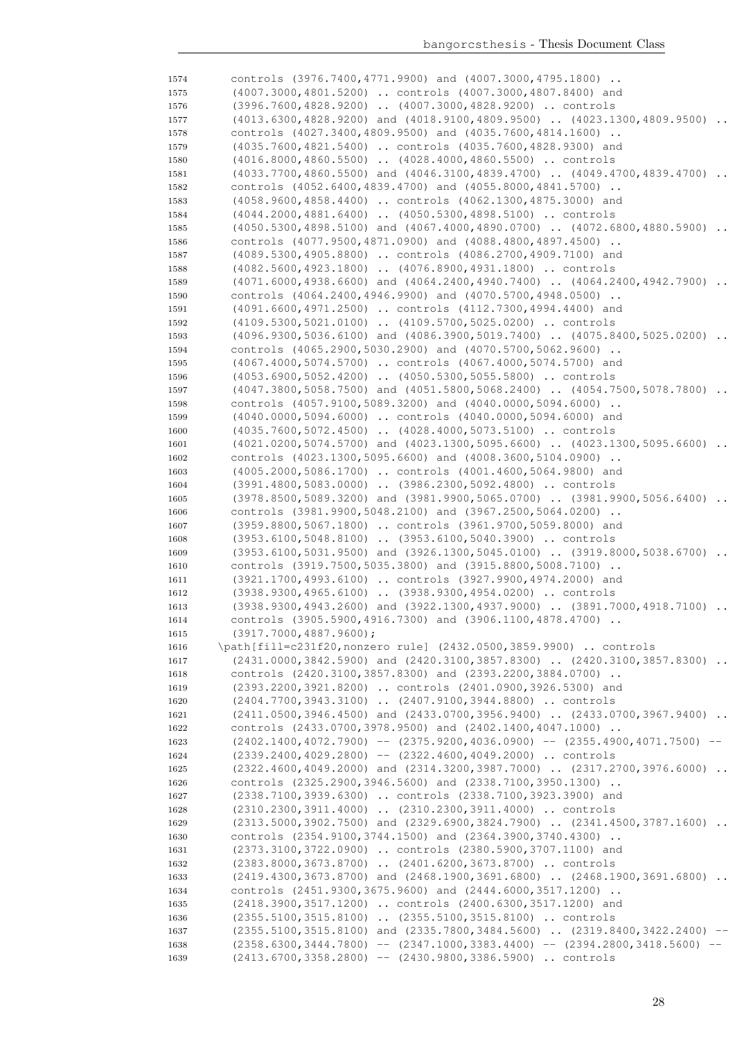```
1574      controls (3976.7400,4771.9900) and (4007.3000,4795.1800) ..
1575      (4007.3000,4801.5200) .. controls (4007.3000,4807.8400) and
1576      (3996.7600,4828.9200) .. (4007.3000,4828.9200) .. controls
1577      (4013.6300,4828.9200) and (4018.9100,4809.9500) .. (4023.1300,4809.9500) ..
1578      controls (4027.3400,4809.9500) and (4035.7600,4814.1600) ..
1579      (4035.7600,4821.5400) .. controls (4035.7600,4828.9300) and
1580      (4016.8000,4860.5500) .. (4028.4000,4860.5500) .. controls
1581      (4033.7700,4860.5500) and (4046.3100,4839.4700) .. (4049.4700,4839.4700) ..
1582      controls (4052.6400,4839.4700) and (4055.8000,4841.5700) ..
1583      (4058.9600,4858.4400) .. controls (4062.1300,4875.3000) and
1584      (4044.2000,4881.6400) .. (4050.5300,4898.5100) .. controls
1585      (4050.5300,4898.5100) and (4067.4000,4890.0700) .. (4072.6800,4880.5900) ..
1586      controls (4077.9500,4871.0900) and (4088.4800,4897.4500) ..
1587      (4089.5300,4905.8800) .. controls (4086.2700,4909.7100) and
1588      (4082.5600,4923.1800) .. (4076.8900,4931.1800) .. controls
1589      (4071.6000,4938.6600) and (4064.2400,4940.7400) .. (4064.2400,4942.7900) ..
1590      controls (4064.2400,4946.9900) and (4070.5700,4948.0500) ..
1591      (4091.6600,4971.2500) .. controls (4112.7300,4994.4400) and
1592      (4109.5300,5021.0100) .. (4109.5700,5025.0200) .. controls
1593      (4096.9300,5036.6100) and (4086.3900,5019.7400) .. (4075.8400,5025.0200) ..
1594      controls (4065.2900,5030.2900) and (4070.5700,5062.9600) ..
1595      (4067.4000,5074.5700) .. controls (4067.4000,5074.5700) and
1596      (4053.6900,5052.4200) .. (4050.5300,5055.5800) .. controls
1597      (4047.3800,5058.7500) and (4051.5800,5068.2400) .. (4054.7500,5078.7800) ..
1598      controls (4057.9100,5089.3200) and (4040.0000,5094.6000) ..
1599      (4040.0000,5094.6000) .. controls (4040.0000,5094.6000) and
1600      (4035.7600,5072.4500) .. (4028.4000,5073.5100) .. controls
1601      (4021.0200,5074.5700) and (4023.1300,5095.6600) .. (4023.1300,5095.6600) ..
1602      controls (4023.1300,5095.6600) and (4008.3600,5104.0900) ..
1603      (4005.2000,5086.1700) .. controls (4001.4600,5064.9800) and
1604      (3991.4800,5083.0000) .. (3986.2300,5092.4800) .. controls
1605      (3978.8500,5089.3200) and (3981.9900,5065.0700) .. (3981.9900,5056.6400) ..
1606      controls (3981.9900,5048.2100) and (3967.2500,5064.0200) ..
1607      (3959.8800,5067.1800) .. controls (3961.9700,5059.8000) and
1608      (3953.6100,5048.8100) .. (3953.6100,5040.3900) .. controls
1609      (3953.6100,5031.9500) and (3926.1300,5045.0100) .. (3919.8000,5038.6700) ..
1610      controls (3919.7500,5035.3800) and (3915.8800,5008.7100) ..
1611      (3921.1700,4993.6100) .. controls (3927.9900,4974.2000) and
1612      (3938.9300,4965.6100) .. (3938.9300,4954.0200) .. controls
1613      (3938.9300,4943.2600) and (3922.1300,4937.9000) .. (3891.7000,4918.7100) ..
1614      controls (3905.5900,4916.7300) and (3906.1100,4878.4700) ..
1615      (3917.7000,4887.9600);
1616    \path[fill=c231f20,nonzero rule] (2432.0500,3859.9900) .. controls
1617      (2431.0000,3842.5900) and (2420.3100,3857.8300) .. (2420.3100,3857.8300) ..
1618      controls (2420.3100,3857.8300) and (2393.2200,3884.0700) ..
1619      (2393.2200,3921.8200) .. controls (2401.0900,3926.5300) and
1620      (2404.7700,3943.3100) .. (2407.9100,3944.8800) .. controls
1621      (2411.0500,3946.4500) and (2433.0700,3956.9400) .. (2433.0700,3967.9400) ..
1622      controls (2433.0700,3978.9500) and (2402.1400,4047.1000) ..
1623      (2402.1400,4072.7900) -- (2375.9200,4036.0900) -- (2355.4900,4071.7500) --
1624      (2339.2400,4029.2800) -- (2322.4600,4049.2000) .. controls
1625      (2322.4600,4049.2000) and (2314.3200,3987.7000) .. (2317.2700,3976.6000) ..
1626      controls (2325.2900,3946.5600) and (2338.7100,3950.1300) ..
1627      (2338.7100,3939.6300) .. controls (2338.7100,3923.3900) and
1628      (2310.2300,3911.4000) .. (2310.2300,3911.4000) .. controls
1629      (2313.5000,3902.7500) and (2329.6900,3824.7900) .. (2341.4500,3787.1600) ..
1630      controls (2354.9100,3744.1500) and (2364.3900,3740.4300) ..
1631      (2373.3100,3722.0900) .. controls (2380.5900,3707.1100) and
1632      (2383.8000,3673.8700) .. (2401.6200,3673.8700) .. controls
1633      (2419.4300,3673.8700) and (2468.1900,3691.6800) .. (2468.1900,3691.6800) ..
1634      controls (2451.9300,3675.9600) and (2444.6000,3517.1200) ..
1635      (2418.3900,3517.1200) .. controls (2400.6300,3517.1200) and
1636      (2355.5100,3515.8100) .. (2355.5100,3515.8100) .. controls
1637      (2355.5100,3515.8100) and (2335.7800,3484.5600) .. (2319.8400,3422.2400) --
1638      (2358.6300,3444.7800) -- (2347.1000,3383.4400) -- (2394.2800,3418.5600) --
1639      (2413.6700,3358.2800) -- (2430.9800,3386.5900) .. controls
```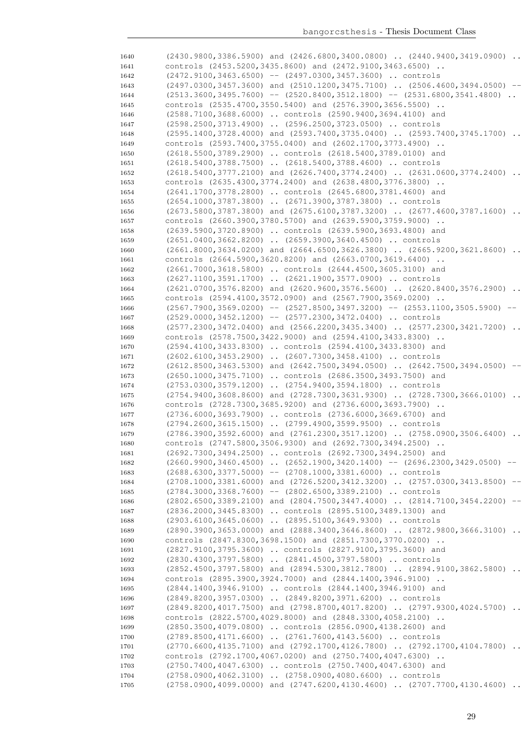```
1640        (2430.9800,3386.5900) and (2426.6800,3400.0800) .. (2440.9400,3419.0900) ..
1641        controls (2453.5200,3435.8600) and (2472.9100,3463.6500) ..
1642        (2472.9100,3463.6500) -- (2497.0300,3457.3600) .. controls
1643        (2497.0300,3457.3600) and (2510.1200,3475.7100) .. (2506.4600,3494.0500) --
1644        (2513.3600,3495.7600) -- (2520.8400,3512.1800) -- (2531.6800,3541.4800) ..
1645        controls (2535.4700,3550.5400) and (2576.3900,3656.5500) ..
1646        (2588.7100,3688.6000) .. controls (2590.9400,3694.4100) and
1647        (2598.2500,3713.4900) .. (2596.2500,3723.0500) .. controls
1648        (2595.1400,3728.4000) and (2593.7400,3735.0400) .. (2593.7400,3745.1700) ..
1649        controls (2593.7400,3755.0400) and (2602.1700,3773.4900) ..
1650        (2618.5500,3789.2900) .. controls (2618.5400,3789.0100) and
1651        (2618.5400,3788.7500) .. (2618.5400,3788.4600) .. controls
1652        (2618.5400,3777.2100) and (2626.7400,3774.2400) .. (2631.0600,3774.2400) ..
1653        controls (2635.4300,3774.2400) and (2638.4800,3776.3800) ..
1654        (2641.1700,3778.2800) .. controls (2645.6800,3781.4600) and
1655        (2654.1000,3787.3800) .. (2671.3900,3787.3800) .. controls
1656        (2673.5800,3787.3800) and (2675.6100,3787.3200) .. (2677.4600,3787.1600) ..
1657        controls (2660.3900,3780.5700) and (2639.5900,3759.9000) ..
1658        (2639.5900,3720.8900) .. controls (2639.5900,3693.4800) and
1659        (2651.0400,3662.8200) .. (2659.3900,3640.4500) .. controls
1660        (2661.8000,3634.0200) and (2664.6500,3626.3800) .. (2665.9200,3621.8600) ..
1661        controls (2664.5900,3620.8200) and (2663.0700,3619.6400) ..
1662        (2661.7000,3618.5800) .. controls (2644.4500,3605.3100) and
1663        (2627.1100,3591.1700) .. (2621.1900,3577.0900) .. controls
1664        (2621.0700,3576.8200) and (2620.9600,3576.5600) .. (2620.8400,3576.2900) ..
1665        controls (2594.4100,3572.0900) and (2567.7900,3569.0200) ..
1666        (2567.7900,3569.0200) -- (2527.8500,3497.3200) -- (2553.1100,3505.5900) --
1667        (2529.0000,3452.1200) -- (2577.2300,3472.0400) .. controls
1668        (2577.2300,3472.0400) and (2566.2200,3435.3400) .. (2577.2300,3421.7200) ..
1669        controls (2578.7500,3422.9000) and (2594.4100,3433.8300) ..
1670        (2594.4100,3433.8300) .. controls (2594.4100,3433.8300) and
1671        (2602.6100,3453.2900) .. (2607.7300,3458.4100) .. controls
1672        (2612.8500,3463.5300) and (2642.7500,3494.0500) .. (2642.7500,3494.0500) --
1673        (2650.1000,3475.7100) .. controls (2686.3500,3493.7500) and
1674        (2753.0300,3579.1200) .. (2754.9400,3594.1800) .. controls
1675        (2754.9400,3608.8600) and (2728.7300,3631.9300) .. (2728.7300,3666.0100) ..
1676        controls (2728.7300,3685.9200) and (2736.6000,3693.7900) ..
1677        (2736.6000,3693.7900) .. controls (2736.6000,3669.6700) and
1678        (2794.2600,3615.1500) .. (2799.4900,3599.9500) .. controls
1679        (2786.3900,3592.6000) and (2761.2300,3517.1200) .. (2758.0900,3506.6400) ..
1680        controls (2747.5800,3506.9300) and (2692.7300,3494.2500) ..
1681        (2692.7300,3494.2500) .. controls (2692.7300,3494.2500) and
1682        (2660.9900,3460.4500) .. (2652.1900,3420.1400) -- (2696.2300,3429.0500) --
1683        (2688.6300,3377.5000) -- (2708.1000,3381.6000) .. controls
1684        (2708.1000,3381.6000) and (2726.5200,3412.3200) .. (2757.0300,3413.8500) --
1685        (2784.3000,3368.7600) -- (2802.6500,3389.2100) .. controls
1686        (2802.6500,3389.2100) and (2804.7500,3447.4000) .. (2814.7100,3454.2200) --
1687        (2836.2000,3445.8300) .. controls (2895.5100,3489.1300) and
1688        (2903.6100,3645.0600) .. (2895.5100,3649.9300) .. controls
1689        (2890.3900,3653.0000) and (2888.3400,3646.8600) .. (2872.9800,3666.3100) ..
1690        controls (2847.8300,3698.1500) and (2851.7300,3770.0200) ..
1691        (2827.9100,3795.3600) .. controls (2827.9100,3795.3600) and
1692        (2830.4300,3797.5800) .. (2841.4500,3797.5800) .. controls
1693        (2852.4500,3797.5800) and (2894.5300,3812.7800) .. (2894.9100,3862.5800) ..
1694        controls (2895.3900,3924.7000) and (2844.1400,3946.9100) ..
1695        (2844.1400,3946.9100) .. controls (2844.1400,3946.9100) and
1696        (2849.8200,3957.0300) .. (2849.8200,3971.6200) .. controls
1697        (2849.8200,4017.7500) and (2798.8700,4017.8200) .. (2797.9300,4024.5700) ..
1698        controls (2822.5700,4029.8000) and (2848.3300,4058.2100) ..
1699        (2850.3500,4079.0800) .. controls (2856.0900,4138.2600) and
1700        (2789.8500,4171.6600) .. (2761.7600,4143.5600) .. controls
1701        (2770.6600,4135.7100) and (2792.1700,4126.7800) .. (2792.1700,4104.7800) ..
1702        controls (2792.1700,4067.0200) and (2750.7400,4047.6300) ..
1703        (2750.7400,4047.6300) .. controls (2750.7400,4047.6300) and
1704        (2758.0900,4062.3100) .. (2758.0900,4080.6600) .. controls
1705        (2758.0900,4099.0000) and (2747.6200,4130.4600) .. (2707.7700,4130.4600) ..
```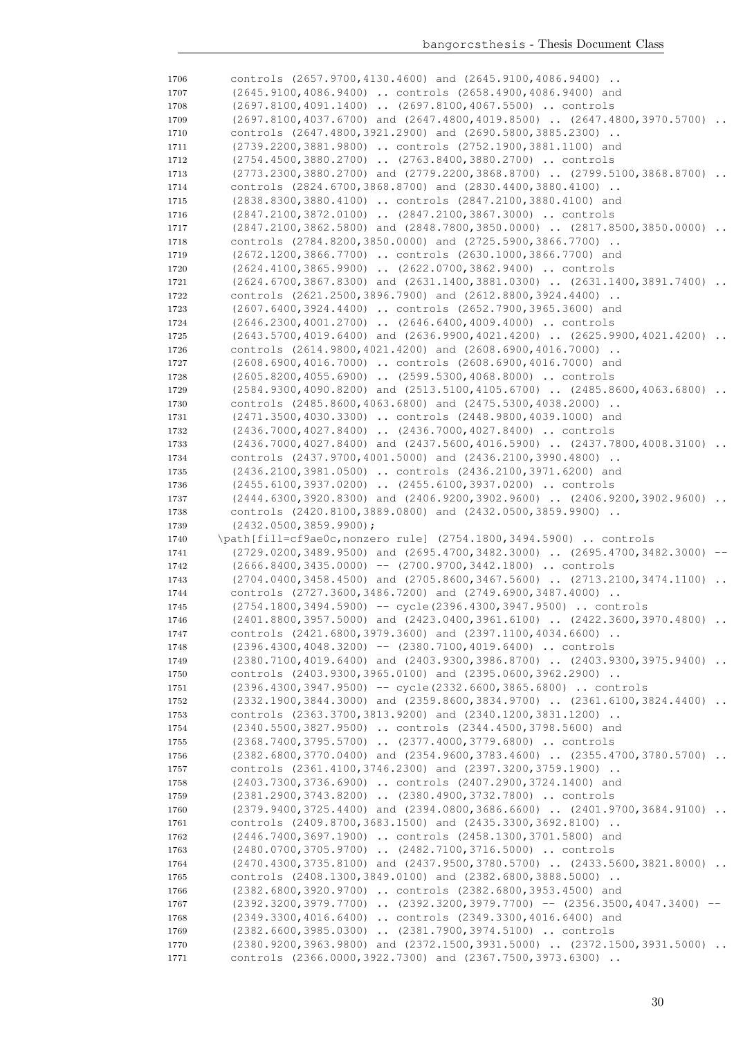```
1706      controls (2657.9700,4130.4600) and (2645.9100,4086.9400) ..
1707      (2645.9100,4086.9400) .. controls (2658.4900,4086.9400) and
1708      (2697.8100,4091.1400) .. (2697.8100,4067.5500) .. controls
1709      (2697.8100,4037.6700) and (2647.4800,4019.8500) .. (2647.4800,3970.5700) ..
1710      controls (2647.4800,3921.2900) and (2690.5800,3885.2300) ..
1711      (2739.2200,3881.9800) .. controls (2752.1900,3881.1100) and
1712      (2754.4500,3880.2700) .. (2763.8400,3880.2700) .. controls
1713      (2773.2300,3880.2700) and (2779.2200,3868.8700) .. (2799.5100,3868.8700) ..
1714      controls (2824.6700,3868.8700) and (2830.4400,3880.4100) ..
1715      (2838.8300,3880.4100) .. controls (2847.2100,3880.4100) and
1716      (2847.2100,3872.0100) .. (2847.2100,3867.3000) .. controls
1717      (2847.2100,3862.5800) and (2848.7800,3850.0000) .. (2817.8500,3850.0000) ..
1718      controls (2784.8200,3850.0000) and (2725.5900,3866.7700) ..
1719      (2672.1200,3866.7700) .. controls (2630.1000,3866.7700) and
1720      (2624.4100,3865.9900) .. (2622.0700,3862.9400) .. controls
1721      (2624.6700,3867.8300) and (2631.1400,3881.0300) .. (2631.1400,3891.7400) ..
1722      controls (2621.2500,3896.7900) and (2612.8800,3924.4400) ..
1723      (2607.6400,3924.4400) .. controls (2652.7900,3965.3600) and
1724      (2646.2300,4001.2700) .. (2646.6400,4009.4000) .. controls
1725      (2643.5700,4019.6400) and (2636.9900,4021.4200) .. (2625.9900,4021.4200) ..
1726      controls (2614.9800,4021.4200) and (2608.6900,4016.7000) ..
1727      (2608.6900,4016.7000) .. controls (2608.6900,4016.7000) and
1728      (2605.8200,4055.6900) .. (2599.5300,4068.8000) .. controls
1729      (2584.9300,4090.8200) and (2513.5100,4105.6700) .. (2485.8600,4063.6800) ..
1730      controls (2485.8600,4063.6800) and (2475.5300,4038.2000) ..
1731      (2471.3500,4030.3300) .. controls (2448.9800,4039.1000) and
1732      (2436.7000,4027.8400) .. (2436.7000,4027.8400) .. controls
1733      (2436.7000,4027.8400) and (2437.5600,4016.5900) .. (2437.7800,4008.3100) ..
1734      controls (2437.9700,4001.5000) and (2436.2100,3990.4800) ..
1735      (2436.2100,3981.0500) .. controls (2436.2100,3971.6200) and
1736      (2455.6100,3937.0200) .. (2455.6100,3937.0200) .. controls
1737      (2444.6300,3920.8300) and (2406.9200,3902.9600) .. (2406.9200,3902.9600) ..
1738      controls (2420.8100,3889.0800) and (2432.0500,3859.9900) ..
1739      (2432.0500,3859.9900);
1740    \path[fill=cf9ae0c,nonzero rule] (2754.1800,3494.5900) .. controls
1741      (2729.0200,3489.9500) and (2695.4700,3482.3000) .. (2695.4700,3482.3000) --
1742      (2666.8400,3435.0000) -- (2700.9700,3442.1800) .. controls
1743      (2704.0400,3458.4500) and (2705.8600,3467.5600) .. (2713.2100,3474.1100) ..
1744      controls (2727.3600,3486.7200) and (2749.6900,3487.4000) ..
1745      (2754.1800,3494.5900) -- cycle(2396.4300,3947.9500) .. controls
1746      (2401.8800,3957.5000) and (2423.0400,3961.6100) .. (2422.3600,3970.4800) ..
1747      controls (2421.6800,3979.3600) and (2397.1100,4034.6600) ..
1748      (2396.4300,4048.3200) -- (2380.7100,4019.6400) .. controls
1749      (2380.7100,4019.6400) and (2403.9300,3986.8700) .. (2403.9300,3975.9400) ..
1750      controls (2403.9300,3965.0100) and (2395.0600,3962.2900) ..
1751      (2396.4300,3947.9500) -- cycle(2332.6600,3865.6800) .. controls
1752      (2332.1900,3844.3000) and (2359.8600,3834.9700) .. (2361.6100,3824.4400) ..
1753      controls (2363.3700,3813.9200) and (2340.1200,3831.1200) ..
1754      (2340.5500,3827.9500) .. controls (2344.4500,3798.5600) and
1755      (2368.7400,3795.5700) .. (2377.4000,3779.6800) .. controls
1756      (2382.6800,3770.0400) and (2354.9600,3783.4600) .. (2355.4700,3780.5700) ..
1757      controls (2361.4100,3746.2300) and (2397.3200,3759.1900) ..
1758      (2403.7300,3736.6900) .. controls (2407.2900,3724.1400) and
1759      (2381.2900,3743.8200) .. (2380.4900,3732.7800) .. controls
1760      (2379.9400,3725.4400) and (2394.0800,3686.6600) .. (2401.9700,3684.9100) ..
1761      controls (2409.8700,3683.1500) and (2435.3300,3692.8100) ..
1762      (2446.7400,3697.1900) .. controls (2458.1300,3701.5800) and
1763      (2480.0700,3705.9700) .. (2482.7100,3716.5000) .. controls
1764      (2470.4300,3735.8100) and (2437.9500,3780.5700) .. (2433.5600,3821.8000) ..
1765      controls (2408.1300,3849.0100) and (2382.6800,3888.5000) ..
1766      (2382.6800,3920.9700) .. controls (2382.6800,3953.4500) and
1767      (2392.3200,3979.7700) .. (2392.3200,3979.7700) -- (2356.3500,4047.3400) --
1768      (2349.3300,4016.6400) .. controls (2349.3300,4016.6400) and
1769      (2382.6600,3985.0300) .. (2381.7900,3974.5100) .. controls
1770      (2380.9200,3963.9800) and (2372.1500,3931.5000) .. (2372.1500,3931.5000) ..
1771      controls (2366.0000,3922.7300) and (2367.7500,3973.6300) ..
```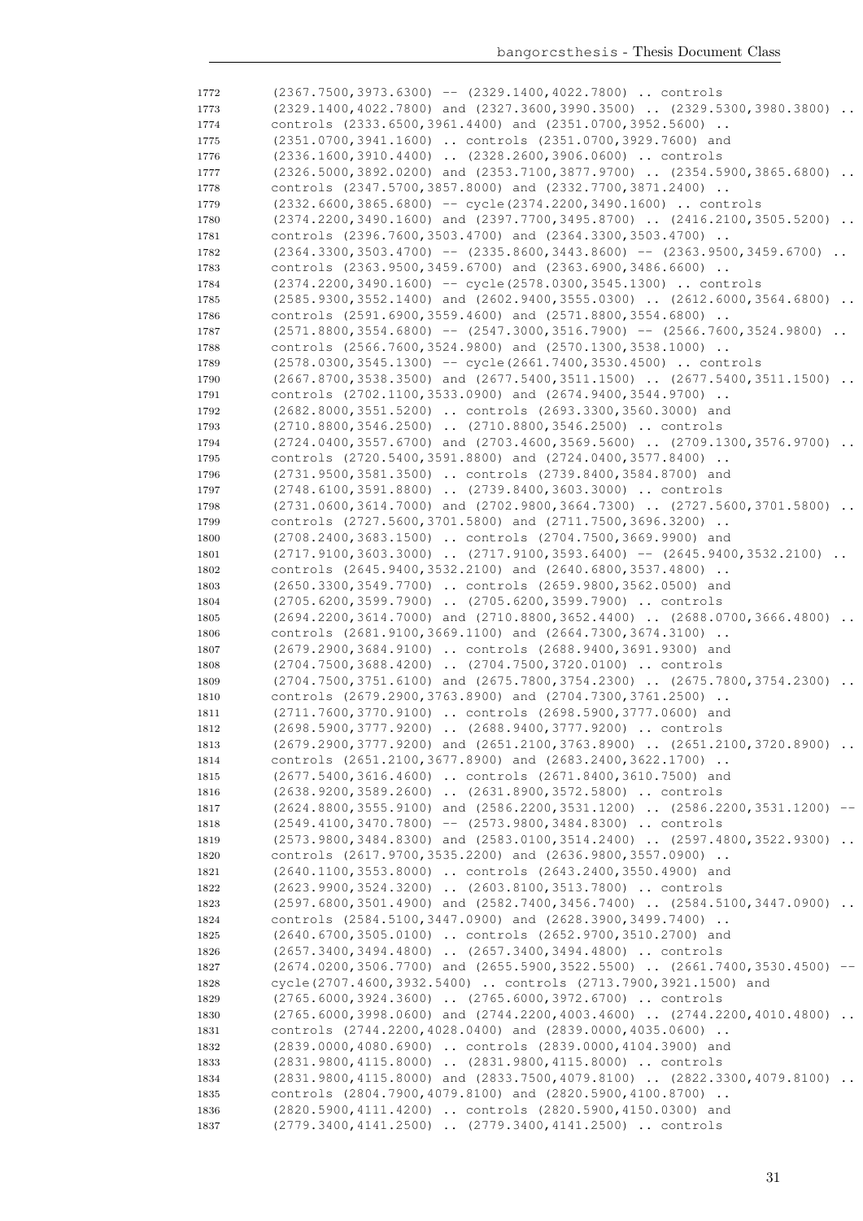```
1772    (2367.7500,3973.6300) -- (2329.1400,4022.7800) .. controls
1773    (2329.1400,4022.7800) and (2327.3600,3990.3500) .. (2329.5300,3980.3800) ..
1774    controls (2333.6500,3961.4400) and (2351.0700,3952.5600) ..
1775    (2351.0700,3941.1600) .. controls (2351.0700,3929.7600) and
1776    (2336.1600,3910.4400) .. (2328.2600,3906.0600) .. controls
1777    (2326.5000,3892.0200) and (2353.7100,3877.9700) .. (2354.5900,3865.6800) ..
1778    controls (2347.5700,3857.8000) and (2332.7700,3871.2400) ..
1779    (2332.6600,3865.6800) -- cycle(2374.2200,3490.1600) .. controls
1780    (2374.2200,3490.1600) and (2397.7700,3495.8700) .. (2416.2100,3505.5200) ..
1781    controls (2396.7600,3503.4700) and (2364.3300,3503.4700) ..
1782    (2364.3300,3503.4700) -- (2335.8600,3443.8600) -- (2363.9500,3459.6700) ..
1783    controls (2363.9500,3459.6700) and (2363.6900,3486.6600) ..
1784    (2374.2200,3490.1600) -- cycle(2578.0300,3545.1300) .. controls
1785    (2585.9300,3552.1400) and (2602.9400,3555.0300) .. (2612.6000,3564.6800) ..
1786    controls (2591.6900,3559.4600) and (2571.8800,3554.6800) ..
1787    (2571.8800,3554.6800) -- (2547.3000,3516.7900) -- (2566.7600,3524.9800) ..
1788    controls (2566.7600,3524.9800) and (2570.1300,3538.1000) ..
1789    (2578.0300,3545.1300) -- cycle(2661.7400,3530.4500) .. controls
1790    (2667.8700,3538.3500) and (2677.5400,3511.1500) .. (2677.5400,3511.1500) ..
1791    controls (2702.1100,3533.0900) and (2674.9400,3544.9700) ..
1792    (2682.8000,3551.5200) .. controls (2693.3300,3560.3000) and
1793    (2710.8800,3546.2500) .. (2710.8800,3546.2500) .. controls
1794    (2724.0400,3557.6700) and (2703.4600,3569.5600) .. (2709.1300,3576.9700) ..
1795    controls (2720.5400,3591.8800) and (2724.0400,3577.8400) ..
1796    (2731.9500,3581.3500) .. controls (2739.8400,3584.8700) and
1797    (2748.6100,3591.8800) .. (2739.8400,3603.3000) .. controls
1798    (2731.0600,3614.7000) and (2702.9800,3664.7300) .. (2727.5600,3701.5800) ..
1799    controls (2727.5600,3701.5800) and (2711.7500,3696.3200) ..
1800    (2708.2400,3683.1500) .. controls (2704.7500,3669.9900) and
1801    (2717.9100,3603.3000) .. (2717.9100,3593.6400) -- (2645.9400,3532.2100) ..
1802    controls (2645.9400,3532.2100) and (2640.6800,3537.4800) ..
1803    (2650.3300,3549.7700) .. controls (2659.9800,3562.0500) and
1804    (2705.6200,3599.7900) .. (2705.6200,3599.7900) .. controls
1805    (2694.2200,3614.7000) and (2710.8800,3652.4400) .. (2688.0700,3666.4800) ..
1806    controls (2681.9100,3669.1100) and (2664.7300,3674.3100) ..
1807    (2679.2900,3684.9100) .. controls (2688.9400,3691.9300) and
1808    (2704.7500,3688.4200) .. (2704.7500,3720.0100) .. controls
1809    (2704.7500,3751.6100) and (2675.7800,3754.2300) .. (2675.7800,3754.2300) ..
1810    controls (2679.2900,3763.8900) and (2704.7300,3761.2500) ..
1811    (2711.7600,3770.9100) .. controls (2698.5900,3777.0600) and
1812    (2698.5900,3777.9200) .. (2688.9400,3777.9200) .. controls
1813    (2679.2900,3777.9200) and (2651.2100,3763.8900) .. (2651.2100,3720.8900) ..
1814    controls (2651.2100,3677.8900) and (2683.2400,3622.1700) ..
1815    (2677.5400,3616.4600) .. controls (2671.8400,3610.7500) and
1816    (2638.9200,3589.2600) .. (2631.8900,3572.5800) .. controls
1817    (2624.8800,3555.9100) and (2586.2200,3531.1200) .. (2586.2200,3531.1200) --
1818    (2549.4100,3470.7800) -- (2573.9800,3484.8300) .. controls
1819    (2573.9800,3484.8300) and (2583.0100,3514.2400) .. (2597.4800,3522.9300) ..
1820    controls (2617.9700,3535.2200) and (2636.9800,3557.0900) ..
1821    (2640.1100,3553.8000) .. controls (2643.2400,3550.4900) and
1822    (2623.9900,3524.3200) .. (2603.8100,3513.7800) .. controls
1823    (2597.6800,3501.4900) and (2582.7400,3456.7400) .. (2584.5100,3447.0900) ..
1824    controls (2584.5100,3447.0900) and (2628.3900,3499.7400) ..
1825    (2640.6700,3505.0100) .. controls (2652.9700,3510.2700) and
1826    (2657.3400,3494.4800) .. (2657.3400,3494.4800) .. controls
1827    (2674.0200,3506.7700) and (2655.5900,3522.5500) .. (2661.7400,3530.4500) --
1828    cycle(2707.4600,3932.5400) .. controls (2713.7900,3921.1500) and
1829    (2765.6000,3924.3600) .. (2765.6000,3972.6700) .. controls
1830    (2765.6000,3998.0600) and (2744.2200,4003.4600) .. (2744.2200,4010.4800) ..
1831    controls (2744.2200,4028.0400) and (2839.0000,4035.0600) ..
1832    (2839.0000,4080.6900) .. controls (2839.0000,4104.3900) and
1833    (2831.9800,4115.8000) .. (2831.9800,4115.8000) .. controls
1834    (2831.9800,4115.8000) and (2833.7500,4079.8100) .. (2822.3300,4079.8100) ..
1835    controls (2804.7900,4079.8100) and (2820.5900,4100.8700) ..
1836    (2820.5900,4111.4200) .. controls (2820.5900,4150.0300) and
1837    (2779.3400,4141.2500) .. (2779.3400,4141.2500) .. controls
```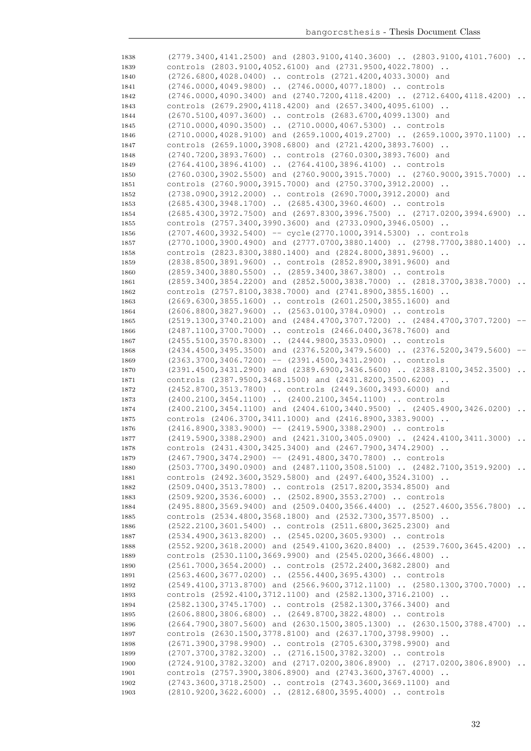```
1838 (2779.3400,4141.2500) and (2803.9100,4140.3600) .. (2803.9100,4101.7600) ..
1839 controls (2803.9100,4052.6100) and (2731.9500,4022.7800) ..
1840 (2726.6800,4028.0400) .. controls (2721.4200,4033.3000) and
1841 (2746.0000,4049.9800) .. (2746.0000,4077.1800) .. controls
1842 (2746.0000,4090.3400) and (2740.7200,4118.4200) .. (2712.6400,4118.4200) ..
1843 controls (2679.2900,4118.4200) and (2657.3400,4095.6100) ..
1844 (2670.5100,4097.3600) .. controls (2683.6700,4099.1300) and
1845 (2710.0000,4090.3500) .. (2710.0000,4067.5300) .. controls
1846 (2710.0000,4028.9100) and (2659.1000,4019.2700) .. (2659.1000,3970.1100) ..
1847 controls (2659.1000,3908.6800) and (2721.4200,3893.7600) ..
1848 (2740.7200,3893.7600) .. controls (2760.0300,3893.7600) and
1849 (2764.4100,3896.4100) .. (2764.4100,3896.4100) .. controls
1850 (2760.0300,3902.5500) and (2760.9000,3915.7000) .. (2760.9000,3915.7000) ..
1851 controls (2760.9000,3915.7000) and (2750.3700,3912.2000) ..
1852 (2738.0900,3912.2000) .. controls (2690.7000,3912.2000) and
1853 (2685.4300,3948.1700) .. (2685.4300,3960.4600) .. controls
1854 (2685.4300,3972.7500) and (2697.8300,3996.7500) .. (2717.0200,3994.6900) ..
1855 controls (2757.3400,3990.3600) and (2733.0900,3946.0500) ..
1856 (2707.4600,3932.5400) -- cycle(2770.1000,3914.5300) .. controls
1857 (2770.1000,3900.4900) and (2777.0700,3880.1400) .. (2798.7700,3880.1400) ..
1858 controls (2823.8300,3880.1400) and (2824.8000,3891.9600) ..
1859 (2838.8500,3891.9600) .. controls (2852.8900,3891.9600) and
1860 (2859.3400,3880.5500) .. (2859.3400,3867.3800) .. controls
1861 (2859.3400,3854.2200) and (2852.5000,3838.7000) .. (2818.3700,3838.7000) ..
1862 controls (2757.8100,3838.7000) and (2741.8900,3855.1600) ..
1863 (2669.6300,3855.1600) .. controls (2601.2500,3855.1600) and
1864 (2606.8800,3827.9600) .. (2563.0100,3784.0900) .. controls
1865 (2519.1300,3740.2100) and (2484.4700,3707.7200) .. (2484.4700,3707.7200) --
1866 (2487.1100,3700.7000) .. controls (2466.0400,3678.7600) and
1867 (2455.5100,3570.8300) .. (2444.9800,3533.0900) .. controls
1868 (2434.4500,3495.3500) and (2376.5200,3479.5600) .. (2376.5200,3479.5600) --
1869 (2363.3700,3406.7200) -- (2391.4500,3431.2900) .. controls
1870 (2391.4500,3431.2900) and (2389.6900,3436.5600) .. (2388.8100,3452.3500) ..
1871 controls (2387.9500,3468.1500) and (2431.8200,3500.6200) ..
1872 (2452.8700,3513.7800) .. controls (2449.3600,3493.6000) and
1873 (2400.2100,3454.1100) .. (2400.2100,3454.1100) .. controls
1874 (2400.2100,3454.1100) and (2404.6100,3440.9500) .. (2405.4900,3426.0200) ..
1875 controls (2406.3700,3411.1000) and (2416.8900,3383.9000) ..
1876 (2416.8900,3383.9000) -- (2419.5900,3388.2900) .. controls
1877 (2419.5900,3388.2900) and (2421.3100,3405.0900) .. (2424.4100,3411.3000) ..
1878 controls (2431.4300,3425.3400) and (2467.7900,3474.2900) ..
1879 (2467.7900,3474.2900) -- (2491.4800,3470.7800) .. controls
1880 (2503.7700,3490.0900) and (2487.1100,3508.5100) .. (2482.7100,3519.9200) ..
1881 controls (2492.3600,3529.5800) and (2497.6400,3524.3100) ..
1882 (2509.0400,3513.7800) .. controls (2517.8200,3534.8500) and
1883 (2509.9200,3536.6000) .. (2502.8900,3553.2700) .. controls
1884 (2495.8800,3569.9400) and (2509.0400,3566.4400) .. (2527.4600,3556.7800) ..
1885 controls (2534.4800,3568.1800) and (2532.7300,3577.8500) ..
1886 (2522.2100,3601.5400) .. controls (2511.6800,3625.2300) and
1887 (2534.4900,3613.8200) .. (2545.0200,3605.9300) .. controls
1888 (2552.9200,3618.2000) and (2549.4100,3620.8400) .. (2539.7600,3645.4200) ..
1889 controls (2530.1100,3669.9900) and (2545.0200,3666.4800) ..
1890 (2561.7000,3654.2000) .. controls (2572.2400,3682.2800) and
1891 (2563.4600,3677.0200) .. (2556.4400,3695.4300) .. controls
1892 (2549.4100,3713.8700) and (2566.9600,3712.1100) .. (2580.1300,3700.7000) ..
1893 controls (2592.4100,3712.1100) and (2582.1300,3716.2100) ..
1894 (2582.1300,3745.1700) .. controls (2582.1300,3766.3400) and
1895 (2606.8800,3806.6800) .. (2649.8700,3822.4800) .. controls
1896 (2664.7900,3807.5600) and (2630.1500,3805.1300) .. (2630.1500,3788.4700) ..
1897 controls (2630.1500,3778.8100) and (2637.1700,3798.9900) ..
1898 (2671.3900,3798.9900) .. controls (2705.6300,3798.9900) and
1899 (2707.3700,3782.3200) .. (2716.1500,3782.3200) .. controls
1900 (2724.9100,3782.3200) and (2717.0200,3806.8900) .. (2717.0200,3806.8900) ..
1901 controls (2757.3900,3806.8900) and (2743.3600,3767.4000) ..
1902 (2743.3600,3718.2500) .. controls (2743.3600,3669.1100) and
1903 (2810.9200,3622.6000) .. (2812.6800,3595.4000) .. controls
```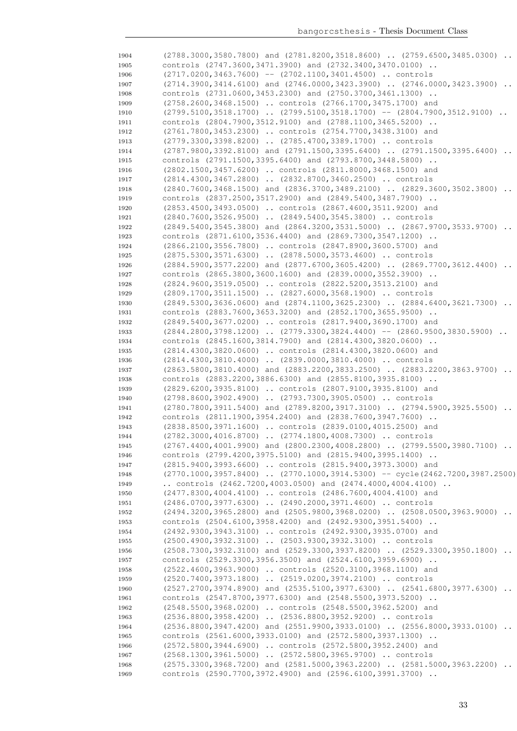```
1904    (2788.3000,3580.7800) and (2781.8200,3518.8600) .. (2759.6500,3485.0300) ..
1905    controls (2747.3600,3471.3900) and (2732.3400,3470.0100) ..
1906    (2717.0200,3463.7600) -- (2702.1100,3401.4500) .. controls
1907    (2714.3900,3414.6100) and (2746.0000,3423.3900) .. (2746.0000,3423.3900) ..
1908    controls (2731.0600,3453.2300) and (2750.3700,3461.1300) ..
1909    (2758.2600,3468.1500) .. controls (2766.1700,3475.1700) and
1910    (2799.5100,3518.1700) .. (2799.5100,3518.1700) -- (2804.7900,3512.9100) ..
1911    controls (2804.7900,3512.9100) and (2788.1100,3465.5200) ..
1912    (2761.7800,3453.2300) .. controls (2754.7700,3438.3100) and
1913    (2779.3300,3398.8200) .. (2785.4700,3389.1700) .. controls
1914    (2787.9800,3392.8100) and (2791.1500,3395.6400) .. (2791.1500,3395.6400) ..
1915    controls (2791.1500,3395.6400) and (2793.8700,3448.5800) ..
1916    (2802.1500,3457.6200) .. controls (2811.8000,3468.1500) and
1917    (2814.4300,3467.2800) .. (2832.8700,3460.2500) .. controls
1918    (2840.7600,3468.1500) and (2836.3700,3489.2100) .. (2829.3600,3502.3800) ..
1919    controls (2837.2500,3517.2900) and (2849.5400,3487.7900) ..
1920    (2853.4500,3493.0500) .. controls (2867.4600,3511.9200) and
1921    (2840.7600,3526.9500) .. (2849.5400,3545.3800) .. controls
1922    (2849.5400,3545.3800) and (2864.3200,3531.5000) .. (2867.9700,3533.9700) ..
1923    controls (2871.6100,3536.4400) and (2869.7300,3547.1200) ..
1924    (2866.2100,3556.7800) .. controls (2847.8900,3600.5700) and
1925    (2875.5300,3571.6300) .. (2878.5000,3573.4600) .. controls
1926    (2884.5900,3577.2200) and (2877.6700,3605.4200) .. (2869.7700,3612.4400) ..
1927    controls (2865.3800,3600.1600) and (2839.0000,3552.3900) ..
1928    (2824.9600,3519.0500) .. controls (2822.5200,3513.2100) and
1929    (2809.1700,3511.1500) .. (2827.6000,3568.1900) .. controls
1930    (2849.5300,3636.0600) and (2874.1100,3625.2300) .. (2884.6400,3621.7300) ..
1931    controls (2883.7600,3653.3200) and (2852.1700,3655.9500) ..
1932    (2849.5400,3677.0200) .. controls (2817.9400,3690.1700) and
1933    (2844.2800,3798.1200) .. (2779.3300,3824.4400) -- (2860.9500,3830.5900) ..
1934    controls (2845.1600,3814.7900) and (2814.4300,3820.0600) ..
1935    (2814.4300,3820.0600) .. controls (2814.4300,3820.0600) and
1936    (2814.4300,3810.4000) .. (2839.0000,3810.4000) .. controls
1937    (2863.5800,3810.4000) and (2883.2200,3833.2500) .. (2883.2200,3863.9700) ..
1938    controls (2883.2200,3886.6300) and (2855.8100,3935.8100) ..
1939    (2829.6200,3935.8100) .. controls (2807.9100,3935.8100) and
1940    (2798.8600,3902.4900) .. (2793.7300,3905.0500) .. controls
1941    (2780.7800,3911.5400) and (2789.8200,3917.3100) .. (2794.5900,3925.5500) ..
1942    controls (2811.1900,3954.2400) and (2838.7600,3947.7600) ..
1943    (2838.8500,3971.1600) .. controls (2839.0100,4015.2500) and
1944    (2782.3000,4016.8700) .. (2774.1800,4008.7300) .. controls
1945    (2767.4400,4001.9900) and (2800.2300,4008.2800) .. (2799.5500,3980.7100) ..
1946    controls (2799.4200,3975.5100) and (2815.9400,3995.1400) ..
1947    (2815.9400,3993.6600) .. controls (2815.9400,3973.3000) and
1948    (2770.1000,3957.8400) .. (2770.1000,3914.5300) -- cycle(2462.7200,3987.2500)
1949    .. controls (2462.7200,4003.0500) and (2474.4000,4004.4100) ..
1950    (2477.8300,4004.4100) .. controls (2486.7600,4004.4100) and
1951    (2486.0700,3977.6300) .. (2490.2000,3971.4600) .. controls
1952    (2494.3200,3965.2800) and (2505.9800,3968.0200) .. (2508.0500,3963.9000) ..
1953    controls (2504.6100,3958.4200) and (2492.9300,3951.5400) ..
1954    (2492.9300,3943.3100) .. controls (2492.9300,3935.0700) and
1955    (2500.4900,3932.3100) .. (2503.9300,3932.3100) .. controls
1956    (2508.7300,3932.3100) and (2529.3300,3937.8200) .. (2529.3300,3950.1800) ..
1957    controls (2529.3300,3956.3500) and (2524.6100,3959.6900) ..
1958    (2522.4600,3963.9000) .. controls (2520.3100,3968.1100) and
1959    (2520.7400,3973.1800) .. (2519.0200,3974.2100) .. controls
1960    (2527.2700,3974.8900) and (2535.5100,3977.6300) .. (2541.6800,3977.6300) ..
1961    controls (2547.8700,3977.6300) and (2548.5500,3973.5200) ..
1962    (2548.5500,3968.0200) .. controls (2548.5500,3962.5200) and
1963    (2536.8800,3958.4200) .. (2536.8800,3952.9200) .. controls
1964    (2536.8800,3947.4200) and (2551.9900,3933.0100) .. (2556.8000,3933.0100) ..
1965    controls (2561.6000,3933.0100) and (2572.5800,3937.1300) ..
1966    (2572.5800,3944.6900) .. controls (2572.5800,3952.2400) and
1967    (2568.1300,3961.5000) .. (2572.5800,3965.9700) .. controls
1968    (2575.3300,3968.7200) and (2581.5000,3963.2200) .. (2581.5000,3963.2200) ..
1969    controls (2590.7700,3972.4900) and (2596.6100,3991.3700) ..
```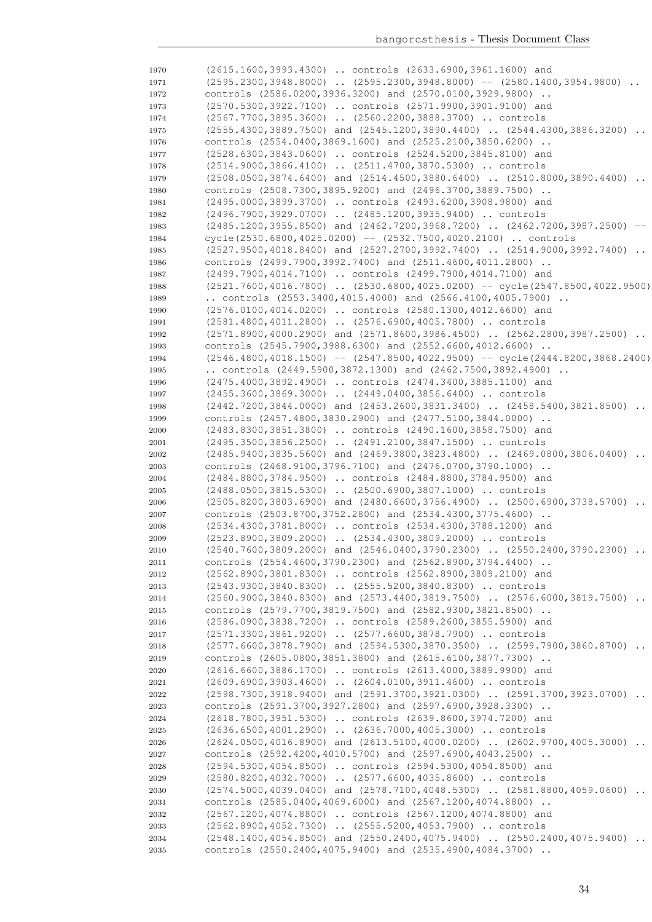```
1970    (2615.1600,3993.4300) .. controls (2633.6900,3961.1600) and
1971    (2595.2300,3948.8000) .. (2595.2300,3948.8000) -- (2580.1400,3954.9800) ..
1972    controls (2586.0200,3936.3200) and (2570.0100,3929.9800) ..
1973    (2570.5300,3922.7100) .. controls (2571.9900,3901.9100) and
1974    (2567.7700,3895.3600) .. (2560.2200,3888.3700) .. controls
1975    (2555.4300,3889.7500) and (2545.1200,3890.4400) .. (2544.4300,3886.3200) ..
1976    controls (2554.0400,3869.1600) and (2525.2100,3850.6200) ..
1977    (2528.6300,3843.0600) .. controls (2524.5200,3845.8100) and
1978    (2514.9000,3866.4100) .. (2511.4700,3870.5300) .. controls
1979    (2508.0500,3874.6400) and (2514.4500,3880.6400) .. (2510.8000,3890.4400) ..
1980    controls (2508.7300,3895.9200) and (2496.3700,3889.7500) ..
1981    (2495.0000,3899.3700) .. controls (2493.6200,3908.9800) and
1982    (2496.7900,3929.0700) .. (2485.1200,3935.9400) .. controls
1983    (2485.1200,3955.8500) and (2462.7200,3968.7200) .. (2462.7200,3987.2500) --
1984    cycle(2530.6800,4025.0200) -- (2532.7500,4020.2100) .. controls
1985    (2527.9500,4018.8400) and (2527.2700,3992.7400) .. (2514.9000,3992.7400) ..
1986    controls (2499.7900,3992.7400) and (2511.4600,4011.2800) ..
1987    (2499.7900,4014.7100) .. controls (2499.7900,4014.7100) and
1988    (2521.7600,4016.7800) .. (2530.6800,4025.0200) -- cycle(2547.8500,4022.9500)
1989    .. controls (2553.3400,4015.4000) and (2566.4100,4005.7900) ..
1990    (2576.0100,4014.0200) .. controls (2580.1300,4012.6600) and
1991    (2581.4800,4011.2800) .. (2576.6900,4005.7800) .. controls
1992    (2571.8900,4000.2900) and (2571.8600,3986.4500) .. (2562.2800,3987.2500) ..
1993    controls (2545.7900,3988.6300) and (2552.6600,4012.6600) ..
1994    (2546.4800,4018.1500) -- (2547.8500,4022.9500) -- cycle(2444.8200,3868.2400)
1995    .. controls (2449.5900,3872.1300) and (2462.7500,3892.4900) ..
1996    (2475.4000,3892.4900) .. controls (2474.3400,3885.1100) and
1997    (2455.3600,3869.3000) .. (2449.0400,3856.6400) .. controls
1998    (2442.7200,3844.0000) and (2453.2600,3831.3400) .. (2458.5400,3821.8500) ..
1999    controls (2457.4800,3830.2900) and (2477.5100,3844.0000) ..
2000    (2483.8300,3851.3800) .. controls (2490.1600,3858.7500) and
2001    (2495.3500,3856.2500) .. (2491.2100,3847.1500) .. controls
2002    (2485.9400,3835.5600) and (2469.3800,3823.4800) .. (2469.0800,3806.0400) ..
2003    controls (2468.9100,3796.7100) and (2476.0700,3790.1000) ..
2004    (2484.8800,3784.9500) .. controls (2484.8800,3784.9500) and
2005    (2488.0500,3815.5300) .. (2500.6900,3807.1000) .. controls
2006    (2505.8200,3803.6900) and (2480.6600,3756.4900) .. (2500.6900,3738.5700) ..
2007    controls (2503.8700,3752.2800) and (2534.4300,3775.4600) ..
2008    (2534.4300,3781.8000) .. controls (2534.4300,3788.1200) and
2009    (2523.8900,3809.2000) .. (2534.4300,3809.2000) .. controls
2010    (2540.7600,3809.2000) and (2546.0400,3790.2300) .. (2550.2400,3790.2300) ..
2011    controls (2554.4600,3790.2300) and (2562.8900,3794.4400) ..
2012    (2562.8900,3801.8300) .. controls (2562.8900,3809.2100) and
2013    (2543.9300,3840.8300) .. (2555.5200,3840.8300) .. controls
2014    (2560.9000,3840.8300) and (2573.4400,3819.7500) .. (2576.6000,3819.7500) ..
2015    controls (2579.7700,3819.7500) and (2582.9300,3821.8500) ..
2016    (2586.0900,3838.7200) .. controls (2589.2600,3855.5900) and
2017    (2571.3300,3861.9200) .. (2577.6600,3878.7900) .. controls
2018    (2577.6600,3878.7900) and (2594.5300,3870.3500) .. (2599.7900,3860.8700) ..
2019    controls (2605.0800,3851.3800) and (2615.6100,3877.7300) ..
2020    (2616.6600,3886.1700) .. controls (2613.4000,3889.9900) and
2021    (2609.6900,3903.4600) .. (2604.0100,3911.4600) .. controls
2022    (2598.7300,3918.9400) and (2591.3700,3921.0300) .. (2591.3700,3923.0700) ..
2023    controls (2591.3700,3927.2800) and (2597.6900,3928.3300) ..
2024    (2618.7800,3951.5300) .. controls (2639.8600,3974.7200) and
2025    (2636.6500,4001.2900) .. (2636.7000,4005.3000) .. controls
2026    (2624.0500,4016.8900) and (2613.5100,4000.0200) .. (2602.9700,4005.3000) ..
2027    controls (2592.4200,4010.5700) and (2597.6900,4043.2500) ..
2028    (2594.5300,4054.8500) .. controls (2594.5300,4054.8500) and
2029    (2580.8200,4032.7000) .. (2577.6600,4035.8600) .. controls
2030    (2574.5000,4039.0400) and (2578.7100,4048.5300) .. (2581.8800,4059.0600) ..
2031    controls (2585.0400,4069.6000) and (2567.1200,4074.8800) ..
2032    (2567.1200,4074.8800) .. controls (2567.1200,4074.8800) and
2033    (2562.8900,4052.7300) .. (2555.5200,4053.7900) .. controls
2034    (2548.1400,4054.8500) and (2550.2400,4075.9400) .. (2550.2400,4075.9400) ..
2035    controls (2550.2400,4075.9400) and (2535.4900,4084.3700) ..
```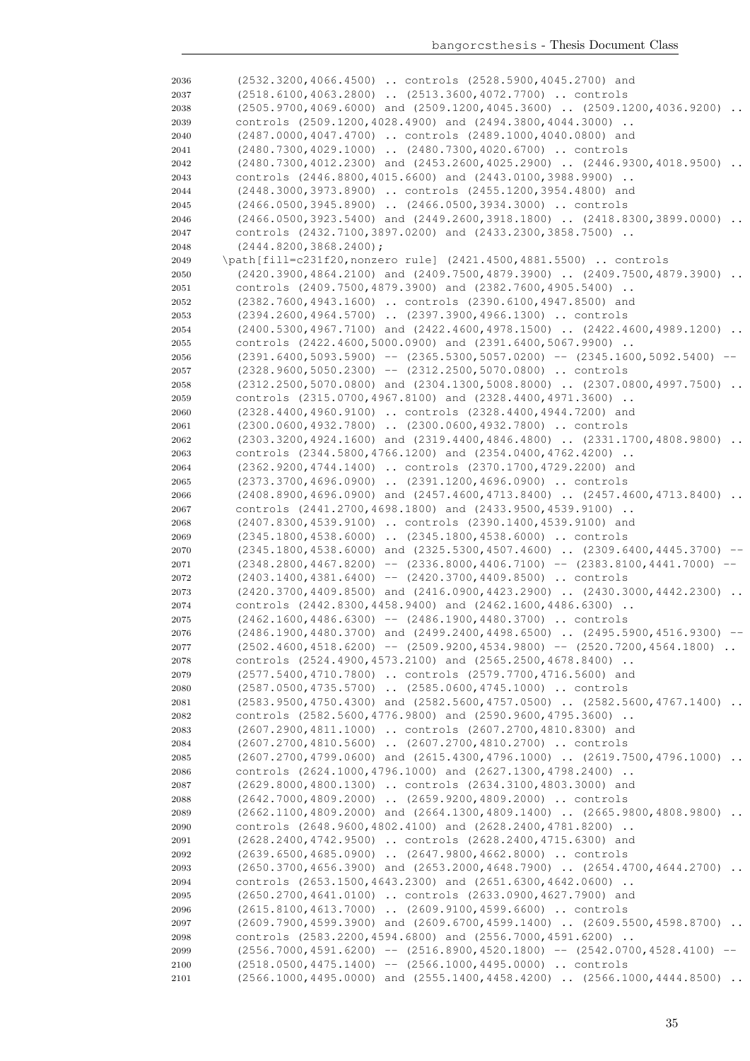```
2036        (2532.3200,4066.4500) .. controls (2528.5900,4045.2700) and
2037        (2518.6100,4063.2800) .. (2513.3600,4072.7700) .. controls
2038        (2505.9700,4069.6000) and (2509.1200,4045.3600) .. (2509.1200,4036.9200) ..
2039        controls (2509.1200,4028.4900) and (2494.3800,4044.3000) ..
2040        (2487.0000,4047.4700) .. controls (2489.1000,4040.0800) and
2041        (2480.7300,4029.1000) .. (2480.7300,4020.6700) .. controls
2042        (2480.7300,4012.2300) and (2453.2600,4025.2900) .. (2446.9300,4018.9500) ..
2043        controls (2446.8800,4015.6600) and (2443.0100,3988.9900) ..
2044        (2448.3000,3973.8900) .. controls (2455.1200,3954.4800) and
2045        (2466.0500,3945.8900) .. (2466.0500,3934.3000) .. controls
2046        (2466.0500,3923.5400) and (2449.2600,3918.1800) .. (2418.8300,3899.0000) ..
2047        controls (2432.7100,3897.0200) and (2433.2300,3858.7500) ..
2048        (2444.8200,3868.2400);
2049      \path[fill=c231f20,nonzero rule] (2421.4500,4881.5500) .. controls
2050        (2420.3900,4864.2100) and (2409.7500,4879.3900) .. (2409.7500,4879.3900) ..
2051        controls (2409.7500,4879.3900) and (2382.7600,4905.5400) ..
2052        (2382.7600,4943.1600) .. controls (2390.6100,4947.8500) and
2053        (2394.2600,4964.5700) .. (2397.3900,4966.1300) .. controls
2054        (2400.5300,4967.7100) and (2422.4600,4978.1500) .. (2422.4600,4989.1200) ..
2055        controls (2422.4600,5000.0900) and (2391.6400,5067.9900) ..
2056        (2391.6400,5093.5900) -- (2365.5300,5057.0200) -- (2345.1600,5092.5400) --
2057        (2328.9600,5050.2300) -- (2312.2500,5070.0800) .. controls
2058        (2312.2500,5070.0800) and (2304.1300,5008.8000) .. (2307.0800,4997.7500) ..
2059        controls (2315.0700,4967.8100) and (2328.4400,4971.3600) ..
2060        (2328.4400,4960.9100) .. controls (2328.4400,4944.7200) and
2061        (2300.0600,4932.7800) .. (2300.0600,4932.7800) .. controls
2062        (2303.3200,4924.1600) and (2319.4400,4846.4800) .. (2331.1700,4808.9800) ..
2063        controls (2344.5800,4766.1200) and (2354.0400,4762.4200) ..
2064        (2362.9200,4744.1400) .. controls (2370.1700,4729.2200) and
2065        (2373.3700,4696.0900) .. (2391.1200,4696.0900) .. controls
2066        (2408.8900,4696.0900) and (2457.4600,4713.8400) .. (2457.4600,4713.8400) ..
2067        controls (2441.2700,4698.1800) and (2433.9500,4539.9100) ..
2068        (2407.8300,4539.9100) .. controls (2390.1400,4539.9100) and
2069        (2345.1800,4538.6000) .. (2345.1800,4538.6000) .. controls
2070        (2345.1800,4538.6000) and (2325.5300,4507.4600) .. (2309.6400,4445.3700) --
2071        (2348.2800,4467.8200) -- (2336.8000,4406.7100) -- (2383.8100,4441.7000) --
2072        (2403.1400,4381.6400) -- (2420.3700,4409.8500) .. controls
2073        (2420.3700,4409.8500) and (2416.0900,4423.2900) .. (2430.3000,4442.2300) ..
2074        controls (2442.8300,4458.9400) and (2462.1600,4486.6300) ..
2075        (2462.1600,4486.6300) -- (2486.1900,4480.3700) .. controls
2076        (2486.1900,4480.3700) and (2499.2400,4498.6500) .. (2495.5900,4516.9300) --
2077        (2502.4600,4518.6200) -- (2509.9200,4534.9800) -- (2520.7200,4564.1800) ..
2078        controls (2524.4900,4573.2100) and (2565.2500,4678.8400) ..
2079        (2577.5400,4710.7800) .. controls (2579.7700,4716.5600) and
2080        (2587.0500,4735.5700) .. (2585.0600,4745.1000) .. controls
2081        (2583.9500,4750.4300) and (2582.5600,4757.0500) .. (2582.5600,4767.1400) ..
2082        controls (2582.5600,4776.9800) and (2590.9600,4795.3600) ..
2083        (2607.2900,4811.1000) .. controls (2607.2700,4810.8300) and
2084        (2607.2700,4810.5600) .. (2607.2700,4810.2700) .. controls
2085        (2607.2700,4799.0600) and (2615.4300,4796.1000) .. (2619.7500,4796.1000) ..
2086        controls (2624.1000,4796.1000) and (2627.1300,4798.2400) ..
2087        (2629.8000,4800.1300) .. controls (2634.3100,4803.3000) and
2088        (2642.7000,4809.2000) .. (2659.9200,4809.2000) .. controls
2089        (2662.1100,4809.2000) and (2664.1300,4809.1400) .. (2665.9800,4808.9800) ..
2090        controls (2648.9600,4802.4100) and (2628.2400,4781.8200) ..
2091        (2628.2400,4742.9500) .. controls (2628.2400,4715.6300) and
2092        (2639.6500,4685.0900) .. (2647.9800,4662.8000) .. controls
2093        (2650.3700,4656.3900) and (2653.2000,4648.7900) .. (2654.4700,4644.2700) ..
2094        controls (2653.1500,4643.2300) and (2651.6300,4642.0600) ..
2095        (2650.2700,4641.0100) .. controls (2633.0900,4627.7900) and
2096        (2615.8100,4613.7000) .. (2609.9100,4599.6600) .. controls
2097        (2609.7900,4599.3900) and (2609.6700,4599.1400) .. (2609.5500,4598.8700) ..
2098        controls (2583.2200,4594.6800) and (2556.7000,4591.6200) ..
2099        (2556.7000,4591.6200) -- (2516.8900,4520.1800) -- (2542.0700,4528.4100) --
2100        (2518.0500,4475.1400) -- (2566.1000,4495.0000) .. controls
2101        (2566.1000,4495.0000) and (2555.1400,4458.4200) .. (2566.1000,4444.8500) ..
```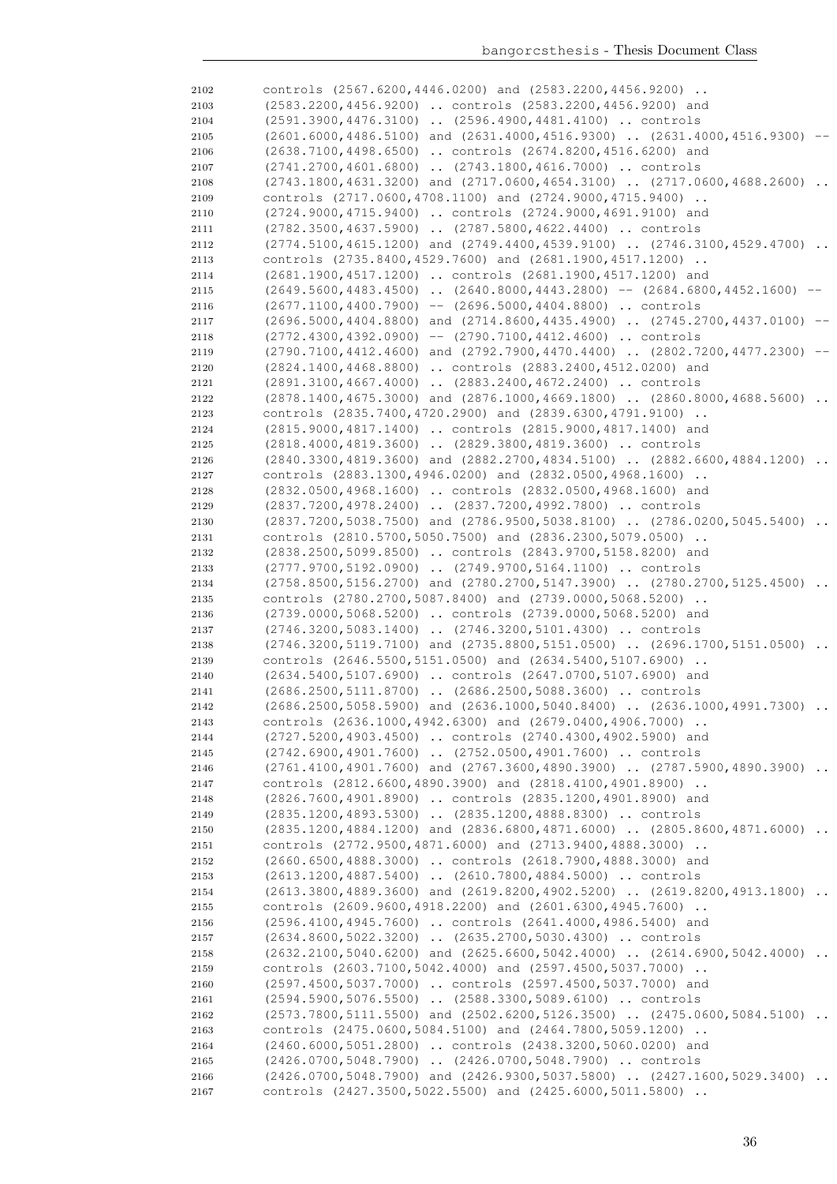```
2102        controls (2567.6200,4446.0200) and (2583.2200,4456.9200) ..
2103        (2583.2200,4456.9200) .. controls (2583.2200,4456.9200) and
2104        (2591.3900,4476.3100) .. (2596.4900,4481.4100) .. controls
2105        (2601.6000,4486.5100) and (2631.4000,4516.9300) .. (2631.4000,4516.9300) --
2106        (2638.7100,4498.6500) .. controls (2674.8200,4516.6200) and
2107        (2741.2700,4601.6800) .. (2743.1800,4616.7000) .. controls
2108        (2743.1800,4631.3200) and (2717.0600,4654.3100) .. (2717.0600,4688.2600) ..
2109        controls (2717.0600,4708.1100) and (2724.9000,4715.9400) ..
2110        (2724.9000,4715.9400) .. controls (2724.9000,4691.9100) and
2111        (2782.3500,4637.5900) .. (2787.5800,4622.4400) .. controls
2112        (2774.5100,4615.1200) and (2749.4400,4539.9100) .. (2746.3100,4529.4700) ..
2113        controls (2735.8400,4529.7600) and (2681.1900,4517.1200) ..
2114        (2681.1900,4517.1200) .. controls (2681.1900,4517.1200) and
2115        (2649.5600,4483.4500) .. (2640.8000,4443.2800) -- (2684.6800,4452.1600) --
2116        (2677.1100,4400.7900) -- (2696.5000,4404.8800) .. controls
2117        (2696.5000,4404.8800) and (2714.8600,4435.4900) .. (2745.2700,4437.0100) --
2118        (2772.4300,4392.0900) -- (2790.7100,4412.4600) .. controls
2119        (2790.7100,4412.4600) and (2792.7900,4470.4400) .. (2802.7200,4477.2300) --
2120        (2824.1400,4468.8800) .. controls (2883.2400,4512.0200) and
2121        (2891.3100,4667.4000) .. (2883.2400,4672.2400) .. controls
2122        (2878.1400,4675.3000) and (2876.1000,4669.1800) .. (2860.8000,4688.5600) ..
2123        controls (2835.7400,4720.2900) and (2839.6300,4791.9100) ..
2124        (2815.9000,4817.1400) .. controls (2815.9000,4817.1400) and
2125        (2818.4000,4819.3600) .. (2829.3800,4819.3600) .. controls
2126        (2840.3300,4819.3600) and (2882.2700,4834.5100) .. (2882.6600,4884.1200) ..
2127        controls (2883.1300,4946.0200) and (2832.0500,4968.1600) ..
2128        (2832.0500,4968.1600) .. controls (2832.0500,4968.1600) and
2129        (2837.7200,4978.2400) .. (2837.7200,4992.7800) .. controls
2130        (2837.7200,5038.7500) and (2786.9500,5038.8100) .. (2786.0200,5045.5400) ..
2131        controls (2810.5700,5050.7500) and (2836.2300,5079.0500) ..
2132        (2838.2500,5099.8500) .. controls (2843.9700,5158.8200) and
2133        (2777.9700,5192.0900) .. (2749.9700,5164.1100) .. controls
2134        (2758.8500,5156.2700) and (2780.2700,5147.3900) .. (2780.2700,5125.4500) ..
2135        controls (2780.2700,5087.8400) and (2739.0000,5068.5200) ..
2136        (2739.0000,5068.5200) .. controls (2739.0000,5068.5200) and
2137        (2746.3200,5083.1400) .. (2746.3200,5101.4300) .. controls
2138        (2746.3200,5119.7100) and (2735.8800,5151.0500) .. (2696.1700,5151.0500) ..
2139        controls (2646.5500,5151.0500) and (2634.5400,5107.6900) ..
2140        (2634.5400,5107.6900) .. controls (2647.0700,5107.6900) and
2141        (2686.2500,5111.8700) .. (2686.2500,5088.3600) .. controls
2142        (2686.2500,5058.5900) and (2636.1000,5040.8400) .. (2636.1000,4991.7300) ..
2143        controls (2636.1000,4942.6300) and (2679.0400,4906.7000) ..
2144        (2727.5200,4903.4500) .. controls (2740.4300,4902.5900) and
2145        (2742.6900,4901.7600) .. (2752.0500,4901.7600) .. controls
2146        (2761.4100,4901.7600) and (2767.3600,4890.3900) .. (2787.5900,4890.3900) ..
2147        controls (2812.6600,4890.3900) and (2818.4100,4901.8900) ..
2148        (2826.7600,4901.8900) .. controls (2835.1200,4901.8900) and
2149        (2835.1200,4893.5300) .. (2835.1200,4888.8300) .. controls
2150        (2835.1200,4884.1200) and (2836.6800,4871.6000) .. (2805.8600,4871.6000) ..
2151        controls (2772.9500,4871.6000) and (2713.9400,4888.3000) ..
2152        (2660.6500,4888.3000) .. controls (2618.7900,4888.3000) and
2153        (2613.1200,4887.5400) .. (2610.7800,4884.5000) .. controls
2154        (2613.3800,4889.3600) and (2619.8200,4902.5200) .. (2619.8200,4913.1800) ..
2155        controls (2609.9600,4918.2200) and (2601.6300,4945.7600) ..
2156        (2596.4100,4945.7600) .. controls (2641.4000,4986.5400) and
2157        (2634.8600,5022.3200) .. (2635.2700,5030.4300) .. controls
2158        (2632.2100,5040.6200) and (2625.6600,5042.4000) .. (2614.6900,5042.4000) ..
2159        controls (2603.7100,5042.4000) and (2597.4500,5037.7000) ..
2160        (2597.4500,5037.7000) .. controls (2597.4500,5037.7000) and
2161        (2594.5900,5076.5500) .. (2588.3300,5089.6100) .. controls
2162        (2573.7800,5111.5500) and (2502.6200,5126.3500) .. (2475.0600,5084.5100) ..
2163        controls (2475.0600,5084.5100) and (2464.7800,5059.1200) ..
2164        (2460.6000,5051.2800) .. controls (2438.3200,5060.0200) and
2165        (2426.0700,5048.7900) .. (2426.0700,5048.7900) .. controls
2166        (2426.0700,5048.7900) and (2426.9300,5037.5800) .. (2427.1600,5029.3400) ..
2167        controls (2427.3500,5022.5500) and (2425.6000,5011.5800) ..
```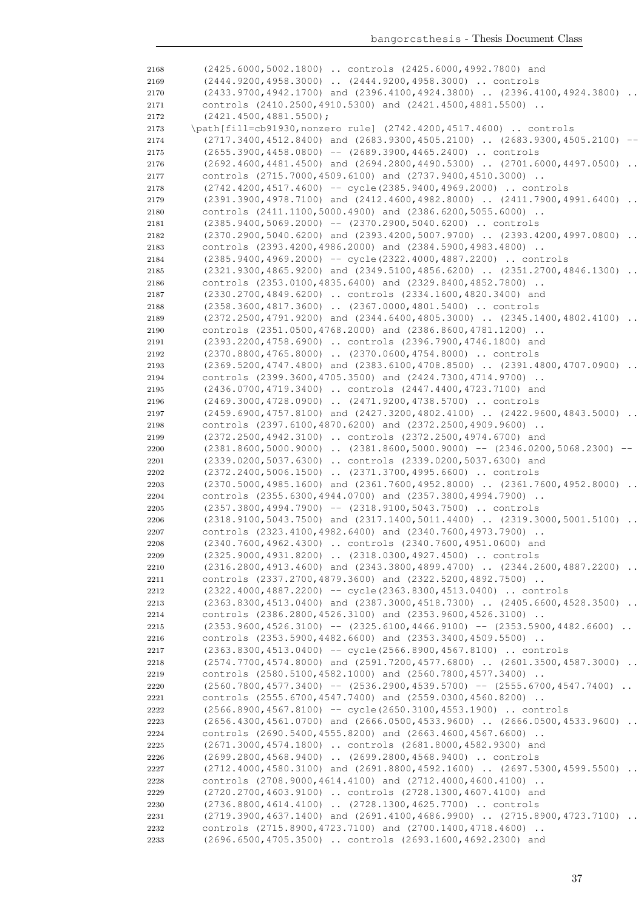```
2168      (2425.6000,5002.1800) .. controls (2425.6000,4992.7800) and
2169      (2444.9200,4958.3000) .. (2444.9200,4958.3000) .. controls
2170      (2433.9700,4942.1700) and (2396.4100,4924.3800) .. (2396.4100,4924.3800) ..
2171      controls (2410.2500,4910.5300) and (2421.4500,4881.5500) ..
2172      (2421.4500,4881.5500);
2173    \path[fill=cb91930,nonzero rule] (2742.4200,4517.4600) .. controls
2174      (2717.3400,4512.8400) and (2683.9300,4505.2100) .. (2683.9300,4505.2100) --
2175      (2655.3900,4458.0800) -- (2689.3900,4465.2400) .. controls
2176      (2692.4600,4481.4500) and (2694.2800,4490.5300) .. (2701.6000,4497.0500) ..
2177      controls (2715.7000,4509.6100) and (2737.9400,4510.3000) ..
2178      (2742.4200,4517.4600) -- cycle(2385.9400,4969.2000) .. controls
2179      (2391.3900,4978.7100) and (2412.4600,4982.8000) .. (2411.7900,4991.6400) ..
2180      controls (2411.1100,5000.4900) and (2386.6200,5055.6000) ..
2181      (2385.9400,5069.2000) -- (2370.2900,5040.6200) .. controls
2182      (2370.2900,5040.6200) and (2393.4200,5007.9700) .. (2393.4200,4997.0800) ..
2183      controls (2393.4200,4986.2000) and (2384.5900,4983.4800) ..
2184      (2385.9400,4969.2000) -- cycle(2322.4000,4887.2200) .. controls
2185      (2321.9300,4865.9200) and (2349.5100,4856.6200) .. (2351.2700,4846.1300) ..
2186      controls (2353.0100,4835.6400) and (2329.8400,4852.7800) ..
2187      (2330.2700,4849.6200) .. controls (2334.1600,4820.3400) and
2188      (2358.3600,4817.3600) .. (2367.0000,4801.5400) .. controls
2189      (2372.2500,4791.9200) and (2344.6400,4805.3000) .. (2345.1400,4802.4100) ..
2190      controls (2351.0500,4768.2000) and (2386.8600,4781.1200) ..
2191      (2393.2200,4758.6900) .. controls (2396.7900,4746.1800) and
2192      (2370.8800,4765.8000) .. (2370.0600,4754.8000) .. controls
2193      (2369.5200,4747.4800) and (2383.6100,4708.8500) .. (2391.4800,4707.0900) ..
2194      controls (2399.3600,4705.3500) and (2424.7300,4714.9700) ..
2195      (2436.0700,4719.3400) .. controls (2447.4400,4723.7100) and
2196      (2469.3000,4728.0900) .. (2471.9200,4738.5700) .. controls
2197      (2459.6900,4757.8100) and (2427.3200,4802.4100) .. (2422.9600,4843.5000) ..
2198      controls (2397.6100,4870.6200) and (2372.2500,4909.9600) ..
2199      (2372.2500,4942.3100) .. controls (2372.2500,4974.6700) and
2200      (2381.8600,5000.9000) .. (2381.8600,5000.9000) -- (2346.0200,5068.2300) --
2201      (2339.0200,5037.6300) .. controls (2339.0200,5037.6300) and
2202      (2372.2400,5006.1500) .. (2371.3700,4995.6600) .. controls
2203      (2370.5000,4985.1600) and (2361.7600,4952.8000) .. (2361.7600,4952.8000) ..
2204      controls (2355.6300,4944.0700) and (2357.3800,4994.7900) ..
2205      (2357.3800,4994.7900) -- (2318.9100,5043.7500) .. controls
2206      (2318.9100,5043.7500) and (2317.1400,5011.4400) .. (2319.3000,5001.5100) ..
2207      controls (2323.4100,4982.6400) and (2340.7600,4973.7900) ..
2208      (2340.7600,4962.4300) .. controls (2340.7600,4951.0600) and
2209      (2325.9000,4931.8200) .. (2318.0300,4927.4500) .. controls
2210      (2316.2800,4913.4600) and (2343.3800,4899.4700) .. (2344.2600,4887.2200) ..
2211      controls (2337.2700,4879.3600) and (2322.5200,4892.7500) ..
2212      (2322.4000,4887.2200) -- cycle(2363.8300,4513.0400) .. controls
2213      (2363.8300,4513.0400) and (2387.3000,4518.7300) .. (2405.6600,4528.3500) ..
2214      controls (2386.2800,4526.3100) and (2353.9600,4526.3100) ..
2215      (2353.9600,4526.3100) -- (2325.6100,4466.9100) -- (2353.5900,4482.6600) ..
2216      controls (2353.5900,4482.6600) and (2353.3400,4509.5500) ..
2217      (2363.8300,4513.0400) -- cycle(2566.8900,4567.8100) .. controls
2218      (2574.7700,4574.8000) and (2591.7200,4577.6800) .. (2601.3500,4587.3000) ..
2219      controls (2580.5100,4582.1000) and (2560.7800,4577.3400) ..
2220      (2560.7800,4577.3400) -- (2536.2900,4539.5700) -- (2555.6700,4547.7400) ..
2221      controls (2555.6700,4547.7400) and (2559.0300,4560.8200) ..
2222      (2566.8900,4567.8100) -- cycle(2650.3100,4553.1900) .. controls
2223      (2656.4300,4561.0700) and (2666.0500,4533.9600) .. (2666.0500,4533.9600) ..
2224      controls (2690.5400,4555.8200) and (2663.4600,4567.6600) ..
2225      (2671.3000,4574.1800) .. controls (2681.8000,4582.9300) and
2226      (2699.2800,4568.9400) .. (2699.2800,4568.9400) .. controls
2227      (2712.4000,4580.3100) and (2691.8800,4592.1600) .. (2697.5300,4599.5500) ..
2228      controls (2708.9000,4614.4100) and (2712.4000,4600.4100) ..
2229      (2720.2700,4603.9100) .. controls (2728.1300,4607.4100) and
2230      (2736.8800,4614.4100) .. (2728.1300,4625.7700) .. controls
2231      (2719.3900,4637.1400) and (2691.4100,4686.9900) .. (2715.8900,4723.7100) ..
2232      controls (2715.8900,4723.7100) and (2700.1400,4718.4600) ..
2233      (2696.6500,4705.3500) .. controls (2693.1600,4692.2300) and
```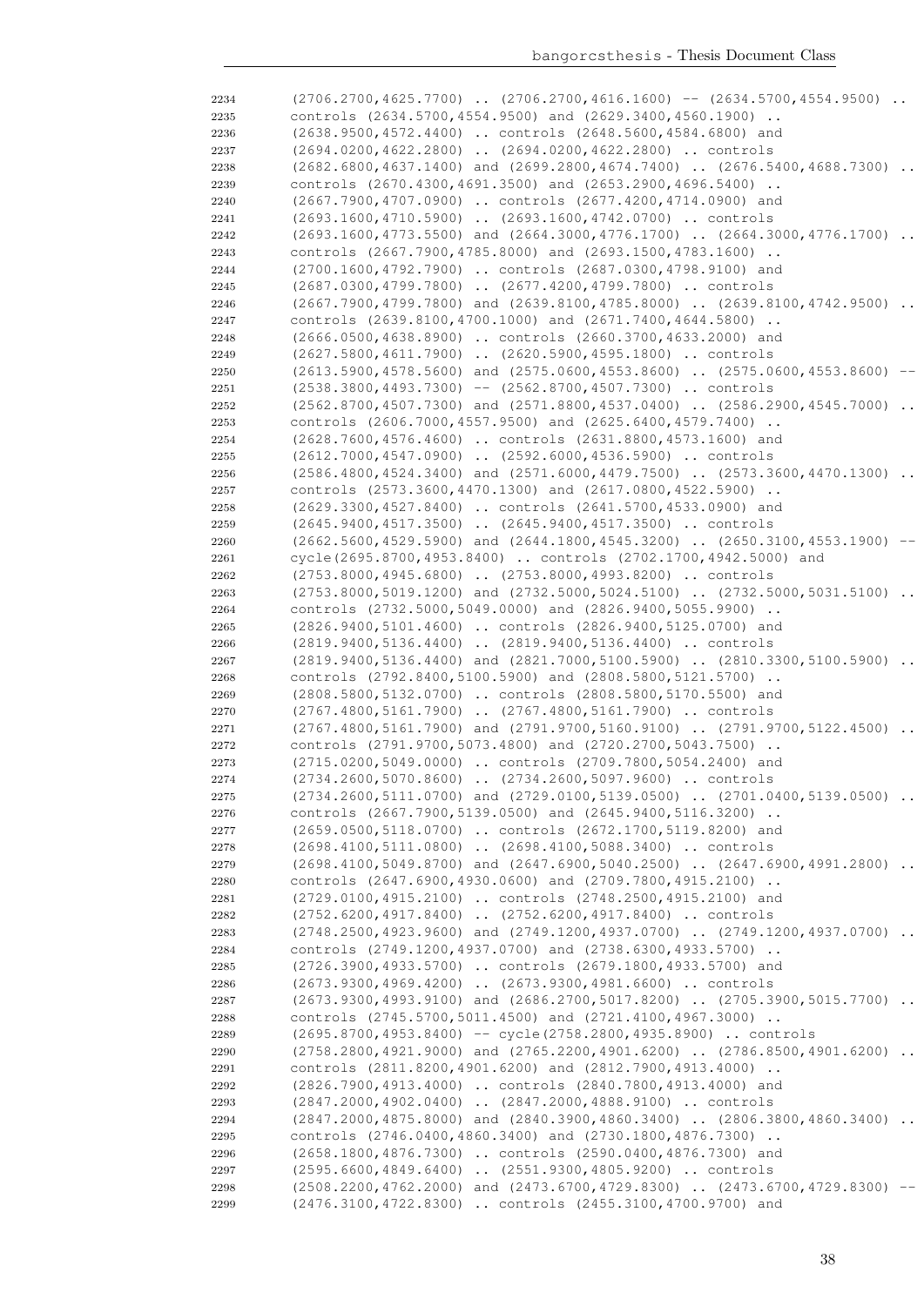```
2234    (2706.2700,4625.7700) .. (2706.2700,4616.1600) -- (2634.5700,4554.9500) ..
2235    controls (2634.5700,4554.9500) and (2629.3400,4560.1900) ..
2236    (2638.9500,4572.4400) .. controls (2648.5600,4584.6800) and
2237    (2694.0200,4622.2800) .. (2694.0200,4622.2800) .. controls
2238    (2682.6800,4637.1400) and (2699.2800,4674.7400) .. (2676.5400,4688.7300) ..
2239    controls (2670.4300,4691.3500) and (2653.2900,4696.5400) ..
2240    (2667.7900,4707.0900) .. controls (2677.4200,4714.0900) and
2241    (2693.1600,4710.5900) .. (2693.1600,4742.0700) .. controls
2242    (2693.1600,4773.5500) and (2664.3000,4776.1700) .. (2664.3000,4776.1700) ..
2243    controls (2667.7900,4785.8000) and (2693.1500,4783.1600) ..
2244    (2700.1600,4792.7900) .. controls (2687.0300,4798.9100) and
2245    (2687.0300,4799.7800) .. (2677.4200,4799.7800) .. controls
2246    (2667.7900,4799.7800) and (2639.8100,4785.8000) .. (2639.8100,4742.9500) ..
2247    controls (2639.8100,4700.1000) and (2671.7400,4644.5800) ..
2248    (2666.0500,4638.8900) .. controls (2660.3700,4633.2000) and
2249    (2627.5800,4611.7900) .. (2620.5900,4595.1800) .. controls
2250    (2613.5900,4578.5600) and (2575.0600,4553.8600) .. (2575.0600,4553.8600) --
2251    (2538.3800,4493.7300) -- (2562.8700,4507.7300) .. controls
2252    (2562.8700,4507.7300) and (2571.8800,4537.0400) .. (2586.2900,4545.7000) ..
2253    controls (2606.7000,4557.9500) and (2625.6400,4579.7400) ..
2254    (2628.7600,4576.4600) .. controls (2631.8800,4573.1600) and
2255    (2612.7000,4547.0900) .. (2592.6000,4536.5900) .. controls
2256    (2586.4800,4524.3400) and (2571.6000,4479.7500) .. (2573.3600,4470.1300) ..
2257    controls (2573.3600,4470.1300) and (2617.0800,4522.5900) ..
2258    (2629.3300,4527.8400) .. controls (2641.5700,4533.0900) and
2259    (2645.9400,4517.3500) .. (2645.9400,4517.3500) .. controls
2260    (2662.5600,4529.5900) and (2644.1800,4545.3200) .. (2650.3100,4553.1900) --
2261    cycle(2695.8700,4953.8400) .. controls (2702.1700,4942.5000) and
2262    (2753.8000,4945.6800) .. (2753.8000,4993.8200) .. controls
2263    (2753.8000,5019.1200) and (2732.5000,5024.5100) .. (2732.5000,5031.5100) ..
2264    controls (2732.5000,5049.0000) and (2826.9400,5055.9900) ..
2265    (2826.9400,5101.4600) .. controls (2826.9400,5125.0700) and
2266    (2819.9400,5136.4400) .. (2819.9400,5136.4400) .. controls
2267    (2819.9400,5136.4400) and (2821.7000,5100.5900) .. (2810.3300,5100.5900) ..
2268    controls (2792.8400,5100.5900) and (2808.5800,5121.5700) ..
2269    (2808.5800,5132.0700) .. controls (2808.5800,5170.5500) and
2270    (2767.4800,5161.7900) .. (2767.4800,5161.7900) .. controls
2271    (2767.4800,5161.7900) and (2791.9700,5160.9100) .. (2791.9700,5122.4500) ..
2272    controls (2791.9700,5073.4800) and (2720.2700,5043.7500) ..
2273    (2715.0200,5049.0000) .. controls (2709.7800,5054.2400) and
2274    (2734.2600,5070.8600) .. (2734.2600,5097.9600) .. controls
2275    (2734.2600,5111.0700) and (2729.0100,5139.0500) .. (2701.0400,5139.0500) ..
2276    controls (2667.7900,5139.0500) and (2645.9400,5116.3200) ..
2277    (2659.0500,5118.0700) .. controls (2672.1700,5119.8200) and
2278    (2698.4100,5111.0800) .. (2698.4100,5088.3400) .. controls
2279    (2698.4100,5049.8700) and (2647.6900,5040.2500) .. (2647.6900,4991.2800) ..
2280    controls (2647.6900,4930.0600) and (2709.7800,4915.2100) ..
2281    (2729.0100,4915.2100) .. controls (2748.2500,4915.2100) and
2282    (2752.6200,4917.8400) .. (2752.6200,4917.8400) .. controls
2283    (2748.2500,4923.9600) and (2749.1200,4937.0700) .. (2749.1200,4937.0700) ..
2284    controls (2749.1200,4937.0700) and (2738.6300,4933.5700) ..
2285    (2726.3900,4933.5700) .. controls (2679.1800,4933.5700) and
2286    (2673.9300,4969.4200) .. (2673.9300,4981.6600) .. controls
2287    (2673.9300,4993.9100) and (2686.2700,5017.8200) .. (2705.3900,5015.7700) ..
2288    controls (2745.5700,5011.4500) and (2721.4100,4967.3000) ..
2289    (2695.8700,4953.8400) -- cycle(2758.2800,4935.8900) .. controls
2290    (2758.2800,4921.9000) and (2765.2200,4901.6200) .. (2786.8500,4901.6200) ..
2291    controls (2811.8200,4901.6200) and (2812.7900,4913.4000) ..
2292    (2826.7900,4913.4000) .. controls (2840.7800,4913.4000) and
2293    (2847.2000,4902.0400) .. (2847.2000,4888.9100) .. controls
2294    (2847.2000,4875.8000) and (2840.3900,4860.3400) .. (2806.3800,4860.3400) ..
2295    controls (2746.0400,4860.3400) and (2730.1800,4876.7300) ..
2296    (2658.1800,4876.7300) .. controls (2590.0400,4876.7300) and
2297    (2595.6600,4849.6400) .. (2551.9300,4805.9200) .. controls
2298    (2508.2200,4762.2000) and (2473.6700,4729.8300) .. (2473.6700,4729.8300) --
2299    (2476.3100,4722.8300) .. controls (2455.3100,4700.9700) and
```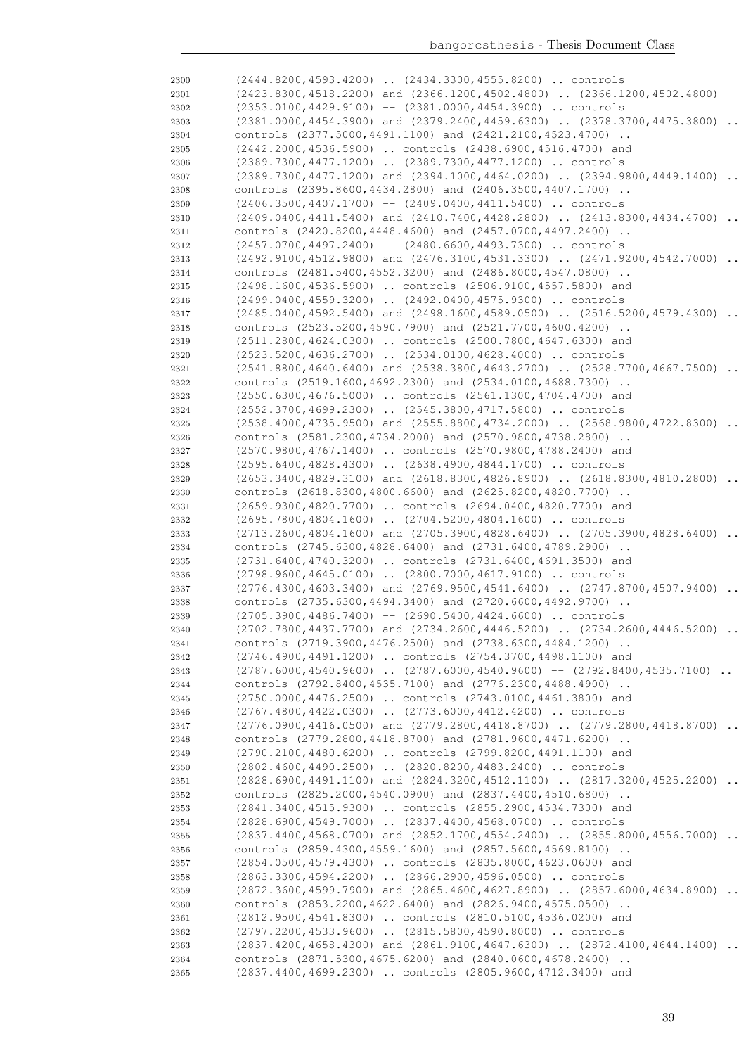```
2300    (2444.8200,4593.4200) .. (2434.3300,4555.8200) .. controls
2301    (2423.8300,4518.2200) and (2366.1200,4502.4800) .. (2366.1200,4502.4800) --
2302    (2353.0100,4429.9100) -- (2381.0000,4454.3900) .. controls
2303    (2381.0000,4454.3900) and (2379.2400,4459.6300) .. (2378.3700,4475.3800) ..
2304    controls (2377.5000,4491.1100) and (2421.2100,4523.4700) ..
2305    (2442.2000,4536.5900) .. controls (2438.6900,4516.4700) and
2306    (2389.7300,4477.1200) .. (2389.7300,4477.1200) .. controls
2307    (2389.7300,4477.1200) and (2394.1000,4464.0200) .. (2394.9800,4449.1400) ..
2308    controls (2395.8600,4434.2800) and (2406.3500,4407.1700) ..
2309    (2406.3500,4407.1700) -- (2409.0400,4411.5400) .. controls
2310    (2409.0400,4411.5400) and (2410.7400,4428.2800) .. (2413.8300,4434.4700) ..
2311    controls (2420.8200,4448.4600) and (2457.0700,4497.2400) ..
2312    (2457.0700,4497.2400) -- (2480.6600,4493.7300) .. controls
2313    (2492.9100,4512.9800) and (2476.3100,4531.3300) .. (2471.9200,4542.7000) ..
2314    controls (2481.5400,4552.3200) and (2486.8000,4547.0800) ..
2315    (2498.1600,4536.5900) .. controls (2506.9100,4557.5800) and
2316    (2499.0400,4559.3200) .. (2492.0400,4575.9300) .. controls
2317    (2485.0400,4592.5400) and (2498.1600,4589.0500) .. (2516.5200,4579.4300) ..
2318    controls (2523.5200,4590.7900) and (2521.7700,4600.4200) ..
2319    (2511.2800,4624.0300) .. controls (2500.7800,4647.6300) and
2320    (2523.5200,4636.2700) .. (2534.0100,4628.4000) .. controls
2321    (2541.8800,4640.6400) and (2538.3800,4643.2700) .. (2528.7700,4667.7500) ..
2322    controls (2519.1600,4692.2300) and (2534.0100,4688.7300) ..
2323    (2550.6300,4676.5000) .. controls (2561.1300,4704.4700) and
2324    (2552.3700,4699.2300) .. (2545.3800,4717.5800) .. controls
2325    (2538.4000,4735.9500) and (2555.8800,4734.2000) .. (2568.9800,4722.8300) ..
2326    controls (2581.2300,4734.2000) and (2570.9800,4738.2800) ..
2327    (2570.9800,4767.1400) .. controls (2570.9800,4788.2400) and
2328    (2595.6400,4828.4300) .. (2638.4900,4844.1700) .. controls
2329    (2653.3400,4829.3100) and (2618.8300,4826.8900) .. (2618.8300,4810.2800) ..
2330    controls (2618.8300,4800.6600) and (2625.8200,4820.7700) ..
2331    (2659.9300,4820.7700) .. controls (2694.0400,4820.7700) and
2332    (2695.7800,4804.1600) .. (2704.5200,4804.1600) .. controls
2333    (2713.2600,4804.1600) and (2705.3900,4828.6400) .. (2705.3900,4828.6400) ..
2334    controls (2745.6300,4828.6400) and (2731.6400,4789.2900) ..
2335    (2731.6400,4740.3200) .. controls (2731.6400,4691.3500) and
2336    (2798.9600,4645.0100) .. (2800.7000,4617.9100) .. controls
2337    (2776.4300,4603.3400) and (2769.9500,4541.6400) .. (2747.8700,4507.9400) ..
2338    controls (2735.6300,4494.3400) and (2720.6600,4492.9700) ..
2339    (2705.3900,4486.7400) -- (2690.5400,4424.6600) .. controls
2340    (2702.7800,4437.7700) and (2734.2600,4446.5200) .. (2734.2600,4446.5200) ..
2341    controls (2719.3900,4476.2500) and (2738.6300,4484.1200) ..
2342    (2746.4900,4491.1200) .. controls (2754.3700,4498.1100) and
2343    (2787.6000,4540.9600) .. (2787.6000,4540.9600) -- (2792.8400,4535.7100) ..
2344    controls (2792.8400,4535.7100) and (2776.2300,4488.4900) ..
2345    (2750.0000,4476.2500) .. controls (2743.0100,4461.3800) and
2346    (2767.4800,4422.0300) .. (2773.6000,4412.4200) .. controls
2347    (2776.0900,4416.0500) and (2779.2800,4418.8700) .. (2779.2800,4418.8700) ..
2348    controls (2779.2800,4418.8700) and (2781.9600,4471.6200) ..
2349    (2790.2100,4480.6200) .. controls (2799.8200,4491.1100) and
2350    (2802.4600,4490.2500) .. (2820.8200,4483.2400) .. controls
2351    (2828.6900,4491.1100) and (2824.3200,4512.1100) .. (2817.3200,4525.2200) ..
2352    controls (2825.2000,4540.0900) and (2837.4400,4510.6800) ..
2353    (2841.3400,4515.9300) .. controls (2855.2900,4534.7300) and
2354    (2828.6900,4549.7000) .. (2837.4400,4568.0700) .. controls
2355    (2837.4400,4568.0700) and (2852.1700,4554.2400) .. (2855.8000,4556.7000) ..
2356    controls (2859.4300,4559.1600) and (2857.5600,4569.8100) ..
2357    (2854.0500,4579.4300) .. controls (2835.8000,4623.0600) and
2358    (2863.3300,4594.2200) .. (2866.2900,4596.0500) .. controls
2359    (2872.3600,4599.7900) and (2865.4600,4627.8900) .. (2857.6000,4634.8900) ..
2360    controls (2853.2200,4622.6400) and (2826.9400,4575.0500) ..
2361    (2812.9500,4541.8300) .. controls (2810.5100,4536.0200) and
2362    (2797.2200,4533.9600) .. (2815.5800,4590.8000) .. controls
2363    (2837.4200,4658.4300) and (2861.9100,4647.6300) .. (2872.4100,4644.1400) ..
2364    controls (2871.5300,4675.6200) and (2840.0600,4678.2400) ..
2365    (2837.4400,4699.2300) .. controls (2805.9600,4712.3400) and
```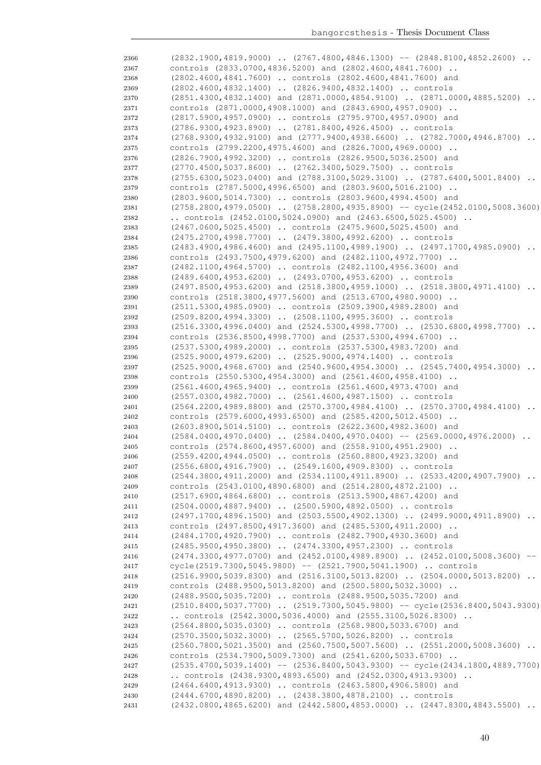```
2366      (2832.1900,4819.9000) .. (2767.4800,4846.1300) -- (2848.8100,4852.2600) ..
2367      controls (2833.0700,4836.5200) and (2802.4600,4841.7600) ..
2368      (2802.4600,4841.7600) .. controls (2802.4600,4841.7600) and
2369      (2802.4600,4832.1400) .. (2826.9400,4832.1400) .. controls
2370      (2851.4300,4832.1400) and (2871.0000,4854.9100) .. (2871.0000,4885.5200) ..
2371      controls (2871.0000,4908.1000) and (2843.6900,4957.0900) ..
2372      (2817.5900,4957.0900) .. controls (2795.9700,4957.0900) and
2373      (2786.9300,4923.8900) .. (2781.8400,4926.4500) .. controls
2374      (2768.9300,4932.9100) and (2777.9400,4938.6600) .. (2782.7000,4946.8700) ..
2375      controls (2799.2200,4975.4600) and (2826.7000,4969.0000) ..
2376      (2826.7900,4992.3200) .. controls (2826.9500,5036.2500) and
2377      (2770.4500,5037.8600) .. (2762.3400,5029.7500) .. controls
2378      (2755.6300,5023.0400) and (2788.3100,5029.3100) .. (2787.6400,5001.8400) ..
2379      controls (2787.5000,4996.6500) and (2803.9600,5016.2100) ..
2380      (2803.9600,5014.7300) .. controls (2803.9600,4994.4500) and
2381      (2758.2800,4979.0500) .. (2758.2800,4935.8900) -- cycle(2452.0100,5008.3600)
2382      .. controls (2452.0100,5024.0900) and (2463.6500,5025.4500) ..
2383      (2467.0600,5025.4500) .. controls (2475.9600,5025.4500) and
2384      (2475.2700,4998.7700) .. (2479.3800,4992.6200) .. controls
2385      (2483.4900,4986.4600) and (2495.1100,4989.1900) .. (2497.1700,4985.0900) ..
2386      controls (2493.7500,4979.6200) and (2482.1100,4972.7700) ..
2387      (2482.1100,4964.5700) .. controls (2482.1100,4956.3600) and
2388      (2489.6400,4953.6200) .. (2493.0700,4953.6200) .. controls
2389      (2497.8500,4953.6200) and (2518.3800,4959.1000) .. (2518.3800,4971.4100) ..
2390      controls (2518.3800,4977.5600) and (2513.6700,4980.9000) ..
2391      (2511.5300,4985.0900) .. controls (2509.3900,4989.2800) and
2392      (2509.8200,4994.3300) .. (2508.1100,4995.3600) .. controls
2393      (2516.3300,4996.0400) and (2524.5300,4998.7700) .. (2530.6800,4998.7700) ..
2394      controls (2536.8500,4998.7700) and (2537.5300,4994.6700) ..
2395      (2537.5300,4989.2000) .. controls (2537.5300,4983.7200) and
2396      (2525.9000,4979.6200) .. (2525.9000,4974.1400) .. controls
2397      (2525.9000,4968.6700) and (2540.9600,4954.3000) .. (2545.7400,4954.3000) ..
2398      controls (2550.5300,4954.3000) and (2561.4600,4958.4100) ..
2399      (2561.4600,4965.9400) .. controls (2561.4600,4973.4700) and
2400      (2557.0300,4982.7000) .. (2561.4600,4987.1500) .. controls
2401      (2564.2200,4989.8800) and (2570.3700,4984.4100) .. (2570.3700,4984.4100) ..
2402      controls (2579.6000,4993.6500) and (2585.4200,5012.4500) ..
2403      (2603.8900,5014.5100) .. controls (2622.3600,4982.3600) and
2404      (2584.0400,4970.0400) .. (2584.0400,4970.0400) -- (2569.0000,4976.2000) ..
2405      controls (2574.8600,4957.6000) and (2558.9100,4951.2900) ..
2406      (2559.4200,4944.0500) .. controls (2560.8800,4923.3200) and
2407      (2556.6800,4916.7900) .. (2549.1600,4909.8300) .. controls
2408      (2544.3800,4911.2000) and (2534.1100,4911.8900) .. (2533.4200,4907.7900) ..
2409      controls (2543.0100,4890.6800) and (2514.2800,4872.2100) ..
2410      (2517.6900,4864.6800) .. controls (2513.5900,4867.4200) and
2411      (2504.0000,4887.9400) .. (2500.5900,4892.0500) .. controls
2412      (2497.1700,4896.1500) and (2503.5500,4902.1300) .. (2499.9000,4911.8900) ..
2413      controls (2497.8500,4917.3600) and (2485.5300,4911.2000) ..
2414      (2484.1700,4920.7900) .. controls (2482.7900,4930.3600) and
2415      (2485.9500,4950.3800) .. (2474.3300,4957.2300) .. controls
2416      (2474.3300,4977.0700) and (2452.0100,4989.8900) .. (2452.0100,5008.3600) --
2417      cycle(2519.7300,5045.9800) -- (2521.7900,5041.1900) .. controls
2418      (2516.9900,5039.8300) and (2516.3100,5013.8200) .. (2504.0000,5013.8200) ..
2419      controls (2488.9500,5013.8200) and (2500.5800,5032.3000) ..
2420      (2488.9500,5035.7200) .. controls (2488.9500,5035.7200) and
2421      (2510.8400,5037.7700) .. (2519.7300,5045.9800) -- cycle(2536.8400,5043.9300)
2422      .. controls (2542.3000,5036.4000) and (2555.3100,5026.8300) ..
2423      (2564.8800,5035.0300) .. controls (2568.9800,5033.6700) and
2424      (2570.3500,5032.3000) .. (2565.5700,5026.8200) .. controls
2425      (2560.7800,5021.3500) and (2560.7500,5007.5600) .. (2551.2000,5008.3600) ..
2426      controls (2534.7900,5009.7300) and (2541.6200,5033.6700) ..
2427      (2535.4700,5039.1400) -- (2536.8400,5043.9300) -- cycle(2434.1800,4889.7700)
2428      .. controls (2438.9300,4893.6500) and (2452.0300,4913.9300) ..
2429      (2464.6400,4913.9300) .. controls (2463.5800,4906.5800) and
2430      (2444.6700,4890.8200) .. (2438.3800,4878.2100) .. controls
2431      (2432.0800,4865.6200) and (2442.5800,4853.0000) .. (2447.8300,4843.5500) ..
```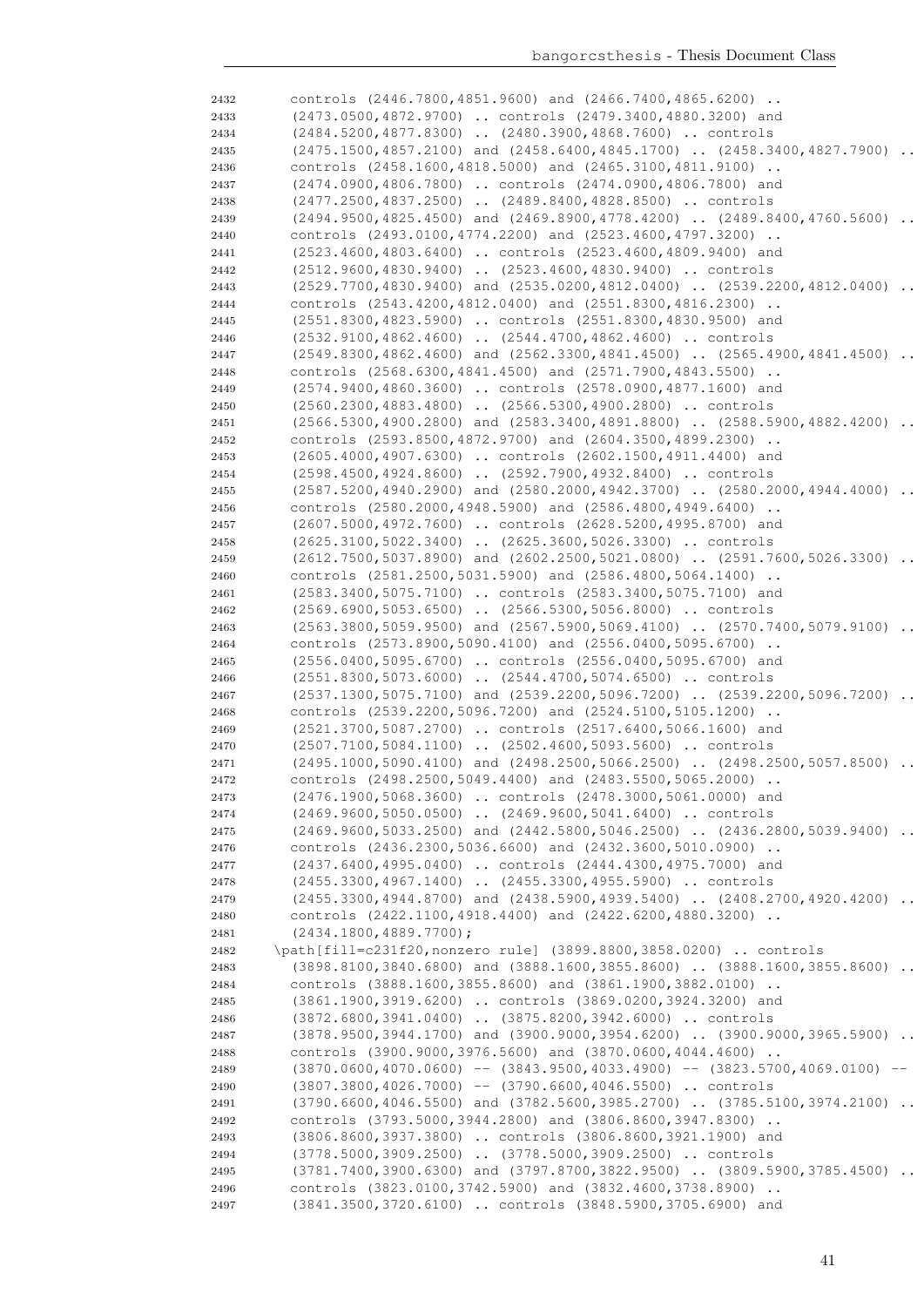```
2432      controls (2446.7800,4851.9600) and (2466.7400,4865.6200) ..
2433      (2473.0500,4872.9700) .. controls (2479.3400,4880.3200) and
2434      (2484.5200,4877.8300) .. (2480.3900,4868.7600) .. controls
2435      (2475.1500,4857.2100) and (2458.6400,4845.1700) .. (2458.3400,4827.7900) ..
2436      controls (2458.1600,4818.5000) and (2465.3100,4811.9100) ..
2437      (2474.0900,4806.7800) .. controls (2474.0900,4806.7800) and
2438      (2477.2500,4837.2500) .. (2489.8400,4828.8500) .. controls
2439      (2494.9500,4825.4500) and (2469.8900,4778.4200) .. (2489.8400,4760.5600) ..
2440      controls (2493.0100,4774.2200) and (2523.4600,4797.3200) ..
2441      (2523.4600,4803.6400) .. controls (2523.4600,4809.9400) and
2442      (2512.9600,4830.9400) .. (2523.4600,4830.9400) .. controls
2443      (2529.7700,4830.9400) and (2535.0200,4812.0400) .. (2539.2200,4812.0400) ..
2444      controls (2543.4200,4812.0400) and (2551.8300,4816.2300) ..
2445      (2551.8300,4823.5900) .. controls (2551.8300,4830.9500) and
2446      (2532.9100,4862.4600) .. (2544.4700,4862.4600) .. controls
2447      (2549.8300,4862.4600) and (2562.3300,4841.4500) .. (2565.4900,4841.4500) ..
2448      controls (2568.6300,4841.4500) and (2571.7900,4843.5500) ..
2449      (2574.9400,4860.3600) .. controls (2578.0900,4877.1600) and
2450      (2560.2300,4883.4800) .. (2566.5300,4900.2800) .. controls
2451      (2566.5300,4900.2800) and (2583.3400,4891.8800) .. (2588.5900,4882.4200) ..
2452      controls (2593.8500,4872.9700) and (2604.3500,4899.2300) ..
2453      (2605.4000,4907.6300) .. controls (2602.1500,4911.4400) and
2454      (2598.4500,4924.8600) .. (2592.7900,4932.8400) .. controls
2455      (2587.5200,4940.2900) and (2580.2000,4942.3700) .. (2580.2000,4944.4000) ..
2456      controls (2580.2000,4948.5900) and (2586.4800,4949.6400) ..
2457      (2607.5000,4972.7600) .. controls (2628.5200,4995.8700) and
2458      (2625.3100,5022.3400) .. (2625.3600,5026.3300) .. controls
2459      (2612.7500,5037.8900) and (2602.2500,5021.0800) .. (2591.7600,5026.3300) ..
2460      controls (2581.2500,5031.5900) and (2586.4800,5064.1400) ..
2461      (2583.3400,5075.7100) .. controls (2583.3400,5075.7100) and
2462      (2569.6900,5053.6500) .. (2566.5300,5056.8000) .. controls
2463      (2563.3800,5059.9500) and (2567.5900,5069.4100) .. (2570.7400,5079.9100) ..
2464      controls (2573.8900,5090.4100) and (2556.0400,5095.6700) ..
2465      (2556.0400,5095.6700) .. controls (2556.0400,5095.6700) and
2466      (2551.8300,5073.6000) .. (2544.4700,5074.6500) .. controls
2467      (2537.1300,5075.7100) and (2539.2200,5096.7200) .. (2539.2200,5096.7200) ..
2468      controls (2539.2200,5096.7200) and (2524.5100,5105.1200) ..
2469      (2521.3700,5087.2700) .. controls (2517.6400,5066.1600) and
2470      (2507.7100,5084.1100) .. (2502.4600,5093.5600) .. controls
2471      (2495.1000,5090.4100) and (2498.2500,5066.2500) .. (2498.2500,5057.8500) ..
2472      controls (2498.2500,5049.4400) and (2483.5500,5065.2000) ..
2473      (2476.1900,5068.3600) .. controls (2478.3000,5061.0000) and
2474      (2469.9600,5050.0500) .. (2469.9600,5041.6400) .. controls
2475      (2469.9600,5033.2500) and (2442.5800,5046.2500) .. (2436.2800,5039.9400) ..
2476      controls (2436.2300,5036.6600) and (2432.3600,5010.0900) ..
2477      (2437.6400,4995.0400) .. controls (2444.4300,4975.7000) and
2478      (2455.3300,4967.1400) .. (2455.3300,4955.5900) .. controls
2479      (2455.3300,4944.8700) and (2438.5900,4939.5400) .. (2408.2700,4920.4200) ..
2480      controls (2422.1100,4918.4400) and (2422.6200,4880.3200) ..
2481      (2434.1800,4889.7700);
2482    \path[fill=c231f20,nonzero rule] (3899.8800,3858.0200) .. controls
2483      (3898.8100,3840.6800) and (3888.1600,3855.8600) .. (3888.1600,3855.8600) ..
2484      controls (3888.1600,3855.8600) and (3861.1900,3882.0100) ..
2485      (3861.1900,3919.6200) .. controls (3869.0200,3924.3200) and
2486      (3872.6800,3941.0400) .. (3875.8200,3942.6000) .. controls
2487      (3878.9500,3944.1700) and (3900.9000,3954.6200) .. (3900.9000,3965.5900) ..
2488      controls (3900.9000,3976.5600) and (3870.0600,4044.4600) ..
2489      (3870.0600,4070.0600) -- (3843.9500,4033.4900) -- (3823.5700,4069.0100) --
2490      (3807.3800,4026.7000) -- (3790.6600,4046.5500) .. controls
2491      (3790.6600,4046.5500) and (3782.5600,3985.2700) .. (3785.5100,3974.2100) ..
2492      controls (3793.5000,3944.2800) and (3806.8600,3947.8300) ..
2493      (3806.8600,3937.3800) .. controls (3806.8600,3921.1900) and
2494      (3778.5000,3909.2500) .. (3778.5000,3909.2500) .. controls
2495      (3781.7400,3900.6300) and (3797.8700,3822.9500) .. (3809.5900,3785.4500) ..
2496      controls (3823.0100,3742.5900) and (3832.4600,3738.8900) ..
2497      (3841.3500,3720.6100) .. controls (3848.5900,3705.6900) and
```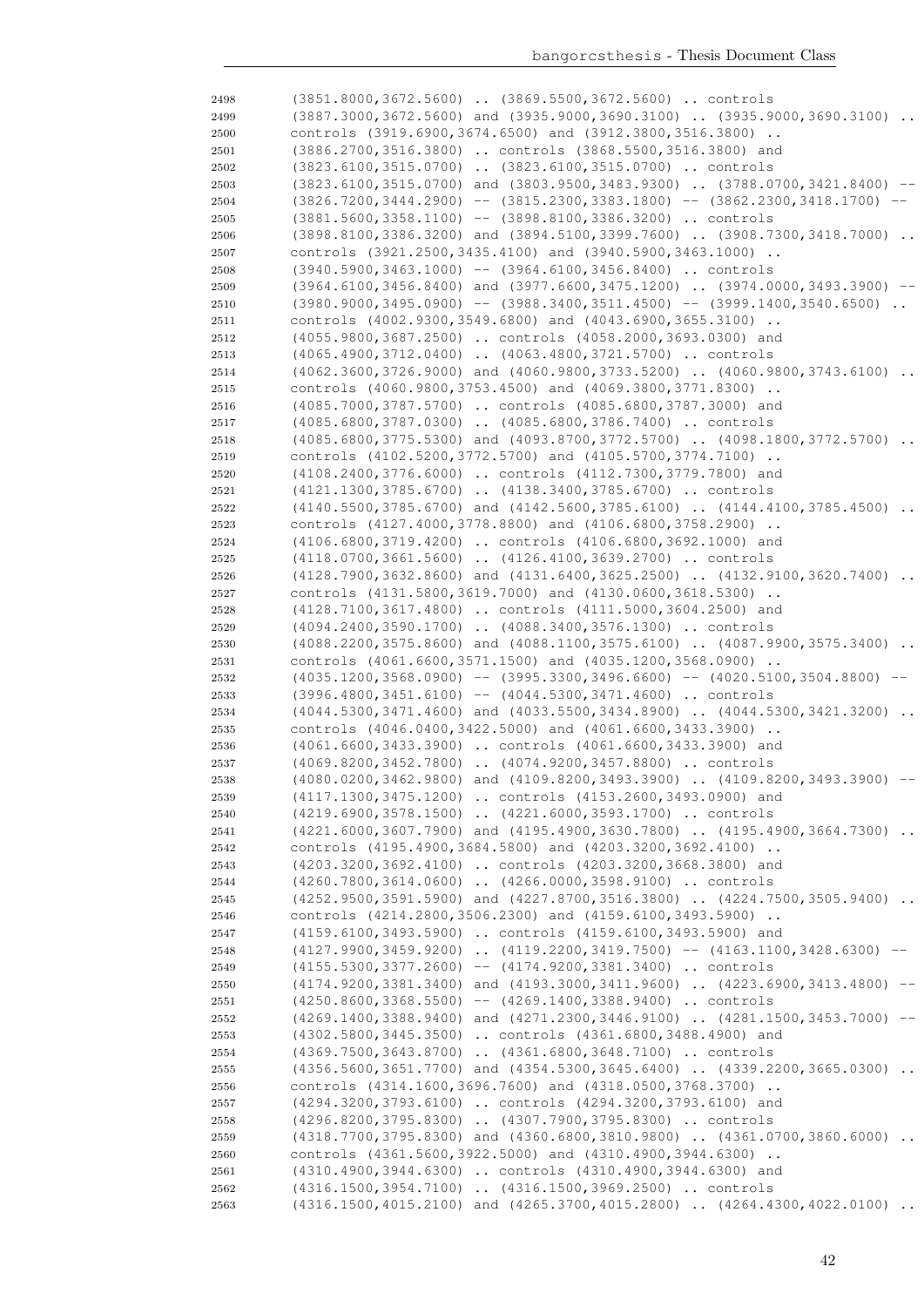```
2498    (3851.8000,3672.5600) .. (3869.5500,3672.5600) .. controls
2499    (3887.3000,3672.5600) and (3935.9000,3690.3100) .. (3935.9000,3690.3100) ..
2500    controls (3919.6900,3674.6500) and (3912.3800,3516.3800) ..
2501    (3886.2700,3516.3800) .. controls (3868.5500,3516.3800) and
2502    (3823.6100,3515.0700) .. (3823.6100,3515.0700) .. controls
2503    (3823.6100,3515.0700) and (3803.9500,3483.9300) .. (3788.0700,3421.8400) --
2504    (3826.7200,3444.2900) -- (3815.2300,3383.1800) -- (3862.2300,3418.1700) --
2505    (3881.5600,3358.1100) -- (3898.8100,3386.3200) .. controls
2506    (3898.8100,3386.3200) and (3894.5100,3399.7600) .. (3908.7300,3418.7000) ..
2507    controls (3921.2500,3435.4100) and (3940.5900,3463.1000) ..
2508    (3940.5900,3463.1000) -- (3964.6100,3456.8400) .. controls
2509    (3964.6100,3456.8400) and (3977.6600,3475.1200) .. (3974.0000,3493.3900) --
2510    (3980.9000,3495.0900) -- (3988.3400,3511.4500) -- (3999.1400,3540.6500) ..
2511    controls (4002.9300,3549.6800) and (4043.6900,3655.3100) ..
2512    (4055.9800,3687.2500) .. controls (4058.2000,3693.0300) and
2513    (4065.4900,3712.0400) .. (4063.4800,3721.5700) .. controls
2514    (4062.3600,3726.9000) and (4060.9800,3733.5200) .. (4060.9800,3743.6100) ..
2515    controls (4060.9800,3753.4500) and (4069.3800,3771.8300) ..
2516    (4085.7000,3787.5700) .. controls (4085.6800,3787.3000) and
2517    (4085.6800,3787.0300) .. (4085.6800,3786.7400) .. controls
2518    (4085.6800,3775.5300) and (4093.8700,3772.5700) .. (4098.1800,3772.5700) ..
2519    controls (4102.5200,3772.5700) and (4105.5700,3774.7100) ..
2520    (4108.2400,3776.6000) .. controls (4112.7300,3779.7800) and
2521    (4121.1300,3785.6700) .. (4138.3400,3785.6700) .. controls
2522    (4140.5500,3785.6700) and (4142.5600,3785.6100) .. (4144.4100,3785.4500) ..
2523    controls (4127.4000,3778.8800) and (4106.6800,3758.2900) ..
2524    (4106.6800,3719.4200) .. controls (4106.6800,3692.1000) and
2525    (4118.0700,3661.5600) .. (4126.4100,3639.2700) .. controls
2526    (4128.7900,3632.8600) and (4131.6400,3625.2500) .. (4132.9100,3620.7400) ..
2527    controls (4131.5800,3619.7000) and (4130.0600,3618.5300) ..
2528    (4128.7100,3617.4800) .. controls (4111.5000,3604.2500) and
2529    (4094.2400,3590.1700) .. (4088.3400,3576.1300) .. controls
2530    (4088.2200,3575.8600) and (4088.1100,3575.6100) .. (4087.9900,3575.3400) ..
2531    controls (4061.6600,3571.1500) and (4035.1200,3568.0900) ..
2532    (4035.1200,3568.0900) -- (3995.3300,3496.6600) -- (4020.5100,3504.8800) --
2533    (3996.4800,3451.6100) -- (4044.5300,3471.4600) .. controls
2534    (4044.5300,3471.4600) and (4033.5500,3434.8900) .. (4044.5300,3421.3200) ..
2535    controls (4046.0400,3422.5000) and (4061.6600,3433.3900) ..
2536    (4061.6600,3433.3900) .. controls (4061.6600,3433.3900) and
2537    (4069.8200,3452.7800) .. (4074.9200,3457.8800) .. controls
2538    (4080.0200,3462.9800) and (4109.8200,3493.3900) .. (4109.8200,3493.3900) --
2539    (4117.1300,3475.1200) .. controls (4153.2600,3493.0900) and
2540    (4219.6900,3578.1500) .. (4221.6000,3593.1700) .. controls
2541    (4221.6000,3607.7900) and (4195.4900,3630.7800) .. (4195.4900,3664.7300) ..
2542    controls (4195.4900,3684.5800) and (4203.3200,3692.4100) ..
2543    (4203.3200,3692.4100) .. controls (4203.3200,3668.3800) and
2544    (4260.7800,3614.0600) .. (4266.0000,3598.9100) .. controls
2545    (4252.9500,3591.5900) and (4227.8700,3516.3800) .. (4224.7500,3505.9400) ..
2546    controls (4214.2800,3506.2300) and (4159.6100,3493.5900) ..
2547    (4159.6100,3493.5900) .. controls (4159.6100,3493.5900) and
2548    (4127.9900,3459.9200) .. (4119.2200,3419.7500) -- (4163.1100,3428.6300) --
2549    (4155.5300,3377.2600) -- (4174.9200,3381.3400) .. controls
2550    (4174.9200,3381.3400) and (4193.3000,3411.9600) .. (4223.6900,3413.4800) --
2551    (4250.8600,3368.5500) -- (4269.1400,3388.9400) .. controls
2552    (4269.1400,3388.9400) and (4271.2300,3446.9100) .. (4281.1500,3453.7000) --
2553    (4302.5800,3445.3500) .. controls (4361.6800,3488.4900) and
2554    (4369.7500,3643.8700) .. (4361.6800,3648.7100) .. controls
2555    (4356.5600,3651.7700) and (4354.5300,3645.6400) .. (4339.2200,3665.0300) ..
2556    controls (4314.1600,3696.7600) and (4318.0500,3768.3700) ..
2557    (4294.3200,3793.6100) .. controls (4294.3200,3793.6100) and
2558    (4296.8200,3795.8300) .. (4307.7900,3795.8300) .. controls
2559    (4318.7700,3795.8300) and (4360.6800,3810.9800) .. (4361.0700,3860.6000) ..
2560    controls (4361.5600,3922.5000) and (4310.4900,3944.6300) ..
2561    (4310.4900,3944.6300) .. controls (4310.4900,3944.6300) and
2562    (4316.1500,3954.7100) .. (4316.1500,3969.2500) .. controls
2563    (4316.1500,4015.2100) and (4265.3700,4015.2800) .. (4264.4300,4022.0100) ..
```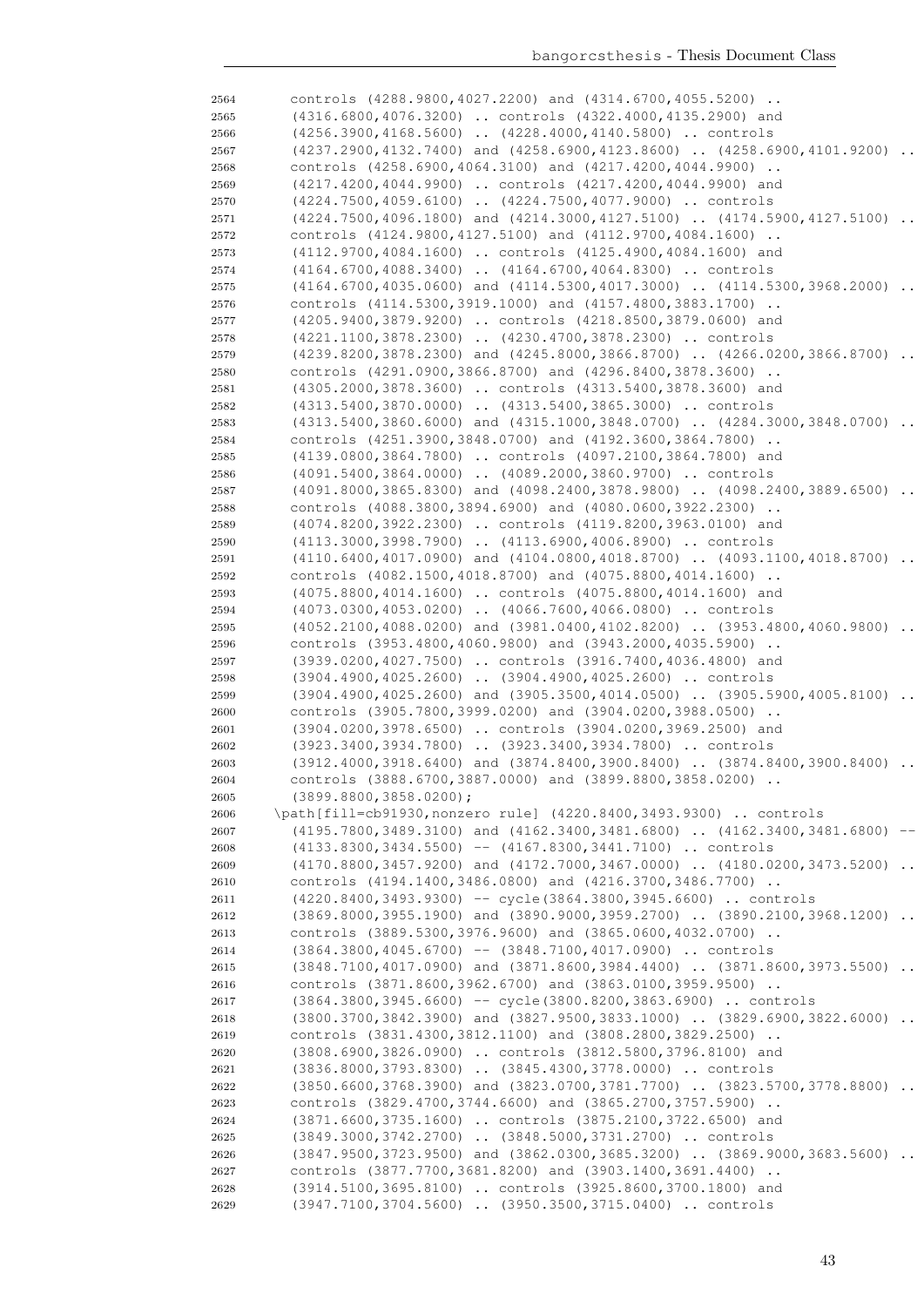```
2564      controls (4288.9800,4027.2200) and (4314.6700,4055.5200) ..
2565      (4316.6800,4076.3200) .. controls (4322.4000,4135.2900) and
2566      (4256.3900,4168.5600) .. (4228.4000,4140.5800) .. controls
2567      (4237.2900,4132.7400) and (4258.6900,4123.8600) .. (4258.6900,4101.9200) ..
2568      controls (4258.6900,4064.3100) and (4217.4200,4044.9900) ..
2569      (4217.4200,4044.9900) .. controls (4217.4200,4044.9900) and
2570      (4224.7500,4059.6100) .. (4224.7500,4077.9000) .. controls
2571      (4224.7500,4096.1800) and (4214.3000,4127.5100) .. (4174.5900,4127.5100) ..
2572      controls (4124.9800,4127.5100) and (4112.9700,4084.1600) ..
2573      (4112.9700,4084.1600) .. controls (4125.4900,4084.1600) and
2574      (4164.6700,4088.3400) .. (4164.6700,4064.8300) .. controls
2575      (4164.6700,4035.0600) and (4114.5300,4017.3000) .. (4114.5300,3968.2000) ..
2576      controls (4114.5300,3919.1000) and (4157.4800,3883.1700) ..
2577      (4205.9400,3879.9200) .. controls (4218.8500,3879.0600) and
2578      (4221.1100,3878.2300) .. (4230.4700,3878.2300) .. controls
2579      (4239.8200,3878.2300) and (4245.8000,3866.8700) .. (4266.0200,3866.8700) ..
2580      controls (4291.0900,3866.8700) and (4296.8400,3878.3600) ..
2581      (4305.2000,3878.3600) .. controls (4313.5400,3878.3600) and
2582      (4313.5400,3870.0000) .. (4313.5400,3865.3000) .. controls
2583      (4313.5400,3860.6000) and (4315.1000,3848.0700) .. (4284.3000,3848.0700) ..
2584      controls (4251.3900,3848.0700) and (4192.3600,3864.7800) ..
2585      (4139.0800,3864.7800) .. controls (4097.2100,3864.7800) and
2586      (4091.5400,3864.0000) .. (4089.2000,3860.9700) .. controls
2587      (4091.8000,3865.8300) and (4098.2400,3878.9800) .. (4098.2400,3889.6500) ..
2588      controls (4088.3800,3894.6900) and (4080.0600,3922.2300) ..
2589      (4074.8200,3922.2300) .. controls (4119.8200,3963.0100) and
2590      (4113.3000,3998.7900) .. (4113.6900,4006.8900) .. controls
2591      (4110.6400,4017.0900) and (4104.0800,4018.8700) .. (4093.1100,4018.8700) ..
2592      controls (4082.1500,4018.8700) and (4075.8800,4014.1600) ..
2593      (4075.8800,4014.1600) .. controls (4075.8800,4014.1600) and
2594      (4073.0300,4053.0200) .. (4066.7600,4066.0800) .. controls
2595      (4052.2100,4088.0200) and (3981.0400,4102.8200) .. (3953.4800,4060.9800) ..
2596      controls (3953.4800,4060.9800) and (3943.2000,4035.5900) ..
2597      (3939.0200,4027.7500) .. controls (3916.7400,4036.4800) and
2598      (3904.4900,4025.2600) .. (3904.4900,4025.2600) .. controls
2599      (3904.4900,4025.2600) and (3905.3500,4014.0500) .. (3905.5900,4005.8100) ..
2600      controls (3905.7800,3999.0200) and (3904.0200,3988.0500) ..
2601      (3904.0200,3978.6500) .. controls (3904.0200,3969.2500) and
2602      (3923.3400,3934.7800) .. (3923.3400,3934.7800) .. controls
2603      (3912.4000,3918.6400) and (3874.8400,3900.8400) .. (3874.8400,3900.8400) ..
2604      controls (3888.6700,3887.0000) and (3899.8800,3858.0200) ..
2605      (3899.8800,3858.0200);
2606    \path[fill=cb91930,nonzero rule] (4220.8400,3493.9300) .. controls
2607      (4195.7800,3489.3100) and (4162.3400,3481.6800) .. (4162.3400,3481.6800) --
2608      (4133.8300,3434.5500) -- (4167.8300,3441.7100) .. controls
2609      (4170.8800,3457.9200) and (4172.7000,3467.0000) .. (4180.0200,3473.5200) ..
2610      controls (4194.1400,3486.0800) and (4216.3700,3486.7700) ..
2611      (4220.8400,3493.9300) -- cycle(3864.3800,3945.6600) .. controls
2612      (3869.8000,3955.1900) and (3890.9000,3959.2700) .. (3890.2100,3968.1200) ..
2613      controls (3889.5300,3976.9600) and (3865.0600,4032.0700) ..
2614      (3864.3800,4045.6700) -- (3848.7100,4017.0900) .. controls
2615      (3848.7100,4017.0900) and (3871.8600,3984.4400) .. (3871.8600,3973.5500) ..
2616      controls (3871.8600,3962.6700) and (3863.0100,3959.9500) ..
2617      (3864.3800,3945.6600) -- cycle(3800.8200,3863.6900) .. controls
2618      (3800.3700,3842.3900) and (3827.9500,3833.1000) .. (3829.6900,3822.6000) ..
2619      controls (3831.4300,3812.1100) and (3808.2800,3829.2500) ..
2620      (3808.6900,3826.0900) .. controls (3812.5800,3796.8100) and
2621      (3836.8000,3793.8300) .. (3845.4300,3778.0000) .. controls
2622      (3850.6600,3768.3900) and (3823.0700,3781.7700) .. (3823.5700,3778.8800) ..
2623      controls (3829.4700,3744.6600) and (3865.2700,3757.5900) ..
2624      (3871.6600,3735.1600) .. controls (3875.2100,3722.6500) and
2625      (3849.3000,3742.2700) .. (3848.5000,3731.2700) .. controls
2626      (3847.9500,3723.9500) and (3862.0300,3685.3200) .. (3869.9000,3683.5600) ..
2627      controls (3877.7700,3681.8200) and (3903.1400,3691.4400) ..
2628      (3914.5100,3695.8100) .. controls (3925.8600,3700.1800) and
2629      (3947.7100,3704.5600) .. (3950.3500,3715.0400) .. controls
```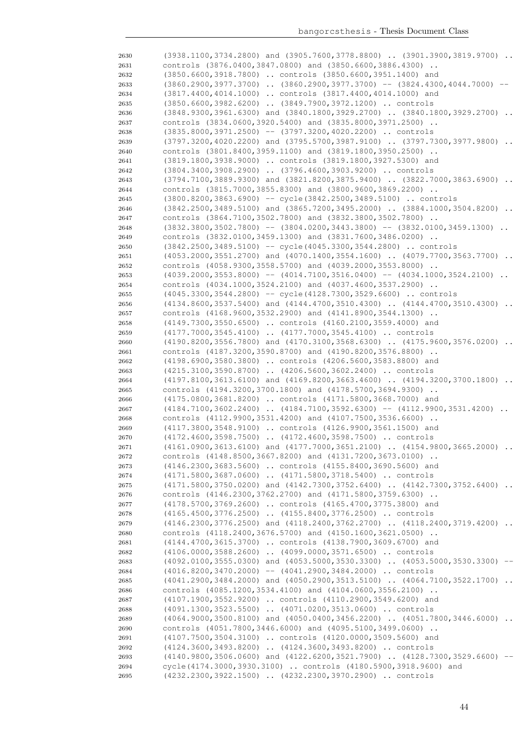```
2630    (3938.1100,3734.2800) and (3905.7600,3778.8800) .. (3901.3900,3819.9700) ..
2631    controls (3876.0400,3847.0800) and (3850.6600,3886.4300) ..
2632    (3850.6600,3918.7800) .. controls (3850.6600,3951.1400) and
2633    (3860.2900,3977.3700) .. (3860.2900,3977.3700) -- (3824.4300,4044.7000) --
2634    (3817.4400,4014.1000) .. controls (3817.4400,4014.1000) and
2635    (3850.6600,3982.6200) .. (3849.7900,3972.1200) .. controls
2636    (3848.9300,3961.6300) and (3840.1800,3929.2700) .. (3840.1800,3929.2700) ..
2637    controls (3834.0600,3920.5400) and (3835.8000,3971.2500) ..
2638    (3835.8000,3971.2500) -- (3797.3200,4020.2200) .. controls
2639    (3797.3200,4020.2200) and (3795.5700,3987.9100) .. (3797.7300,3977.9800) ..
2640    controls (3801.8400,3959.1100) and (3819.1800,3950.2500) ..
2641    (3819.1800,3938.9000) .. controls (3819.1800,3927.5300) and
2642    (3804.3400,3908.2900) .. (3796.4600,3903.9200) .. controls
2643    (3794.7100,3889.9300) and (3821.8200,3875.9400) .. (3822.7000,3863.6900) ..
2644    controls (3815.7000,3855.8300) and (3800.9600,3869.2200) ..
2645    (3800.8200,3863.6900) -- cycle(3842.2500,3489.5100) .. controls
2646    (3842.2500,3489.5100) and (3865.7200,3495.2000) .. (3884.1000,3504.8200) ..
2647    controls (3864.7100,3502.7800) and (3832.3800,3502.7800) ..
2648    (3832.3800,3502.7800) -- (3804.0200,3443.3800) -- (3832.0100,3459.1300) ..
2649    controls (3832.0100,3459.1300) and (3831.7600,3486.0200) ..
2650    (3842.2500,3489.5100) -- cycle(4045.3300,3544.2800) .. controls
2651    (4053.2000,3551.2700) and (4070.1400,3554.1600) .. (4079.7700,3563.7700) ..
2652    controls (4058.9300,3558.5700) and (4039.2000,3553.8000) ..
2653    (4039.2000,3553.8000) -- (4014.7100,3516.0400) -- (4034.1000,3524.2100) ..
2654    controls (4034.1000,3524.2100) and (4037.4600,3537.2900) ..
2655    (4045.3300,3544.2800) -- cycle(4128.7300,3529.6600) .. controls
2656    (4134.8600,3537.5400) and (4144.4700,3510.4300) .. (4144.4700,3510.4300) ..
2657    controls (4168.9600,3532.2900) and (4141.8900,3544.1300) ..
2658    (4149.7300,3550.6500) .. controls (4160.2100,3559.4000) and
2659    (4177.7000,3545.4100) .. (4177.7000,3545.4100) .. controls
2660    (4190.8200,3556.7800) and (4170.3100,3568.6300) .. (4175.9600,3576.0200) ..
2661    controls (4187.3200,3590.8700) and (4190.8200,3576.8800) ..
2662    (4198.6900,3580.3800) .. controls (4206.5600,3583.8800) and
2663    (4215.3100,3590.8700) .. (4206.5600,3602.2400) .. controls
2664    (4197.8100,3613.6100) and (4169.8200,3663.4600) .. (4194.3200,3700.1800) ..
2665    controls (4194.3200,3700.1800) and (4178.5700,3694.9300) ..
2666    (4175.0800,3681.8200) .. controls (4171.5800,3668.7000) and
2667    (4184.7100,3602.2400) .. (4184.7100,3592.6300) -- (4112.9900,3531.4200) ..
2668    controls (4112.9900,3531.4200) and (4107.7500,3536.6600) ..
2669    (4117.3800,3548.9100) .. controls (4126.9900,3561.1500) and
2670    (4172.4600,3598.7500) .. (4172.4600,3598.7500) .. controls
2671    (4161.0900,3613.6100) and (4177.7000,3651.2100) .. (4154.9800,3665.2000) ..
2672    controls (4148.8500,3667.8200) and (4131.7200,3673.0100) ..
2673    (4146.2300,3683.5600) .. controls (4155.8400,3690.5600) and
2674    (4171.5800,3687.0600) .. (4171.5800,3718.5400) .. controls
2675    (4171.5800,3750.0200) and (4142.7300,3752.6400) .. (4142.7300,3752.6400) ..
2676    controls (4146.2300,3762.2700) and (4171.5800,3759.6300) ..
2677    (4178.5700,3769.2600) .. controls (4165.4700,3775.3800) and
2678    (4165.4500,3776.2500) .. (4155.8400,3776.2500) .. controls
2679    (4146.2300,3776.2500) and (4118.2400,3762.2700) .. (4118.2400,3719.4200) ..
2680    controls (4118.2400,3676.5700) and (4150.1600,3621.0500) ..
2681    (4144.4700,3615.3700) .. controls (4138.7900,3609.6700) and
2682    (4106.0000,3588.2600) .. (4099.0000,3571.6500) .. controls
2683    (4092.0100,3555.0300) and (4053.5000,3530.3300) .. (4053.5000,3530.3300) --
2684    (4016.8200,3470.2000) -- (4041.2900,3484.2000) .. controls
2685    (4041.2900,3484.2000) and (4050.2900,3513.5100) .. (4064.7100,3522.1700) ..
2686    controls (4085.1200,3534.4100) and (4104.0600,3556.2100) ..
2687    (4107.1900,3552.9200) .. controls (4110.2900,3549.6200) and
2688    (4091.1300,3523.5500) .. (4071.0200,3513.0600) .. controls
2689    (4064.9000,3500.8100) and (4050.0400,3456.2200) .. (4051.7800,3446.6000) ..
2690    controls (4051.7800,3446.6000) and (4095.5100,3499.0600) ..
2691    (4107.7500,3504.3100) .. controls (4120.0000,3509.5600) and
2692    (4124.3600,3493.8200) .. (4124.3600,3493.8200) .. controls
2693    (4140.9800,3506.0600) and (4122.6200,3521.7900) .. (4128.7300,3529.6600) --
2694    cycle(4174.3000,3930.3100) .. controls (4180.5900,3918.9600) and
2695    (4232.2300,3922.1500) .. (4232.2300,3970.2900) .. controls
```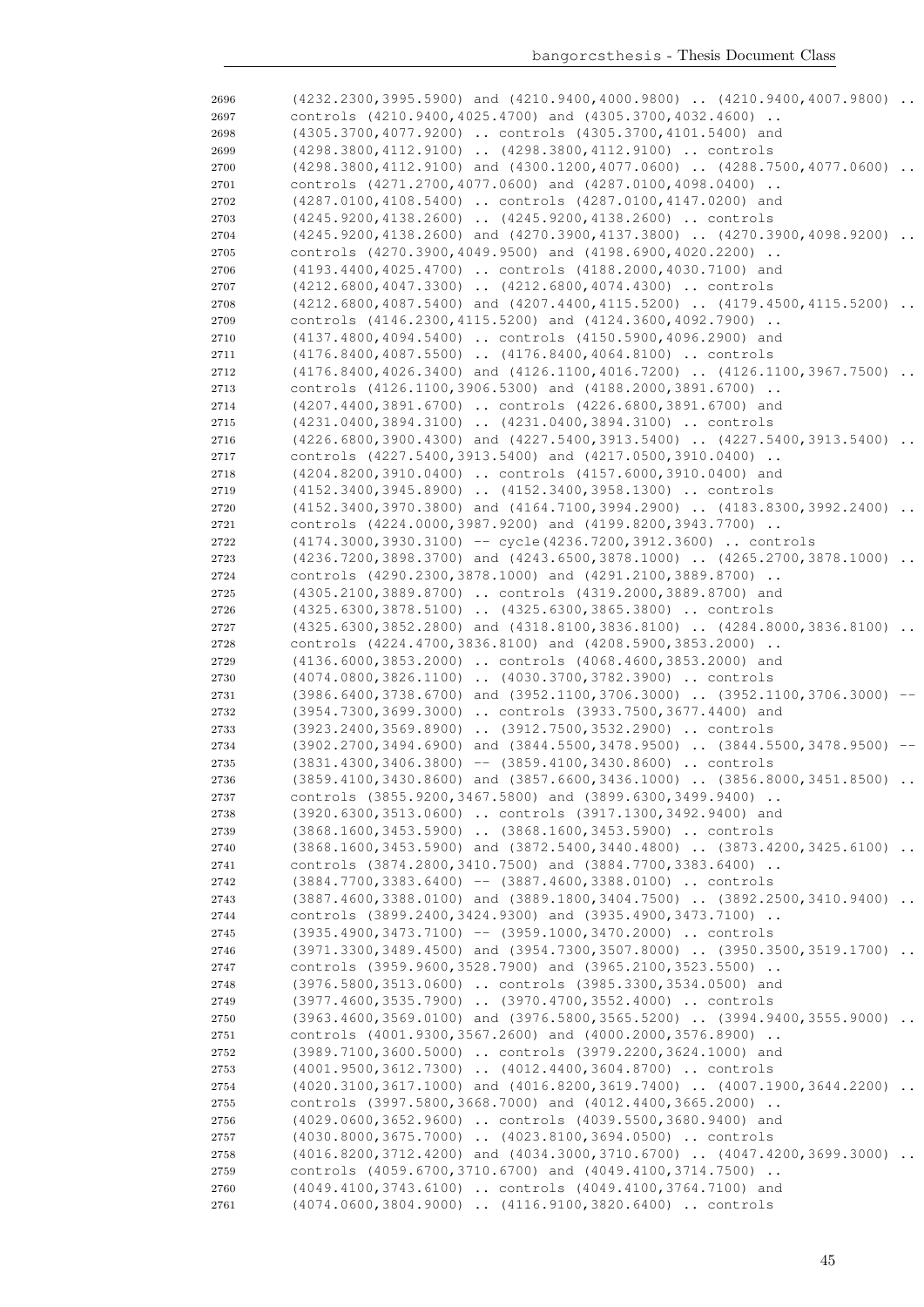```
2696        (4232.2300,3995.5900) and (4210.9400,4000.9800) .. (4210.9400,4007.9800) ..
2697        controls (4210.9400,4025.4700) and (4305.3700,4032.4600) ..
2698        (4305.3700,4077.9200) .. controls (4305.3700,4101.5400) and
2699        (4298.3800,4112.9100) .. (4298.3800,4112.9100) .. controls
2700        (4298.3800,4112.9100) and (4300.1200,4077.0600) .. (4288.7500,4077.0600) ..
2701        controls (4271.2700,4077.0600) and (4287.0100,4098.0400) ..
2702        (4287.0100,4108.5400) .. controls (4287.0100,4147.0200) and
2703        (4245.9200,4138.2600) .. (4245.9200,4138.2600) .. controls
2704        (4245.9200,4138.2600) and (4270.3900,4137.3800) .. (4270.3900,4098.9200) ..
2705        controls (4270.3900,4049.9500) and (4198.6900,4020.2200) ..
2706        (4193.4400,4025.4700) .. controls (4188.2000,4030.7100) and
2707        (4212.6800,4047.3300) .. (4212.6800,4074.4300) .. controls
2708        (4212.6800,4087.5400) and (4207.4400,4115.5200) .. (4179.4500,4115.5200) ..
2709        controls (4146.2300,4115.5200) and (4124.3600,4092.7900) ..
2710        (4137.4800,4094.5400) .. controls (4150.5900,4096.2900) and
2711        (4176.8400,4087.5500) .. (4176.8400,4064.8100) .. controls
2712        (4176.8400,4026.3400) and (4126.1100,4016.7200) .. (4126.1100,3967.7500) ..
2713        controls (4126.1100,3906.5300) and (4188.2000,3891.6700) ..
2714        (4207.4400,3891.6700) .. controls (4226.6800,3891.6700) and
2715        (4231.0400,3894.3100) .. (4231.0400,3894.3100) .. controls
2716        (4226.6800,3900.4300) and (4227.5400,3913.5400) .. (4227.5400,3913.5400) ..
2717        controls (4227.5400,3913.5400) and (4217.0500,3910.0400) ..
2718        (4204.8200,3910.0400) .. controls (4157.6000,3910.0400) and
2719        (4152.3400,3945.8900) .. (4152.3400,3958.1300) .. controls
2720        (4152.3400,3970.3800) and (4164.7100,3994.2900) .. (4183.8300,3992.2400) ..
2721        controls (4224.0000,3987.9200) and (4199.8200,3943.7700) ..
2722        (4174.3000,3930.3100) -- cycle(4236.7200,3912.3600) .. controls
2723        (4236.7200,3898.3700) and (4243.6500,3878.1000) .. (4265.2700,3878.1000) ..
2724        controls (4290.2300,3878.1000) and (4291.2100,3889.8700) ..
2725        (4305.2100,3889.8700) .. controls (4319.2000,3889.8700) and
2726        (4325.6300,3878.5100) .. (4325.6300,3865.3800) .. controls
2727        (4325.6300,3852.2800) and (4318.8100,3836.8100) .. (4284.8000,3836.8100) ..
2728        controls (4224.4700,3836.8100) and (4208.5900,3853.2000) ..
2729        (4136.6000,3853.2000) .. controls (4068.4600,3853.2000) and
2730        (4074.0800,3826.1100) .. (4030.3700,3782.3900) .. controls
2731        (3986.6400,3738.6700) and (3952.1100,3706.3000) .. (3952.1100,3706.3000) --
2732        (3954.7300,3699.3000) .. controls (3933.7500,3677.4400) and
2733        (3923.2400,3569.8900) .. (3912.7500,3532.2900) .. controls
2734        (3902.2700,3494.6900) and (3844.5500,3478.9500) .. (3844.5500,3478.9500) --
2735        (3831.4300,3406.3800) -- (3859.4100,3430.8600) .. controls
2736        (3859.4100,3430.8600) and (3857.6600,3436.1000) .. (3856.8000,3451.8500) ..
2737        controls (3855.9200,3467.5800) and (3899.6300,3499.9400) ..
2738        (3920.6300,3513.0600) .. controls (3917.1300,3492.9400) and
2739        (3868.1600,3453.5900) .. (3868.1600,3453.5900) .. controls
2740        (3868.1600,3453.5900) and (3872.5400,3440.4800) .. (3873.4200,3425.6100) ..
2741        controls (3874.2800,3410.7500) and (3884.7700,3383.6400) ..
2742        (3884.7700,3383.6400) -- (3887.4600,3388.0100) .. controls
2743        (3887.4600,3388.0100) and (3889.1800,3404.7500) .. (3892.2500,3410.9400) ..
2744        controls (3899.2400,3424.9300) and (3935.4900,3473.7100) ..
2745        (3935.4900,3473.7100) -- (3959.1000,3470.2000) .. controls
2746        (3971.3300,3489.4500) and (3954.7300,3507.8000) .. (3950.3500,3519.1700) ..
2747        controls (3959.9600,3528.7900) and (3965.2100,3523.5500) ..
2748        (3976.5800,3513.0600) .. controls (3985.3300,3534.0500) and
2749        (3977.4600,3535.7900) .. (3970.4700,3552.4000) .. controls
2750        (3963.4600,3569.0100) and (3976.5800,3565.5200) .. (3994.9400,3555.9000) ..
2751        controls (4001.9300,3567.2600) and (4000.2000,3576.8900) ..
2752        (3989.7100,3600.5000) .. controls (3979.2200,3624.1000) and
2753        (4001.9500,3612.7300) .. (4012.4400,3604.8700) .. controls
2754        (4020.3100,3617.1000) and (4016.8200,3619.7400) .. (4007.1900,3644.2200) ..
2755        controls (3997.5800,3668.7000) and (4012.4400,3665.2000) ..
2756        (4029.0600,3652.9600) .. controls (4039.5500,3680.9400) and
2757        (4030.8000,3675.7000) .. (4023.8100,3694.0500) .. controls
2758        (4016.8200,3712.4200) and (4034.3000,3710.6700) .. (4047.4200,3699.3000) ..
2759        controls (4059.6700,3710.6700) and (4049.4100,3714.7500) ..
2760        (4049.4100,3743.6100) .. controls (4049.4100,3764.7100) and
2761        (4074.0600,3804.9000) .. (4116.9100,3820.6400) .. controls
```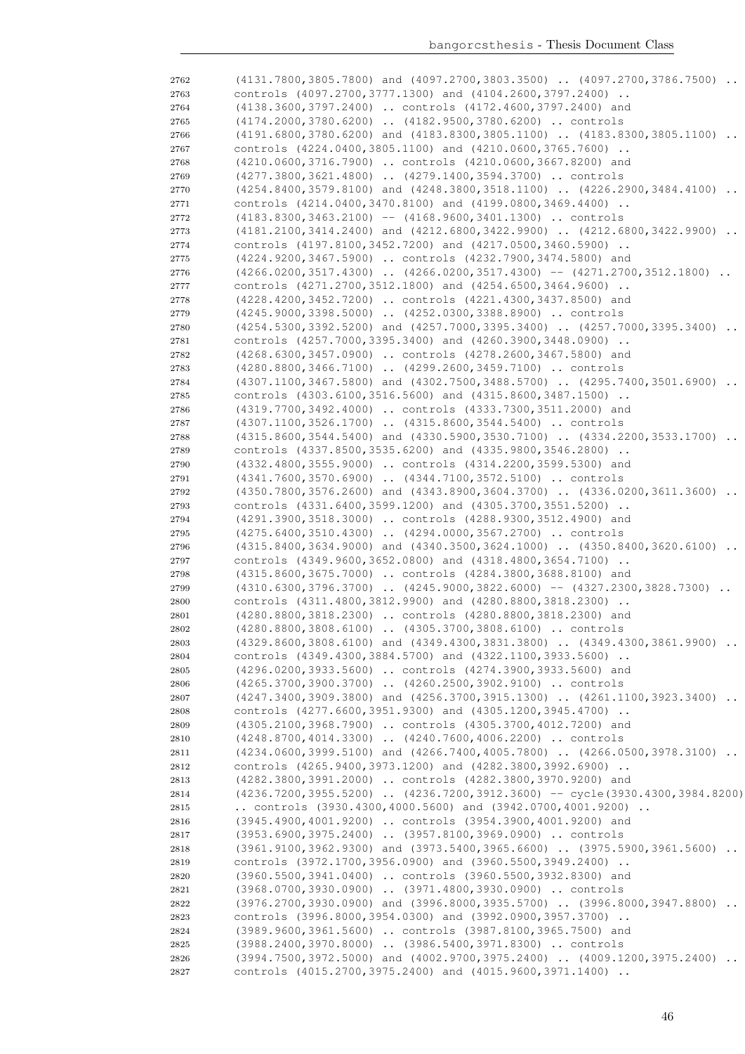```
2762    (4131.7800,3805.7800) and (4097.2700,3803.3500) .. (4097.2700,3786.7500) ..
2763    controls (4097.2700,3777.1300) and (4104.2600,3797.2400) ..
2764    (4138.3600,3797.2400) .. controls (4172.4600,3797.2400) and
2765    (4174.2000,3780.6200) .. (4182.9500,3780.6200) .. controls
2766    (4191.6800,3780.6200) and (4183.8300,3805.1100) .. (4183.8300,3805.1100) ..
2767    controls (4224.0400,3805.1100) and (4210.0600,3765.7600) ..
2768    (4210.0600,3716.7900) .. controls (4210.0600,3667.8200) and
2769    (4277.3800,3621.4800) .. (4279.1400,3594.3700) .. controls
2770    (4254.8400,3579.8100) and (4248.3800,3518.1100) .. (4226.2900,3484.4100) ..
2771    controls (4214.0400,3470.8100) and (4199.0800,3469.4400) ..
2772    (4183.8300,3463.2100) -- (4168.9600,3401.1300) .. controls
2773    (4181.2100,3414.2400) and (4212.6800,3422.9900) .. (4212.6800,3422.9900) ..
2774    controls (4197.8100,3452.7200) and (4217.0500,3460.5900) ..
2775    (4224.9200,3467.5900) .. controls (4232.7900,3474.5800) and
2776    (4266.0200,3517.4300) .. (4266.0200,3517.4300) -- (4271.2700,3512.1800) ..
2777    controls (4271.2700,3512.1800) and (4254.6500,3464.9600) ..
2778    (4228.4200,3452.7200) .. controls (4221.4300,3437.8500) and
2779    (4245.9000,3398.5000) .. (4252.0300,3388.8900) .. controls
2780    (4254.5300,3392.5200) and (4257.7000,3395.3400) .. (4257.7000,3395.3400) ..
2781    controls (4257.7000,3395.3400) and (4260.3900,3448.0900) ..
2782    (4268.6300,3457.0900) .. controls (4278.2600,3467.5800) and
2783    (4280.8800,3466.7100) .. (4299.2600,3459.7100) .. controls
2784    (4307.1100,3467.5800) and (4302.7500,3488.5700) .. (4295.7400,3501.6900) ..
2785    controls (4303.6100,3516.5600) and (4315.8600,3487.1500) ..
2786    (4319.7700,3492.4000) .. controls (4333.7300,3511.2000) and
2787    (4307.1100,3526.1700) .. (4315.8600,3544.5400) .. controls
2788    (4315.8600,3544.5400) and (4330.5900,3530.7100) .. (4334.2200,3533.1700) ..
2789    controls (4337.8500,3535.6200) and (4335.9800,3546.2800) ..
2790    (4332.4800,3555.9000) .. controls (4314.2200,3599.5300) and
2791    (4341.7600,3570.6900) .. (4344.7100,3572.5100) .. controls
2792    (4350.7800,3576.2600) and (4343.8900,3604.3700) .. (4336.0200,3611.3600) ..
2793    controls (4331.6400,3599.1200) and (4305.3700,3551.5200) ..
2794    (4291.3900,3518.3000) .. controls (4288.9300,3512.4900) and
2795    (4275.6400,3510.4300) .. (4294.0000,3567.2700) .. controls
2796    (4315.8400,3634.9000) and (4340.3500,3624.1000) .. (4350.8400,3620.6100) ..
2797    controls (4349.9600,3652.0800) and (4318.4800,3654.7100) ..
2798    (4315.8600,3675.7000) .. controls (4284.3800,3688.8100) and
2799    (4310.6300,3796.3700) .. (4245.9000,3822.6000) -- (4327.2300,3828.7300) ..
2800    controls (4311.4800,3812.9900) and (4280.8800,3818.2300) ..
2801    (4280.8800,3818.2300) .. controls (4280.8800,3818.2300) and
2802    (4280.8800,3808.6100) .. (4305.3700,3808.6100) .. controls
2803    (4329.8600,3808.6100) and (4349.4300,3831.3800) .. (4349.4300,3861.9900) ..
2804    controls (4349.4300,3884.5700) and (4322.1100,3933.5600) ..
2805    (4296.0200,3933.5600) .. controls (4274.3900,3933.5600) and
2806    (4265.3700,3900.3700) .. (4260.2500,3902.9100) .. controls
2807    (4247.3400,3909.3800) and (4256.3700,3915.1300) .. (4261.1100,3923.3400) ..
2808    controls (4277.6600,3951.9300) and (4305.1200,3945.4700) ..
2809    (4305.2100,3968.7900) .. controls (4305.3700,4012.7200) and
2810    (4248.8700,4014.3300) .. (4240.7600,4006.2200) .. controls
2811    (4234.0600,3999.5100) and (4266.7400,4005.7800) .. (4266.0500,3978.3100) ..
2812    controls (4265.9400,3973.1200) and (4282.3800,3992.6900) ..
2813    (4282.3800,3991.2000) .. controls (4282.3800,3970.9200) and
2814    (4236.7200,3955.5200) .. (4236.7200,3912.3600) -- cycle(3930.4300,3984.8200)
2815    .. controls (3930.4300,4000.5600) and (3942.0700,4001.9200) ..
2816    (3945.4900,4001.9200) .. controls (3954.3900,4001.9200) and
2817    (3953.6900,3975.2400) .. (3957.8100,3969.0900) .. controls
2818    (3961.9100,3962.9300) and (3973.5400,3965.6600) .. (3975.5900,3961.5600) ..
2819    controls (3972.1700,3956.0900) and (3960.5500,3949.2400) ..
2820    (3960.5500,3941.0400) .. controls (3960.5500,3932.8300) and
2821    (3968.0700,3930.0900) .. (3971.4800,3930.0900) .. controls
2822    (3976.2700,3930.0900) and (3996.8000,3935.5700) .. (3996.8000,3947.8800) ..
2823    controls (3996.8000,3954.0300) and (3992.0900,3957.3700) ..
2824    (3989.9600,3961.5600) .. controls (3987.8100,3965.7500) and
2825    (3988.2400,3970.8000) .. (3986.5400,3971.8300) .. controls
2826    (3994.7500,3972.5000) and (4002.9700,3975.2400) .. (4009.1200,3975.2400) ..
2827    controls (4015.2700,3975.2400) and (4015.9600,3971.1400) ..
```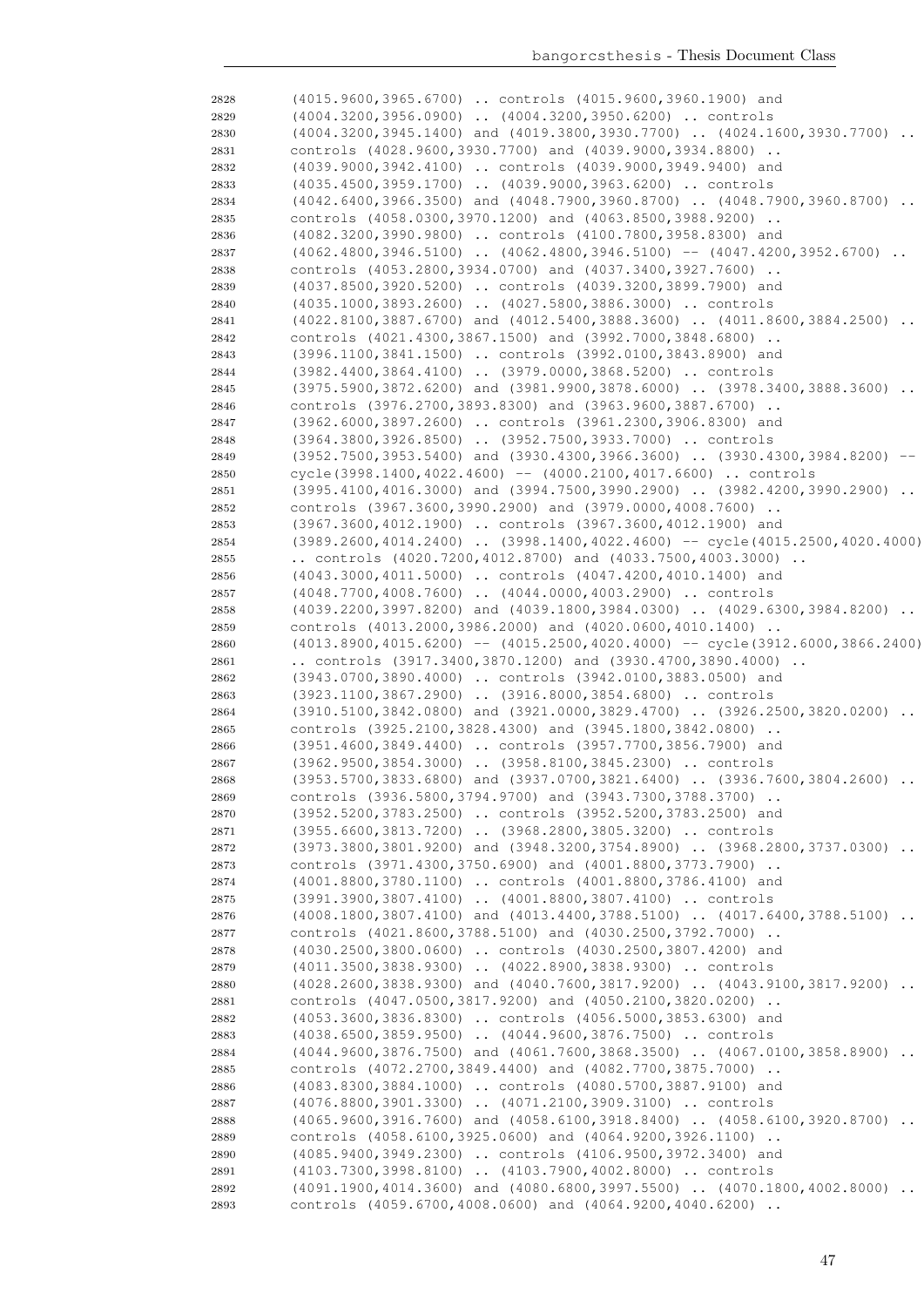```
2828    (4015.9600,3965.6700) .. controls (4015.9600,3960.1900) and
2829    (4004.3200,3956.0900) .. (4004.3200,3950.6200) .. controls
2830    (4004.3200,3945.1400) and (4019.3800,3930.7700) .. (4024.1600,3930.7700) ..
2831    controls (4028.9600,3930.7700) and (4039.9000,3934.8800) ..
2832    (4039.9000,3942.4100) .. controls (4039.9000,3949.9400) and
2833    (4035.4500,3959.1700) .. (4039.9000,3963.6200) .. controls
2834    (4042.6400,3966.3500) and (4048.7900,3960.8700) .. (4048.7900,3960.8700) ..
2835    controls (4058.0300,3970.1200) and (4063.8500,3988.9200) ..
2836    (4082.3200,3990.9800) .. controls (4100.7800,3958.8300) and
2837    (4062.4800,3946.5100) .. (4062.4800,3946.5100) -- (4047.4200,3952.6700) ..
2838    controls (4053.2800,3934.0700) and (4037.3400,3927.7600) ..
2839    (4037.8500,3920.5200) .. controls (4039.3200,3899.7900) and
2840    (4035.1000,3893.2600) .. (4027.5800,3886.3000) .. controls
2841    (4022.8100,3887.6700) and (4012.5400,3888.3600) .. (4011.8600,3884.2500) ..
2842    controls (4021.4300,3867.1500) and (3992.7000,3848.6800) ..
2843    (3996.1100,3841.1500) .. controls (3992.0100,3843.8900) and
2844    (3982.4400,3864.4100) .. (3979.0000,3868.5200) .. controls
2845    (3975.5900,3872.6200) and (3981.9900,3878.6000) .. (3978.3400,3888.3600) ..
2846    controls (3976.2700,3893.8300) and (3963.9600,3887.6700) ..
2847    (3962.6000,3897.2600) .. controls (3961.2300,3906.8300) and
2848    (3964.3800,3926.8500) .. (3952.7500,3933.7000) .. controls
2849    (3952.7500,3953.5400) and (3930.4300,3966.3600) .. (3930.4300,3984.8200) --
2850    cycle(3998.1400,4022.4600) -- (4000.2100,4017.6600) .. controls
2851    (3995.4100,4016.3000) and (3994.7500,3990.2900) .. (3982.4200,3990.2900) ..
2852    controls (3967.3600,3990.2900) and (3979.0000,4008.7600) ..
2853    (3967.3600,4012.1900) .. controls (3967.3600,4012.1900) and
2854    (3989.2600,4014.2400) .. (3998.1400,4022.4600) -- cycle(4015.2500,4020.4000)
2855    .. controls (4020.7200,4012.8700) and (4033.7500,4003.3000) ..
2856    (4043.3000,4011.5000) .. controls (4047.4200,4010.1400) and
2857    (4048.7700,4008.7600) .. (4044.0000,4003.2900) .. controls
2858    (4039.2200,3997.8200) and (4039.1800,3984.0300) .. (4029.6300,3984.8200) ..
2859    controls (4013.2000,3986.2000) and (4020.0600,4010.1400) ..
2860    (4013.8900,4015.6200) -- (4015.2500,4020.4000) -- cycle(3912.6000,3866.2400)
2861    .. controls (3917.3400,3870.1200) and (3930.4700,3890.4000) ..
2862    (3943.0700,3890.4000) .. controls (3942.0100,3883.0500) and
2863    (3923.1100,3867.2900) .. (3916.8000,3854.6800) .. controls
2864    (3910.5100,3842.0800) and (3921.0000,3829.4700) .. (3926.2500,3820.0200) ..
2865    controls (3925.2100,3828.4300) and (3945.1800,3842.0800) ..
2866    (3951.4600,3849.4400) .. controls (3957.7700,3856.7900) and
2867    (3962.9500,3854.3000) .. (3958.8100,3845.2300) .. controls
2868    (3953.5700,3833.6800) and (3937.0700,3821.6400) .. (3936.7600,3804.2600) ..
2869    controls (3936.5800,3794.9700) and (3943.7300,3788.3700) ..
2870    (3952.5200,3783.2500) .. controls (3952.5200,3783.2500) and
2871    (3955.6600,3813.7200) .. (3968.2800,3805.3200) .. controls
2872    (3973.3800,3801.9200) and (3948.3200,3754.8900) .. (3968.2800,3737.0300) ..
2873    controls (3971.4300,3750.6900) and (4001.8800,3773.7900) ..
2874    (4001.8800,3780.1100) .. controls (4001.8800,3786.4100) and
2875    (3991.3900,3807.4100) .. (4001.8800,3807.4100) .. controls
2876    (4008.1800,3807.4100) and (4013.4400,3788.5100) .. (4017.6400,3788.5100) ..
2877    controls (4021.8600,3788.5100) and (4030.2500,3792.7000) ..
2878    (4030.2500,3800.0600) .. controls (4030.2500,3807.4200) and
2879    (4011.3500,3838.9300) .. (4022.8900,3838.9300) .. controls
2880    (4028.2600,3838.9300) and (4040.7600,3817.9200) .. (4043.9100,3817.9200) ..
2881    controls (4047.0500,3817.9200) and (4050.2100,3820.0200) ..
2882    (4053.3600,3836.8300) .. controls (4056.5000,3853.6300) and
2883    (4038.6500,3859.9500) .. (4044.9600,3876.7500) .. controls
2884    (4044.9600,3876.7500) and (4061.7600,3868.3500) .. (4067.0100,3858.8900) ..
2885    controls (4072.2700,3849.4400) and (4082.7700,3875.7000) ..
2886    (4083.8300,3884.1000) .. controls (4080.5700,3887.9100) and
2887    (4076.8800,3901.3300) .. (4071.2100,3909.3100) .. controls
2888    (4065.9600,3916.7600) and (4058.6100,3918.8400) .. (4058.6100,3920.8700) ..
2889    controls (4058.6100,3925.0600) and (4064.9200,3926.1100) ..
2890    (4085.9400,3949.2300) .. controls (4106.9500,3972.3400) and
2891    (4103.7300,3998.8100) .. (4103.7900,4002.8000) .. controls
2892    (4091.1900,4014.3600) and (4080.6800,3997.5500) .. (4070.1800,4002.8000) ..
2893    controls (4059.6700,4008.0600) and (4064.9200,4040.6200) ..
```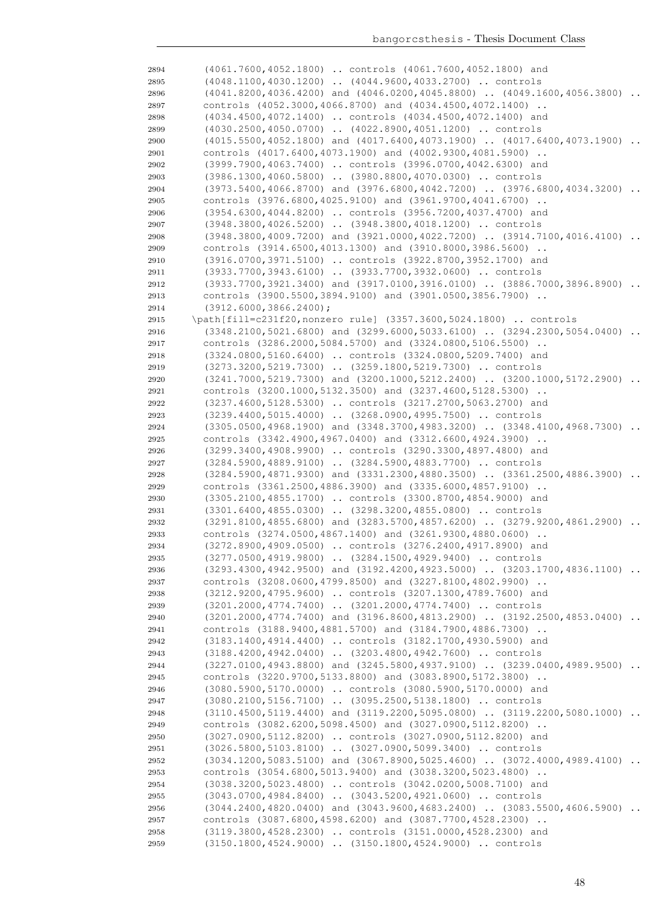```
2894     (4061.7600,4052.1800) .. controls (4061.7600,4052.1800) and
2895     (4048.1100,4030.1200) .. (4044.9600,4033.2700) .. controls
2896     (4041.8200,4036.4200) and (4046.0200,4045.8800) .. (4049.1600,4056.3800) ..
2897     controls (4052.3000,4066.8700) and (4034.4500,4072.1400) ..
2898     (4034.4500,4072.1400) .. controls (4034.4500,4072.1400) and
2899     (4030.2500,4050.0700) .. (4022.8900,4051.1200) .. controls
2900     (4015.5500,4052.1800) and (4017.6400,4073.1900) .. (4017.6400,4073.1900) ..
2901     controls (4017.6400,4073.1900) and (4002.9300,4081.5900) ..
2902     (3999.7900,4063.7400) .. controls (3996.0700,4042.6300) and
2903     (3986.1300,4060.5800) .. (3980.8800,4070.0300) .. controls
2904     (3973.5400,4066.8700) and (3976.6800,4042.7200) .. (3976.6800,4034.3200) ..
2905     controls (3976.6800,4025.9100) and (3961.9700,4041.6700) ..
2906     (3954.6300,4044.8200) .. controls (3956.7200,4037.4700) and
2907     (3948.3800,4026.5200) .. (3948.3800,4018.1200) .. controls
2908     (3948.3800,4009.7200) and (3921.0000,4022.7200) .. (3914.7100,4016.4100) ..
2909     controls (3914.6500,4013.1300) and (3910.8000,3986.5600) ..
2910     (3916.0700,3971.5100) .. controls (3922.8700,3952.1700) and
2911     (3933.7700,3943.6100) .. (3933.7700,3932.0600) .. controls
2912     (3933.7700,3921.3400) and (3917.0100,3916.0100) .. (3886.7000,3896.8900) ..
2913     controls (3900.5500,3894.9100) and (3901.0500,3856.7900) ..
2914     (3912.6000,3866.2400);
2915   \path[fill=c231f20,nonzero rule] (3357.3600,5024.1800) .. controls
2916     (3348.2100,5021.6800) and (3299.6000,5033.6100) .. (3294.2300,5054.0400) ..
2917     controls (3286.2000,5084.5700) and (3324.0800,5106.5500) ..
2918     (3324.0800,5160.6400) .. controls (3324.0800,5209.7400) and
2919     (3273.3200,5219.7300) .. (3259.1800,5219.7300) .. controls
2920     (3241.7000,5219.7300) and (3200.1000,5212.2400) .. (3200.1000,5172.2900) ..
2921     controls (3200.1000,5132.3500) and (3237.4600,5128.5300) ..
2922     (3237.4600,5128.5300) .. controls (3217.2700,5063.2700) and
2923     (3239.4400,5015.4000) .. (3268.0900,4995.7500) .. controls
2924     (3305.0500,4968.1900) and (3348.3700,4983.3200) .. (3348.4100,4968.7300) ..
2925     controls (3342.4900,4967.0400) and (3312.6600,4924.3900) ..
2926     (3299.3400,4908.9900) .. controls (3290.3300,4897.4800) and
2927     (3284.5900,4889.9100) .. (3284.5900,4883.7700) .. controls
2928     (3284.5900,4871.9300) and (3331.2300,4880.3500) .. (3361.2500,4886.3900) ..
2929     controls (3361.2500,4886.3900) and (3335.6000,4857.9100) ..
2930     (3305.2100,4855.1700) .. controls (3300.8700,4854.9000) and
2931     (3301.6400,4855.0300) .. (3298.3200,4855.0800) .. controls
2932     (3291.8100,4855.6800) and (3283.5700,4857.6200) .. (3279.9200,4861.2900) ..
2933     controls (3274.0500,4867.1400) and (3261.9300,4880.0600) ..
2934     (3272.8900,4909.0500) .. controls (3276.2400,4917.8900) and
2935     (3277.0500,4919.9800) .. (3284.1500,4929.9400) .. controls
2936     (3293.4300,4942.9500) and (3192.4200,4923.5000) .. (3203.1700,4836.1100) ..
2937     controls (3208.0600,4799.8500) and (3227.8100,4802.9900) ..
2938     (3212.9200,4795.9600) .. controls (3207.1300,4789.7600) and
2939     (3201.2000,4774.7400) .. (3201.2000,4774.7400) .. controls
2940     (3201.2000,4774.7400) and (3196.8600,4813.2900) .. (3192.2500,4853.0400) ..
2941     controls (3188.9400,4881.5700) and (3184.7900,4886.7300) ..
2942     (3183.1400,4914.4400) .. controls (3182.1700,4930.5900) and
2943     (3188.4200,4942.0400) .. (3203.4800,4942.7600) .. controls
2944     (3227.0100,4943.8800) and (3245.5800,4937.9100) .. (3239.0400,4989.9500) ..
2945     controls (3220.9700,5133.8800) and (3083.8900,5172.3800) ..
2946     (3080.5900,5170.0000) .. controls (3080.5900,5170.0000) and
2947     (3080.2100,5156.7100) .. (3095.2500,5138.1800) .. controls
2948     (3110.4500,5119.4400) and (3119.2200,5095.0800) .. (3119.2200,5080.1000) ..
2949     controls (3082.6200,5098.4500) and (3027.0900,5112.8200) ..
2950     (3027.0900,5112.8200) .. controls (3027.0900,5112.8200) and
2951     (3026.5800,5103.8100) .. (3027.0900,5099.3400) .. controls
2952     (3034.1200,5083.5100) and (3067.8900,5025.4600) .. (3072.4000,4989.4100) ..
2953     controls (3054.6800,5013.9400) and (3038.3200,5023.4800) ..
2954     (3038.3200,5023.4800) .. controls (3042.0200,5008.7100) and
2955     (3043.0700,4984.8400) .. (3043.5200,4921.0600) .. controls
2956     (3044.2400,4820.0400) and (3043.9600,4683.2400) .. (3083.5500,4606.5900) ..
2957     controls (3087.6800,4598.6200) and (3087.7700,4528.2300) ..
2958     (3119.3800,4528.2300) .. controls (3151.0000,4528.2300) and
2959     (3150.1800,4524.9000) .. (3150.1800,4524.9000) .. controls
```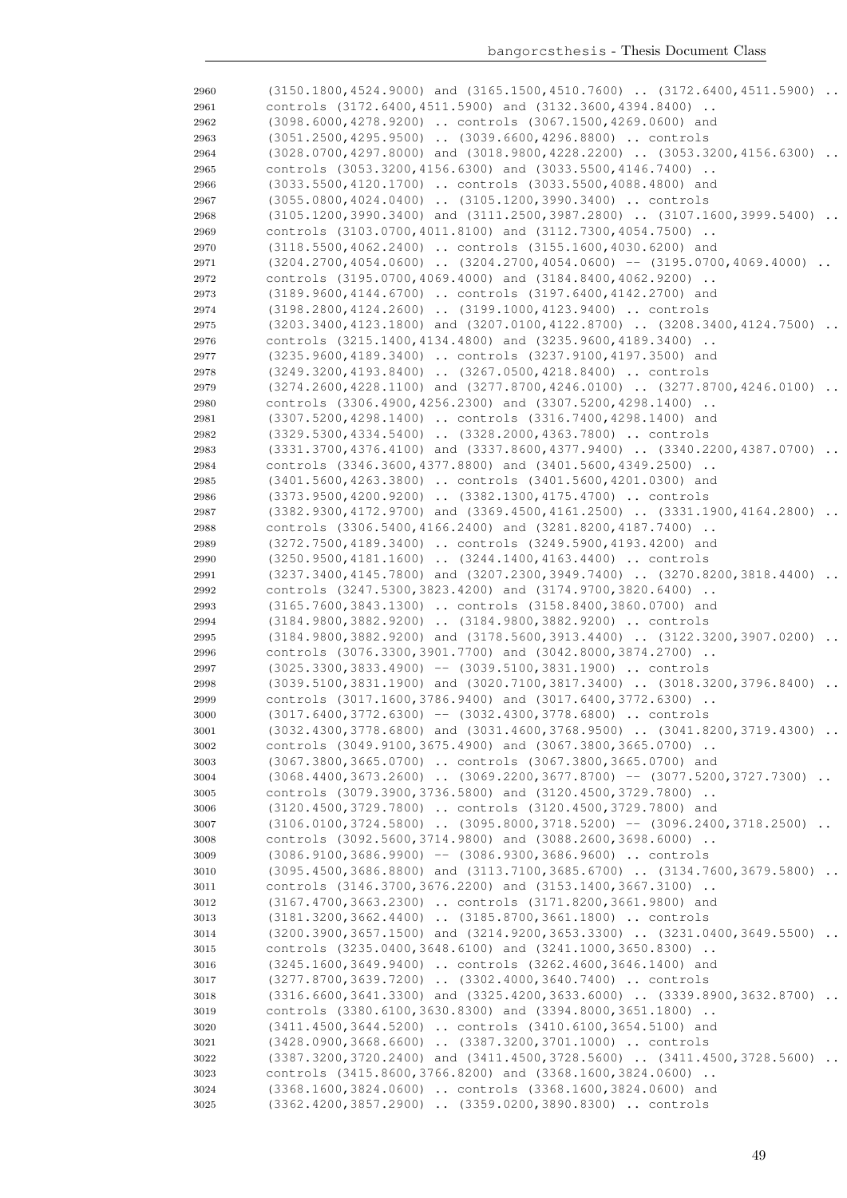```
2960    (3150.1800,4524.9000) and (3165.1500,4510.7600) .. (3172.6400,4511.5900) ..
2961    controls (3172.6400,4511.5900) and (3132.3600,4394.8400) ..
2962    (3098.6000,4278.9200) .. controls (3067.1500,4269.0600) and
2963    (3051.2500,4295.9500) .. (3039.6600,4296.8800) .. controls
2964    (3028.0700,4297.8000) and (3018.9800,4228.2200) .. (3053.3200,4156.6300) ..
2965    controls (3053.3200,4156.6300) and (3033.5500,4146.7400) ..
2966    (3033.5500,4120.1700) .. controls (3033.5500,4088.4800) and
2967    (3055.0800,4024.0400) .. (3105.1200,3990.3400) .. controls
2968    (3105.1200,3990.3400) and (3111.2500,3987.2800) .. (3107.1600,3999.5400) ..
2969    controls (3103.0700,4011.8100) and (3112.7300,4054.7500) ..
2970    (3118.5500,4062.2400) .. controls (3155.1600,4030.6200) and
2971    (3204.2700,4054.0600) .. (3204.2700,4054.0600) -- (3195.0700,4069.4000) ..
2972    controls (3195.0700,4069.4000) and (3184.8400,4062.9200) ..
2973    (3189.9600,4144.6700) .. controls (3197.6400,4142.2700) and
2974    (3198.2800,4124.2600) .. (3199.1000,4123.9400) .. controls
2975    (3203.3400,4123.1800) and (3207.0100,4122.8700) .. (3208.3400,4124.7500) ..
2976    controls (3215.1400,4134.4800) and (3235.9600,4189.3400) ..
2977    (3235.9600,4189.3400) .. controls (3237.9100,4197.3500) and
2978    (3249.3200,4193.8400) .. (3267.0500,4218.8400) .. controls
2979    (3274.2600,4228.1100) and (3277.8700,4246.0100) .. (3277.8700,4246.0100) ..
2980    controls (3306.4900,4256.2300) and (3307.5200,4298.1400) ..
2981    (3307.5200,4298.1400) .. controls (3316.7400,4298.1400) and
2982    (3329.5300,4334.5400) .. (3328.2000,4363.7800) .. controls
2983    (3331.3700,4376.4100) and (3337.8600,4377.9400) .. (3340.2200,4387.0700) ..
2984    controls (3346.3600,4377.8800) and (3401.5600,4349.2500) ..
2985    (3401.5600,4263.3800) .. controls (3401.5600,4201.0300) and
2986    (3373.9500,4200.9200) .. (3382.1300,4175.4700) .. controls
2987    (3382.9300,4172.9700) and (3369.4500,4161.2500) .. (3331.1900,4164.2800) ..
2988    controls (3306.5400,4166.2400) and (3281.8200,4187.7400) ..
2989    (3272.7500,4189.3400) .. controls (3249.5900,4193.4200) and
2990    (3250.9500,4181.1600) .. (3244.1400,4163.4400) .. controls
2991    (3237.3400,4145.7800) and (3207.2300,3949.7400) .. (3270.8200,3818.4400) ..
2992    controls (3247.5300,3823.4200) and (3174.9700,3820.6400) ..
2993    (3165.7600,3843.1300) .. controls (3158.8400,3860.0700) and
2994    (3184.9800,3882.9200) .. (3184.9800,3882.9200) .. controls
2995    (3184.9800,3882.9200) and (3178.5600,3913.4400) .. (3122.3200,3907.0200) ..
2996    controls (3076.3300,3901.7700) and (3042.8000,3874.2700) ..
2997    (3025.3300,3833.4900) -- (3039.5100,3831.1900) .. controls
2998    (3039.5100,3831.1900) and (3020.7100,3817.3400) .. (3018.3200,3796.8400) ..
2999    controls (3017.1600,3786.9400) and (3017.6400,3772.6300) ..
3000    (3017.6400,3772.6300) -- (3032.4300,3778.6800) .. controls
3001    (3032.4300,3778.6800) and (3031.4600,3768.9500) .. (3041.8200,3719.4300) ..
3002    controls (3049.9100,3675.4900) and (3067.3800,3665.0700) ..
3003    (3067.3800,3665.0700) .. controls (3067.3800,3665.0700) and
3004    (3068.4400,3673.2600) .. (3069.2200,3677.8700) -- (3077.5200,3727.7300) ..
3005    controls (3079.3900,3736.5800) and (3120.4500,3729.7800) ..
3006    (3120.4500,3729.7800) .. controls (3120.4500,3729.7800) and
3007    (3106.0100,3724.5800) .. (3095.8000,3718.5200) -- (3096.2400,3718.2500) ..
3008    controls (3092.5600,3714.9800) and (3088.2600,3698.6000) ..
3009    (3086.9100,3686.9900) -- (3086.9300,3686.9600) .. controls
3010    (3095.4500,3686.8800) and (3113.7100,3685.6700) .. (3134.7600,3679.5800) ..
3011    controls (3146.3700,3676.2200) and (3153.1400,3667.3100) ..
3012    (3167.4700,3663.2300) .. controls (3171.8200,3661.9800) and
3013    (3181.3200,3662.4400) .. (3185.8700,3661.1800) .. controls
3014    (3200.3900,3657.1500) and (3214.9200,3653.3300) .. (3231.0400,3649.5500) ..
3015    controls (3235.0400,3648.6100) and (3241.1000,3650.8300) ..
3016    (3245.1600,3649.9400) .. controls (3262.4600,3646.1400) and
3017    (3277.8700,3639.7200) .. (3302.4000,3640.7400) .. controls
3018    (3316.6600,3641.3300) and (3325.4200,3633.6000) .. (3339.8900,3632.8700) ..
3019    controls (3380.6100,3630.8300) and (3394.8000,3651.1800) ..
3020    (3411.4500,3644.5200) .. controls (3410.6100,3654.5100) and
3021    (3428.0900,3668.6600) .. (3387.3200,3701.1000) .. controls
3022    (3387.3200,3720.2400) and (3411.4500,3728.5600) .. (3411.4500,3728.5600) ..
3023    controls (3415.8600,3766.8200) and (3368.1600,3824.0600) ..
3024    (3368.1600,3824.0600) .. controls (3368.1600,3824.0600) and
3025    (3362.4200,3857.2900) .. (3359.0200,3890.8300) .. controls
```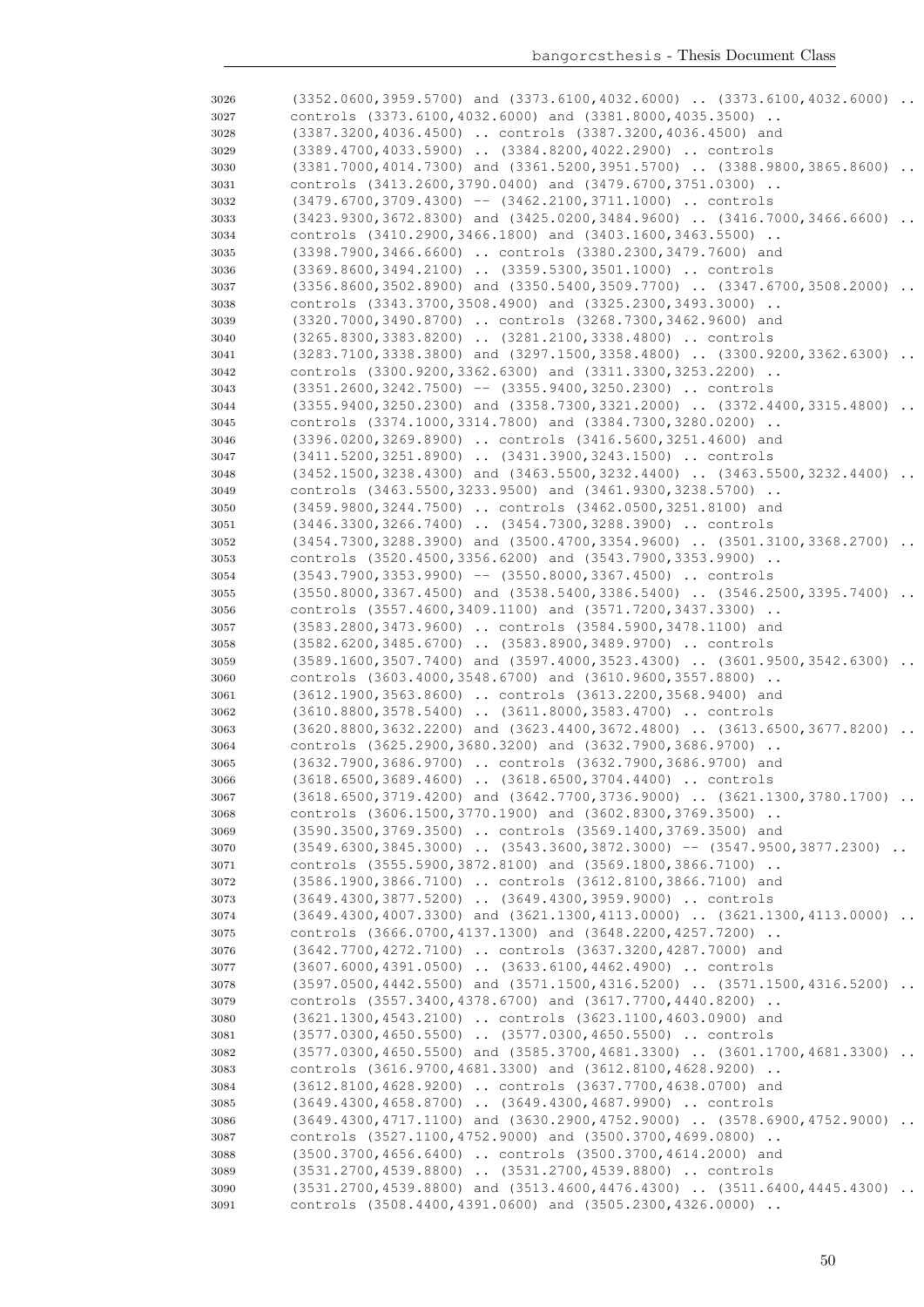```
3026	(3352.0600,3959.5700) and (3373.6100,4032.6000) .. (3373.6100,4032.6000) ..
3027	controls (3373.6100,4032.6000) and (3381.8000,4035.3500) ..
3028	(3387.3200,4036.4500) .. controls (3387.3200,4036.4500) and
3029	(3389.4700,4033.5900) .. (3384.8200,4022.2900) .. controls
3030	(3381.7000,4014.7300) and (3361.5200,3951.5700) .. (3388.9800,3865.8600) ..
3031	controls (3413.2600,3790.0400) and (3479.6700,3751.0300) ..
3032	(3479.6700,3709.4300) -- (3462.2100,3711.1000) .. controls
3033	(3423.9300,3672.8300) and (3425.0200,3484.9600) .. (3416.7000,3466.6600) ..
3034	controls (3410.2900,3466.1800) and (3403.1600,3463.5500) ..
3035	(3398.7900,3466.6600) .. controls (3380.2300,3479.7600) and
3036	(3369.8600,3494.2100) .. (3359.5300,3501.1000) .. controls
3037	(3356.8600,3502.8900) and (3350.5400,3509.7700) .. (3347.6700,3508.2000) ..
3038	controls (3343.3700,3508.4900) and (3325.2300,3493.3000) ..
3039	(3320.7000,3490.8700) .. controls (3268.7300,3462.9600) and
3040	(3265.8300,3383.8200) .. (3281.2100,3338.4800) .. controls
3041	(3283.7100,3338.3800) and (3297.1500,3358.4800) .. (3300.9200,3362.6300) ..
3042	controls (3300.9200,3362.6300) and (3311.3300,3253.2200) ..
3043	(3351.2600,3242.7500) -- (3355.9400,3250.2300) .. controls
3044	(3355.9400,3250.2300) and (3358.7300,3321.2000) .. (3372.4400,3315.4800) ..
3045	controls (3374.1000,3314.7800) and (3384.7300,3280.0200) ..
3046	(3396.0200,3269.8900) .. controls (3416.5600,3251.4600) and
3047	(3411.5200,3251.8900) .. (3431.3900,3243.1500) .. controls
3048	(3452.1500,3238.4300) and (3463.5500,3232.4400) .. (3463.5500,3232.4400) ..
3049	controls (3463.5500,3233.9500) and (3461.9300,3238.5700) ..
3050	(3459.9800,3244.7500) .. controls (3462.0500,3251.8100) and
3051	(3446.3300,3266.7400) .. (3454.7300,3288.3900) .. controls
3052	(3454.7300,3288.3900) and (3500.4700,3354.9600) .. (3501.3100,3368.2700) ..
3053	controls (3520.4500,3356.6200) and (3543.7900,3353.9900) ..
3054	(3543.7900,3353.9900) -- (3550.8000,3367.4500) .. controls
3055	(3550.8000,3367.4500) and (3538.5400,3386.5400) .. (3546.2500,3395.7400) ..
3056	controls (3557.4600,3409.1100) and (3571.7200,3437.3300) ..
3057	(3583.2800,3473.9600) .. controls (3584.5900,3478.1100) and
3058	(3582.6200,3485.6700) .. (3583.8900,3489.9700) .. controls
3059	(3589.1600,3507.7400) and (3597.4000,3523.4300) .. (3601.9500,3542.6300) ..
3060	controls (3603.4000,3548.6700) and (3610.9600,3557.8800) ..
3061	(3612.1900,3563.8600) .. controls (3613.2200,3568.9400) and
3062	(3610.8800,3578.5400) .. (3611.8000,3583.4700) .. controls
3063	(3620.8800,3632.2200) and (3623.4400,3672.4800) .. (3613.6500,3677.8200) ..
3064	controls (3625.2900,3680.3200) and (3632.7900,3686.9700) ..
3065	(3632.7900,3686.9700) .. controls (3632.7900,3686.9700) and
3066	(3618.6500,3689.4600) .. (3618.6500,3704.4400) .. controls
3067	(3618.6500,3719.4200) and (3642.7700,3736.9000) .. (3621.1300,3780.1700) ..
3068	controls (3606.1500,3770.1900) and (3602.8300,3769.3500) ..
3069	(3590.3500,3769.3500) .. controls (3569.1400,3769.3500) and
3070	(3549.6300,3845.3000) .. (3543.3600,3872.3000) -- (3547.9500,3877.2300) ..
3071	controls (3555.5900,3872.8100) and (3569.1800,3866.7100) ..
3072	(3586.1900,3866.7100) .. controls (3612.8100,3866.7100) and
3073	(3649.4300,3877.5200) .. (3649.4300,3959.9000) .. controls
3074	(3649.4300,4007.3300) and (3621.1300,4113.0000) .. (3621.1300,4113.0000) ..
3075	controls (3666.0700,4137.1300) and (3648.2200,4257.7200) ..
3076	(3642.7700,4272.7100) .. controls (3637.3200,4287.7000) and
3077	(3607.6000,4391.0500) .. (3633.6100,4462.4900) .. controls
3078	(3597.0500,4442.5500) and (3571.1500,4316.5200) .. (3571.1500,4316.5200) ..
3079	controls (3557.3400,4378.6700) and (3617.7700,4440.8200) ..
3080	(3621.1300,4543.2100) .. controls (3623.1100,4603.0900) and
3081	(3577.0300,4650.5500) .. (3577.0300,4650.5500) .. controls
3082	(3577.0300,4650.5500) and (3585.3700,4681.3300) .. (3601.1700,4681.3300) ..
3083	controls (3616.9700,4681.3300) and (3612.8100,4628.9200) ..
3084	(3612.8100,4628.9200) .. controls (3637.7700,4638.0700) and
3085	(3649.4300,4658.8700) .. (3649.4300,4687.9900) .. controls
3086	(3649.4300,4717.1100) and (3630.2900,4752.9000) .. (3578.6900,4752.9000) ..
3087	controls (3527.1100,4752.9000) and (3500.3700,4699.0800) ..
3088	(3500.3700,4656.6400) .. controls (3500.3700,4614.2000) and
3089	(3531.2700,4539.8800) .. (3531.2700,4539.8800) .. controls
3090	(3531.2700,4539.8800) and (3513.4600,4476.4300) .. (3511.6400,4445.4300) ..
3091	controls (3508.4400,4391.0600) and (3505.2300,4326.0000) ..
```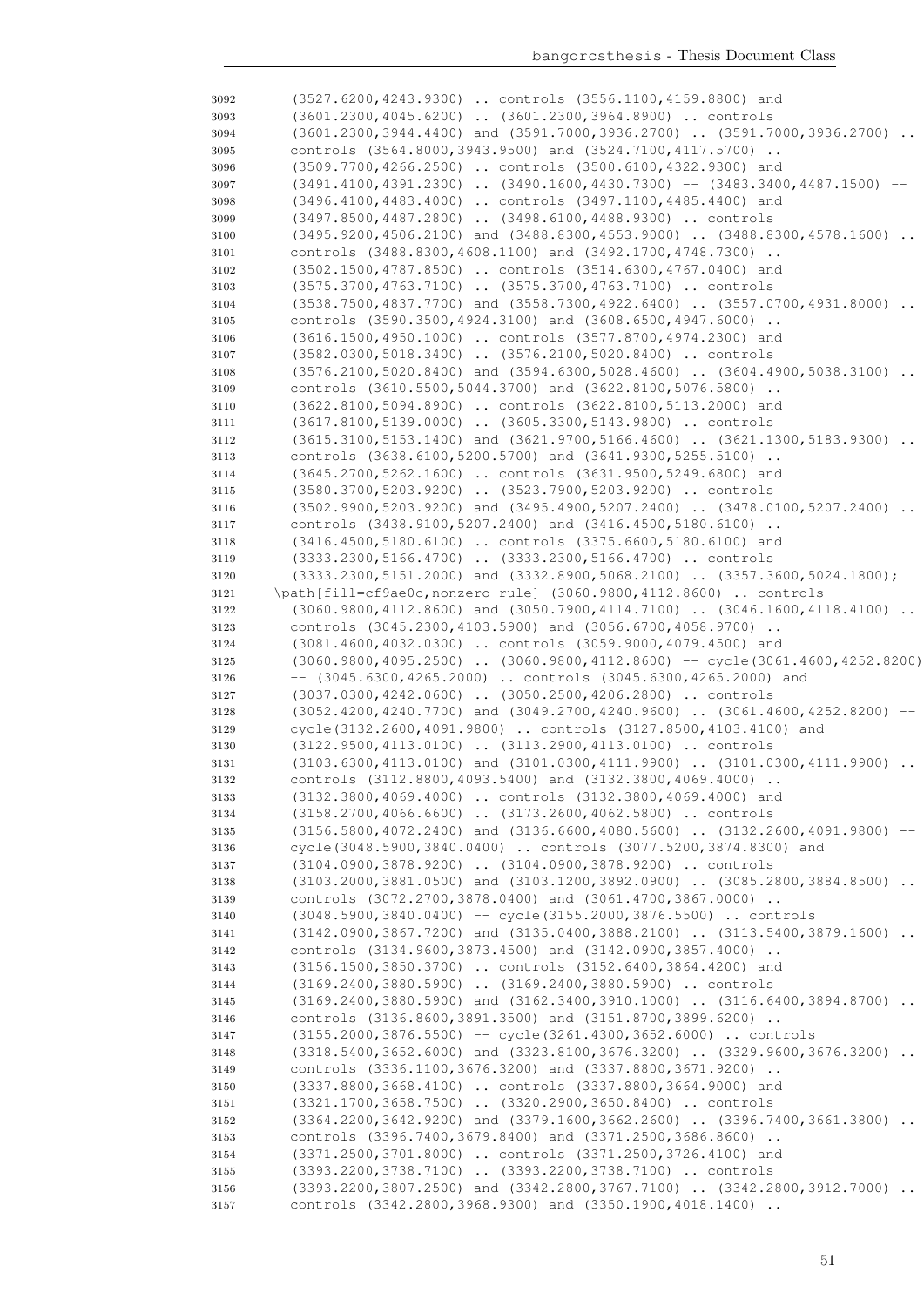```
3092      (3527.6200,4243.9300) .. controls (3556.1100,4159.8800) and
3093      (3601.2300,4045.6200) .. (3601.2300,3964.8900) .. controls
3094      (3601.2300,3944.4400) and (3591.7000,3936.2700) .. (3591.7000,3936.2700) ..
3095      controls (3564.8000,3943.9500) and (3524.7100,4117.5700) ..
3096      (3509.7700,4266.2500) .. controls (3500.6100,4322.9300) and
3097      (3491.4100,4391.2300) .. (3490.1600,4430.7300) -- (3483.3400,4487.1500) --
3098      (3496.4100,4483.4000) .. controls (3497.1100,4485.4400) and
3099      (3497.8500,4487.2800) .. (3498.6100,4488.9300) .. controls
3100      (3495.9200,4506.2100) and (3488.8300,4553.9000) .. (3488.8300,4578.1600) ..
3101      controls (3488.8300,4608.1100) and (3492.1700,4748.7300) ..
3102      (3502.1500,4787.8500) .. controls (3514.6300,4767.0400) and
3103      (3575.3700,4763.7100) .. (3575.3700,4763.7100) .. controls
3104      (3538.7500,4837.7700) and (3558.7300,4922.6400) .. (3557.0700,4931.8000) ..
3105      controls (3590.3500,4924.3100) and (3608.6500,4947.6000) ..
3106      (3616.1500,4950.1000) .. controls (3577.8700,4974.2300) and
3107      (3582.0300,5018.3400) .. (3576.2100,5020.8400) .. controls
3108      (3576.2100,5020.8400) and (3594.6300,5028.4600) .. (3604.4900,5038.3100) ..
3109      controls (3610.5500,5044.3700) and (3622.8100,5076.5800) ..
3110      (3622.8100,5094.8900) .. controls (3622.8100,5113.2000) and
3111      (3617.8100,5139.0000) .. (3605.3300,5143.9800) .. controls
3112      (3615.3100,5153.1400) and (3621.9700,5166.4600) .. (3621.1300,5183.9300) ..
3113      controls (3638.6100,5200.5700) and (3641.9300,5255.5100) ..
3114      (3645.2700,5262.1600) .. controls (3631.9500,5249.6800) and
3115      (3580.3700,5203.9200) .. (3523.7900,5203.9200) .. controls
3116      (3502.9900,5203.9200) and (3495.4900,5207.2400) .. (3478.0100,5207.2400) ..
3117      controls (3438.9100,5207.2400) and (3416.4500,5180.6100) ..
3118      (3416.4500,5180.6100) .. controls (3375.6600,5180.6100) and
3119      (3333.2300,5166.4700) .. (3333.2300,5166.4700) .. controls
3120      (3333.2300,5151.2000) and (3332.8900,5068.2100) .. (3357.3600,5024.1800);
3121    \path[fill=cf9ae0c,nonzero rule] (3060.9800,4112.8600) .. controls
3122      (3060.9800,4112.8600) and (3050.7900,4114.7100) .. (3046.1600,4118.4100) ..
3123      controls (3045.2300,4103.5900) and (3056.6700,4058.9700) ..
3124      (3081.4600,4032.0300) .. controls (3059.9000,4079.4500) and
3125      (3060.9800,4095.2500) .. (3060.9800,4112.8600) -- cycle(3061.4600,4252.8200)
3126      -- (3045.6300,4265.2000) .. controls (3045.6300,4265.2000) and
3127      (3037.0300,4242.0600) .. (3050.2500,4206.2800) .. controls
3128      (3052.4200,4240.7700) and (3049.2700,4240.9600) .. (3061.4600,4252.8200) --
3129      cycle(3132.2600,4091.9800) .. controls (3127.8500,4103.4100) and
3130      (3122.9500,4113.0100) .. (3113.2900,4113.0100) .. controls
3131      (3103.6300,4113.0100) and (3101.0300,4111.9900) .. (3101.0300,4111.9900) ..
3132      controls (3112.8800,4093.5400) and (3132.3800,4069.4000) ..
3133      (3132.3800,4069.4000) .. controls (3132.3800,4069.4000) and
3134      (3158.2700,4066.6600) .. (3173.2600,4062.5800) .. controls
3135      (3156.5800,4072.2400) and (3136.6600,4080.5600) .. (3132.2600,4091.9800) --
3136      cycle(3048.5900,3840.0400) .. controls (3077.5200,3874.8300) and
3137      (3104.0900,3878.9200) .. (3104.0900,3878.9200) .. controls
3138      (3103.2000,3881.0500) and (3103.1200,3892.0900) .. (3085.2800,3884.8500) ..
3139      controls (3072.2700,3878.0400) and (3061.4700,3867.0000) ..
3140      (3048.5900,3840.0400) -- cycle(3155.2000,3876.5500) .. controls
3141      (3142.0900,3867.7200) and (3135.0400,3888.2100) .. (3113.5400,3879.1600) ..
3142      controls (3134.9600,3873.4500) and (3142.0900,3857.4000) ..
3143      (3156.1500,3850.3700) .. controls (3152.6400,3864.4200) and
3144      (3169.2400,3880.5900) .. (3169.2400,3880.5900) .. controls
3145      (3169.2400,3880.5900) and (3162.3400,3910.1000) .. (3116.6400,3894.8700) ..
3146      controls (3136.8600,3891.3500) and (3151.8700,3899.6200) ..
3147      (3155.2000,3876.5500) -- cycle(3261.4300,3652.6000) .. controls
3148      (3318.5400,3652.6000) and (3323.8100,3676.3200) .. (3329.9600,3676.3200) ..
3149      controls (3336.1100,3676.3200) and (3337.8800,3671.9200) ..
3150      (3337.8800,3668.4100) .. controls (3337.8800,3664.9000) and
3151      (3321.1700,3658.7500) .. (3320.2900,3650.8400) .. controls
3152      (3364.2200,3642.9200) and (3379.1600,3662.2600) .. (3396.7400,3661.3800) ..
3153      controls (3396.7400,3679.8400) and (3371.2500,3686.8600) ..
3154      (3371.2500,3701.8000) .. controls (3371.2500,3726.4100) and
3155      (3393.2200,3738.7100) .. (3393.2200,3738.7100) .. controls
3156      (3393.2200,3807.2500) and (3342.2800,3767.7100) .. (3342.2800,3912.7000) ..
3157      controls (3342.2800,3968.9300) and (3350.1900,4018.1400) ..
```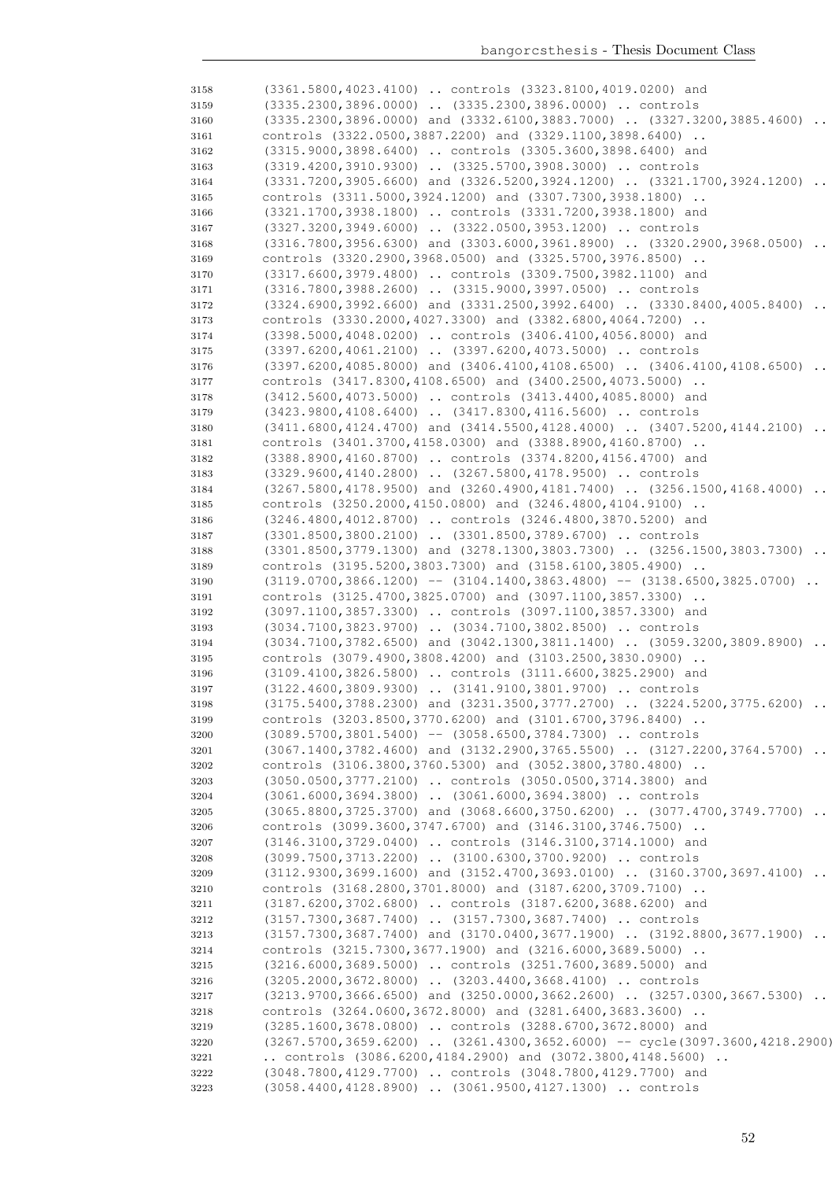```
3158    (3361.5800,4023.4100) .. controls (3323.8100,4019.0200) and
3159    (3335.2300,3896.0000) .. (3335.2300,3896.0000) .. controls
3160    (3335.2300,3896.0000) and (3332.6100,3883.7000) .. (3327.3200,3885.4600) ..
3161    controls (3322.0500,3887.2200) and (3329.1100,3898.6400) ..
3162    (3315.9000,3898.6400) .. controls (3305.3600,3898.6400) and
3163    (3319.4200,3910.9300) .. (3325.5700,3908.3000) .. controls
3164    (3331.7200,3905.6600) and (3326.5200,3924.1200) .. (3321.1700,3924.1200) ..
3165    controls (3311.5000,3924.1200) and (3307.7300,3938.1800) ..
3166    (3321.1700,3938.1800) .. controls (3331.7200,3938.1800) and
3167    (3327.3200,3949.6000) .. (3322.0500,3953.1200) .. controls
3168    (3316.7800,3956.6300) and (3303.6000,3961.8900) .. (3320.2900,3968.0500) ..
3169    controls (3320.2900,3968.0500) and (3325.5700,3976.8500) ..
3170    (3317.6600,3979.4800) .. controls (3309.7500,3982.1100) and
3171    (3316.7800,3988.2600) .. (3315.9000,3997.0500) .. controls
3172    (3324.6900,3992.6600) and (3331.2500,3992.6400) .. (3330.8400,4005.8400) ..
3173    controls (3330.2000,4027.3300) and (3382.6800,4064.7200) ..
3174    (3398.5000,4048.0200) .. controls (3406.4100,4056.8000) and
3175    (3397.6200,4061.2100) .. (3397.6200,4073.5000) .. controls
3176    (3397.6200,4085.8000) and (3406.4100,4108.6500) .. (3406.4100,4108.6500) ..
3177    controls (3417.8300,4108.6500) and (3400.2500,4073.5000) ..
3178    (3412.5600,4073.5000) .. controls (3413.4400,4085.8000) and
3179    (3423.9800,4108.6400) .. (3417.8300,4116.5600) .. controls
3180    (3411.6800,4124.4700) and (3414.5500,4128.4000) .. (3407.5200,4144.2100) ..
3181    controls (3401.3700,4158.0300) and (3388.8900,4160.8700) ..
3182    (3388.8900,4160.8700) .. controls (3374.8200,4156.4700) and
3183    (3329.9600,4140.2800) .. (3267.5800,4178.9500) .. controls
3184    (3267.5800,4178.9500) and (3260.4900,4181.7400) .. (3256.1500,4168.4000) ..
3185    controls (3250.2000,4150.0800) and (3246.4800,4104.9100) ..
3186    (3246.4800,4012.8700) .. controls (3246.4800,3870.5200) and
3187    (3301.8500,3800.2100) .. (3301.8500,3789.6700) .. controls
3188    (3301.8500,3779.1300) and (3278.1300,3803.7300) .. (3256.1500,3803.7300) ..
3189    controls (3195.5200,3803.7300) and (3158.6100,3805.4900) ..
3190    (3119.0700,3866.1200) -- (3104.1400,3863.4800) -- (3138.6500,3825.0700) ..
3191    controls (3125.4700,3825.0700) and (3097.1100,3857.3300) ..
3192    (3097.1100,3857.3300) .. controls (3097.1100,3857.3300) and
3193    (3034.7100,3823.9700) .. (3034.7100,3802.8500) .. controls
3194    (3034.7100,3782.6500) and (3042.1300,3811.1400) .. (3059.3200,3809.8900) ..
3195    controls (3079.4900,3808.4200) and (3103.2500,3830.0900) ..
3196    (3109.4100,3826.5800) .. controls (3111.6600,3825.2900) and
3197    (3122.4600,3809.9300) .. (3141.9100,3801.9700) .. controls
3198    (3175.5400,3788.2300) and (3231.3500,3777.2700) .. (3224.5200,3775.6200) ..
3199    controls (3203.8500,3770.6200) and (3101.6700,3796.8400) ..
3200    (3089.5700,3801.5400) -- (3058.6500,3784.7300) .. controls
3201    (3067.1400,3782.4600) and (3132.2900,3765.5500) .. (3127.2200,3764.5700) ..
3202    controls (3106.3800,3760.5300) and (3052.3800,3780.4800) ..
3203    (3050.0500,3777.2100) .. controls (3050.0500,3714.3800) and
3204    (3061.6000,3694.3800) .. (3061.6000,3694.3800) .. controls
3205    (3065.8800,3725.3700) and (3068.6600,3750.6200) .. (3077.4700,3749.7700) ..
3206    controls (3099.3600,3747.6700) and (3146.3100,3746.7500) ..
3207    (3146.3100,3729.0400) .. controls (3146.3100,3714.1000) and
3208    (3099.7500,3713.2200) .. (3100.6300,3700.9200) .. controls
3209    (3112.9300,3699.1600) and (3152.4700,3693.0100) .. (3160.3700,3697.4100) ..
3210    controls (3168.2800,3701.8000) and (3187.6200,3709.7100) ..
3211    (3187.6200,3702.6800) .. controls (3187.6200,3688.6200) and
3212    (3157.7300,3687.7400) .. (3157.7300,3687.7400) .. controls
3213    (3157.7300,3687.7400) and (3170.0400,3677.1900) .. (3192.8800,3677.1900) ..
3214    controls (3215.7300,3677.1900) and (3216.6000,3689.5000) ..
3215    (3216.6000,3689.5000) .. controls (3251.7600,3689.5000) and
3216    (3205.2000,3672.8000) .. (3203.4400,3668.4100) .. controls
3217    (3213.9700,3666.6500) and (3250.0000,3662.2600) .. (3257.0300,3667.5300) ..
3218    controls (3264.0600,3672.8000) and (3281.6400,3683.3600) ..
3219    (3285.1600,3678.0800) .. controls (3288.6700,3672.8000) and
3220    (3267.5700,3659.6200) .. (3261.4300,3652.6000) -- cycle(3097.3600,4218.2900)
3221    .. controls (3086.6200,4184.2900) and (3072.3800,4148.5600) ..
3222    (3048.7800,4129.7700) .. controls (3048.7800,4129.7700) and
3223    (3058.4400,4128.8900) .. (3061.9500,4127.1300) .. controls
```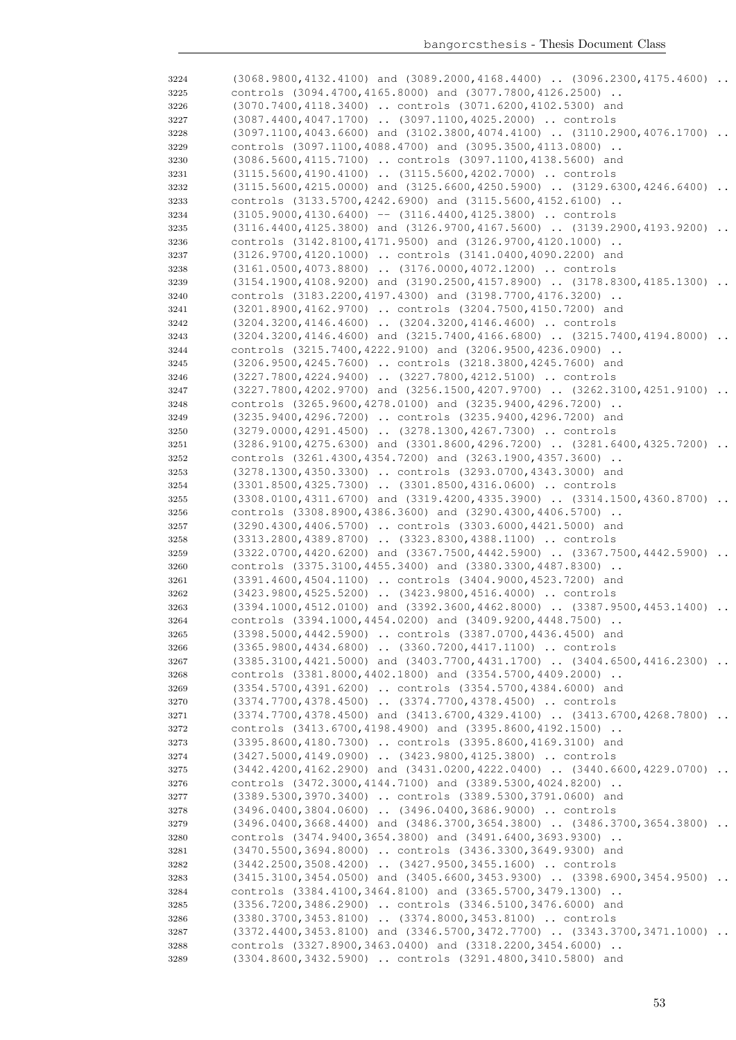```
3224    (3068.9800,4132.4100) and (3089.2000,4168.4400) .. (3096.2300,4175.4600) ..
3225    controls (3094.4700,4165.8000) and (3077.7800,4126.2500) ..
3226    (3070.7400,4118.3400) .. controls (3071.6200,4102.5300) and
3227    (3087.4400,4047.1700) .. (3097.1100,4025.2000) .. controls
3228    (3097.1100,4043.6600) and (3102.3800,4074.4100) .. (3110.2900,4076.1700) ..
3229    controls (3097.1100,4088.4700) and (3095.3500,4113.0800) ..
3230    (3086.5600,4115.7100) .. controls (3097.1100,4138.5600) and
3231    (3115.5600,4190.4100) .. (3115.5600,4202.7000) .. controls
3232    (3115.5600,4215.0000) and (3125.6600,4250.5900) .. (3129.6300,4246.6400) ..
3233    controls (3133.5700,4242.6900) and (3115.5600,4152.6100) ..
3234    (3105.9000,4130.6400) -- (3116.4400,4125.3800) .. controls
3235    (3116.4400,4125.3800) and (3126.9700,4167.5600) .. (3139.2900,4193.9200) ..
3236    controls (3142.8100,4171.9500) and (3126.9700,4120.1000) ..
3237    (3126.9700,4120.1000) .. controls (3141.0400,4090.2200) and
3238    (3161.0500,4073.8800) .. (3176.0000,4072.1200) .. controls
3239    (3154.1900,4108.9200) and (3190.2500,4157.8900) .. (3178.8300,4185.1300) ..
3240    controls (3183.2200,4197.4300) and (3198.7700,4176.3200) ..
3241    (3201.8900,4162.9700) .. controls (3204.7500,4150.7200) and
3242    (3204.3200,4146.4600) .. (3204.3200,4146.4600) .. controls
3243    (3204.3200,4146.4600) and (3215.7400,4166.6800) .. (3215.7400,4194.8000) ..
3244    controls (3215.7400,4222.9100) and (3206.9500,4236.0900) ..
3245    (3206.9500,4245.7600) .. controls (3218.3800,4245.7600) and
3246    (3227.7800,4224.9400) .. (3227.7800,4212.5100) .. controls
3247    (3227.7800,4202.9700) and (3256.1500,4207.9700) .. (3262.3100,4251.9100) ..
3248    controls (3265.9600,4278.0100) and (3235.9400,4296.7200) ..
3249    (3235.9400,4296.7200) .. controls (3235.9400,4296.7200) and
3250    (3279.0000,4291.4500) .. (3278.1300,4267.7300) .. controls
3251    (3286.9100,4275.6300) and (3301.8600,4296.7200) .. (3281.6400,4325.7200) ..
3252    controls (3261.4300,4354.7200) and (3263.1900,4357.3600) ..
3253    (3278.1300,4350.3300) .. controls (3293.0700,4343.3000) and
3254    (3301.8500,4325.7300) .. (3301.8500,4316.0600) .. controls
3255    (3308.0100,4311.6700) and (3319.4200,4335.3900) .. (3314.1500,4360.8700) ..
3256    controls (3308.8900,4386.3600) and (3290.4300,4406.5700) ..
3257    (3290.4300,4406.5700) .. controls (3303.6000,4421.5000) and
3258    (3313.2800,4389.8700) .. (3323.8300,4388.1100) .. controls
3259    (3322.0700,4420.6200) and (3367.7500,4442.5900) .. (3367.7500,4442.5900) ..
3260    controls (3375.3100,4455.3400) and (3380.3300,4487.8300) ..
3261    (3391.4600,4504.1100) .. controls (3404.9000,4523.7200) and
3262    (3423.9800,4525.5200) .. (3423.9800,4516.4000) .. controls
3263    (3394.1000,4512.0100) and (3392.3600,4462.8000) .. (3387.9500,4453.1400) ..
3264    controls (3394.1000,4454.0200) and (3409.9200,4448.7500) ..
3265    (3398.5000,4442.5900) .. controls (3387.0700,4436.4500) and
3266    (3365.9800,4434.6800) .. (3360.7200,4417.1100) .. controls
3267    (3385.3100,4421.5000) and (3403.7700,4431.1700) .. (3404.6500,4416.2300) ..
3268    controls (3381.8000,4402.1800) and (3354.5700,4409.2000) ..
3269    (3354.5700,4391.6200) .. controls (3354.5700,4384.6000) and
3270    (3374.7700,4378.4500) .. (3374.7700,4378.4500) .. controls
3271    (3374.7700,4378.4500) and (3413.6700,4329.4100) .. (3413.6700,4268.7800) ..
3272    controls (3413.6700,4198.4900) and (3395.8600,4192.1500) ..
3273    (3395.8600,4180.7300) .. controls (3395.8600,4169.3100) and
3274    (3427.5000,4149.0900) .. (3423.9800,4125.3800) .. controls
3275    (3442.4200,4162.2900) and (3431.0200,4222.0400) .. (3440.6600,4229.0700) ..
3276    controls (3472.3000,4144.7100) and (3389.5300,4024.8200) ..
3277    (3389.5300,3970.3400) .. controls (3389.5300,3791.0600) and
3278    (3496.0400,3804.0600) .. (3496.0400,3686.9000) .. controls
3279    (3496.0400,3668.4400) and (3486.3700,3654.3800) .. (3486.3700,3654.3800) ..
3280    controls (3474.9400,3654.3800) and (3491.6400,3693.9300) ..
3281    (3470.5500,3694.8000) .. controls (3436.3300,3649.9300) and
3282    (3442.2500,3508.4200) .. (3427.9500,3455.1600) .. controls
3283    (3415.3100,3454.0500) and (3405.6600,3453.9300) .. (3398.6900,3454.9500) ..
3284    controls (3384.4100,3464.8100) and (3365.5700,3479.1300) ..
3285    (3356.7200,3486.2900) .. controls (3346.5100,3476.6000) and
3286    (3380.3700,3453.8100) .. (3374.8000,3453.8100) .. controls
3287    (3372.4400,3453.8100) and (3346.5700,3472.7700) .. (3343.3700,3471.1000) ..
3288    controls (3327.8900,3463.0400) and (3318.2200,3454.6000) ..
3289    (3304.8600,3432.5900) .. controls (3291.4800,3410.5800) and
```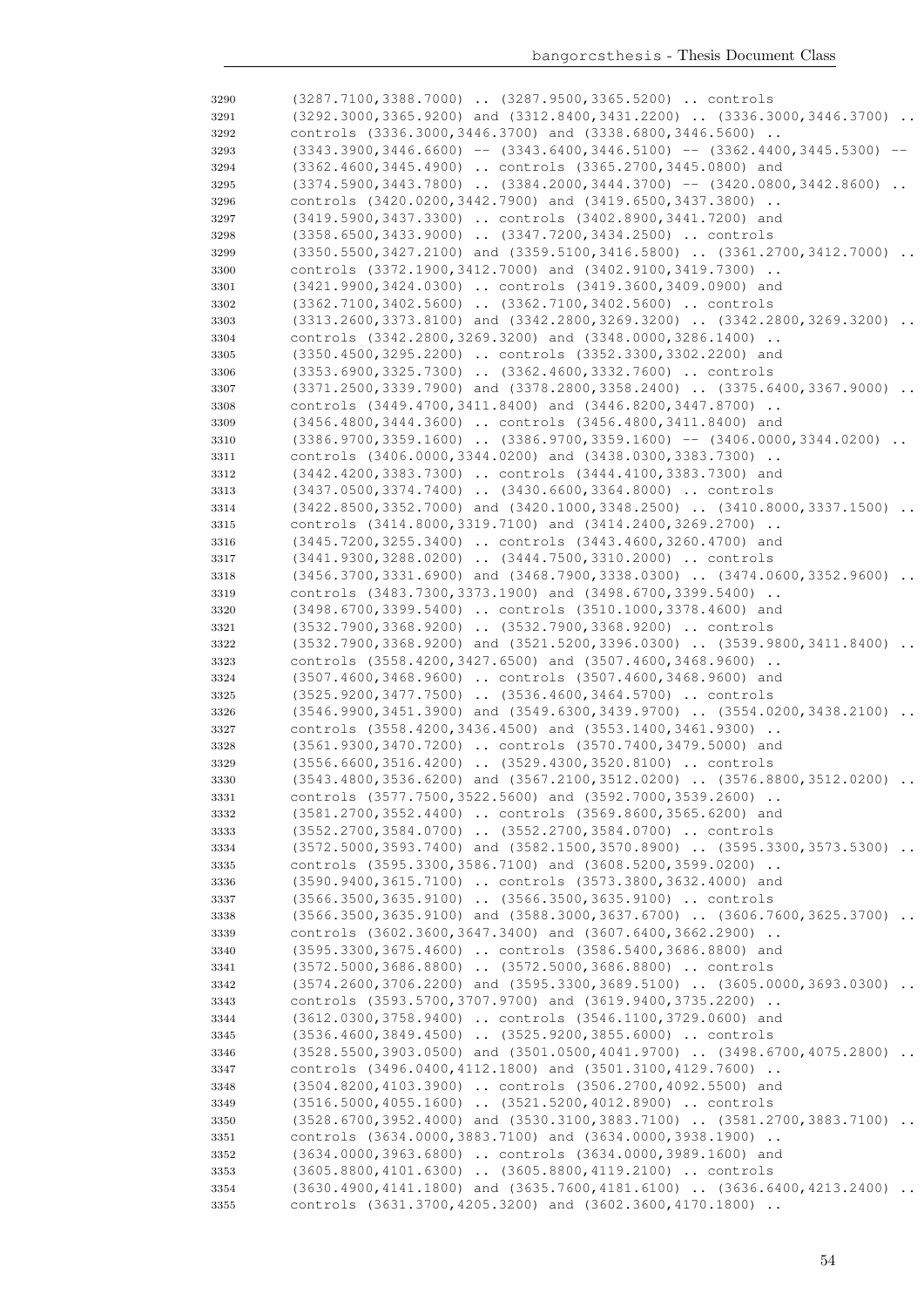```
3290        (3287.7100,3388.7000) .. (3287.9500,3365.5200) .. controls
3291        (3292.3000,3365.9200) and (3312.8400,3431.2200) .. (3336.3000,3446.3700) ..
3292        controls (3336.3000,3446.3700) and (3338.6800,3446.5600) ..
3293        (3343.3900,3446.6600) -- (3343.6400,3446.5100) -- (3362.4400,3445.5300) --
3294        (3362.4600,3445.4900) .. controls (3365.2700,3445.0800) and
3295        (3374.5900,3443.7800) .. (3384.2000,3444.3700) -- (3420.0800,3442.8600) ..
3296        controls (3420.0200,3442.7900) and (3419.6500,3437.3800) ..
3297        (3419.5900,3437.3300) .. controls (3402.8900,3441.7200) and
3298        (3358.6500,3433.9000) .. (3347.7200,3434.2500) .. controls
3299        (3350.5500,3427.2100) and (3359.5100,3416.5800) .. (3361.2700,3412.7000) ..
3300        controls (3372.1900,3412.7000) and (3402.9100,3419.7300) ..
3301        (3421.9900,3424.0300) .. controls (3419.3600,3409.0900) and
3302        (3362.7100,3402.5600) .. (3362.7100,3402.5600) .. controls
3303        (3313.2600,3373.8100) and (3342.2800,3269.3200) .. (3342.2800,3269.3200) ..
3304        controls (3342.2800,3269.3200) and (3348.0000,3286.1400) ..
3305        (3350.4500,3295.2200) .. controls (3352.3300,3302.2200) and
3306        (3353.6900,3325.7300) .. (3362.4600,3332.7600) .. controls
3307        (3371.2500,3339.7900) and (3378.2800,3358.2400) .. (3375.6400,3367.9000) ..
3308        controls (3449.4700,3411.8400) and (3446.8200,3447.8700) ..
3309        (3456.4800,3444.3600) .. controls (3456.4800,3411.8400) and
3310        (3386.9700,3359.1600) .. (3386.9700,3359.1600) -- (3406.0000,3344.0200) ..
3311        controls (3406.0000,3344.0200) and (3438.0300,3383.7300) ..
3312        (3442.4200,3383.7300) .. controls (3444.4100,3383.7300) and
3313        (3437.0500,3374.7400) .. (3430.6600,3364.8000) .. controls
3314        (3422.8500,3352.7000) and (3420.1000,3348.2500) .. (3410.8000,3337.1500) ..
3315        controls (3414.8000,3319.7100) and (3414.2400,3269.2700) ..
3316        (3445.7200,3255.3400) .. controls (3443.4600,3260.4700) and
3317        (3441.9300,3288.0200) .. (3444.7500,3310.2000) .. controls
3318        (3456.3700,3331.6900) and (3468.7900,3338.0300) .. (3474.0600,3352.9600) ..
3319        controls (3483.7300,3373.1900) and (3498.6700,3399.5400) ..
3320        (3498.6700,3399.5400) .. controls (3510.1000,3378.4600) and
3321        (3532.7900,3368.9200) .. (3532.7900,3368.9200) .. controls
3322        (3532.7900,3368.9200) and (3521.5200,3396.0300) .. (3539.9800,3411.8400) ..
3323        controls (3558.4200,3427.6500) and (3507.4600,3468.9600) ..
3324        (3507.4600,3468.9600) .. controls (3507.4600,3468.9600) and
3325        (3525.9200,3477.7500) .. (3536.4600,3464.5700) .. controls
3326        (3546.9900,3451.3900) and (3549.6300,3439.9700) .. (3554.0200,3438.2100) ..
3327        controls (3558.4200,3436.4500) and (3553.1400,3461.9300) ..
3328        (3561.9300,3470.7200) .. controls (3570.7400,3479.5000) and
3329        (3556.6600,3516.4200) .. (3529.4300,3520.8100) .. controls
3330        (3543.4800,3536.6200) and (3567.2100,3512.0200) .. (3576.8800,3512.0200) ..
3331        controls (3577.7500,3522.5600) and (3592.7000,3539.2600) ..
3332        (3581.2700,3552.4400) .. controls (3569.8600,3565.6200) and
3333        (3552.2700,3584.0700) .. (3552.2700,3584.0700) .. controls
3334        (3572.5000,3593.7400) and (3582.1500,3570.8900) .. (3595.3300,3573.5300) ..
3335        controls (3595.3300,3586.7100) and (3608.5200,3599.0200) ..
3336        (3590.9400,3615.7100) .. controls (3573.3800,3632.4000) and
3337        (3566.3500,3635.9100) .. (3566.3500,3635.9100) .. controls
3338        (3566.3500,3635.9100) and (3588.3000,3637.6700) .. (3606.7600,3625.3700) ..
3339        controls (3602.3600,3647.3400) and (3607.6400,3662.2900) ..
3340        (3595.3300,3675.4600) .. controls (3586.5400,3686.8800) and
3341        (3572.5000,3686.8800) .. (3572.5000,3686.8800) .. controls
3342        (3574.2600,3706.2200) and (3595.3300,3689.5100) .. (3605.0000,3693.0300) ..
3343        controls (3593.5700,3707.9700) and (3619.9400,3735.2200) ..
3344        (3612.0300,3758.9400) .. controls (3546.1100,3729.0600) and
3345        (3536.4600,3849.4500) .. (3525.9200,3855.6000) .. controls
3346        (3528.5500,3903.0500) and (3501.0500,4041.9700) .. (3498.6700,4075.2800) ..
3347        controls (3496.0400,4112.1800) and (3501.3100,4129.7600) ..
3348        (3504.8200,4103.3900) .. controls (3506.2700,4092.5500) and
3349        (3516.5000,4055.1600) .. (3521.5200,4012.8900) .. controls
3350        (3528.6700,3952.4000) and (3530.3100,3883.7100) .. (3581.2700,3883.7100) ..
3351        controls (3634.0000,3883.7100) and (3634.0000,3938.1900) ..
3352        (3634.0000,3963.6800) .. controls (3634.0000,3989.1600) and
3353        (3605.8800,4101.6300) .. (3605.8800,4119.2100) .. controls
3354        (3630.4900,4141.1800) and (3635.7600,4181.6100) .. (3636.6400,4213.2400) ..
3355        controls (3631.3700,4205.3200) and (3602.3600,4170.1800) ..
```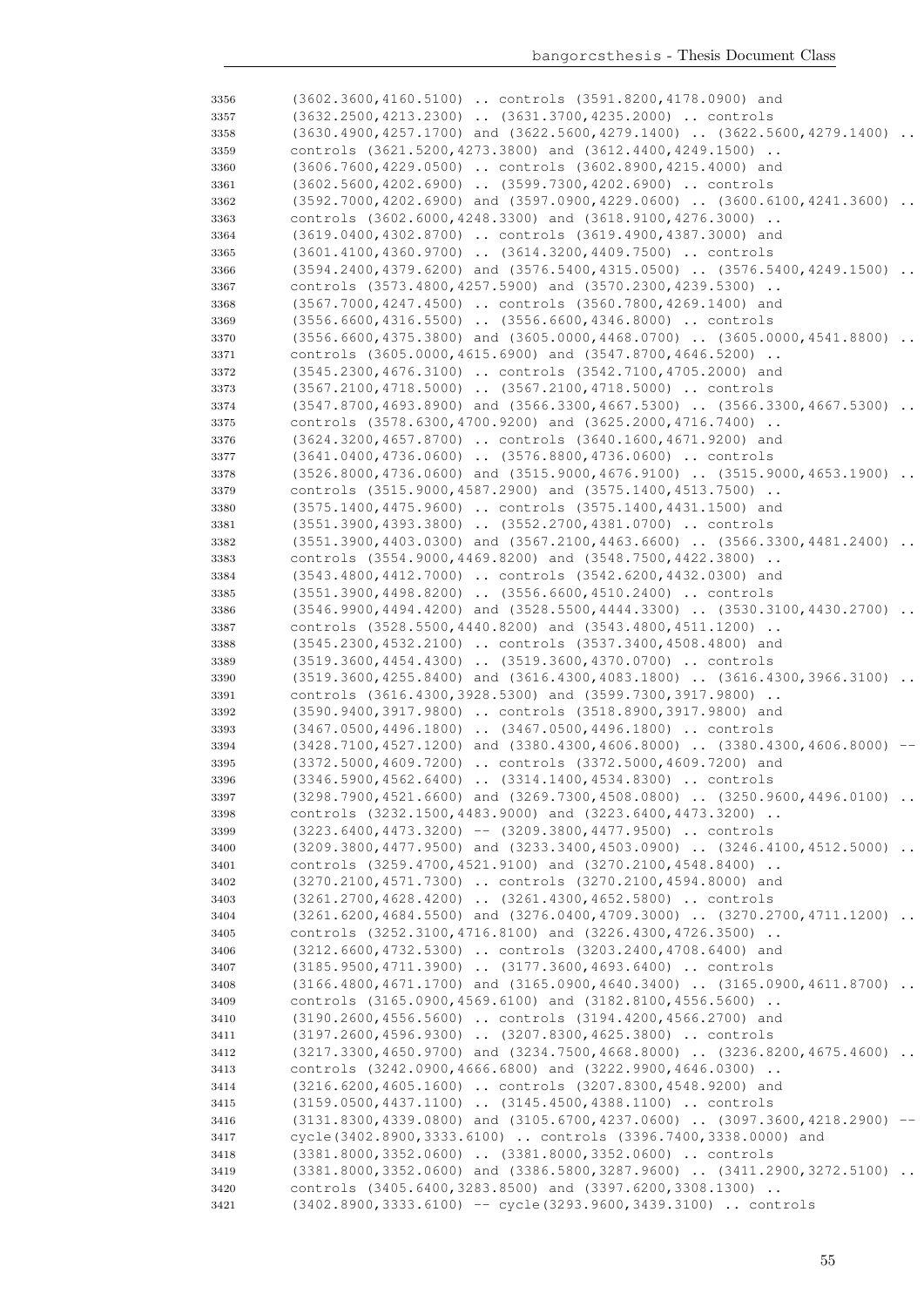```
3356    (3602.3600,4160.5100) .. controls (3591.8200,4178.0900) and
3357    (3632.2500,4213.2300) .. (3631.3700,4235.2000) .. controls
3358    (3630.4900,4257.1700) and (3622.5600,4279.1400) .. (3622.5600,4279.1400) ..
3359    controls (3621.5200,4273.3800) and (3612.4400,4249.1500) ..
3360    (3606.7600,4229.0500) .. controls (3602.8900,4215.4000) and
3361    (3602.5600,4202.6900) .. (3599.7300,4202.6900) .. controls
3362    (3592.7000,4202.6900) and (3597.0900,4229.0600) .. (3600.6100,4241.3600) ..
3363    controls (3602.6000,4248.3300) and (3618.9100,4276.3000) ..
3364    (3619.0400,4302.8700) .. controls (3619.4900,4387.3000) and
3365    (3601.4100,4360.9700) .. (3614.3200,4409.7500) .. controls
3366    (3594.2400,4379.6200) and (3576.5400,4315.0500) .. (3576.5400,4249.1500) ..
3367    controls (3573.4800,4257.5900) and (3570.2300,4239.5300) ..
3368    (3567.7000,4247.4500) .. controls (3560.7800,4269.1400) and
3369    (3556.6600,4316.5500) .. (3556.6600,4346.8000) .. controls
3370    (3556.6600,4375.3800) and (3605.0000,4468.0700) .. (3605.0000,4541.8800) ..
3371    controls (3605.0000,4615.6900) and (3547.8700,4646.5200) ..
3372    (3545.2300,4676.3100) .. controls (3542.7100,4705.2000) and
3373    (3567.2100,4718.5000) .. (3567.2100,4718.5000) .. controls
3374    (3547.8700,4693.8900) and (3566.3300,4667.5300) .. (3566.3300,4667.5300) ..
3375    controls (3578.6300,4700.9200) and (3625.2000,4716.7400) ..
3376    (3624.3200,4657.8700) .. controls (3640.1600,4671.9200) and
3377    (3641.0400,4736.0600) .. (3576.8800,4736.0600) .. controls
3378    (3526.8000,4736.0600) and (3515.9000,4676.9100) .. (3515.9000,4653.1900) ..
3379    controls (3515.9000,4587.2900) and (3575.1400,4513.7500) ..
3380    (3575.1400,4475.9600) .. controls (3575.1400,4431.1500) and
3381    (3551.3900,4393.3800) .. (3552.2700,4381.0700) .. controls
3382    (3551.3900,4403.0300) and (3567.2100,4463.6600) .. (3566.3300,4481.2400) ..
3383    controls (3554.9000,4469.8200) and (3548.7500,4422.3800) ..
3384    (3543.4800,4412.7000) .. controls (3542.6200,4432.0300) and
3385    (3551.3900,4498.8200) .. (3556.6600,4510.2400) .. controls
3386    (3546.9900,4494.4200) and (3528.5500,4444.3300) .. (3530.3100,4430.2700) ..
3387    controls (3528.5500,4440.8200) and (3543.4800,4511.1200) ..
3388    (3545.2300,4532.2100) .. controls (3537.3400,4508.4800) and
3389    (3519.3600,4454.4300) .. (3519.3600,4370.0700) .. controls
3390    (3519.3600,4255.8400) and (3616.4300,4083.1800) .. (3616.4300,3966.3100) ..
3391    controls (3616.4300,3928.5300) and (3599.7300,3917.9800) ..
3392    (3590.9400,3917.9800) .. controls (3518.8900,3917.9800) and
3393    (3467.0500,4496.1800) .. (3467.0500,4496.1800) .. controls
3394    (3428.7100,4527.1200) and (3380.4300,4606.8000) .. (3380.4300,4606.8000) --
3395    (3372.5000,4609.7200) .. controls (3372.5000,4609.7200) and
3396    (3346.5900,4562.6400) .. (3314.1400,4534.8300) .. controls
3397    (3298.7900,4521.6600) and (3269.7300,4508.0800) .. (3250.9600,4496.0100) ..
3398    controls (3232.1500,4483.9000) and (3223.6400,4473.3200) ..
3399    (3223.6400,4473.3200) -- (3209.3800,4477.9500) .. controls
3400    (3209.3800,4477.9500) and (3233.3400,4503.0900) .. (3246.4100,4512.5000) ..
3401    controls (3259.4700,4521.9100) and (3270.2100,4548.8400) ..
3402    (3270.2100,4571.7300) .. controls (3270.2100,4594.8000) and
3403    (3261.2700,4628.4200) .. (3261.4300,4652.5800) .. controls
3404    (3261.6200,4684.5500) and (3276.0400,4709.3000) .. (3270.2700,4711.1200) ..
3405    controls (3252.3100,4716.8100) and (3226.4300,4726.3500) ..
3406    (3212.6600,4732.5300) .. controls (3203.2400,4708.6400) and
3407    (3185.9500,4711.3900) .. (3177.3600,4693.6400) .. controls
3408    (3166.4800,4671.1700) and (3165.0900,4640.3400) .. (3165.0900,4611.8700) ..
3409    controls (3165.0900,4569.6100) and (3182.8100,4556.5600) ..
3410    (3190.2600,4556.5600) .. controls (3194.4200,4566.2700) and
3411    (3197.2600,4596.9300) .. (3207.8300,4625.3800) .. controls
3412    (3217.3300,4650.9700) and (3234.7500,4668.8000) .. (3236.8200,4675.4600) ..
3413    controls (3242.0900,4666.6800) and (3222.9900,4646.0300) ..
3414    (3216.6200,4605.1600) .. controls (3207.8300,4548.9200) and
3415    (3159.0500,4437.1100) .. (3145.4500,4388.1100) .. controls
3416    (3131.8300,4339.0800) and (3105.6700,4237.0600) .. (3097.3600,4218.2900) --
3417    cycle(3402.8900,3333.6100) .. controls (3396.7400,3338.0000) and
3418    (3381.8000,3352.0600) .. (3381.8000,3352.0600) .. controls
3419    (3381.8000,3352.0600) and (3386.5800,3287.9600) .. (3411.2900,3272.5100) ..
3420    controls (3405.6400,3283.8500) and (3397.6200,3308.1300) ..
3421    (3402.8900,3333.6100) -- cycle(3293.9600,3439.3100) .. controls
```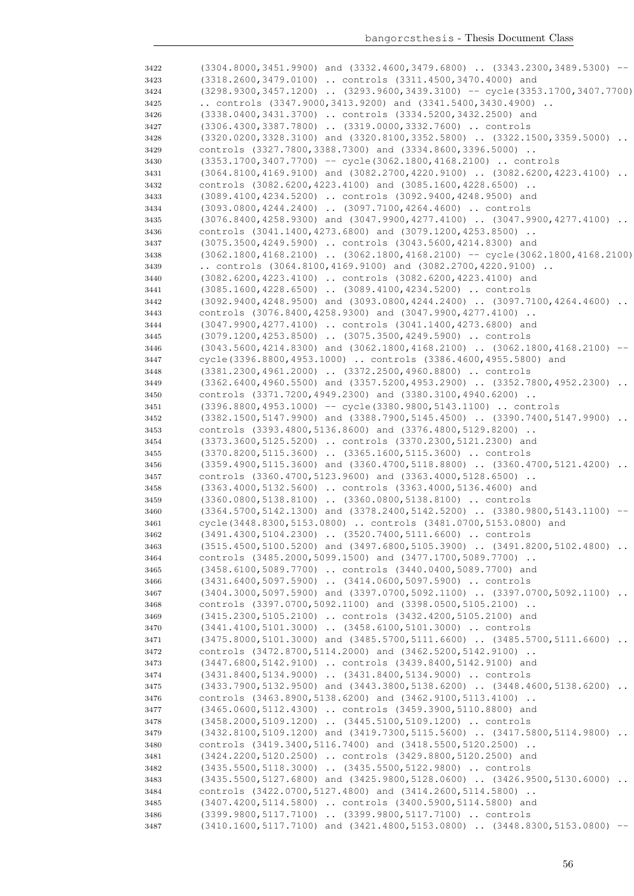```
3422    (3304.8000,3451.9900) and (3332.4600,3479.6800) .. (3343.2300,3489.5300) --
3423    (3318.2600,3479.0100) .. controls (3311.4500,3470.4000) and
3424    (3298.9300,3457.1200) .. (3293.9600,3439.3100) -- cycle(3353.1700,3407.7700)
3425    .. controls (3347.9000,3413.9200) and (3341.5400,3430.4900) ..
3426    (3338.0400,3431.3700) .. controls (3334.5200,3432.2500) and
3427    (3306.4300,3387.7800) .. (3319.0000,3332.7600) .. controls
3428    (3320.0200,3328.3100) and (3320.8100,3352.5800) .. (3322.1500,3359.5000) ..
3429    controls (3327.7800,3388.7300) and (3334.8600,3396.5000) ..
3430    (3353.1700,3407.7700) -- cycle(3062.1800,4168.2100) .. controls
3431    (3064.8100,4169.9100) and (3082.2700,4220.9100) .. (3082.6200,4223.4100) ..
3432    controls (3082.6200,4223.4100) and (3085.1600,4228.6500) ..
3433    (3089.4100,4234.5200) .. controls (3092.9400,4248.9500) and
3434    (3093.0800,4244.2400) .. (3097.7100,4264.4600) .. controls
3435    (3076.8400,4258.9300) and (3047.9900,4277.4100) .. (3047.9900,4277.4100) ..
3436    controls (3041.1400,4273.6800) and (3079.1200,4253.8500) ..
3437    (3075.3500,4249.5900) .. controls (3043.5600,4214.8300) and
3438    (3062.1800,4168.2100) .. (3062.1800,4168.2100) -- cycle(3062.1800,4168.2100)
3439    .. controls (3064.8100,4169.9100) and (3082.2700,4220.9100) ..
3440    (3082.6200,4223.4100) .. controls (3082.6200,4223.4100) and
3441    (3085.1600,4228.6500) .. (3089.4100,4234.5200) .. controls
3442    (3092.9400,4248.9500) and (3093.0800,4244.2400) .. (3097.7100,4264.4600) ..
3443    controls (3076.8400,4258.9300) and (3047.9900,4277.4100) ..
3444    (3047.9900,4277.4100) .. controls (3041.1400,4273.6800) and
3445    (3079.1200,4253.8500) .. (3075.3500,4249.5900) .. controls
3446    (3043.5600,4214.8300) and (3062.1800,4168.2100) .. (3062.1800,4168.2100) --
3447    cycle(3396.8800,4953.1000) .. controls (3386.4600,4955.5800) and
3448    (3381.2300,4961.2000) .. (3372.2500,4960.8800) .. controls
3449    (3362.6400,4960.5500) and (3357.5200,4953.2900) .. (3352.7800,4952.2300) ..
3450    controls (3371.7200,4949.2300) and (3380.3100,4940.6200) ..
3451    (3396.8800,4953.1000) -- cycle(3380.9800,5143.1100) .. controls
3452    (3382.1500,5147.9900) and (3388.7900,5145.4500) .. (3390.7400,5147.9900) ..
3453    controls (3393.4800,5136.8600) and (3376.4800,5129.8200) ..
3454    (3373.3600,5125.5200) .. controls (3370.2300,5121.2300) and
3455    (3370.8200,5115.3600) .. (3365.1600,5115.3600) .. controls
3456    (3359.4900,5115.3600) and (3360.4700,5118.8800) .. (3360.4700,5121.4200) ..
3457    controls (3360.4700,5123.9600) and (3363.4000,5128.6500) ..
3458    (3363.4000,5132.5600) .. controls (3363.4000,5136.4600) and
3459    (3360.0800,5138.8100) .. (3360.0800,5138.8100) .. controls
3460    (3364.5700,5142.1300) and (3378.2400,5142.5200) .. (3380.9800,5143.1100) --
3461    cycle(3448.8300,5153.0800) .. controls (3481.0700,5153.0800) and
3462    (3491.4300,5104.2300) .. (3520.7400,5111.6600) .. controls
3463    (3515.4500,5100.5200) and (3497.6800,5105.3900) .. (3491.8200,5102.4800) ..
3464    controls (3485.2000,5099.1500) and (3477.1700,5089.7700) ..
3465    (3458.6100,5089.7700) .. controls (3440.0400,5089.7700) and
3466    (3431.6400,5097.5900) .. (3414.0600,5097.5900) .. controls
3467    (3404.3000,5097.5900) and (3397.0700,5092.1100) .. (3397.0700,5092.1100) ..
3468    controls (3397.0700,5092.1100) and (3398.0500,5105.2100) ..
3469    (3415.2300,5105.2100) .. controls (3432.4200,5105.2100) and
3470    (3441.4100,5101.3000) .. (3458.6100,5101.3000) .. controls
3471    (3475.8000,5101.3000) and (3485.5700,5111.6600) .. (3485.5700,5111.6600) ..
3472    controls (3472.8700,5114.2000) and (3462.5200,5142.9100) ..
3473    (3447.6800,5142.9100) .. controls (3439.8400,5142.9100) and
3474    (3431.8400,5134.9000) .. (3431.8400,5134.9000) .. controls
3475    (3433.7900,5132.9500) and (3443.3800,5138.6200) .. (3448.4600,5138.6200) ..
3476    controls (3463.8900,5138.6200) and (3462.9100,5113.4100) ..
3477    (3465.0600,5112.4300) .. controls (3459.3900,5110.8800) and
3478    (3458.2000,5109.1200) .. (3445.5100,5109.1200) .. controls
3479    (3432.8100,5109.1200) and (3419.7300,5115.5600) .. (3417.5800,5114.9800) ..
3480    controls (3419.3400,5116.7400) and (3418.5500,5120.2500) ..
3481    (3424.2200,5120.2500) .. controls (3429.8800,5120.2500) and
3482    (3435.5500,5118.3000) .. (3435.5500,5122.9800) .. controls
3483    (3435.5500,5127.6800) and (3425.9800,5128.0600) .. (3426.9500,5130.6000) ..
3484    controls (3422.0700,5127.4800) and (3414.2600,5114.5800) ..
3485    (3407.4200,5114.5800) .. controls (3400.5900,5114.5800) and
3486    (3399.9800,5117.7100) .. (3399.9800,5117.7100) .. controls
3487    (3410.1600,5117.7100) and (3421.4800,5153.0800) .. (3448.8300,5153.0800) --
```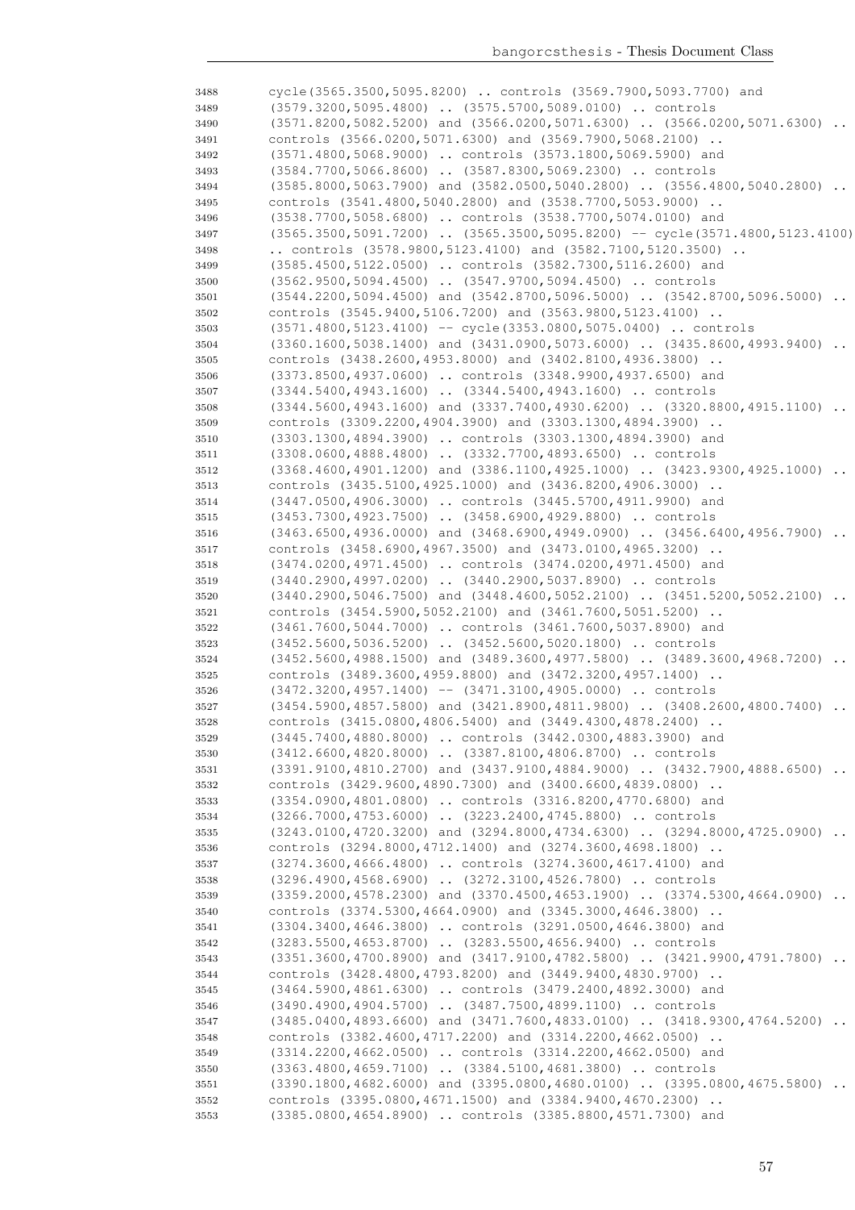```
3488	cycle(3565.3500,5095.8200) .. controls (3569.7900,5093.7700) and
3489	(3579.3200,5095.4800) .. (3575.5700,5089.0100) .. controls
3490	(3571.8200,5082.5200) and (3566.0200,5071.6300) .. (3566.0200,5071.6300) ..
3491	controls (3566.0200,5071.6300) and (3569.7900,5068.2100) ..
3492	(3571.4800,5068.9000) .. controls (3573.1800,5069.5900) and
3493	(3584.7700,5066.8600) .. (3587.8300,5069.2300) .. controls
3494	(3585.8000,5063.7900) and (3582.0500,5040.2800) .. (3556.4800,5040.2800) ..
3495	controls (3541.4800,5040.2800) and (3538.7700,5053.9000) ..
3496	(3538.7700,5058.6800) .. controls (3538.7700,5074.0100) and
3497	(3565.3500,5091.7200) .. (3565.3500,5095.8200) -- cycle(3571.4800,5123.4100)
3498	.. controls (3578.9800,5123.4100) and (3582.7100,5120.3500) ..
3499	(3585.4500,5122.0500) .. controls (3582.7300,5116.2600) and
3500	(3562.9500,5094.4500) .. (3547.9700,5094.4500) .. controls
3501	(3544.2200,5094.4500) and (3542.8700,5096.5000) .. (3542.8700,5096.5000) ..
3502	controls (3545.9400,5106.7200) and (3563.9800,5123.4100) ..
3503	(3571.4800,5123.4100) -- cycle(3353.0800,5075.0400) .. controls
3504	(3360.1600,5038.1400) and (3431.0900,5073.6000) .. (3435.8600,4993.9400) ..
3505	controls (3438.2600,4953.8000) and (3402.8100,4936.3800) ..
3506	(3373.8500,4937.0600) .. controls (3348.9900,4937.6500) and
3507	(3344.5400,4943.1600) .. (3344.5400,4943.1600) .. controls
3508	(3344.5600,4943.1600) and (3337.7400,4930.6200) .. (3320.8800,4915.1100) ..
3509	controls (3309.2200,4904.3900) and (3303.1300,4894.3900) ..
3510	(3303.1300,4894.3900) .. controls (3303.1300,4894.3900) and
3511	(3308.0600,4888.4800) .. (3332.7700,4893.6500) .. controls
3512	(3368.4600,4901.1200) and (3386.1100,4925.1000) .. (3423.9300,4925.1000) ..
3513	controls (3435.5100,4925.1000) and (3436.8200,4906.3000) ..
3514	(3447.0500,4906.3000) .. controls (3445.5700,4911.9900) and
3515	(3453.7300,4923.7500) .. (3458.6900,4929.8800) .. controls
3516	(3463.6500,4936.0000) and (3468.6900,4949.0900) .. (3456.6400,4956.7900) ..
3517	controls (3458.6900,4967.3500) and (3473.0100,4965.3200) ..
3518	(3474.0200,4971.4500) .. controls (3474.0200,4971.4500) and
3519	(3440.2900,4997.0200) .. (3440.2900,5037.8900) .. controls
3520	(3440.2900,5046.7500) and (3448.4600,5052.2100) .. (3451.5200,5052.2100) ..
3521	controls (3454.5900,5052.2100) and (3461.7600,5051.5200) ..
3522	(3461.7600,5044.7000) .. controls (3461.7600,5037.8900) and
3523	(3452.5600,5036.5200) .. (3452.5600,5020.1800) .. controls
3524	(3452.5600,4988.1500) and (3489.3600,4977.5800) .. (3489.3600,4968.7200) ..
3525	controls (3489.3600,4959.8800) and (3472.3200,4957.1400) ..
3526	(3472.3200,4957.1400) -- (3471.3100,4905.0000) .. controls
3527	(3454.5900,4857.5800) and (3421.8900,4811.9800) .. (3408.2600,4800.7400) ..
3528	controls (3415.0800,4806.5400) and (3449.4300,4878.2400) ..
3529	(3445.7400,4880.8000) .. controls (3442.0300,4883.3900) and
3530	(3412.6600,4820.8000) .. (3387.8100,4806.8700) .. controls
3531	(3391.9100,4810.2700) and (3437.9100,4884.9000) .. (3432.7900,4888.6500) ..
3532	controls (3429.9600,4890.7300) and (3400.6600,4839.0800) ..
3533	(3354.0900,4801.0800) .. controls (3316.8200,4770.6800) and
3534	(3266.7000,4753.6000) .. (3223.2400,4745.8800) .. controls
3535	(3243.0100,4720.3200) and (3294.8000,4734.6300) .. (3294.8000,4725.0900) ..
3536	controls (3294.8000,4712.1400) and (3274.3600,4698.1800) ..
3537	(3274.3600,4666.4800) .. controls (3274.3600,4617.4100) and
3538	(3296.4900,4568.6900) .. (3272.3100,4526.7800) .. controls
3539	(3359.2000,4578.2300) and (3370.4500,4653.1900) .. (3374.5300,4664.0900) ..
3540	controls (3374.5300,4664.0900) and (3345.3000,4646.3800) ..
3541	(3304.3400,4646.3800) .. controls (3291.0500,4646.3800) and
3542	(3283.5500,4653.8700) .. (3283.5500,4656.9400) .. controls
3543	(3351.3600,4700.8900) and (3417.9100,4782.5800) .. (3421.9900,4791.7800) ..
3544	controls (3428.4800,4793.8200) and (3449.9400,4830.9700) ..
3545	(3464.5900,4861.6300) .. controls (3479.2400,4892.3000) and
3546	(3490.4900,4904.5700) .. (3487.7500,4899.1100) .. controls
3547	(3485.0400,4893.6600) and (3471.7600,4833.0100) .. (3418.9300,4764.5200) ..
3548	controls (3382.4600,4717.2200) and (3314.2200,4662.0500) ..
3549	(3314.2200,4662.0500) .. controls (3314.2200,4662.0500) and
3550	(3363.4800,4659.7100) .. (3384.5100,4681.3800) .. controls
3551	(3390.1800,4682.6000) and (3395.0800,4680.0100) .. (3395.0800,4675.5800) ..
3552	controls (3395.0800,4671.1500) and (3384.9400,4670.2300) ..
3553	(3385.0800,4654.8900) .. controls (3385.8800,4571.7300) and
```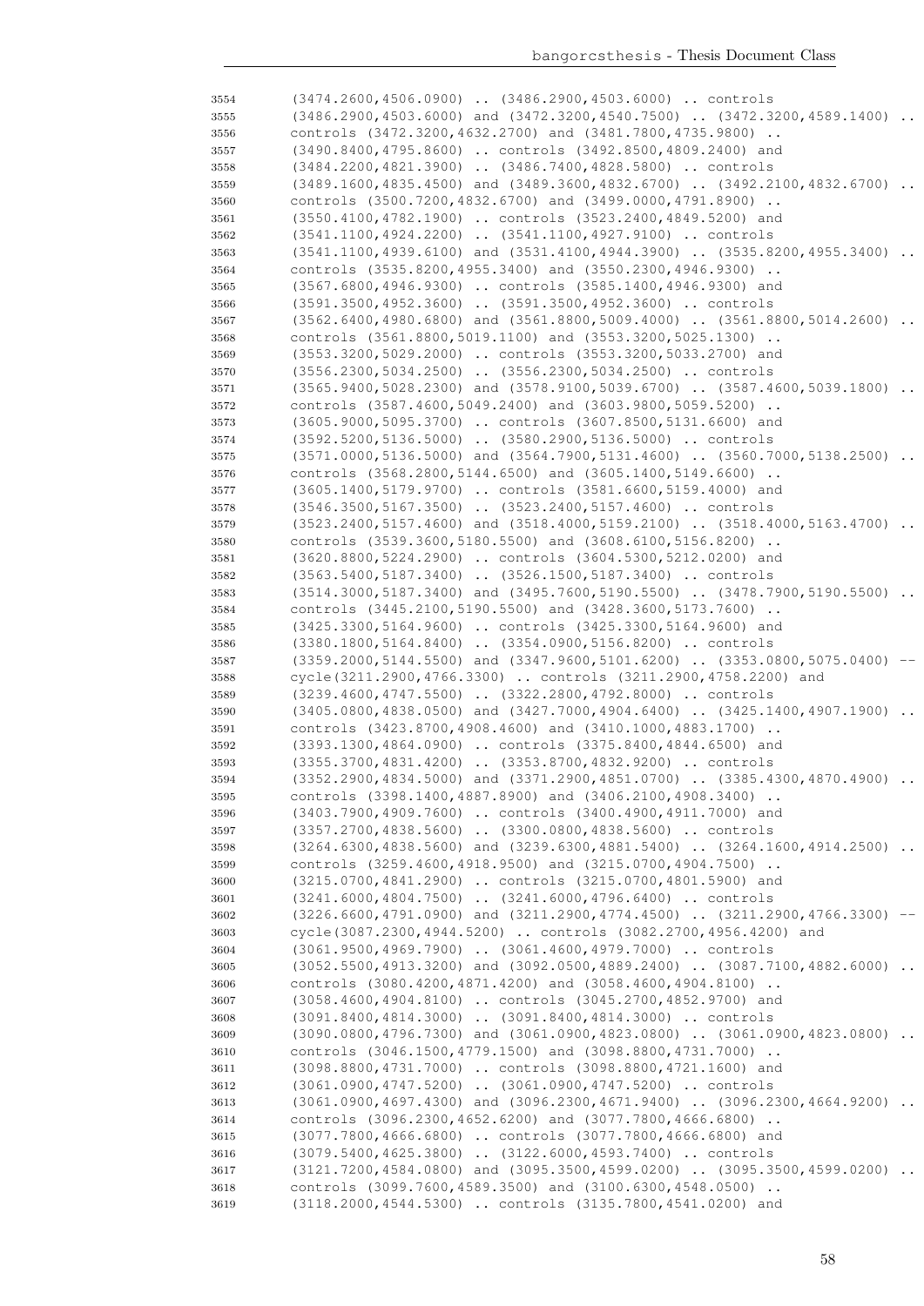```
3554    (3474.2600,4506.0900) .. (3486.2900,4503.6000) .. controls
3555    (3486.2900,4503.6000) and (3472.3200,4540.7500) .. (3472.3200,4589.1400) ..
3556    controls (3472.3200,4632.2700) and (3481.7800,4735.9800) ..
3557    (3490.8400,4795.8600) .. controls (3492.8500,4809.2400) and
3558    (3484.2200,4821.3900) .. (3486.7400,4828.5800) .. controls
3559    (3489.1600,4835.4500) and (3489.3600,4832.6700) .. (3492.2100,4832.6700) ..
3560    controls (3500.7200,4832.6700) and (3499.0000,4791.8900) ..
3561    (3550.4100,4782.1900) .. controls (3523.2400,4849.5200) and
3562    (3541.1100,4924.2200) .. (3541.1100,4927.9100) .. controls
3563    (3541.1100,4939.6100) and (3531.4100,4944.3900) .. (3535.8200,4955.3400) ..
3564    controls (3535.8200,4955.3400) and (3550.2300,4946.9300) ..
3565    (3567.6800,4946.9300) .. controls (3585.1400,4946.9300) and
3566    (3591.3500,4952.3600) .. (3591.3500,4952.3600) .. controls
3567    (3562.6400,4980.6800) and (3561.8800,5009.4000) .. (3561.8800,5014.2600) ..
3568    controls (3561.8800,5019.1100) and (3553.3200,5025.1300) ..
3569    (3553.3200,5029.2000) .. controls (3553.3200,5033.2700) and
3570    (3556.2300,5034.2500) .. (3556.2300,5034.2500) .. controls
3571    (3565.9400,5028.2300) and (3578.9100,5039.6700) .. (3587.4600,5039.1800) ..
3572    controls (3587.4600,5049.2400) and (3603.9800,5059.5200) ..
3573    (3605.9000,5095.3700) .. controls (3607.8500,5131.6600) and
3574    (3592.5200,5136.5000) .. (3580.2900,5136.5000) .. controls
3575    (3571.0000,5136.5000) and (3564.7900,5131.4600) .. (3560.7000,5138.2500) ..
3576    controls (3568.2800,5144.6500) and (3605.1400,5149.6600) ..
3577    (3605.1400,5179.9700) .. controls (3581.6600,5159.4000) and
3578    (3546.3500,5167.3500) .. (3523.2400,5157.4600) .. controls
3579    (3523.2400,5157.4600) and (3518.4000,5159.2100) .. (3518.4000,5163.4700) ..
3580    controls (3539.3600,5180.5500) and (3608.6100,5156.8200) ..
3581    (3620.8800,5224.2900) .. controls (3604.5300,5212.0200) and
3582    (3563.5400,5187.3400) .. (3526.1500,5187.3400) .. controls
3583    (3514.3000,5187.3400) and (3495.7600,5190.5500) .. (3478.7900,5190.5500) ..
3584    controls (3445.2100,5190.5500) and (3428.3600,5173.7600) ..
3585    (3425.3300,5164.9600) .. controls (3425.3300,5164.9600) and
3586    (3380.1800,5164.8400) .. (3354.0900,5156.8200) .. controls
3587    (3359.2000,5144.5500) and (3347.9600,5101.6200) .. (3353.0800,5075.0400) --
3588    cycle(3211.2900,4766.3300) .. controls (3211.2900,4758.2200) and
3589    (3239.4600,4747.5500) .. (3322.2800,4792.8000) .. controls
3590    (3405.0800,4838.0500) and (3427.7000,4904.6400) .. (3425.1400,4907.1900) ..
3591    controls (3423.8700,4908.4600) and (3410.1000,4883.1700) ..
3592    (3393.1300,4864.0900) .. controls (3375.8400,4844.6500) and
3593    (3355.3700,4831.4200) .. (3353.8700,4832.9200) .. controls
3594    (3352.2900,4834.5000) and (3371.2900,4851.0700) .. (3385.4300,4870.4900) ..
3595    controls (3398.1400,4887.8900) and (3406.2100,4908.3400) ..
3596    (3403.7900,4909.7600) .. controls (3400.4900,4911.7000) and
3597    (3357.2700,4838.5600) .. (3300.0800,4838.5600) .. controls
3598    (3264.6300,4838.5600) and (3239.6300,4881.5400) .. (3264.1600,4914.2500) ..
3599    controls (3259.4600,4918.9500) and (3215.0700,4904.7500) ..
3600    (3215.0700,4841.2900) .. controls (3215.0700,4801.5900) and
3601    (3241.6000,4804.7500) .. (3241.6000,4796.6400) .. controls
3602    (3226.6600,4791.0900) and (3211.2900,4774.4500) .. (3211.2900,4766.3300) --
3603    cycle(3087.2300,4944.5200) .. controls (3082.2700,4956.4200) and
3604    (3061.9500,4969.7900) .. (3061.4600,4979.7000) .. controls
3605    (3052.5500,4913.3200) and (3092.0500,4889.2400) .. (3087.7100,4882.6000) ..
3606    controls (3080.4200,4871.4200) and (3058.4600,4904.8100) ..
3607    (3058.4600,4904.8100) .. controls (3045.2700,4852.9700) and
3608    (3091.8400,4814.3000) .. (3091.8400,4814.3000) .. controls
3609    (3090.0800,4796.7300) and (3061.0900,4823.0800) .. (3061.0900,4823.0800) ..
3610    controls (3046.1500,4779.1500) and (3098.8800,4731.7000) ..
3611    (3098.8800,4731.7000) .. controls (3098.8800,4721.1600) and
3612    (3061.0900,4747.5200) .. (3061.0900,4747.5200) .. controls
3613    (3061.0900,4697.4300) and (3096.2300,4671.9400) .. (3096.2300,4664.9200) ..
3614    controls (3096.2300,4652.6200) and (3077.7800,4666.6800) ..
3615    (3077.7800,4666.6800) .. controls (3077.7800,4666.6800) and
3616    (3079.5400,4625.3800) .. (3122.6000,4593.7400) .. controls
3617    (3121.7200,4584.0800) and (3095.3500,4599.0200) .. (3095.3500,4599.0200) ..
3618    controls (3099.7600,4589.3500) and (3100.6300,4548.0500) ..
3619    (3118.2000,4544.5300) .. controls (3135.7800,4541.0200) and
```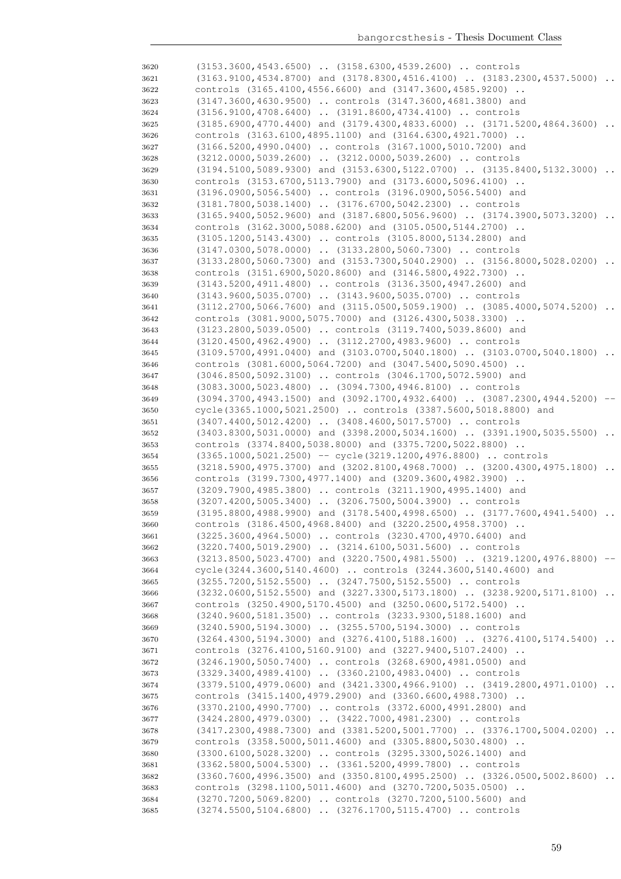```
3620    (3153.3600,4543.6500) .. (3158.6300,4539.2600) .. controls
3621    (3163.9100,4534.8700) and (3178.8300,4516.4100) .. (3183.2300,4537.5000) ..
3622    controls (3165.4100,4556.6600) and (3147.3600,4585.9200) ..
3623    (3147.3600,4630.9500) .. controls (3147.3600,4681.3800) and
3624    (3156.9100,4708.6400) .. (3191.8600,4734.4100) .. controls
3625    (3185.6900,4770.4400) and (3179.4300,4833.6000) .. (3171.5200,4864.3600) ..
3626    controls (3163.6100,4895.1100) and (3164.6300,4921.7000) ..
3627    (3166.5200,4990.0400) .. controls (3167.1000,5010.7200) and
3628    (3212.0000,5039.2600) .. (3212.0000,5039.2600) .. controls
3629    (3194.5100,5089.9300) and (3153.6300,5122.0700) .. (3135.8400,5132.3000) ..
3630    controls (3153.6700,5113.7900) and (3173.6000,5096.4100) ..
3631    (3196.0900,5056.5400) .. controls (3196.0900,5056.5400) and
3632    (3181.7800,5038.1400) .. (3176.6700,5042.2300) .. controls
3633    (3165.9400,5052.9600) and (3187.6800,5056.9600) .. (3174.3900,5073.3200) ..
3634    controls (3162.3000,5088.6200) and (3105.0500,5144.2700) ..
3635    (3105.1200,5143.4300) .. controls (3105.8000,5134.2800) and
3636    (3147.0300,5078.0000) .. (3133.2800,5060.7300) .. controls
3637    (3133.2800,5060.7300) and (3153.7300,5040.2900) .. (3156.8000,5028.0200) ..
3638    controls (3151.6900,5020.8600) and (3146.5800,4922.7300) ..
3639    (3143.5200,4911.4800) .. controls (3136.3500,4947.2600) and
3640    (3143.9600,5035.0700) .. (3143.9600,5035.0700) .. controls
3641    (3112.2700,5066.7600) and (3115.0500,5059.1900) .. (3085.4000,5074.5200) ..
3642    controls (3081.9000,5075.7000) and (3126.4300,5038.3300) ..
3643    (3123.2800,5039.0500) .. controls (3119.7400,5039.8600) and
3644    (3120.4500,4962.4900) .. (3112.2700,4983.9600) .. controls
3645    (3109.5700,4991.0400) and (3103.0700,5040.1800) .. (3103.0700,5040.1800) ..
3646    controls (3081.6000,5064.7200) and (3047.5400,5090.4500) ..
3647    (3046.8500,5092.3100) .. controls (3046.1700,5072.5900) and
3648    (3083.3000,5023.4800) .. (3094.7300,4946.8100) .. controls
3649    (3094.3700,4943.1500) and (3092.1700,4932.6400) .. (3087.2300,4944.5200) --
3650    cycle(3365.1000,5021.2500) .. controls (3387.5600,5018.8800) and
3651    (3407.4400,5012.4200) .. (3408.4600,5017.5700) .. controls
3652    (3403.8300,5031.0000) and (3398.2000,5034.1600) .. (3391.1900,5035.5500) ..
3653    controls (3374.8400,5038.8000) and (3375.7200,5022.8800) ..
3654    (3365.1000,5021.2500) -- cycle(3219.1200,4976.8800) .. controls
3655    (3218.5900,4975.3700) and (3202.8100,4968.7000) .. (3200.4300,4975.1800) ..
3656    controls (3199.7300,4977.1400) and (3209.3600,4982.3900) ..
3657    (3209.7900,4985.3800) .. controls (3211.1900,4995.1400) and
3658    (3207.4200,5005.3400) .. (3206.7500,5004.3900) .. controls
3659    (3195.8800,4988.9900) and (3178.5400,4998.6500) .. (3177.7600,4941.5400) ..
3660    controls (3186.4500,4968.8400) and (3220.2500,4958.3700) ..
3661    (3225.3600,4964.5000) .. controls (3230.4700,4970.6400) and
3662    (3220.7400,5019.2900) .. (3214.6100,5031.5600) .. controls
3663    (3213.8500,5023.4700) and (3220.7500,4981.5500) .. (3219.1200,4976.8800) --
3664    cycle(3244.3600,5140.4600) .. controls (3244.3600,5140.4600) and
3665    (3255.7200,5152.5500) .. (3247.7500,5152.5500) .. controls
3666    (3232.0600,5152.5500) and (3227.3300,5173.1800) .. (3238.9200,5171.8100) ..
3667    controls (3250.4900,5170.4500) and (3250.0600,5172.5400) ..
3668    (3240.9600,5181.3500) .. controls (3233.9300,5188.1600) and
3669    (3240.5900,5194.3000) .. (3255.5700,5194.3000) .. controls
3670    (3264.4300,5194.3000) and (3276.4100,5188.1600) .. (3276.4100,5174.5400) ..
3671    controls (3276.4100,5160.9100) and (3227.9400,5107.2400) ..
3672    (3246.1900,5050.7400) .. controls (3268.6900,4981.0500) and
3673    (3329.3400,4989.4100) .. (3360.2100,4983.0400) .. controls
3674    (3379.5100,4979.0600) and (3421.3300,4966.9100) .. (3419.2800,4971.0100) ..
3675    controls (3415.1400,4979.2900) and (3360.6600,4988.7300) ..
3676    (3370.2100,4990.7700) .. controls (3372.6000,4991.2800) and
3677    (3424.2800,4979.0300) .. (3422.7000,4981.2300) .. controls
3678    (3417.2300,4988.7300) and (3381.5200,5001.7700) .. (3376.1700,5004.0200) ..
3679    controls (3358.5000,5011.4600) and (3305.8800,5030.4800) ..
3680    (3300.6100,5028.3200) .. controls (3295.3300,5026.1400) and
3681    (3362.5800,5004.5300) .. (3361.5200,4999.7800) .. controls
3682    (3360.7600,4996.3500) and (3350.8100,4995.2500) .. (3326.0500,5002.8600) ..
3683    controls (3298.1100,5011.4600) and (3270.7200,5035.0500) ..
3684    (3270.7200,5069.8200) .. controls (3270.7200,5100.5600) and
3685    (3274.5500,5104.6800) .. (3276.1700,5115.4700) .. controls
```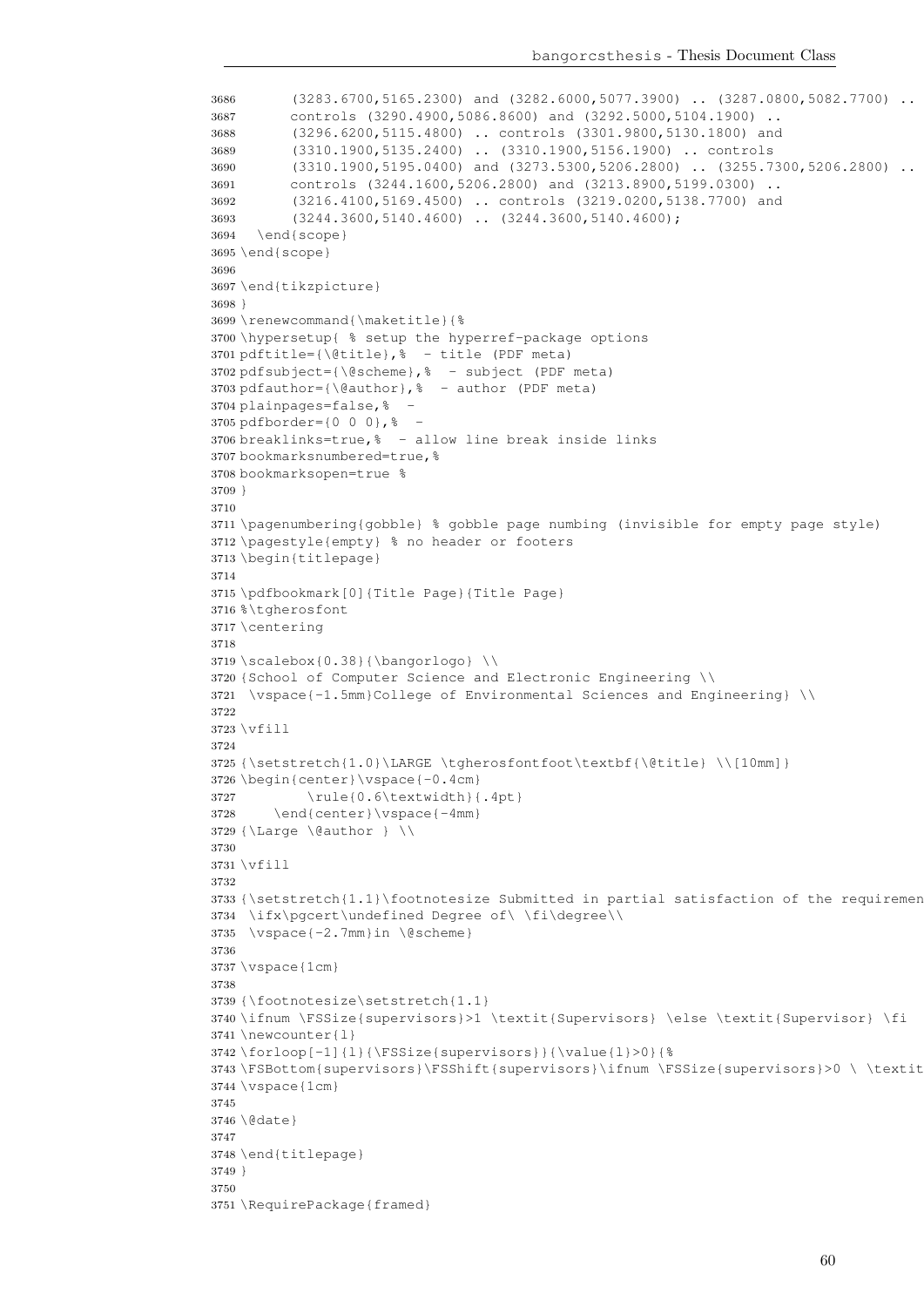```
3686      (3283.6700,5165.2300) and (3282.6000,5077.3900) .. (3287.0800,5082.7700) ..
3687      controls (3290.4900,5086.8600) and (3292.5000,5104.1900) ..
3688      (3296.6200,5115.4800) .. controls (3301.9800,5130.1800) and
3689      (3310.1900,5135.2400) .. (3310.1900,5156.1900) .. controls
3690      (3310.1900,5195.0400) and (3273.5300,5206.2800) .. (3255.7300,5206.2800) ..
3691      controls (3244.1600,5206.2800) and (3213.8900,5199.0300) ..
3692      (3216.4100,5169.4500) .. controls (3219.0200,5138.7700) and
3693      (3244.3600,5140.4600) .. (3244.3600,5140.4600);
3694  \end{scope}
3695 \end{scope}
3696
3697 \end{tikzpicture}
3698 }
3699 \renewcommand{\maketitle}{%
3700 \hypersetup{ % setup the hyperref-package options
3701 pdftitle={\@title},%  - title (PDF meta)
3702 pdfsubject={\@scheme},%  - subject (PDF meta)
3703 pdfauthor={\@author},%  - author (PDF meta)
3704 plainpages=false,%  -
3705 pdfborder={0 0 0},%  -
3706 breaklinks=true,%  - allow line break inside links
3707 bookmarksnumbered=true,%
3708 bookmarksopen=true %
3709 }
3710
3711 \pagenumbering{gobble} % gobble page numbing (invisible for empty page style)
3712 \pagestyle{empty} % no header or footers
3713 \begin{titlepage}
3714
3715 \pdfbookmark[0]{Title Page}{Title Page}
3716 %\tgherosfont
3717 \centering
3718
3719 \scalebox{0.38}{\bangorlogo} \\
3720 {School of Computer Science and Electronic Engineering \\
3721  \vspace{-1.5mm}College of Environmental Sciences and Engineering} \\
3722
3723 \vfill
3724
3725 {\setstretch{1.0}\LARGE \tgherosfontfoot\textbf{\@title} \\[10mm]}
3726 \begin{center}\vspace{-0.4cm}
3727         \rule{0.6\textwidth}{.4pt}
3728     \end{center}\vspace{-4mm}
3729 {\Large \@author } \\
3730
3731 \vfill
3732
3733 {\setstretch{1.1}\footnotesize Submitted in partial satisfaction of the requiremen
3734  \ifx\pgcert\undefined Degree of\ \fi\degree\\
3735  \vspace{-2.7mm}in \@scheme}
3736
3737 \vspace{1cm}
3738
3739 {\footnotesize\setstretch{1.1}
3740 \ifnum \FSSize{supervisors}>1 \textit{Supervisors} \else \textit{Supervisor} \fi
3741 \newcounter{l}
3742 \forloop[-1]{l}{\FSSize{supervisors}}{\value{l}>0}{%
3743 \FSBottom{supervisors}\FSShift{supervisors}\ifnum \FSSize{supervisors}>0 \ \textit
3744 \vspace{1cm}
3745
3746 \@date}
3747
3748 \end{titlepage}
3749 }
3750
3751 \RequirePackage{framed}
```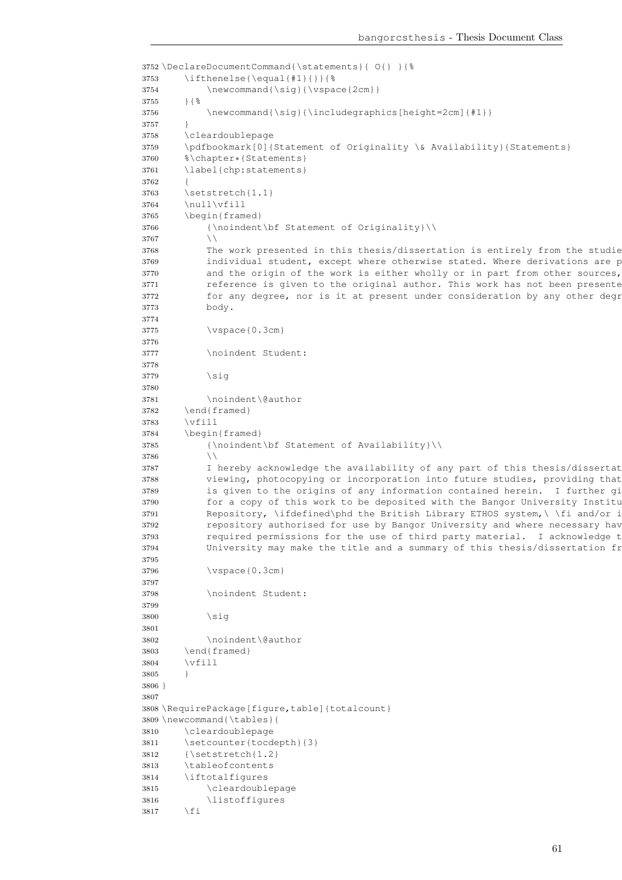```
3752 \DeclareDocumentCommand{\statements}{ O{} }{%
3753     \ifthenelse{\equal{#1}{}}{%
3754         \newcommand{\sig}{\vspace{2cm}}
3755     }{%
3756         \newcommand{\sig}{\includegraphics[height=2cm]{#1}}
3757     }
3758     \cleardoublepage
3759     \pdfbookmark[0]{Statement of Originality \& Availability}{Statements}
3760     %\chapter*{Statements}
3761     \label{chp:statements}
3762     {
3763     \setstretch{1.1}
3764     \null\vfill
3765     \begin{framed}
3766         {\noindent\bf Statement of Originality}\\
3767         \\
3768         The work presented in this thesis/dissertation is entirely from the studie
3769         individual student, except where otherwise stated. Where derivations are p
3770         and the origin of the work is either wholly or in part from other sources,
3771         reference is given to the original author. This work has not been presente
3772         for any degree, nor is it at present under consideration by any other degr
3773         body.
3774 
3775         \vspace{0.3cm}
3776 
3777         \noindent Student:
3778 
3779         \sig
3780 
3781         \noindent\@author
3782     \end{framed}
3783     \vfill
3784     \begin{framed}
3785         {\noindent\bf Statement of Availability}\\
3786         \\
3787         I hereby acknowledge the availability of any part of this thesis/dissertat
3788         viewing, photocopying or incorporation into future studies, providing that
3789         is given to the origins of any information contained herein.  I further gi
3790         for a copy of this work to be deposited with the Bangor University Institu
3791         Repository, \ifdefined\phd the British Library ETHOS system,\ \fi and/or i
3792         repository authorised for use by Bangor University and where necessary hav
3793         required permissions for the use of third party material.  I acknowledge t
3794         University may make the title and a summary of this thesis/dissertation fr
3795 
3796         \vspace{0.3cm}
3797 
3798         \noindent Student:
3799 
3800         \sig
3801 
3802         \noindent\@author
3803     \end{framed}
3804     \vfill
3805     }
3806 }
3807 
3808 \RequirePackage[figure,table]{totalcount}
3809 \newcommand{\tables}{
3810     \cleardoublepage
3811     \setcounter{tocdepth}{3}
3812     {\setstretch{1.2}
3813     \tableofcontents
3814     \iftotalfigures
3815         \cleardoublepage
3816         \listoffigures
3817     \fi
```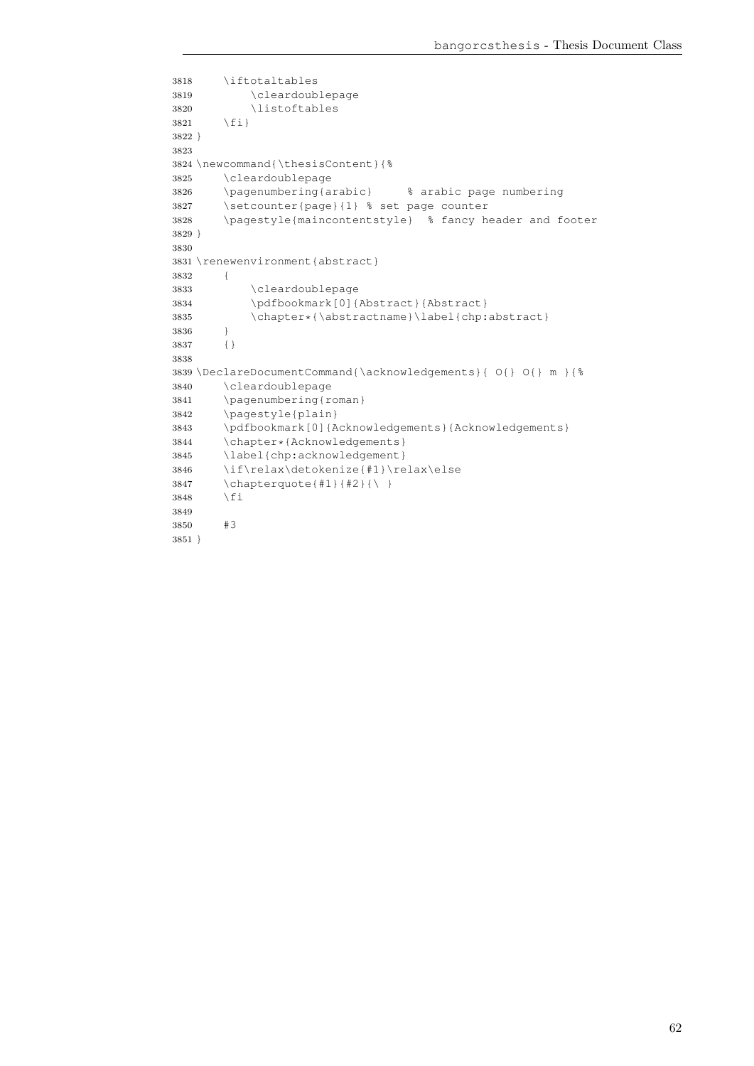```
3818     \iftotaltables
3819         \cleardoublepage
3820         \listoftables
3821     \fi}
3822 }
3823
3824 \newcommand{\thesisContent}{%
3825     \cleardoublepage
3826     \pagenumbering{arabic}     % arabic page numbering
3827     \setcounter{page}{1} % set page counter
3828     \pagestyle{maincontentstyle}  % fancy header and footer
3829 }
3830
3831 \renewenvironment{abstract}
3832     {
3833         \cleardoublepage
3834         \pdfbookmark[0]{Abstract}{Abstract}
3835         \chapter*{\abstractname}\label{chp:abstract}
3836     }
3837     {}
3838
3839 \DeclareDocumentCommand{\acknowledgements}{ O{} O{} m }{%
3840     \cleardoublepage
3841     \pagenumbering{roman}
3842     \pagestyle{plain}
3843     \pdfbookmark[0]{Acknowledgements}{Acknowledgements}
3844     \chapter*{Acknowledgements}
3845     \label{chp:acknowledgement}
3846     \if\relax\detokenize{#1}\relax\else
3847     \chapterquote{#1}{#2}{\ }
3848     \fi
3849
3850     #3
3851 }
```